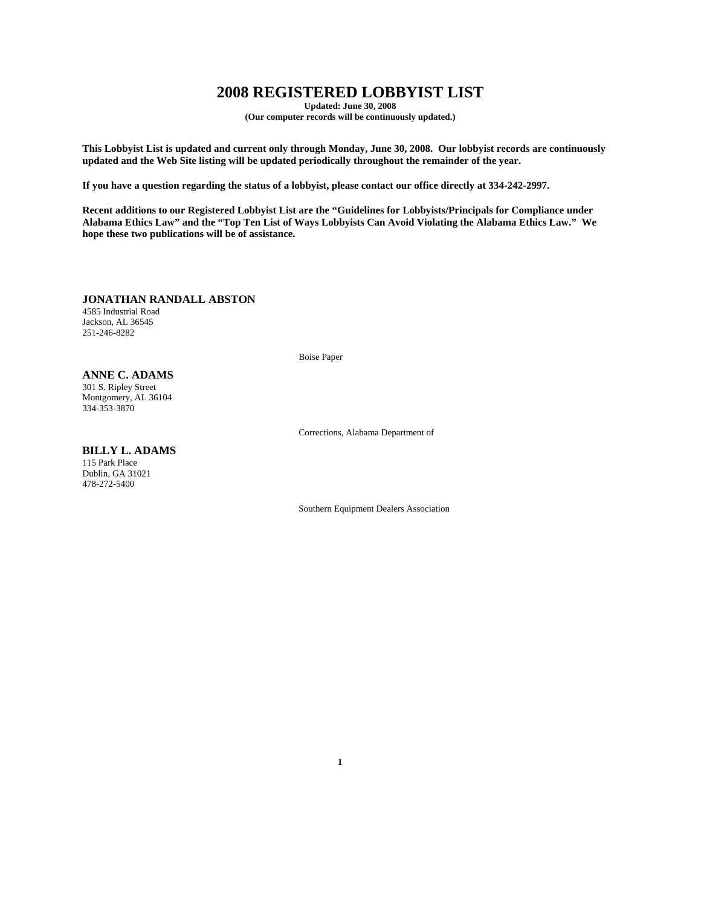# 2008 REGISTERED LOBBYIST LIST

**Updated: June 30, 2008**
**(Our computer records will be continuously updated.)**

**This Lobbyist List is updated and current only through Monday, June 30, 2008. Our lobbyist records are continuously updated and the Web Site listing will be updated periodically throughout the remainder of the year.**

**If you have a question regarding the status of a lobbyist, please contact our office directly at 334-242-2997.**

**Recent additions to our Registered Lobbyist List are the "Guidelines for Lobbyists/Principals for Compliance under Alabama Ethics Law" and the "Top Ten List of Ways Lobbyists Can Avoid Violating the Alabama Ethics Law." We hope these two publications will be of assistance.**

### JONATHAN RANDALL ABSTON

4585 Industrial Road
Jackson, AL 36545
251-246-8282

Boise Paper

### ANNE C. ADAMS

301 S. Ripley Street
Montgomery, AL 36104
334-353-3870

Corrections, Alabama Department of

### BILLY L. ADAMS

115 Park Place
Dublin, GA 31021
478-272-5400

Southern Equipment Dealers Association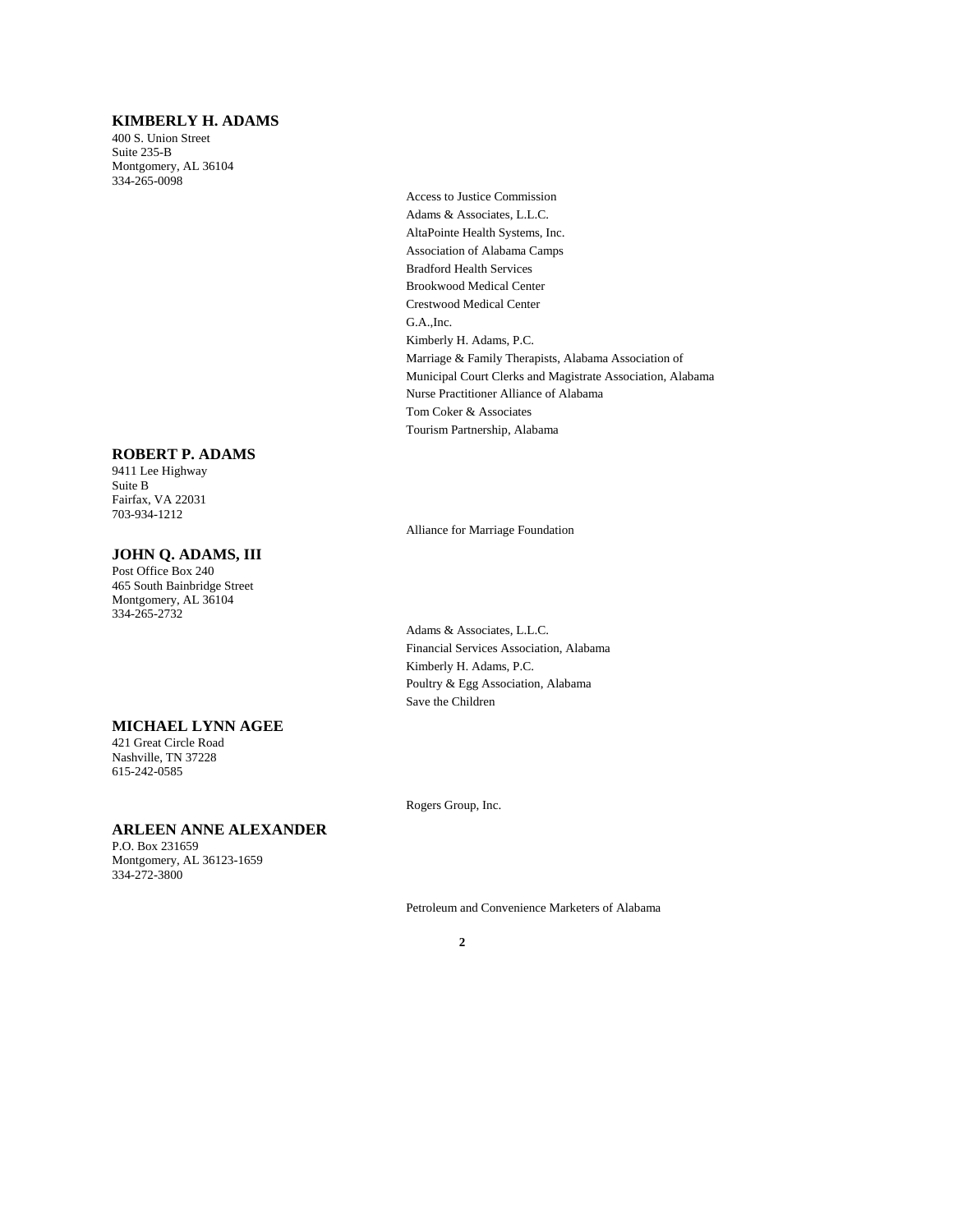## KIMBERLY H. ADAMS

400 S. Union Street
Suite 235-B
Montgomery, AL 36104
334-265-0098

- Access to Justice Commission
- Adams & Associates, L.L.C.
- AltaPointe Health Systems, Inc.
- Association of Alabama Camps
- Bradford Health Services
- Brookwood Medical Center
- Crestwood Medical Center
- G.A.,Inc.
- Kimberly H. Adams, P.C.
- Marriage & Family Therapists, Alabama Association of
- Municipal Court Clerks and Magistrate Association, Alabama
- Nurse Practitioner Alliance of Alabama
- Tom Coker & Associates
- Tourism Partnership, Alabama

## ROBERT P. ADAMS

9411 Lee Highway
Suite B
Fairfax, VA 22031
703-934-1212

- Alliance for Marriage Foundation

## JOHN Q. ADAMS, III

Post Office Box 240
465 South Bainbridge Street
Montgomery, AL 36104
334-265-2732

- Adams & Associates, L.L.C.
- Financial Services Association, Alabama
- Kimberly H. Adams, P.C.
- Poultry & Egg Association, Alabama
- Save the Children

## MICHAEL LYNN AGEE

421 Great Circle Road
Nashville, TN 37228
615-242-0585

- Rogers Group, Inc.

## ARLEEN ANNE ALEXANDER

P.O. Box 231659
Montgomery, AL 36123-1659
334-272-3800

- Petroleum and Convenience Marketers of Alabama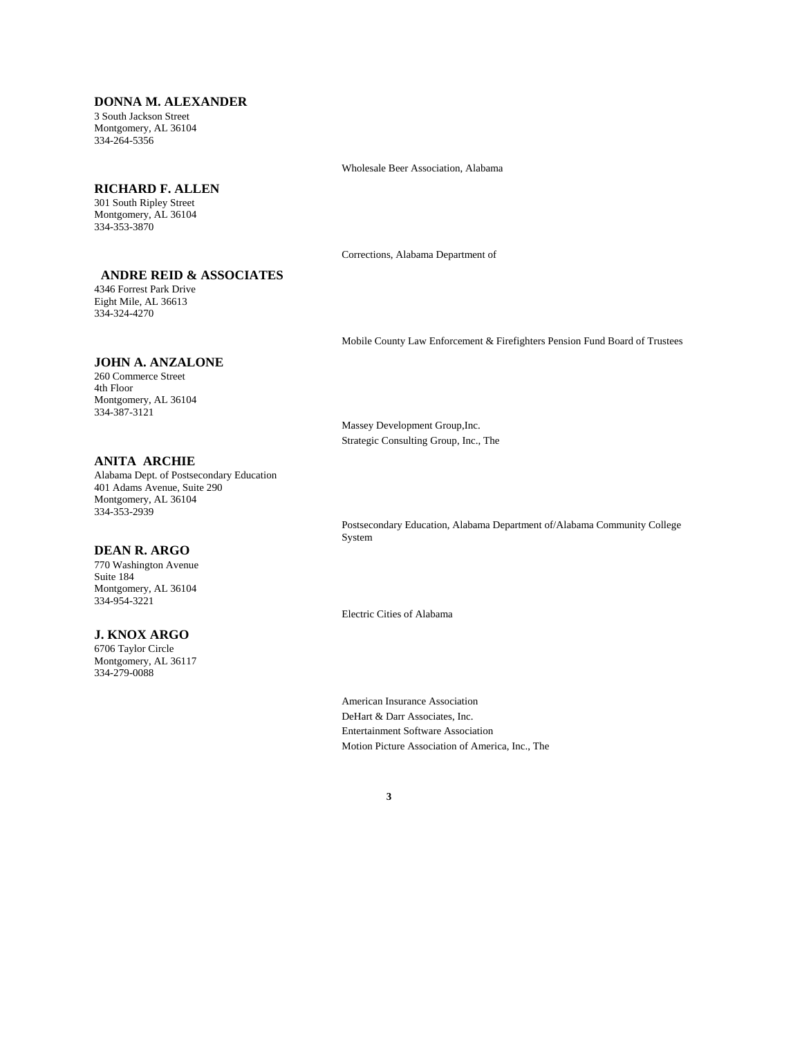**DONNA M. ALEXANDER**
3 South Jackson Street
Montgomery, AL 36104
334-264-5356

Wholesale Beer Association, Alabama

**RICHARD F. ALLEN**
301 South Ripley Street
Montgomery, AL 36104
334-353-3870

Corrections, Alabama Department of

**ANDRE REID & ASSOCIATES**
4346 Forrest Park Drive
Eight Mile, AL 36613
334-324-4270

Mobile County Law Enforcement & Firefighters Pension Fund Board of Trustees

**JOHN A. ANZALONE**
260 Commerce Street
4th Floor
Montgomery, AL 36104
334-387-3121

Massey Development Group,Inc.
Strategic Consulting Group, Inc., The

**ANITA ARCHIE**
Alabama Dept. of Postsecondary Education
401 Adams Avenue, Suite 290
Montgomery, AL 36104
334-353-2939

Postsecondary Education, Alabama Department of/Alabama Community College System

**DEAN R. ARGO**
770 Washington Avenue
Suite 184
Montgomery, AL 36104
334-954-3221

Electric Cities of Alabama

**J. KNOX ARGO**
6706 Taylor Circle
Montgomery, AL 36117
334-279-0088

American Insurance Association
DeHart & Darr Associates, Inc.
Entertainment Software Association
Motion Picture Association of America, Inc., The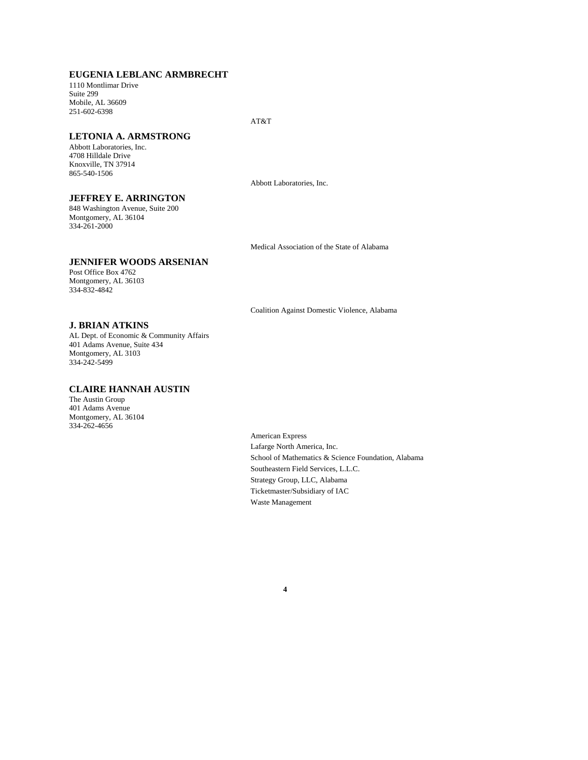**EUGENIA LEBLANC ARMBRECHT**
1110 Montlimar Drive
Suite 299
Mobile, AL 36609
251-602-6398

AT&T

**LETONIA A. ARMSTRONG**
Abbott Laboratories, Inc.
4708 Hilldale Drive
Knoxville, TN 37914
865-540-1506

Abbott Laboratories, Inc.

**JEFFREY E. ARRINGTON**
848 Washington Avenue, Suite 200
Montgomery, AL 36104
334-261-2000

Medical Association of the State of Alabama

**JENNIFER WOODS ARSENIAN**
Post Office Box 4762
Montgomery, AL 36103
334-832-4842

Coalition Against Domestic Violence, Alabama

**J. BRIAN ATKINS**
AL Dept. of Economic & Community Affairs
401 Adams Avenue, Suite 434
Montgomery, AL 3103
334-242-5499

**CLAIRE HANNAH AUSTIN**
The Austin Group
401 Adams Avenue
Montgomery, AL 36104
334-262-4656

American Express
Lafarge North America, Inc.
School of Mathematics & Science Foundation, Alabama
Southeastern Field Services, L.L.C.
Strategy Group, LLC, Alabama
Ticketmaster/Subsidiary of IAC
Waste Management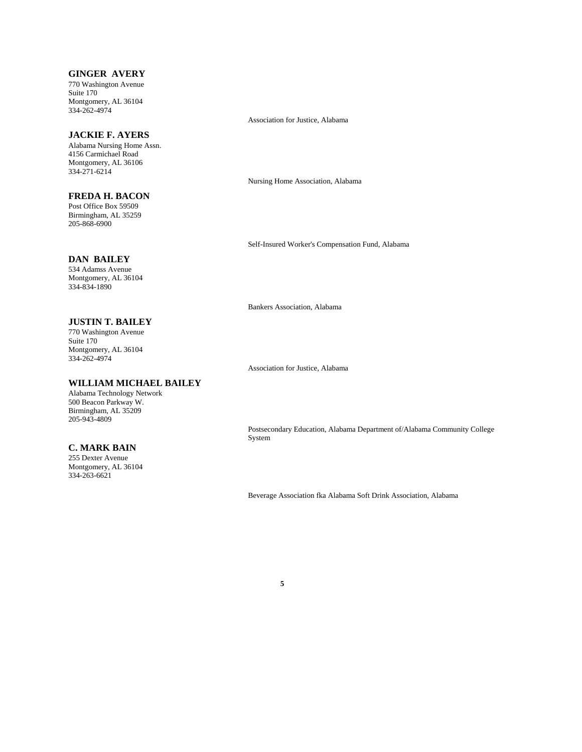**GINGER AVERY**
770 Washington Avenue
Suite 170
Montgomery, AL 36104
334-262-4974

Association for Justice, Alabama

**JACKIE F. AYERS**
Alabama Nursing Home Assn.
4156 Carmichael Road
Montgomery, AL 36106
334-271-6214

Nursing Home Association, Alabama

**FREDA H. BACON**
Post Office Box 59509
Birmingham, AL 35259
205-868-6900

Self-Insured Worker's Compensation Fund, Alabama

**DAN BAILEY**
534 Adamss Avenue
Montgomery, AL 36104
334-834-1890

Bankers Association, Alabama

**JUSTIN T. BAILEY**
770 Washington Avenue
Suite 170
Montgomery, AL 36104
334-262-4974

Association for Justice, Alabama

**WILLIAM MICHAEL BAILEY**
Alabama Technology Network
500 Beacon Parkway W.
Birmingham, AL 35209
205-943-4809

Postsecondary Education, Alabama Department of/Alabama Community College System

**C. MARK BAIN**
255 Dexter Avenue
Montgomery, AL 36104
334-263-6621

Beverage Association fka Alabama Soft Drink Association, Alabama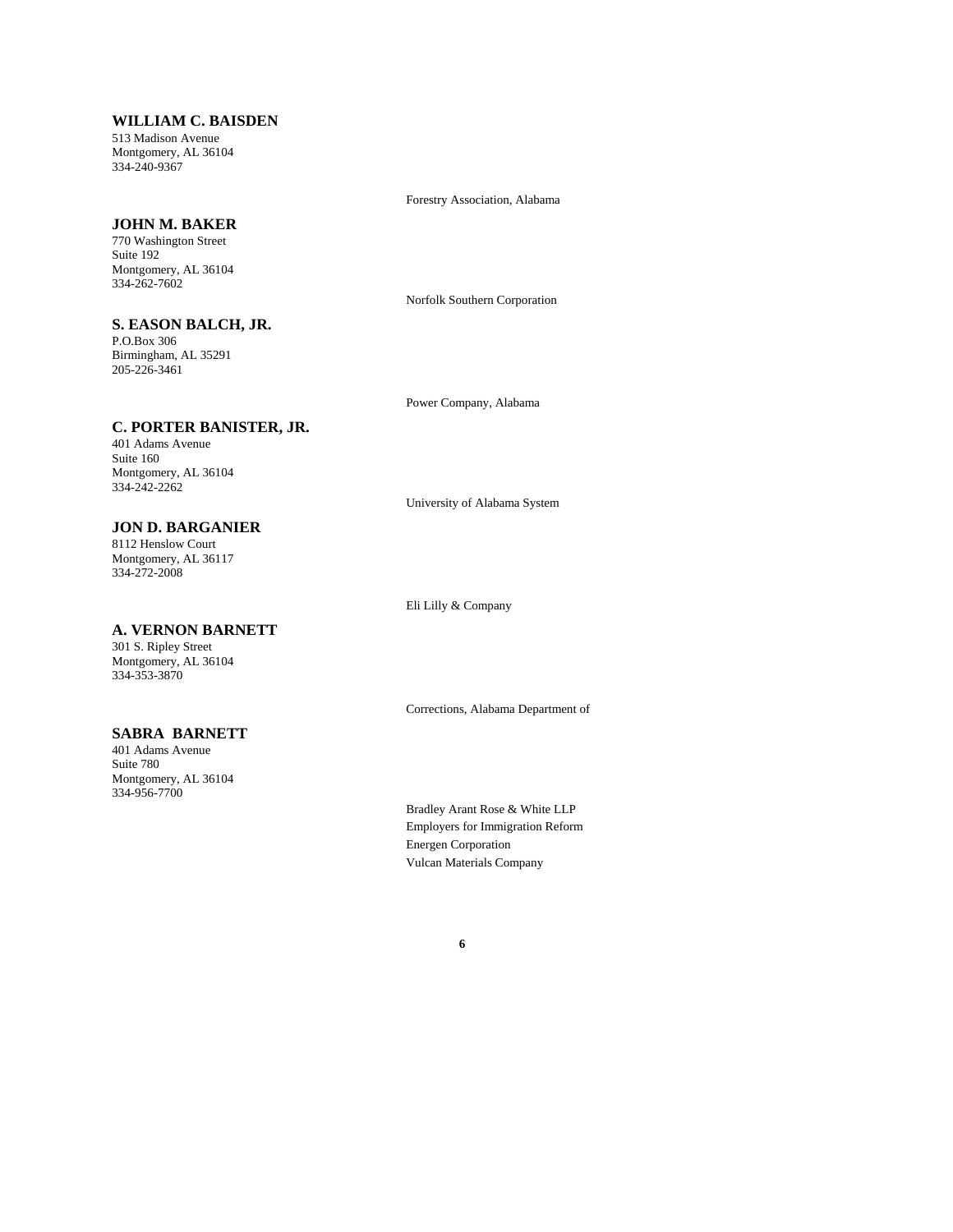**WILLIAM C. BAISDEN**
513 Madison Avenue
Montgomery, AL 36104
334-240-9367

Forestry Association, Alabama

**JOHN M. BAKER**
770 Washington Street
Suite 192
Montgomery, AL 36104
334-262-7602

Norfolk Southern Corporation

**S. EASON BALCH, JR.**
P.O.Box 306
Birmingham, AL 35291
205-226-3461

Power Company, Alabama

**C. PORTER BANISTER, JR.**
401 Adams Avenue
Suite 160
Montgomery, AL 36104
334-242-2262

University of Alabama System

**JON D. BARGANIER**
8112 Henslow Court
Montgomery, AL 36117
334-272-2008

Eli Lilly & Company

**A. VERNON BARNETT**
301 S. Ripley Street
Montgomery, AL 36104
334-353-3870

Corrections, Alabama Department of

**SABRA BARNETT**
401 Adams Avenue
Suite 780
Montgomery, AL 36104
334-956-7700

Bradley Arant Rose & White LLP
Employers for Immigration Reform
Energen Corporation
Vulcan Materials Company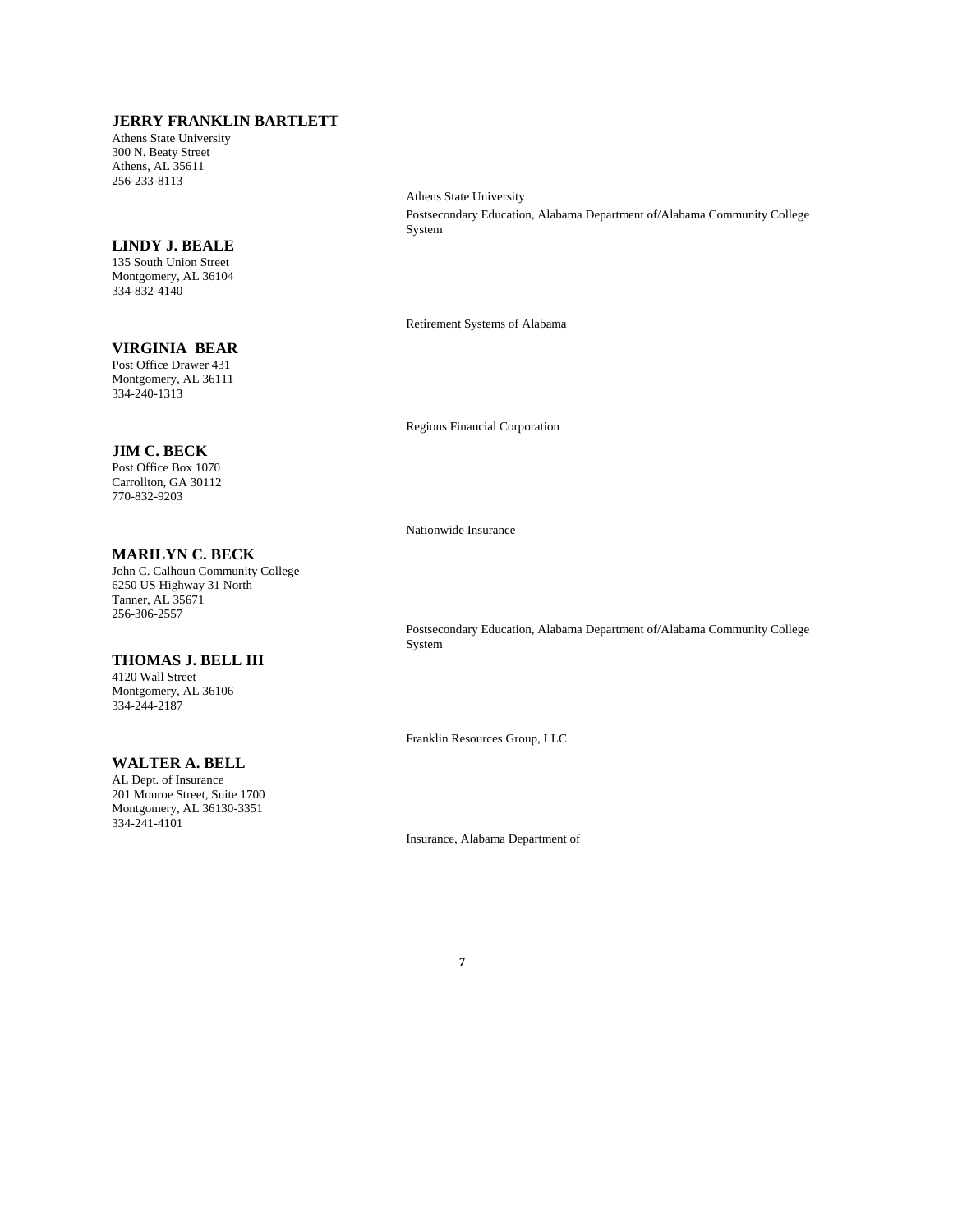**JERRY FRANKLIN BARTLETT**

Athens State University
300 N. Beaty Street
Athens, AL 35611
256-233-8113

Athens State University

Postsecondary Education, Alabama Department of/Alabama Community College System

**LINDY J. BEALE**

135 South Union Street
Montgomery, AL 36104
334-832-4140

Retirement Systems of Alabama

**VIRGINIA BEAR**

Post Office Drawer 431
Montgomery, AL 36111
334-240-1313

Regions Financial Corporation

**JIM C. BECK**

Post Office Box 1070
Carrollton, GA 30112
770-832-9203

Nationwide Insurance

**MARILYN C. BECK**

John C. Calhoun Community College
6250 US Highway 31 North
Tanner, AL 35671
256-306-2557

Postsecondary Education, Alabama Department of/Alabama Community College System

**THOMAS J. BELL III**

4120 Wall Street
Montgomery, AL 36106
334-244-2187

Franklin Resources Group, LLC

**WALTER A. BELL**

AL Dept. of Insurance
201 Monroe Street, Suite 1700
Montgomery, AL 36130-3351
334-241-4101

Insurance, Alabama Department of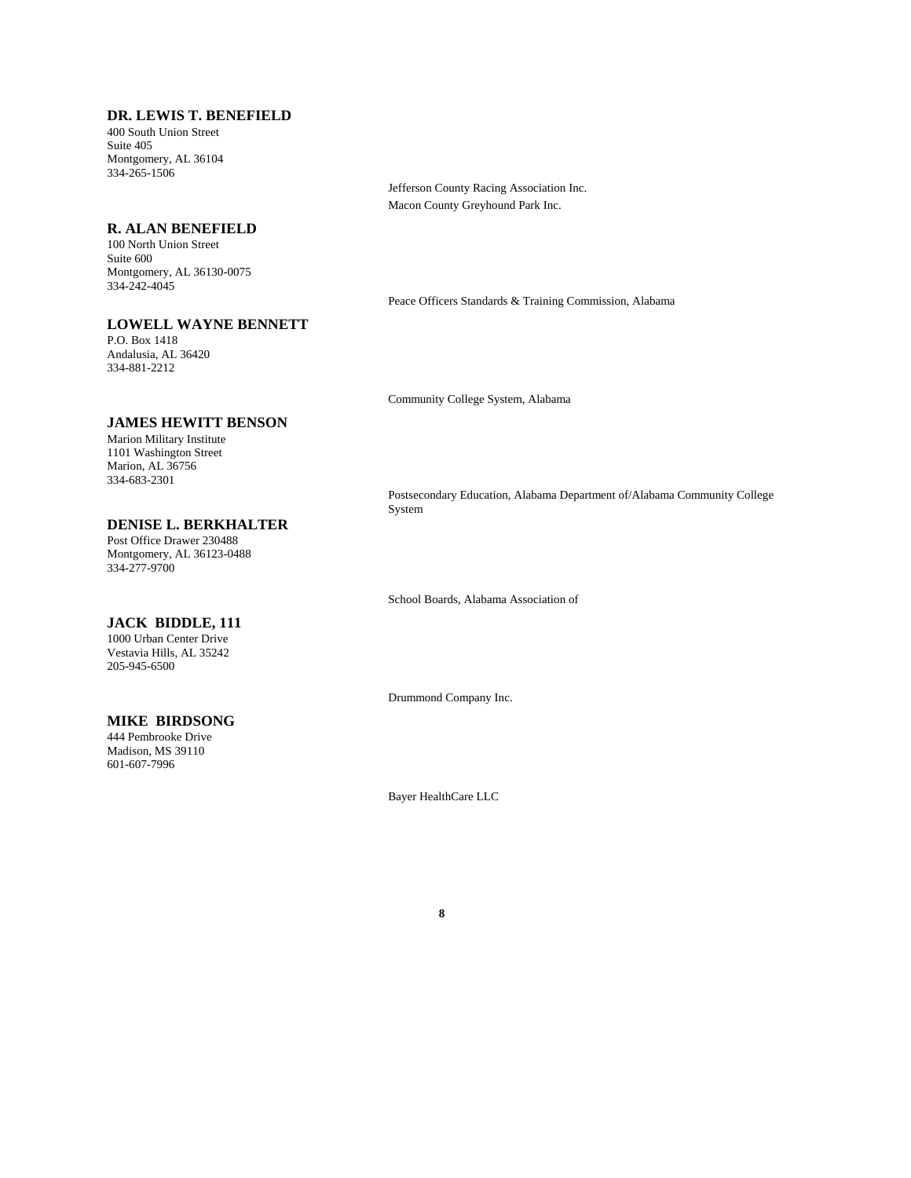**DR. LEWIS T. BENEFIELD**
400 South Union Street
Suite 405
Montgomery, AL 36104
334-265-1506

Jefferson County Racing Association Inc.
Macon County Greyhound Park Inc.

**R. ALAN BENEFIELD**
100 North Union Street
Suite 600
Montgomery, AL 36130-0075
334-242-4045

Peace Officers Standards & Training Commission, Alabama

**LOWELL WAYNE BENNETT**
P.O. Box 1418
Andalusia, AL 36420
334-881-2212

Community College System, Alabama

**JAMES HEWITT BENSON**
Marion Military Institute
1101 Washington Street
Marion, AL 36756
334-683-2301

Postsecondary Education, Alabama Department of/Alabama Community College System

**DENISE L. BERKHALTER**
Post Office Drawer 230488
Montgomery, AL 36123-0488
334-277-9700

School Boards, Alabama Association of

**JACK BIDDLE, 111**
1000 Urban Center Drive
Vestavia Hills, AL 35242
205-945-6500

Drummond Company Inc.

**MIKE BIRDSONG**
444 Pembrooke Drive
Madison, MS 39110
601-607-7996

Bayer HealthCare LLC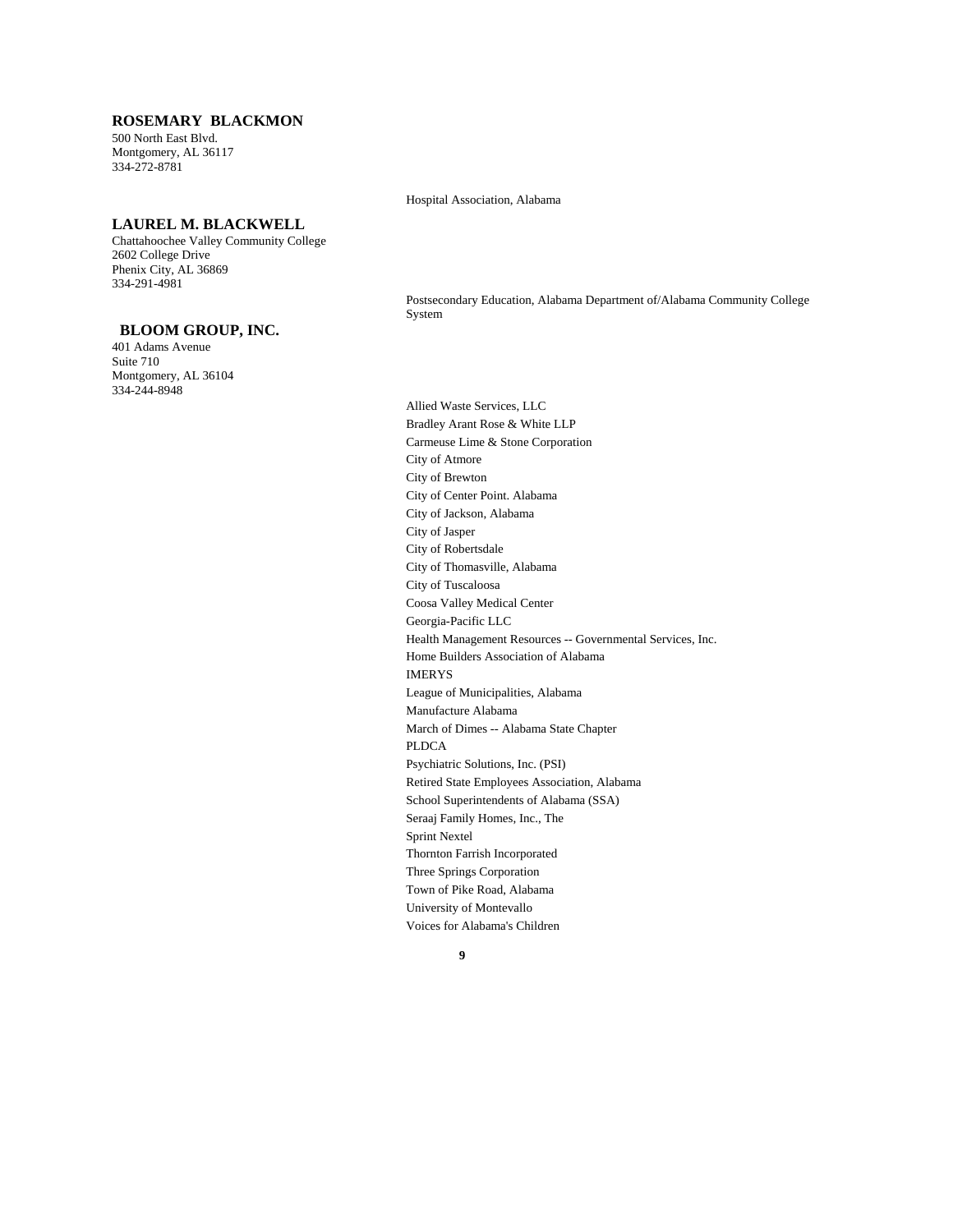**ROSEMARY BLACKMON**
500 North East Blvd.
Montgomery, AL 36117
334-272-8781

Hospital Association, Alabama

**LAUREL M. BLACKWELL**
Chattahoochee Valley Community College
2602 College Drive
Phenix City, AL 36869
334-291-4981

Postsecondary Education, Alabama Department of/Alabama Community College System

**BLOOM GROUP, INC.**
401 Adams Avenue
Suite 710
Montgomery, AL 36104
334-244-8948

Allied Waste Services, LLC
Bradley Arant Rose & White LLP
Carmeuse Lime & Stone Corporation
City of Atmore
City of Brewton
City of Center Point. Alabama
City of Jackson, Alabama
City of Jasper
City of Robertsdale
City of Thomasville, Alabama
City of Tuscaloosa
Coosa Valley Medical Center
Georgia-Pacific LLC
Health Management Resources -- Governmental Services, Inc.
Home Builders Association of Alabama
IMERYS
League of Municipalities, Alabama
Manufacture Alabama
March of Dimes -- Alabama State Chapter
PLDCA
Psychiatric Solutions, Inc. (PSI)
Retired State Employees Association, Alabama
School Superintendents of Alabama (SSA)
Seraaj Family Homes, Inc., The
Sprint Nextel
Thornton Farrish Incorporated
Three Springs Corporation
Town of Pike Road, Alabama
University of Montevallo
Voices for Alabama's Children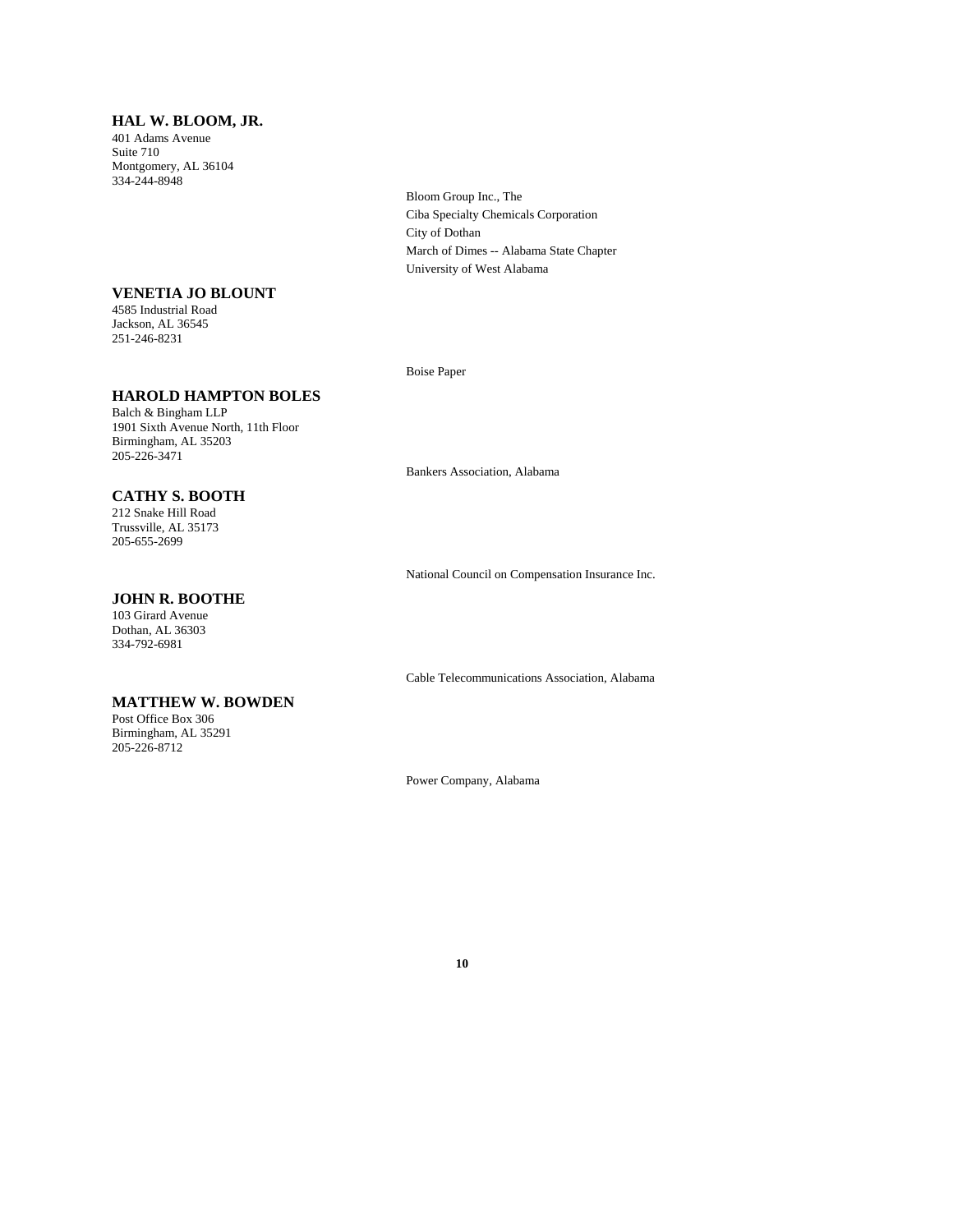**HAL W. BLOOM, JR.**
401 Adams Avenue
Suite 710
Montgomery, AL 36104
334-244-8948

Bloom Group Inc., The
Ciba Specialty Chemicals Corporation
City of Dothan
March of Dimes -- Alabama State Chapter
University of West Alabama

**VENETIA JO BLOUNT**
4585 Industrial Road
Jackson, AL 36545
251-246-8231

Boise Paper

**HAROLD HAMPTON BOLES**
Balch & Bingham LLP
1901 Sixth Avenue North, 11th Floor
Birmingham, AL 35203
205-226-3471

Bankers Association, Alabama

**CATHY S. BOOTH**
212 Snake Hill Road
Trussville, AL 35173
205-655-2699

National Council on Compensation Insurance Inc.

**JOHN R. BOOTHE**
103 Girard Avenue
Dothan, AL 36303
334-792-6981

Cable Telecommunications Association, Alabama

**MATTHEW W. BOWDEN**
Post Office Box 306
Birmingham, AL 35291
205-226-8712

Power Company, Alabama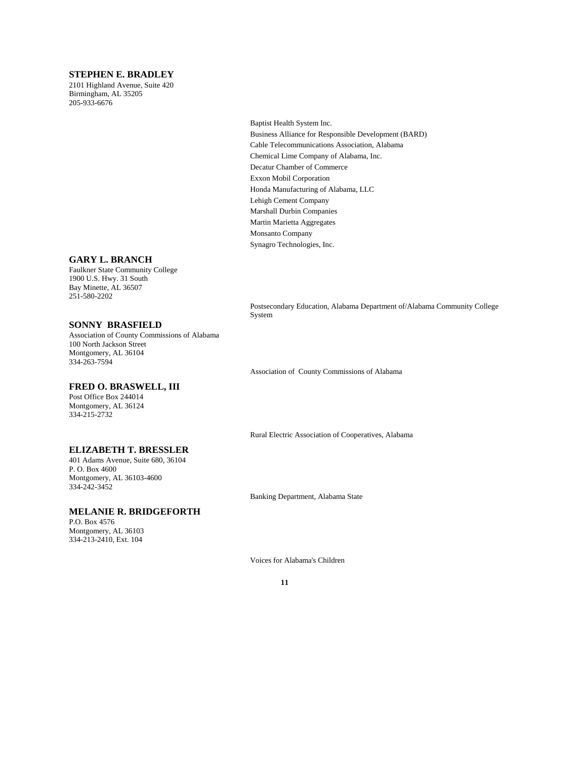**STEPHEN E. BRADLEY**
2101 Highland Avenue, Suite 420
Birmingham, AL 35205
205-933-6676

Baptist Health System Inc.
Business Alliance for Responsible Development (BARD)
Cable Telecommunications Association, Alabama
Chemical Lime Company of Alabama, Inc.
Decatur Chamber of Commerce
Exxon Mobil Corporation
Honda Manufacturing of Alabama, LLC
Lehigh Cement Company
Marshall Durbin Companies
Martin Marietta Aggregates
Monsanto Company
Synagro Technologies, Inc.

**GARY L. BRANCH**
Faulkner State Community College
1900 U.S. Hwy. 31 South
Bay Minette, AL 36507
251-580-2202

Postsecondary Education, Alabama Department of/Alabama Community College System

**SONNY BRASFIELD**
Association of County Commissions of Alabama
100 North Jackson Street
Montgomery, AL 36104
334-263-7594

Association of County Commissions of Alabama

**FRED O. BRASWELL, III**
Post Office Box 244014
Montgomery, AL 36124
334-215-2732

Rural Electric Association of Cooperatives, Alabama

**ELIZABETH T. BRESSLER**
401 Adams Avenue, Suite 680, 36104
P. O. Box 4600
Montgomery, AL 36103-4600
334-242-3452

Banking Department, Alabama State

**MELANIE R. BRIDGEFORTH**
P.O. Box 4576
Montgomery, AL 36103
334-213-2410, Ext. 104

Voices for Alabama's Children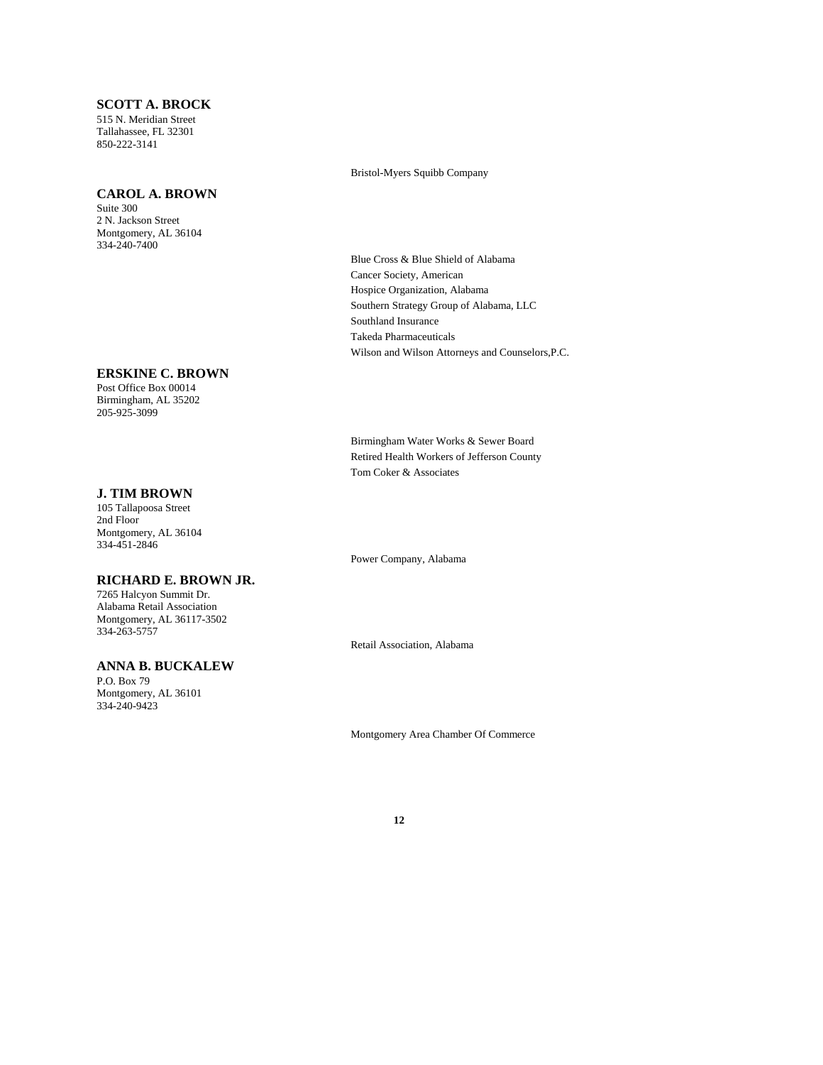**SCOTT A. BROCK**
515 N. Meridian Street
Tallahassee, FL 32301
850-222-3141

Bristol-Myers Squibb Company

**CAROL A. BROWN**
Suite 300
2 N. Jackson Street
Montgomery, AL 36104
334-240-7400

Blue Cross & Blue Shield of Alabama
Cancer Society, American
Hospice Organization, Alabama
Southern Strategy Group of Alabama, LLC
Southland Insurance
Takeda Pharmaceuticals
Wilson and Wilson Attorneys and Counselors,P.C.

**ERSKINE C. BROWN**
Post Office Box 00014
Birmingham, AL 35202
205-925-3099

Birmingham Water Works & Sewer Board
Retired Health Workers of Jefferson County
Tom Coker & Associates

**J. TIM BROWN**
105 Tallapoosa Street
2nd Floor
Montgomery, AL 36104
334-451-2846

Power Company, Alabama

**RICHARD E. BROWN JR.**
7265 Halcyon Summit Dr.
Alabama Retail Association
Montgomery, AL 36117-3502
334-263-5757

Retail Association, Alabama

**ANNA B. BUCKALEW**
P.O. Box 79
Montgomery, AL 36101
334-240-9423

Montgomery Area Chamber Of Commerce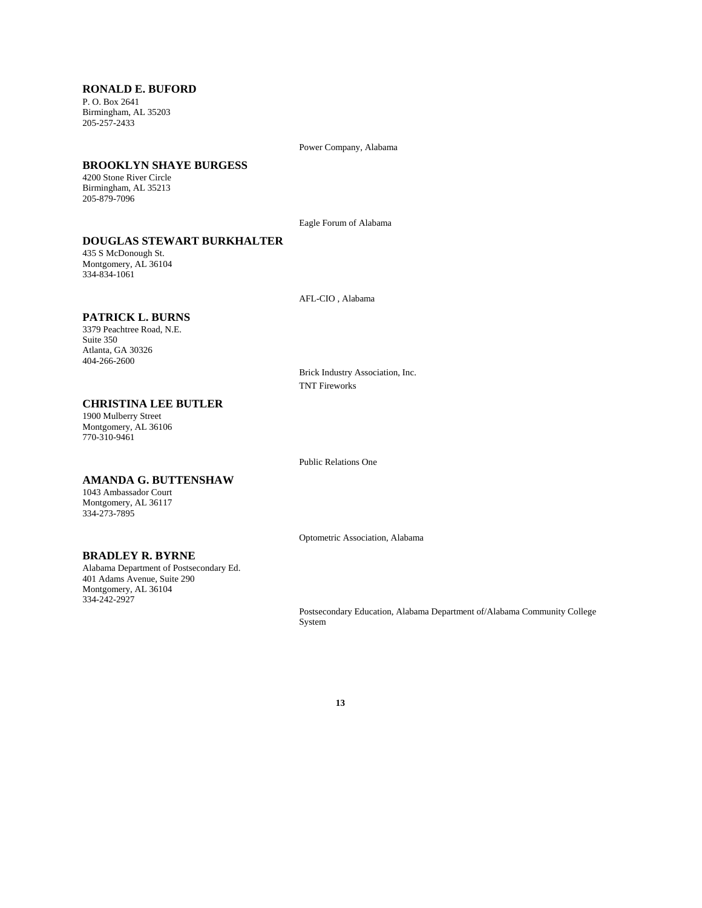**RONALD E. BUFORD**
P. O. Box 2641
Birmingham, AL 35203
205-257-2433

Power Company, Alabama

**BROOKLYN SHAYE BURGESS**
4200 Stone River Circle
Birmingham, AL 35213
205-879-7096

Eagle Forum of Alabama

**DOUGLAS STEWART BURKHALTER**
435 S McDonough St.
Montgomery, AL 36104
334-834-1061

AFL-CIO , Alabama

**PATRICK L. BURNS**
3379 Peachtree Road, N.E.
Suite 350
Atlanta, GA 30326
404-266-2600

Brick Industry Association, Inc.
TNT Fireworks

**CHRISTINA LEE BUTLER**
1900 Mulberry Street
Montgomery, AL 36106
770-310-9461

Public Relations One

**AMANDA G. BUTTENSHAW**
1043 Ambassador Court
Montgomery, AL 36117
334-273-7895

Optometric Association, Alabama

**BRADLEY R. BYRNE**
Alabama Department of Postsecondary Ed.
401 Adams Avenue, Suite 290
Montgomery, AL 36104
334-242-2927

Postsecondary Education, Alabama Department of/Alabama Community College System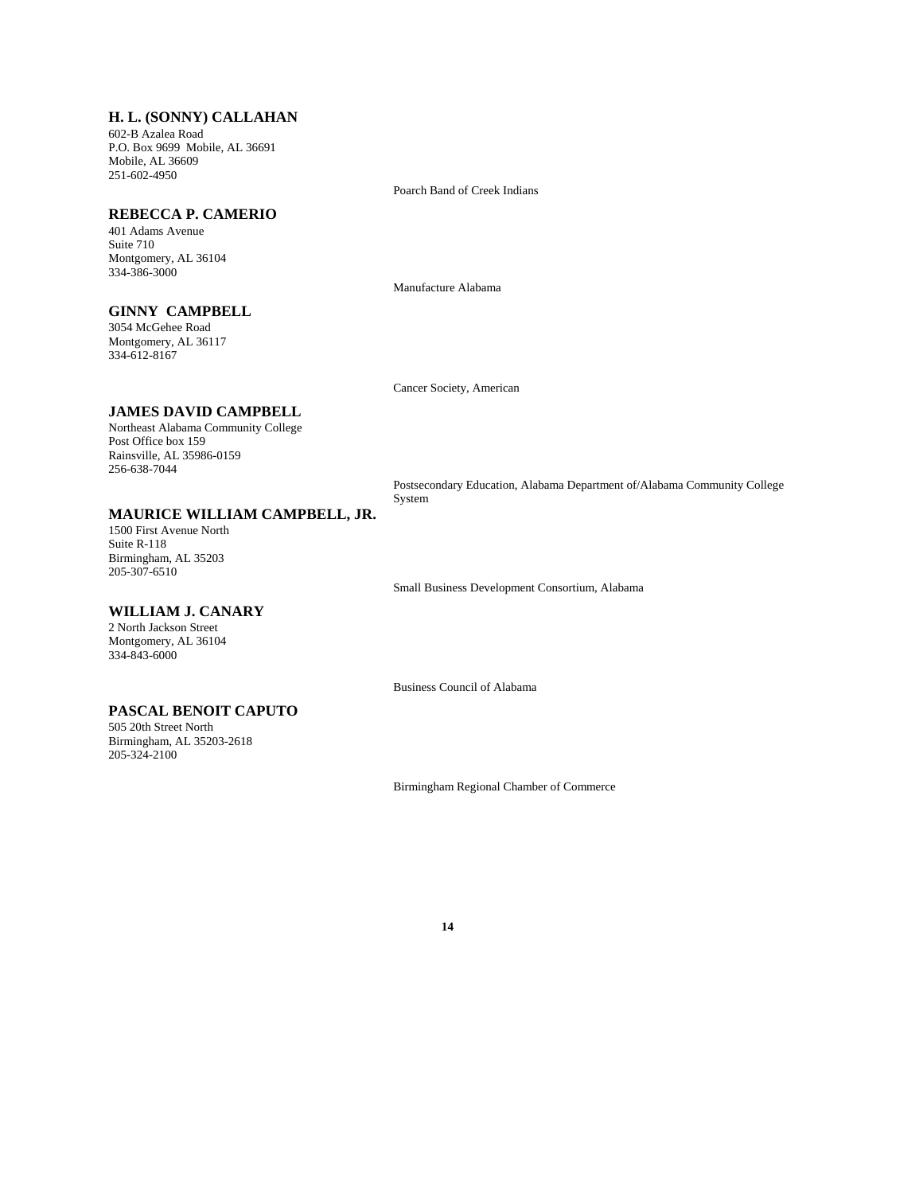**H. L. (SONNY) CALLAHAN**
602-B Azalea Road
P.O. Box 9699 Mobile, AL 36691
Mobile, AL 36609
251-602-4950

Poarch Band of Creek Indians

**REBECCA P. CAMERIO**
401 Adams Avenue
Suite 710
Montgomery, AL 36104
334-386-3000

Manufacture Alabama

**GINNY CAMPBELL**
3054 McGehee Road
Montgomery, AL 36117
334-612-8167

Cancer Society, American

**JAMES DAVID CAMPBELL**
Northeast Alabama Community College
Post Office box 159
Rainsville, AL 35986-0159
256-638-7044

Postsecondary Education, Alabama Department of/Alabama Community College System

**MAURICE WILLIAM CAMPBELL, JR.**
1500 First Avenue North
Suite R-118
Birmingham, AL 35203
205-307-6510

Small Business Development Consortium, Alabama

**WILLIAM J. CANARY**
2 North Jackson Street
Montgomery, AL 36104
334-843-6000

Business Council of Alabama

**PASCAL BENOIT CAPUTO**
505 20th Street North
Birmingham, AL 35203-2618
205-324-2100

Birmingham Regional Chamber of Commerce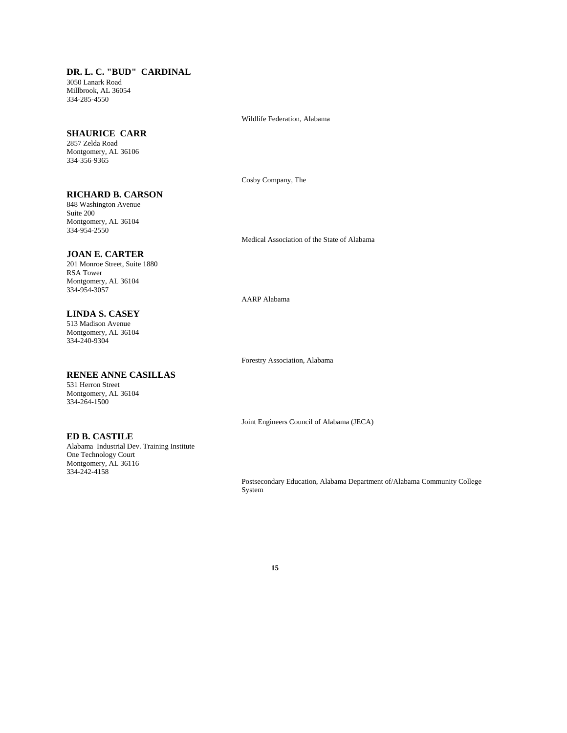**DR. L. C. "BUD" CARDINAL**
3050 Lanark Road
Millbrook, AL 36054
334-285-4550

Wildlife Federation, Alabama

**SHAURICE CARR**
2857 Zelda Road
Montgomery, AL 36106
334-356-9365

Cosby Company, The

**RICHARD B. CARSON**
848 Washington Avenue
Suite 200
Montgomery, AL 36104
334-954-2550

Medical Association of the State of Alabama

**JOAN E. CARTER**
201 Monroe Street, Suite 1880
RSA Tower
Montgomery, AL 36104
334-954-3057

AARP Alabama

**LINDA S. CASEY**
513 Madison Avenue
Montgomery, AL 36104
334-240-9304

Forestry Association, Alabama

**RENEE ANNE CASILLAS**
531 Herron Street
Montgomery, AL 36104
334-264-1500

Joint Engineers Council of Alabama (JECA)

**ED B. CASTILE**
Alabama Industrial Dev. Training Institute
One Technology Court
Montgomery, AL 36116
334-242-4158

Postsecondary Education, Alabama Department of/Alabama Community College System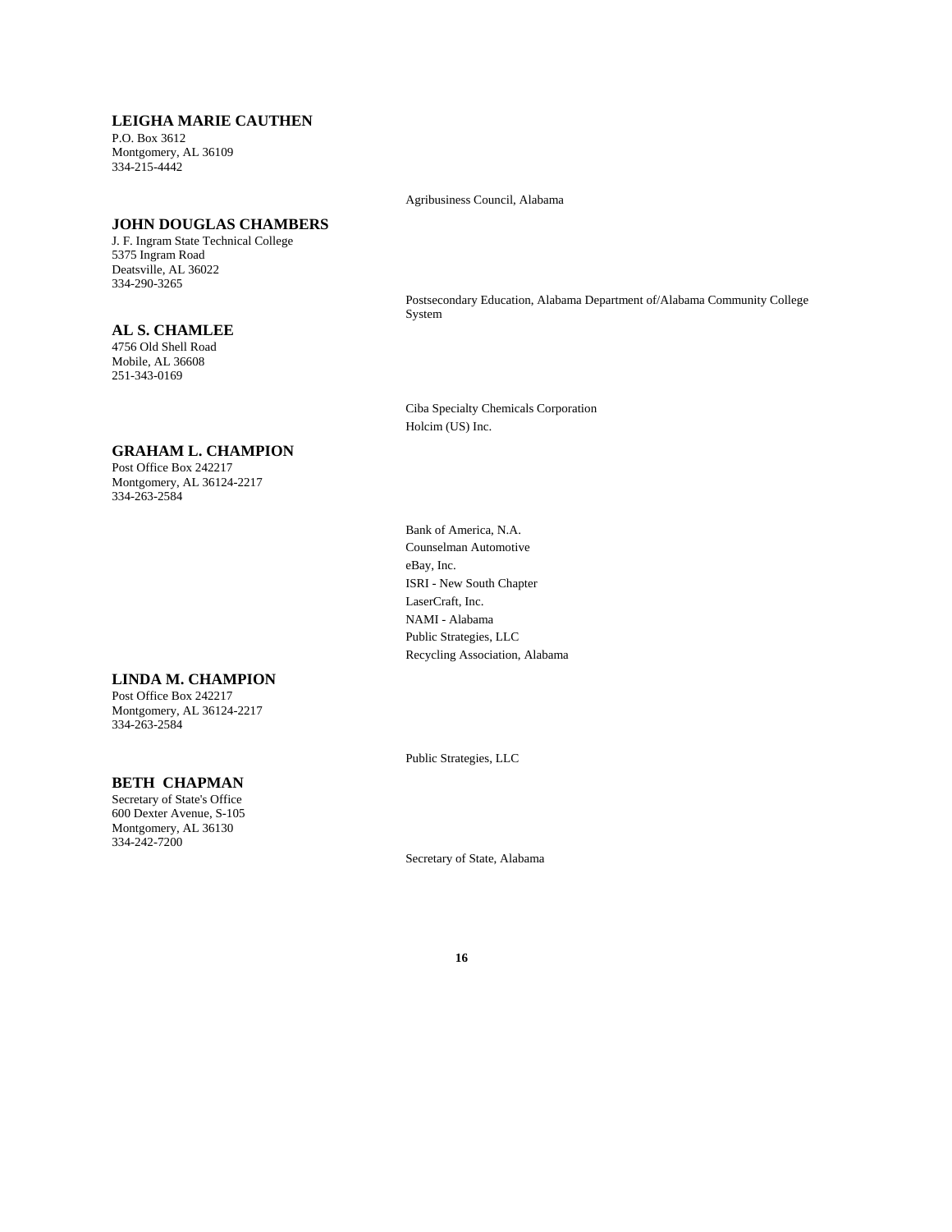**LEIGHA MARIE CAUTHEN**
P.O. Box 3612
Montgomery, AL 36109
334-215-4442

Agribusiness Council, Alabama

**JOHN DOUGLAS CHAMBERS**
J. F. Ingram State Technical College
5375 Ingram Road
Deatsville, AL 36022
334-290-3265

Postsecondary Education, Alabama Department of/Alabama Community College System

**AL S. CHAMLEE**
4756 Old Shell Road
Mobile, AL 36608
251-343-0169

Ciba Specialty Chemicals Corporation
Holcim (US) Inc.

**GRAHAM L. CHAMPION**
Post Office Box 242217
Montgomery, AL 36124-2217
334-263-2584

Bank of America, N.A.
Counselman Automotive
eBay, Inc.
ISRI - New South Chapter
LaserCraft, Inc.
NAMI - Alabama
Public Strategies, LLC
Recycling Association, Alabama

**LINDA M. CHAMPION**
Post Office Box 242217
Montgomery, AL 36124-2217
334-263-2584

Public Strategies, LLC

**BETH CHAPMAN**
Secretary of State's Office
600 Dexter Avenue, S-105
Montgomery, AL 36130
334-242-7200

Secretary of State, Alabama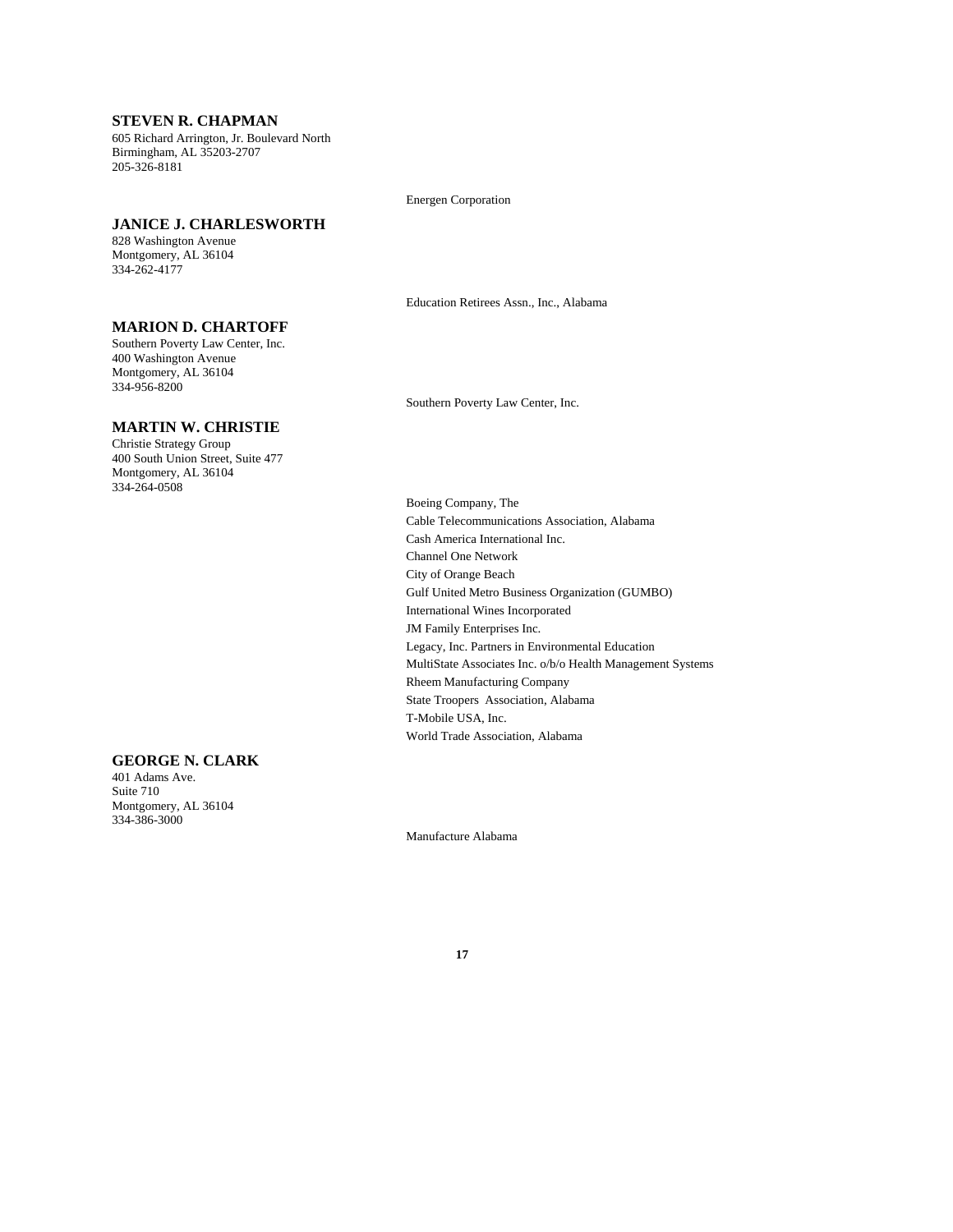### STEVEN R. CHAPMAN

605 Richard Arrington, Jr. Boulevard North
Birmingham, AL 35203-2707
205-326-8181

Energen Corporation

### JANICE J. CHARLESWORTH

828 Washington Avenue
Montgomery, AL 36104
334-262-4177

Education Retirees Assn., Inc., Alabama

### MARION D. CHARTOFF

Southern Poverty Law Center, Inc.
400 Washington Avenue
Montgomery, AL 36104
334-956-8200

Southern Poverty Law Center, Inc.

### MARTIN W. CHRISTIE

Christie Strategy Group
400 South Union Street, Suite 477
Montgomery, AL 36104
334-264-0508

Boeing Company, The
Cable Telecommunications Association, Alabama
Cash America International Inc.
Channel One Network
City of Orange Beach
Gulf United Metro Business Organization (GUMBO)
International Wines Incorporated
JM Family Enterprises Inc.
Legacy, Inc. Partners in Environmental Education
MultiState Associates Inc. o/b/o Health Management Systems
Rheem Manufacturing Company
State Troopers Association, Alabama
T-Mobile USA, Inc.
World Trade Association, Alabama

### GEORGE N. CLARK

401 Adams Ave.
Suite 710
Montgomery, AL 36104
334-386-3000

Manufacture Alabama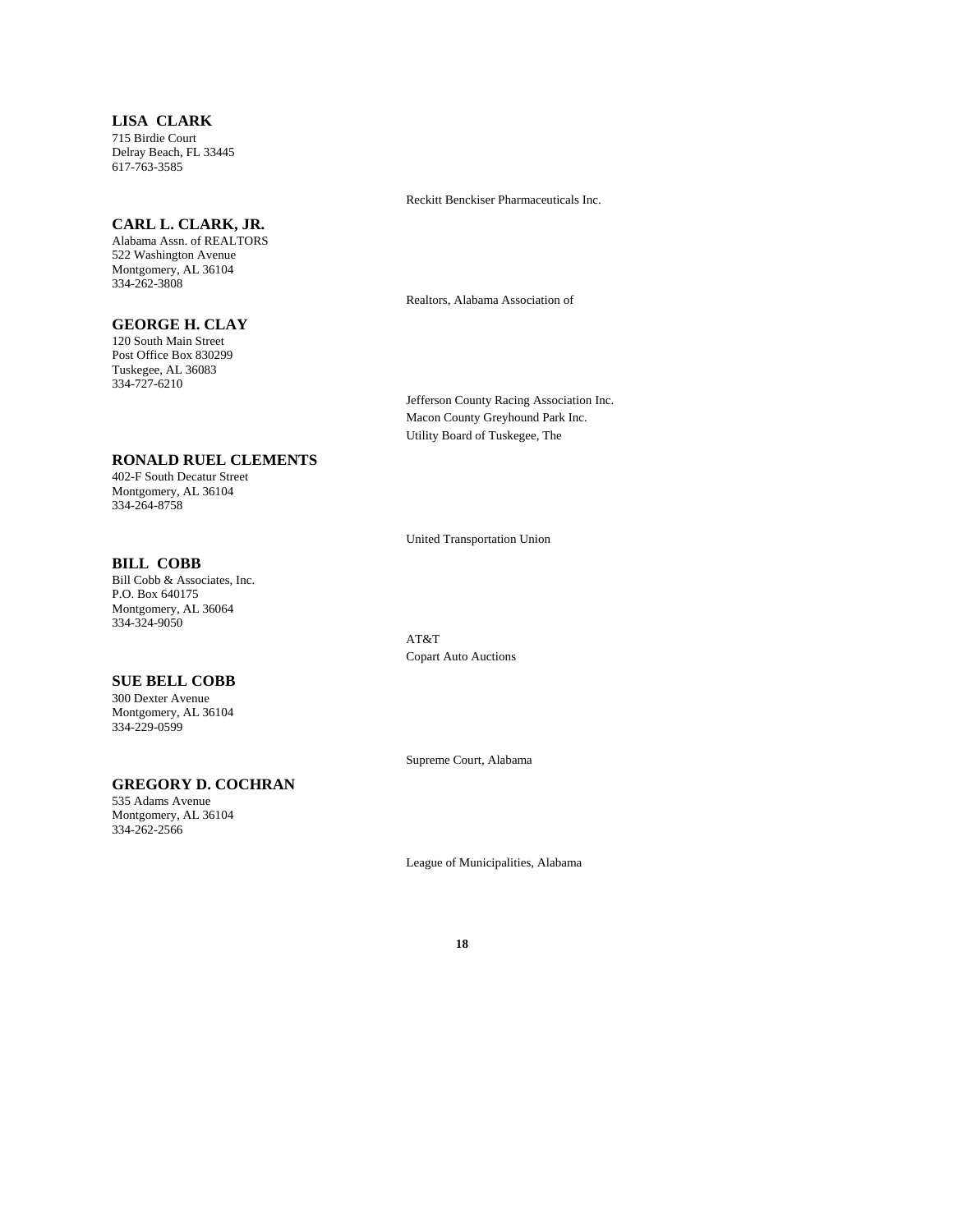**LISA CLARK**
715 Birdie Court
Delray Beach, FL 33445
617-763-3585

Reckitt Benckiser Pharmaceuticals Inc.

**CARL L. CLARK, JR.**
Alabama Assn. of REALTORS
522 Washington Avenue
Montgomery, AL 36104
334-262-3808

Realtors, Alabama Association of

**GEORGE H. CLAY**
120 South Main Street
Post Office Box 830299
Tuskegee, AL 36083
334-727-6210

Jefferson County Racing Association Inc.
Macon County Greyhound Park Inc.
Utility Board of Tuskegee, The

**RONALD RUEL CLEMENTS**
402-F South Decatur Street
Montgomery, AL 36104
334-264-8758

United Transportation Union

**BILL COBB**
Bill Cobb & Associates, Inc.
P.O. Box 640175
Montgomery, AL 36064
334-324-9050

AT&T
Copart Auto Auctions

**SUE BELL COBB**
300 Dexter Avenue
Montgomery, AL 36104
334-229-0599

Supreme Court, Alabama

**GREGORY D. COCHRAN**
535 Adams Avenue
Montgomery, AL 36104
334-262-2566

League of Municipalities, Alabama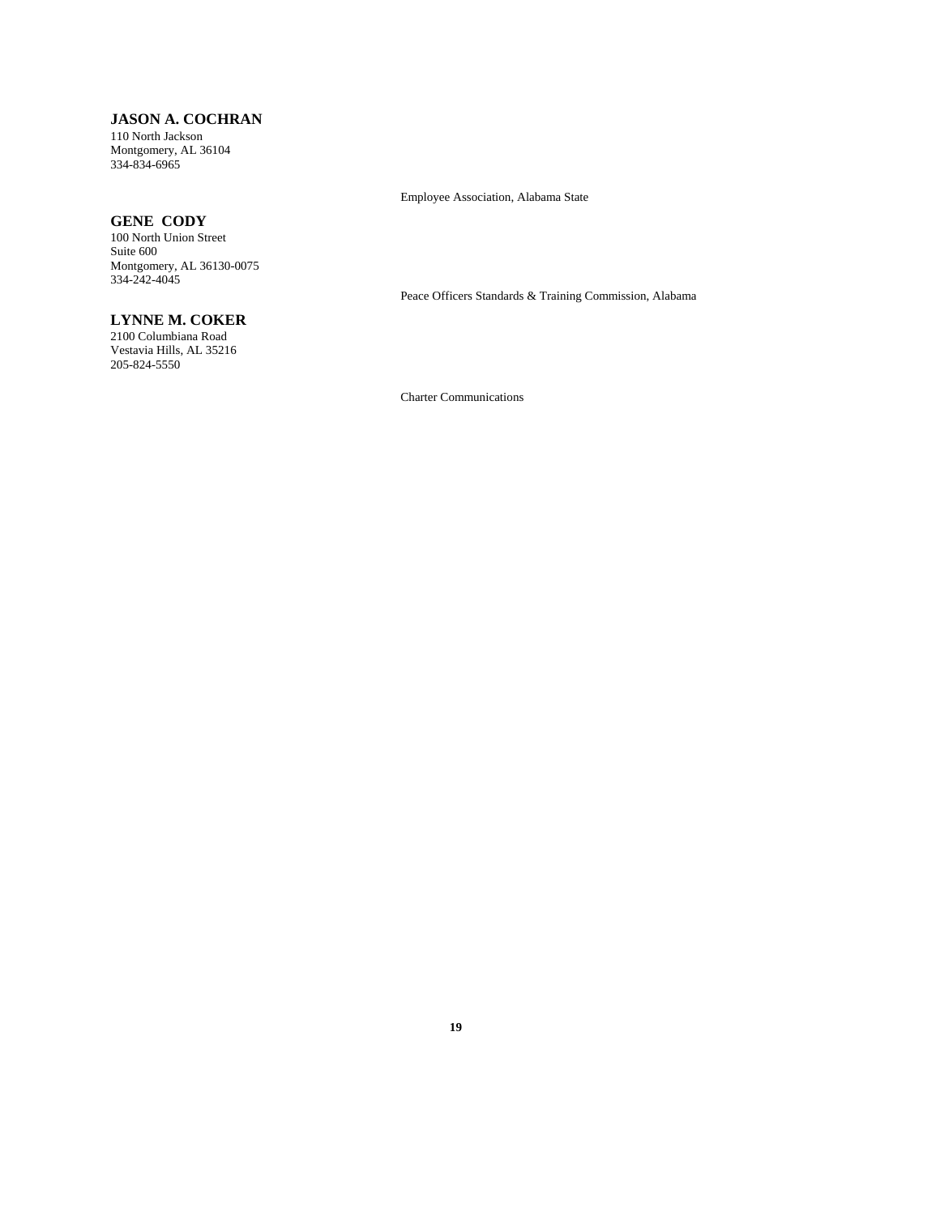**JASON A. COCHRAN**
110 North Jackson
Montgomery, AL 36104
334-834-6965

Employee Association, Alabama State

**GENE CODY**
100 North Union Street
Suite 600
Montgomery, AL 36130-0075
334-242-4045

Peace Officers Standards & Training Commission, Alabama

**LYNNE M. COKER**
2100 Columbiana Road
Vestavia Hills, AL 35216
205-824-5550

Charter Communications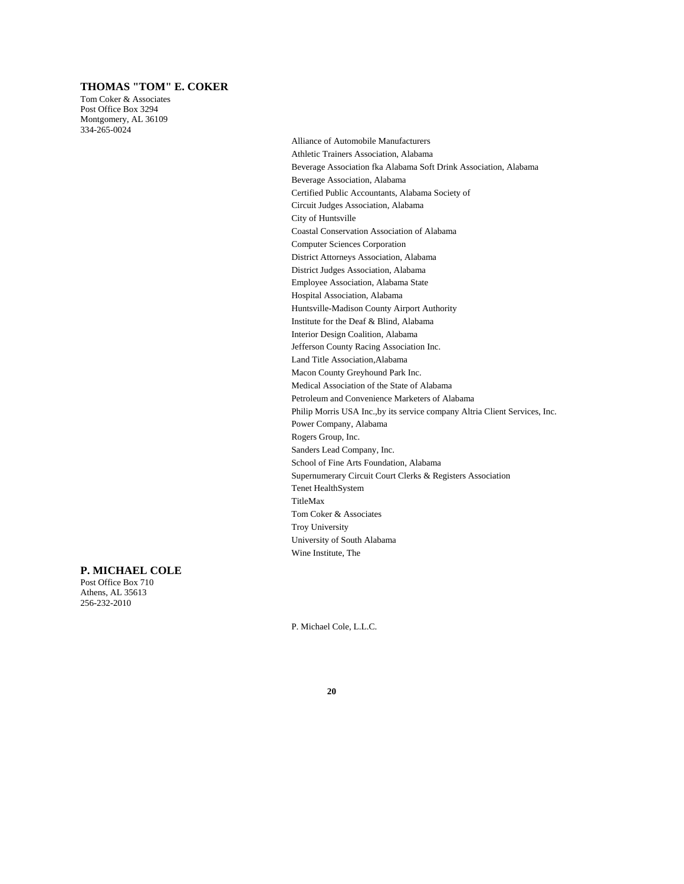**THOMAS "TOM" E. COKER**

Tom Coker & Associates
Post Office Box 3294
Montgomery, AL 36109
334-265-0024

Alliance of Automobile Manufacturers
Athletic Trainers Association, Alabama
Beverage Association fka Alabama Soft Drink Association, Alabama
Beverage Association, Alabama
Certified Public Accountants, Alabama Society of
Circuit Judges Association, Alabama
City of Huntsville
Coastal Conservation Association of Alabama
Computer Sciences Corporation
District Attorneys Association, Alabama
District Judges Association, Alabama
Employee Association, Alabama State
Hospital Association, Alabama
Huntsville-Madison County Airport Authority
Institute for the Deaf & Blind, Alabama
Interior Design Coalition, Alabama
Jefferson County Racing Association Inc.
Land Title Association,Alabama
Macon County Greyhound Park Inc.
Medical Association of the State of Alabama
Petroleum and Convenience Marketers of Alabama
Philip Morris USA Inc.,by its service company Altria Client Services, Inc.
Power Company, Alabama
Rogers Group, Inc.
Sanders Lead Company, Inc.
School of Fine Arts Foundation, Alabama
Supernumerary Circuit Court Clerks & Registers Association
Tenet HealthSystem
TitleMax
Tom Coker & Associates
Troy University
University of South Alabama
Wine Institute, The

**P. MICHAEL COLE**

Post Office Box 710
Athens, AL 35613
256-232-2010

P. Michael Cole, L.L.C.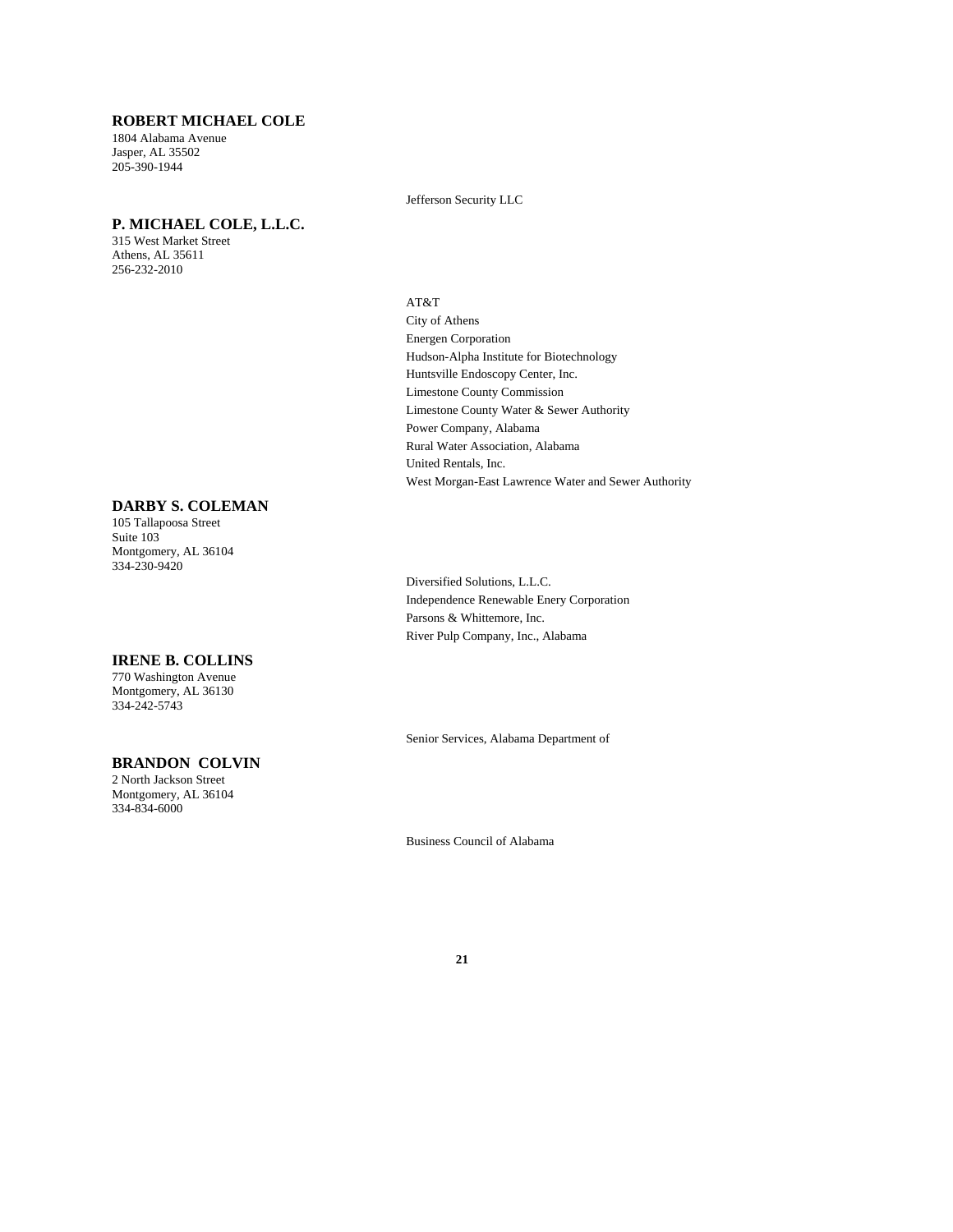**ROBERT MICHAEL COLE**
1804 Alabama Avenue
Jasper, AL 35502
205-390-1944

Jefferson Security LLC

**P. MICHAEL COLE, L.L.C.**
315 West Market Street
Athens, AL 35611
256-232-2010

AT&T
City of Athens
Energen Corporation
Hudson-Alpha Institute for Biotechnology
Huntsville Endoscopy Center, Inc.
Limestone County Commission
Limestone County Water & Sewer Authority
Power Company, Alabama
Rural Water Association, Alabama
United Rentals, Inc.
West Morgan-East Lawrence Water and Sewer Authority

**DARBY S. COLEMAN**
105 Tallapoosa Street
Suite 103
Montgomery, AL 36104
334-230-9420

Diversified Solutions, L.L.C.
Independence Renewable Enery Corporation
Parsons & Whittemore, Inc.
River Pulp Company, Inc., Alabama

**IRENE B. COLLINS**
770 Washington Avenue
Montgomery, AL 36130
334-242-5743

Senior Services, Alabama Department of

**BRANDON COLVIN**
2 North Jackson Street
Montgomery, AL 36104
334-834-6000

Business Council of Alabama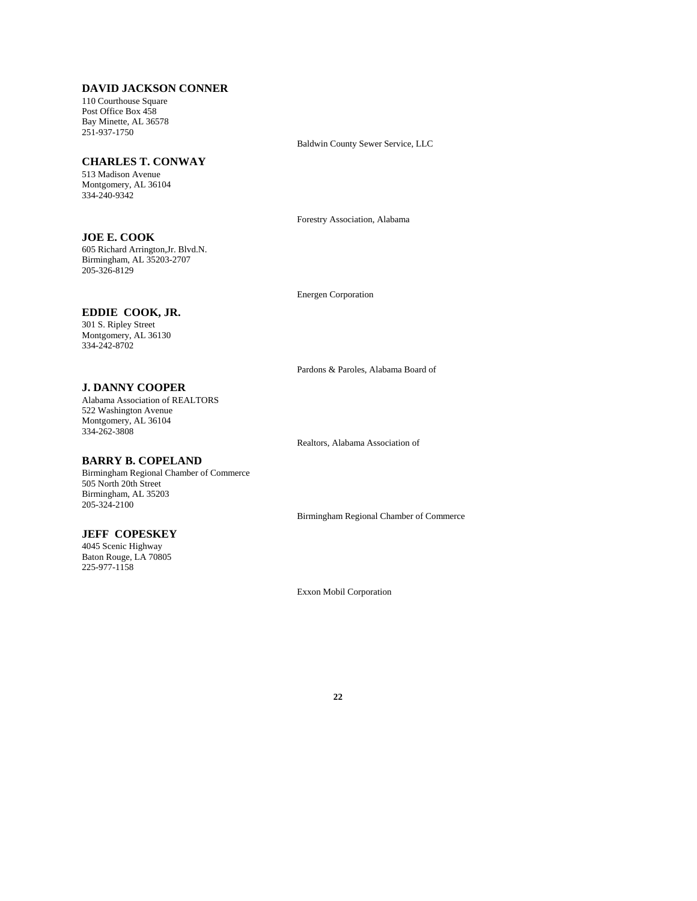**DAVID JACKSON CONNER**

110 Courthouse Square
Post Office Box 458
Bay Minette, AL 36578
251-937-1750

Baldwin County Sewer Service, LLC

**CHARLES T. CONWAY**

513 Madison Avenue
Montgomery, AL 36104
334-240-9342

Forestry Association, Alabama

**JOE E. COOK**

605 Richard Arrington,Jr. Blvd.N.
Birmingham, AL 35203-2707
205-326-8129

Energen Corporation

**EDDIE COOK, JR.**

301 S. Ripley Street
Montgomery, AL 36130
334-242-8702

Pardons & Paroles, Alabama Board of

**J. DANNY COOPER**

Alabama Association of REALTORS
522 Washington Avenue
Montgomery, AL 36104
334-262-3808

Realtors, Alabama Association of

**BARRY B. COPELAND**

Birmingham Regional Chamber of Commerce
505 North 20th Street
Birmingham, AL 35203
205-324-2100

Birmingham Regional Chamber of Commerce

**JEFF COPESKEY**

4045 Scenic Highway
Baton Rouge, LA 70805
225-977-1158

Exxon Mobil Corporation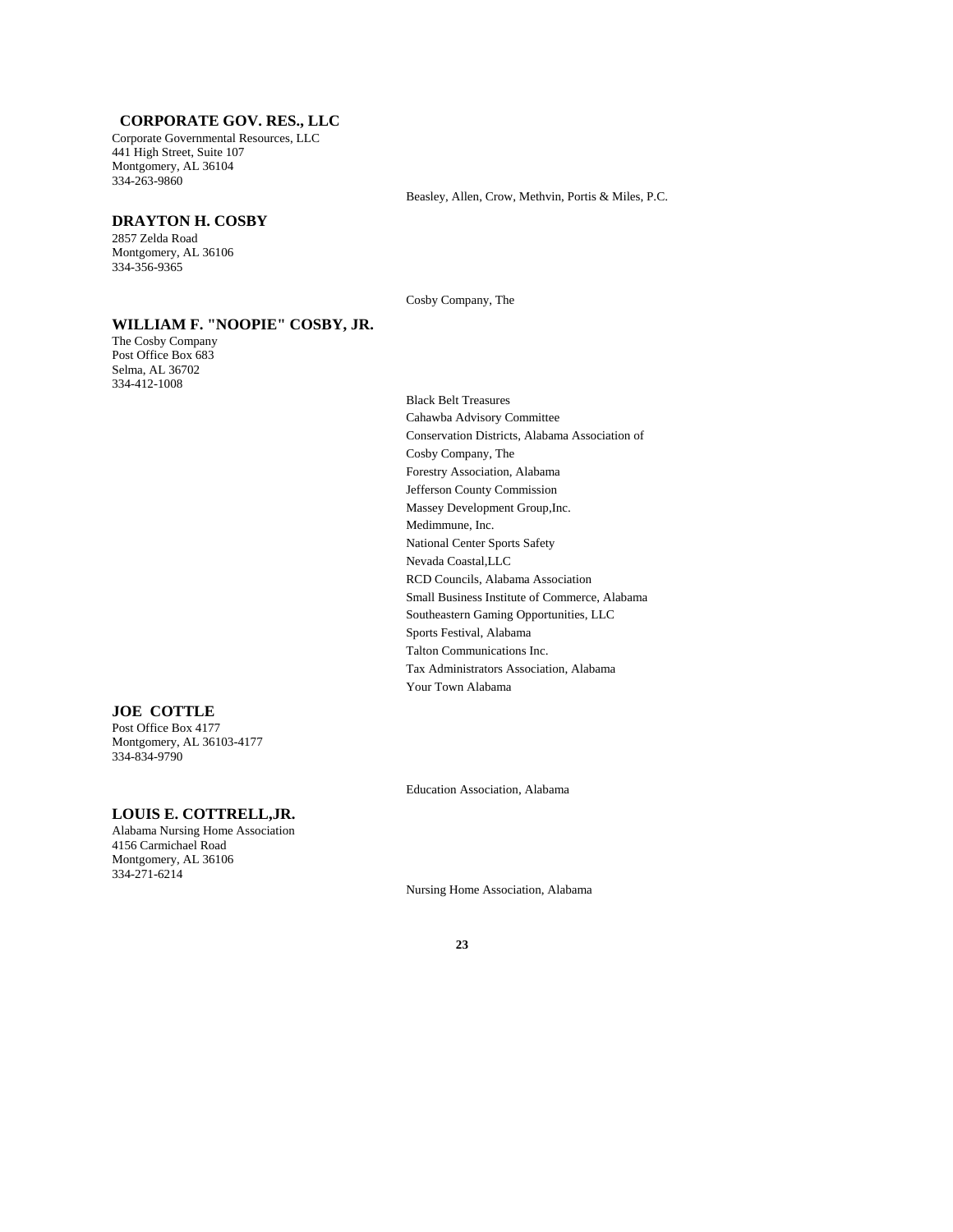### CORPORATE GOV. RES., LLC

Corporate Governmental Resources, LLC
441 High Street, Suite 107
Montgomery, AL 36104
334-263-9860

Beasley, Allen, Crow, Methvin, Portis & Miles, P.C.

### DRAYTON H. COSBY

2857 Zelda Road
Montgomery, AL 36106
334-356-9365

Cosby Company, The

### WILLIAM F. "NOOPIE" COSBY, JR.

The Cosby Company
Post Office Box 683
Selma, AL 36702
334-412-1008

Black Belt Treasures
Cahawba Advisory Committee
Conservation Districts, Alabama Association of
Cosby Company, The
Forestry Association, Alabama
Jefferson County Commission
Massey Development Group,Inc.
Medimmune, Inc.
National Center Sports Safety
Nevada Coastal,LLC
RCD Councils, Alabama Association
Small Business Institute of Commerce, Alabama
Southeastern Gaming Opportunities, LLC
Sports Festival, Alabama
Talton Communications Inc.
Tax Administrators Association, Alabama
Your Town Alabama

### JOE COTTLE

Post Office Box 4177
Montgomery, AL 36103-4177
334-834-9790

Education Association, Alabama

### LOUIS E. COTTRELL,JR.

Alabama Nursing Home Association
4156 Carmichael Road
Montgomery, AL 36106
334-271-6214

Nursing Home Association, Alabama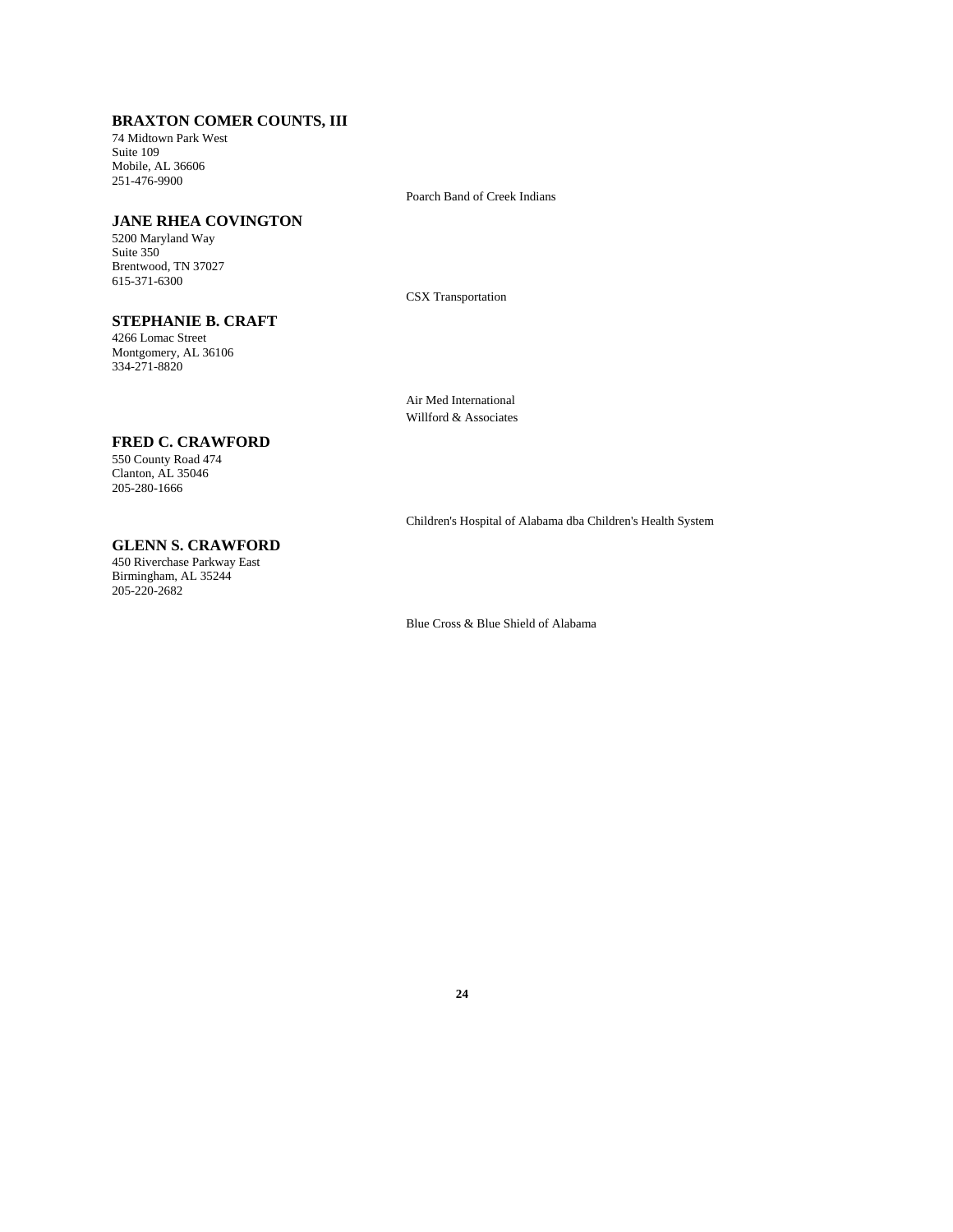**BRAXTON COMER COUNTS, III**
74 Midtown Park West
Suite 109
Mobile, AL 36606
251-476-9900

Poarch Band of Creek Indians

**JANE RHEA COVINGTON**
5200 Maryland Way
Suite 350
Brentwood, TN 37027
615-371-6300

CSX Transportation

**STEPHANIE B. CRAFT**
4266 Lomac Street
Montgomery, AL 36106
334-271-8820

Air Med International
Willford & Associates

**FRED C. CRAWFORD**
550 County Road 474
Clanton, AL 35046
205-280-1666

Children's Hospital of Alabama dba Children's Health System

**GLENN S. CRAWFORD**
450 Riverchase Parkway East
Birmingham, AL 35244
205-220-2682

Blue Cross & Blue Shield of Alabama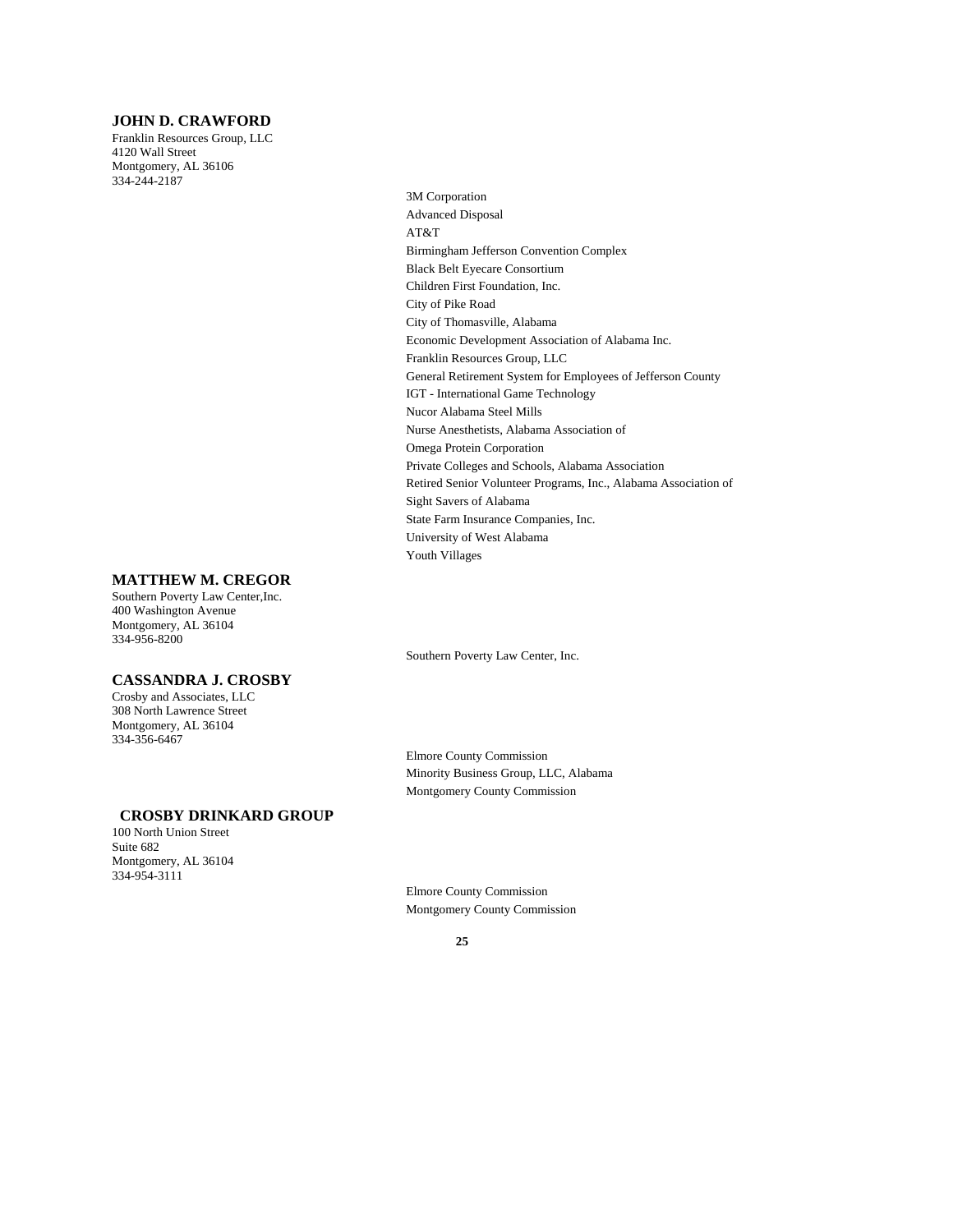**JOHN D. CRAWFORD**
Franklin Resources Group, LLC
4120 Wall Street
Montgomery, AL 36106
334-244-2187

- 3M Corporation
- Advanced Disposal
- AT&T
- Birmingham Jefferson Convention Complex
- Black Belt Eyecare Consortium
- Children First Foundation, Inc.
- City of Pike Road
- City of Thomasville, Alabama
- Economic Development Association of Alabama Inc.
- Franklin Resources Group, LLC
- General Retirement System for Employees of Jefferson County
- IGT - International Game Technology
- Nucor Alabama Steel Mills
- Nurse Anesthetists, Alabama Association of
- Omega Protein Corporation
- Private Colleges and Schools, Alabama Association
- Retired Senior Volunteer Programs, Inc., Alabama Association of
- Sight Savers of Alabama
- State Farm Insurance Companies, Inc.
- University of West Alabama
- Youth Villages

**MATTHEW M. CREGOR**
Southern Poverty Law Center,Inc.
400 Washington Avenue
Montgomery, AL 36104
334-956-8200

- Southern Poverty Law Center, Inc.

**CASSANDRA J. CROSBY**
Crosby and Associates, LLC
308 North Lawrence Street
Montgomery, AL 36104
334-356-6467

- Elmore County Commission
- Minority Business Group, LLC, Alabama
- Montgomery County Commission

**CROSBY DRINKARD GROUP**
100 North Union Street
Suite 682
Montgomery, AL 36104
334-954-3111

- Elmore County Commission
- Montgomery County Commission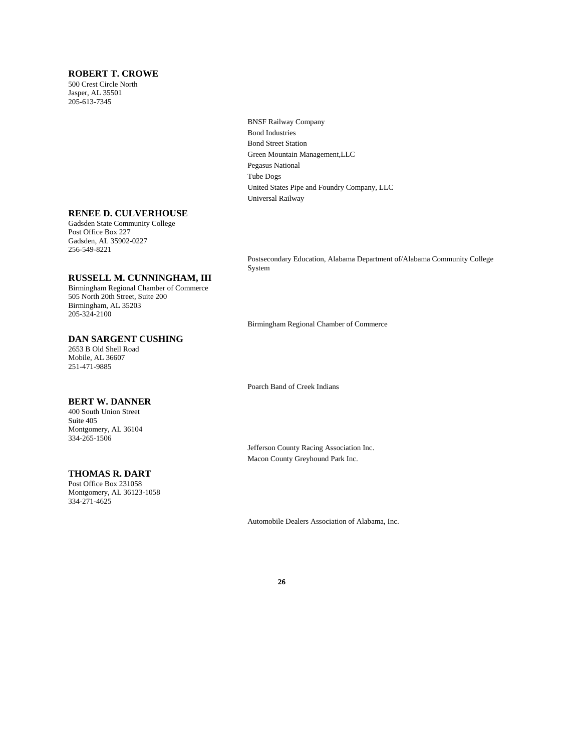**ROBERT T. CROWE**
500 Crest Circle North
Jasper, AL 35501
205-613-7345

BNSF Railway Company
Bond Industries
Bond Street Station
Green Mountain Management,LLC
Pegasus National
Tube Dogs
United States Pipe and Foundry Company, LLC
Universal Railway

**RENEE D. CULVERHOUSE**
Gadsden State Community College
Post Office Box 227
Gadsden, AL 35902-0227
256-549-8221

Postsecondary Education, Alabama Department of/Alabama Community College System

**RUSSELL M. CUNNINGHAM, III**
Birmingham Regional Chamber of Commerce
505 North 20th Street, Suite 200
Birmingham, AL 35203
205-324-2100

Birmingham Regional Chamber of Commerce

**DAN SARGENT CUSHING**
2653 B Old Shell Road
Mobile, AL 36607
251-471-9885

Poarch Band of Creek Indians

**BERT W. DANNER**
400 South Union Street
Suite 405
Montgomery, AL 36104
334-265-1506

Jefferson County Racing Association Inc.
Macon County Greyhound Park Inc.

**THOMAS R. DART**
Post Office Box 231058
Montgomery, AL 36123-1058
334-271-4625

Automobile Dealers Association of Alabama, Inc.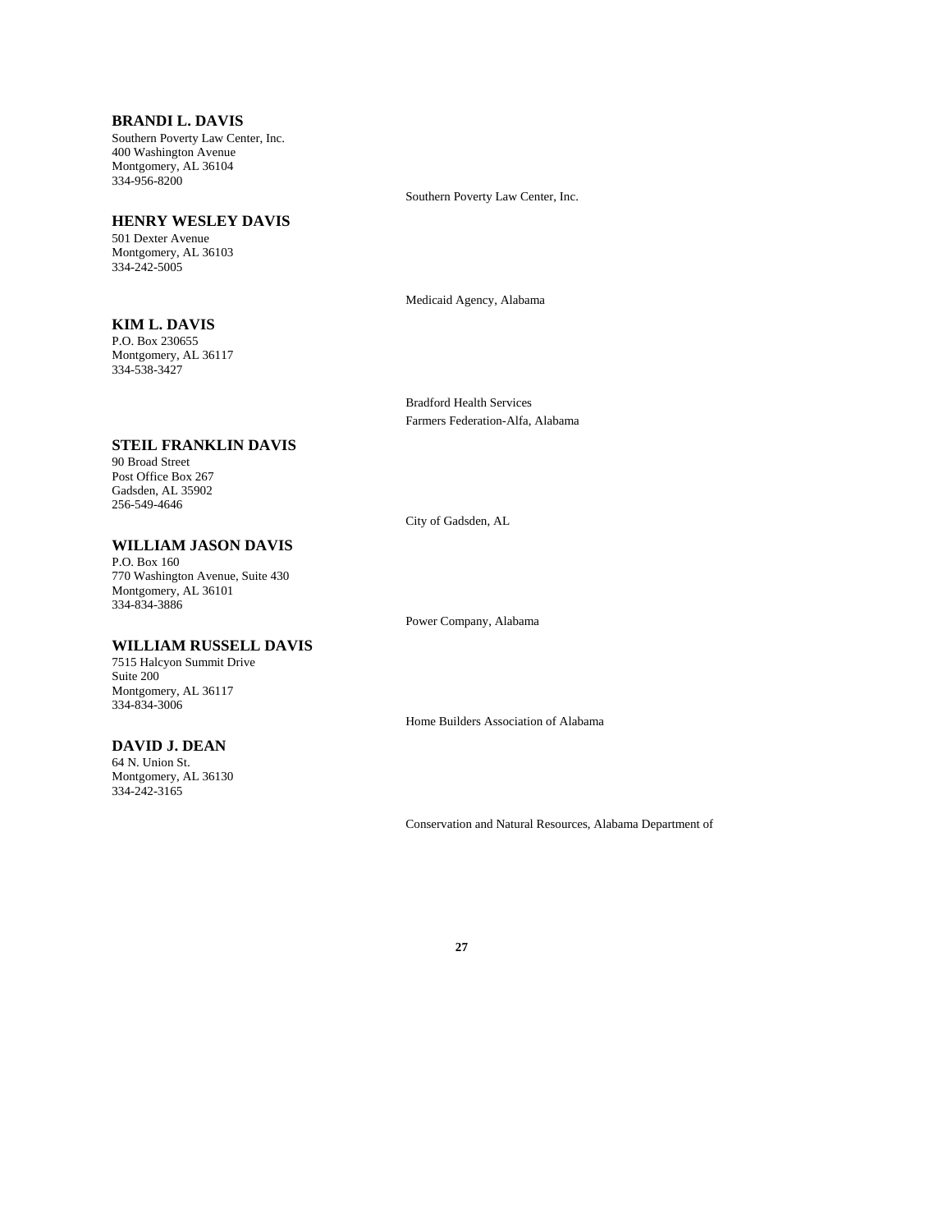**BRANDI L. DAVIS**
Southern Poverty Law Center, Inc.
400 Washington Avenue
Montgomery, AL 36104
334-956-8200

Southern Poverty Law Center, Inc.

**HENRY WESLEY DAVIS**
501 Dexter Avenue
Montgomery, AL 36103
334-242-5005

Medicaid Agency, Alabama

**KIM L. DAVIS**
P.O. Box 230655
Montgomery, AL 36117
334-538-3427

Bradford Health Services
Farmers Federation-Alfa, Alabama

**STEIL FRANKLIN DAVIS**
90 Broad Street
Post Office Box 267
Gadsden, AL 35902
256-549-4646

City of Gadsden, AL

**WILLIAM JASON DAVIS**
P.O. Box 160
770 Washington Avenue, Suite 430
Montgomery, AL 36101
334-834-3886

Power Company, Alabama

**WILLIAM RUSSELL DAVIS**
7515 Halcyon Summit Drive
Suite 200
Montgomery, AL 36117
334-834-3006

Home Builders Association of Alabama

**DAVID J. DEAN**
64 N. Union St.
Montgomery, AL 36130
334-242-3165

Conservation and Natural Resources, Alabama Department of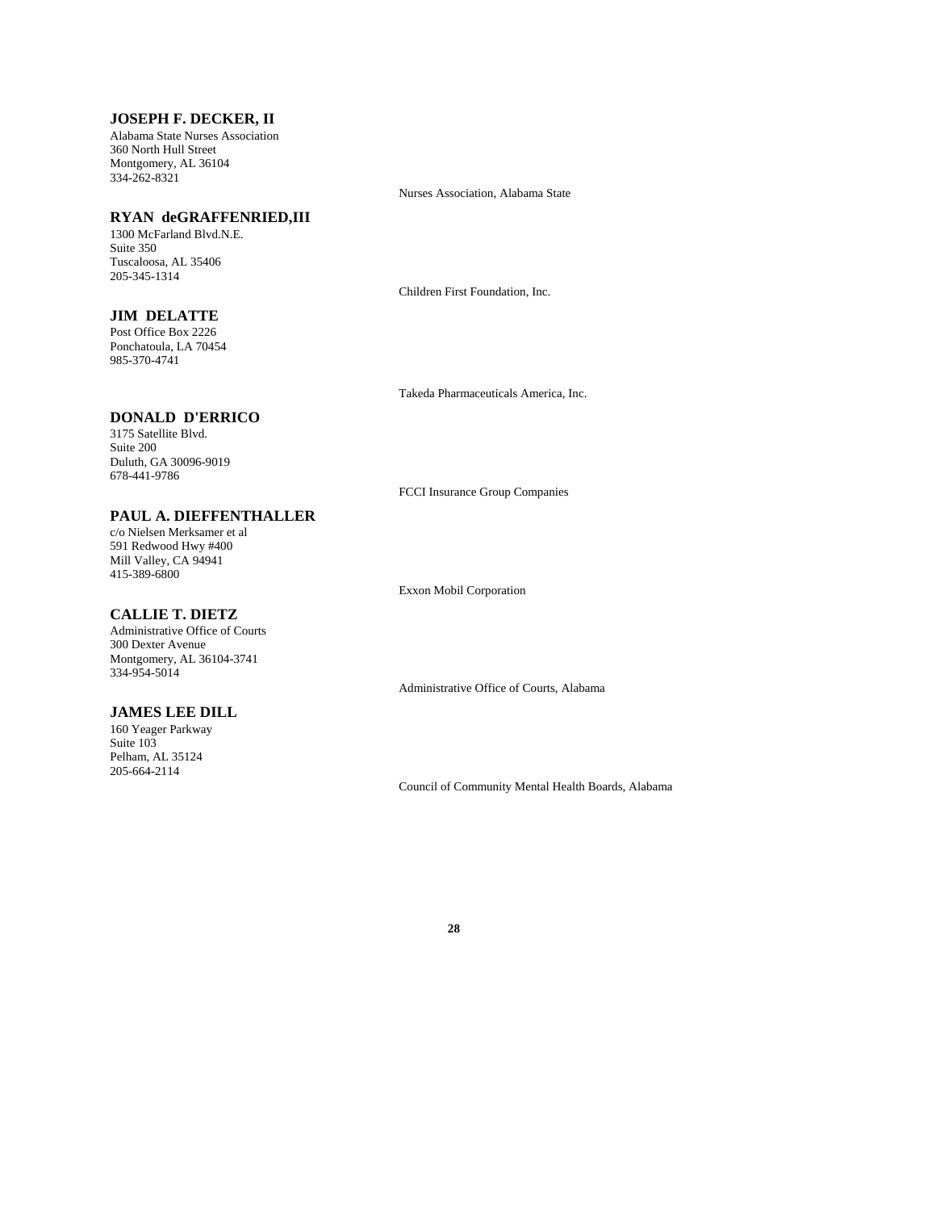**JOSEPH F. DECKER, II**
Alabama State Nurses Association
360 North Hull Street
Montgomery, AL 36104
334-262-8321

Nurses Association, Alabama State

**RYAN deGRAFFENRIED,III**
1300 McFarland Blvd.N.E.
Suite 350
Tuscaloosa, AL 35406
205-345-1314

Children First Foundation, Inc.

**JIM DELATTE**
Post Office Box 2226
Ponchatoula, LA 70454
985-370-4741

Takeda Pharmaceuticals America, Inc.

**DONALD D'ERRICO**
3175 Satellite Blvd.
Suite 200
Duluth, GA 30096-9019
678-441-9786

FCCI Insurance Group Companies

**PAUL A. DIEFFENTHALLER**
c/o Nielsen Merksamer et al
591 Redwood Hwy #400
Mill Valley, CA 94941
415-389-6800

Exxon Mobil Corporation

**CALLIE T. DIETZ**
Administrative Office of Courts
300 Dexter Avenue
Montgomery, AL 36104-3741
334-954-5014

Administrative Office of Courts, Alabama

**JAMES LEE DILL**
160 Yeager Parkway
Suite 103
Pelham, AL 35124
205-664-2114

Council of Community Mental Health Boards, Alabama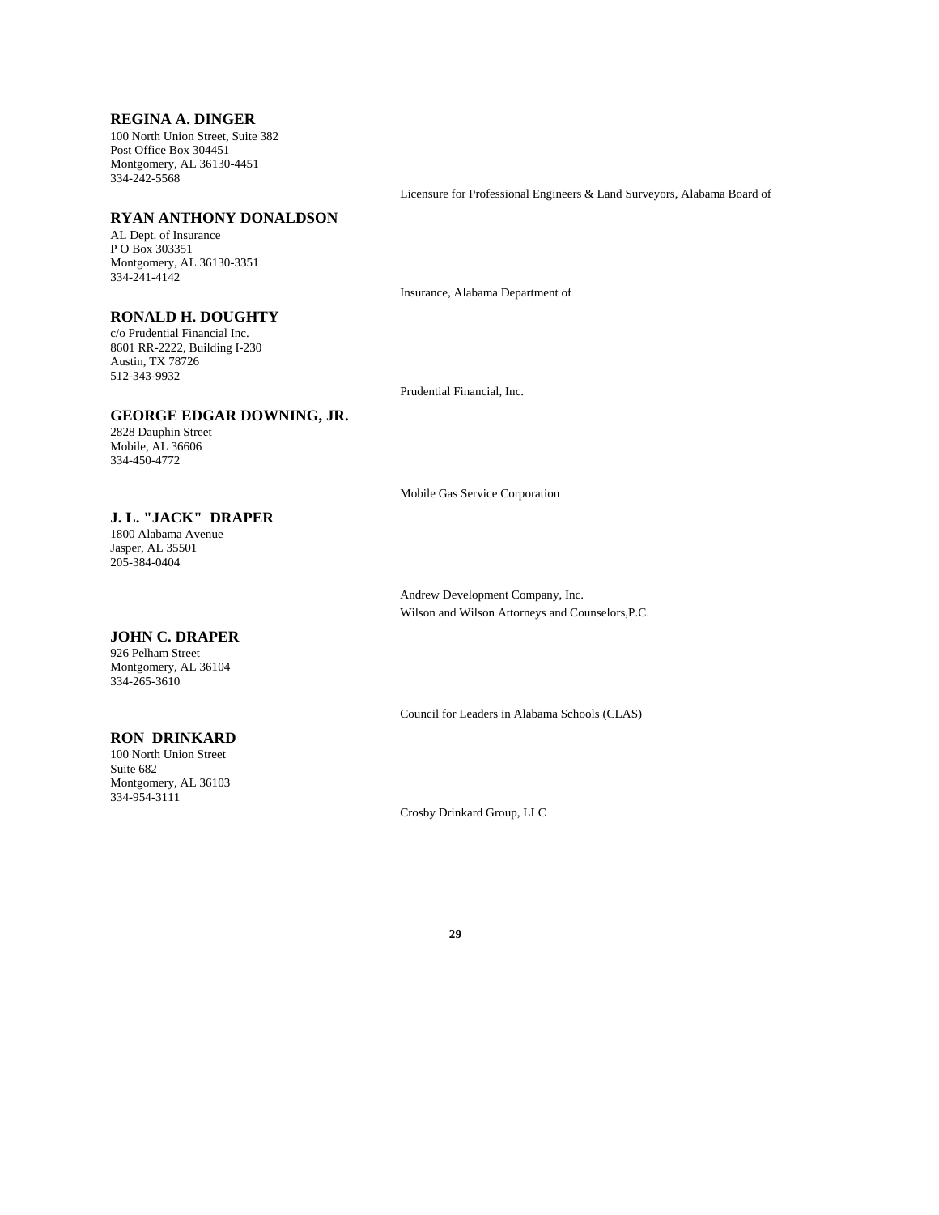**REGINA A. DINGER**
100 North Union Street, Suite 382
Post Office Box 304451
Montgomery, AL 36130-4451
334-242-5568

Licensure for Professional Engineers & Land Surveyors, Alabama Board of

**RYAN ANTHONY DONALDSON**
AL Dept. of Insurance
P O Box 303351
Montgomery, AL 36130-3351
334-241-4142

Insurance, Alabama Department of

**RONALD H. DOUGHTY**
c/o Prudential Financial Inc.
8601 RR-2222, Building I-230
Austin, TX 78726
512-343-9932

Prudential Financial, Inc.

**GEORGE EDGAR DOWNING, JR.**
2828 Dauphin Street
Mobile, AL 36606
334-450-4772

Mobile Gas Service Corporation

**J. L. "JACK" DRAPER**
1800 Alabama Avenue
Jasper, AL 35501
205-384-0404

Andrew Development Company, Inc.
Wilson and Wilson Attorneys and Counselors,P.C.

**JOHN C. DRAPER**
926 Pelham Street
Montgomery, AL 36104
334-265-3610

Council for Leaders in Alabama Schools (CLAS)

**RON DRINKARD**
100 North Union Street
Suite 682
Montgomery, AL 36103
334-954-3111

Crosby Drinkard Group, LLC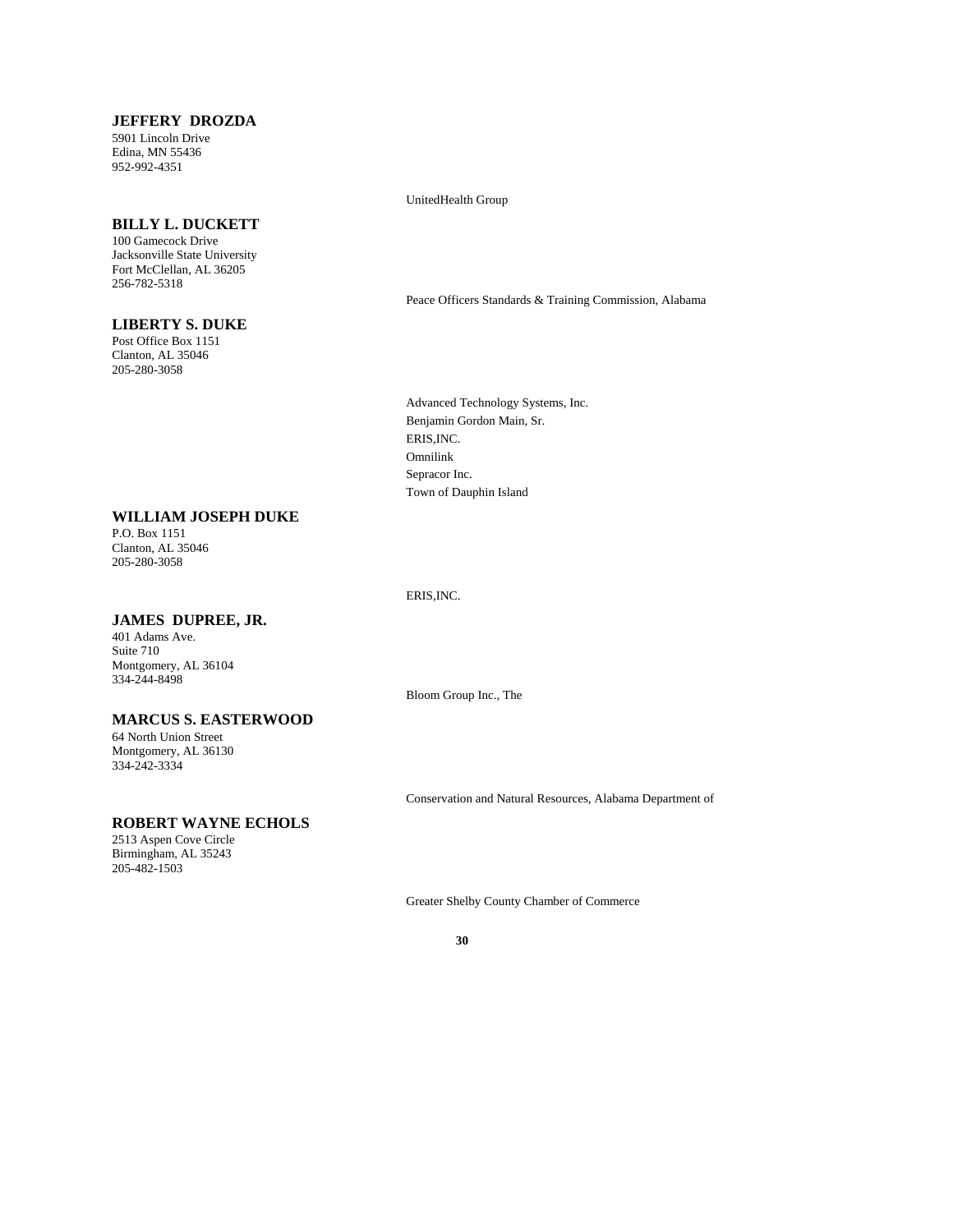### JEFFERY DROZDA

5901 Lincoln Drive
Edina, MN 55436
952-992-4351

UnitedHealth Group

### BILLY L. DUCKETT

100 Gamecock Drive
Jacksonville State University
Fort McClellan, AL 36205
256-782-5318

Peace Officers Standards & Training Commission, Alabama

### LIBERTY S. DUKE

Post Office Box 1151
Clanton, AL 35046
205-280-3058

Advanced Technology Systems, Inc.
Benjamin Gordon Main, Sr.
ERIS,INC.
Omnilink
Sepracor Inc.
Town of Dauphin Island

### WILLIAM JOSEPH DUKE

P.O. Box 1151
Clanton, AL 35046
205-280-3058

ERIS,INC.

### JAMES DUPREE, JR.

401 Adams Ave.
Suite 710
Montgomery, AL 36104
334-244-8498

Bloom Group Inc., The

### MARCUS S. EASTERWOOD

64 North Union Street
Montgomery, AL 36130
334-242-3334

Conservation and Natural Resources, Alabama Department of

### ROBERT WAYNE ECHOLS

2513 Aspen Cove Circle
Birmingham, AL 35243
205-482-1503

Greater Shelby County Chamber of Commerce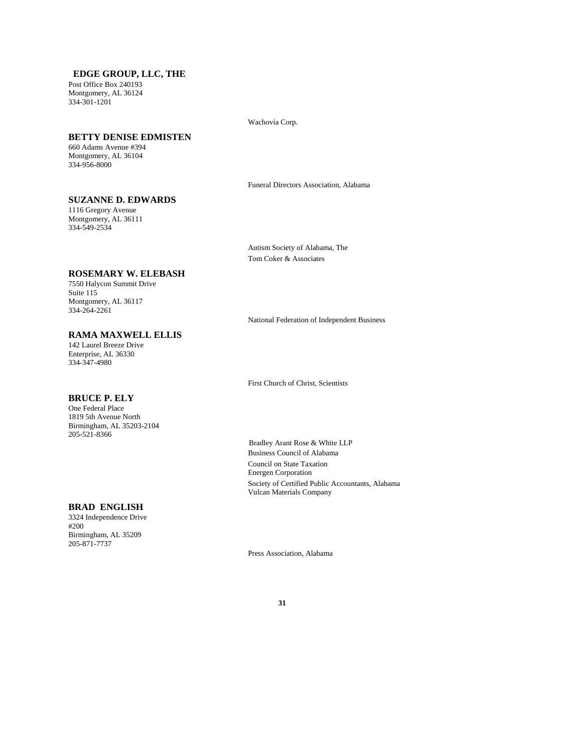**EDGE GROUP, LLC, THE**

Post Office Box 240193
Montgomery, AL 36124
334-301-1201

Wachovia Corp.

**BETTY DENISE EDMISTEN**

660 Adams Avenue #394
Montgomery, AL 36104
334-956-8000

Funeral Directors Association, Alabama

**SUZANNE D. EDWARDS**

1116 Gregory Avenue
Montgomery, AL 36111
334-549-2534

Autism Society of Alabama, The
Tom Coker & Associates

**ROSEMARY W. ELEBASH**

7550 Halycon Summit Drive
Suite 115
Montgomery, AL 36117
334-264-2261

National Federation of Independent Business

**RAMA MAXWELL ELLIS**

142 Laurel Breeze Drive
Enterprise, AL 36330
334-347-4980

First Church of Christ, Scientists

**BRUCE P. ELY**

One Federal Place
1819 5th Avenue North
Birmingham, AL 35203-2104
205-521-8366

Bradley Arant Rose & White LLP
Business Council of Alabama
Council on State Taxation
Energen Corporation
Society of Certified Public Accountants, Alabama
Vulcan Materials Company

**BRAD ENGLISH**

3324 Independence Drive
#200
Birmingham, AL 35209
205-871-7737

Press Association, Alabama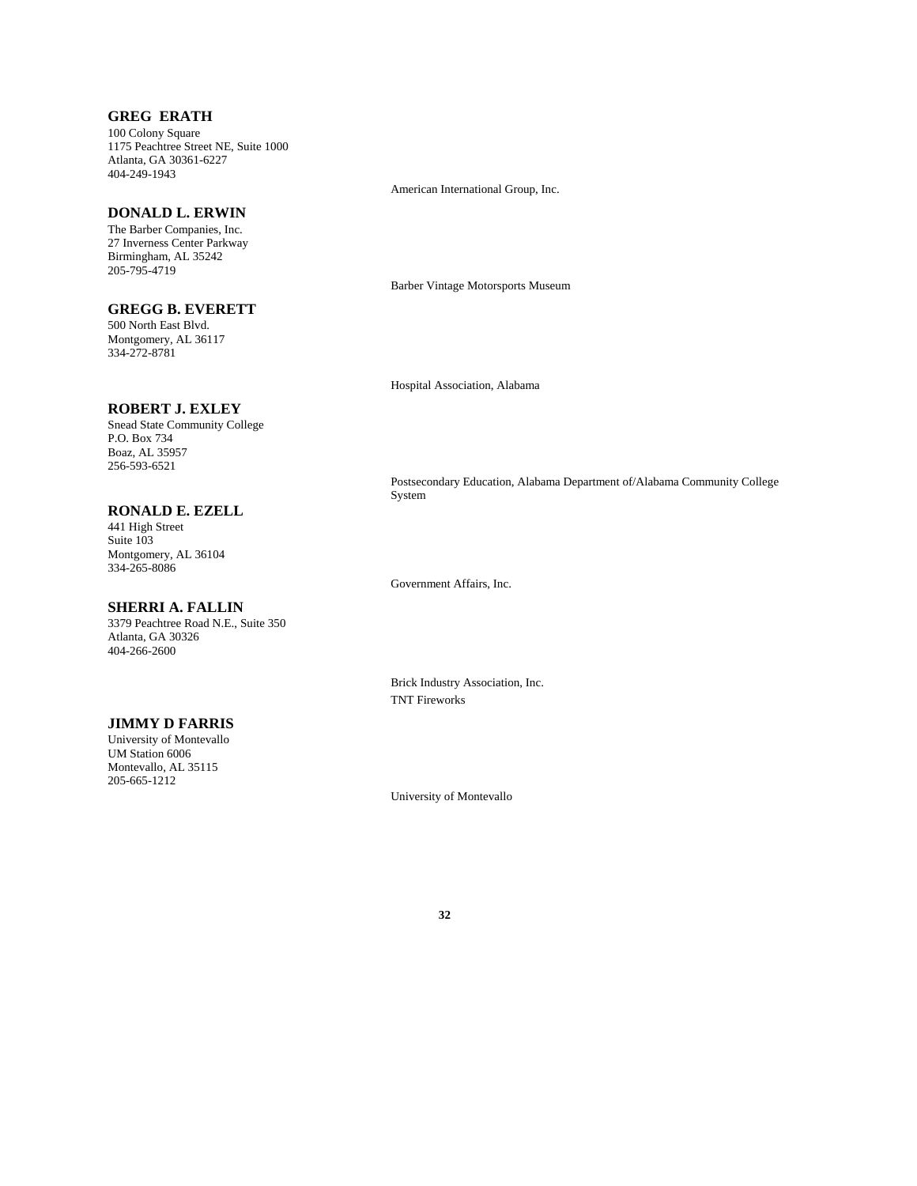**GREG ERATH**
100 Colony Square
1175 Peachtree Street NE, Suite 1000
Atlanta, GA 30361-6227
404-249-1943

American International Group, Inc.

**DONALD L. ERWIN**
The Barber Companies, Inc.
27 Inverness Center Parkway
Birmingham, AL 35242
205-795-4719

Barber Vintage Motorsports Museum

**GREGG B. EVERETT**
500 North East Blvd.
Montgomery, AL 36117
334-272-8781

Hospital Association, Alabama

**ROBERT J. EXLEY**
Snead State Community College
P.O. Box 734
Boaz, AL 35957
256-593-6521

Postsecondary Education, Alabama Department of/Alabama Community College System

**RONALD E. EZELL**
441 High Street
Suite 103
Montgomery, AL 36104
334-265-8086

Government Affairs, Inc.

**SHERRI A. FALLIN**
3379 Peachtree Road N.E., Suite 350
Atlanta, GA 30326
404-266-2600

Brick Industry Association, Inc.
TNT Fireworks

**JIMMY D FARRIS**
University of Montevallo
UM Station 6006
Montevallo, AL 35115
205-665-1212

University of Montevallo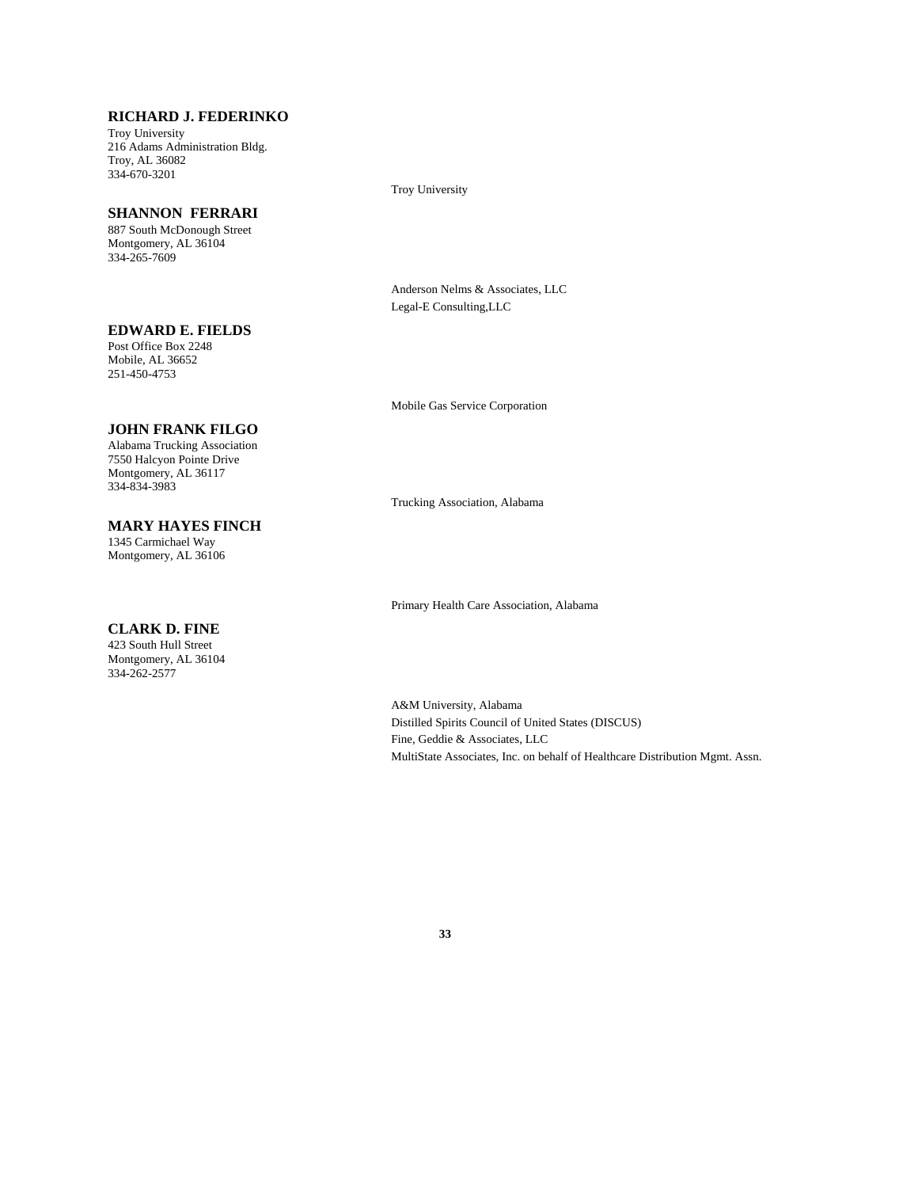**RICHARD J. FEDERINKO**
Troy University
216 Adams Administration Bldg.
Troy, AL 36082
334-670-3201

Troy University

**SHANNON FERRARI**
887 South McDonough Street
Montgomery, AL 36104
334-265-7609

Anderson Nelms & Associates, LLC
Legal-E Consulting,LLC

**EDWARD E. FIELDS**
Post Office Box 2248
Mobile, AL 36652
251-450-4753

Mobile Gas Service Corporation

**JOHN FRANK FILGO**
Alabama Trucking Association
7550 Halcyon Pointe Drive
Montgomery, AL 36117
334-834-3983

Trucking Association, Alabama

**MARY HAYES FINCH**
1345 Carmichael Way
Montgomery, AL 36106

Primary Health Care Association, Alabama

**CLARK D. FINE**
423 South Hull Street
Montgomery, AL 36104
334-262-2577

A&M University, Alabama
Distilled Spirits Council of United States (DISCUS)
Fine, Geddie & Associates, LLC
MultiState Associates, Inc. on behalf of Healthcare Distribution Mgmt. Assn.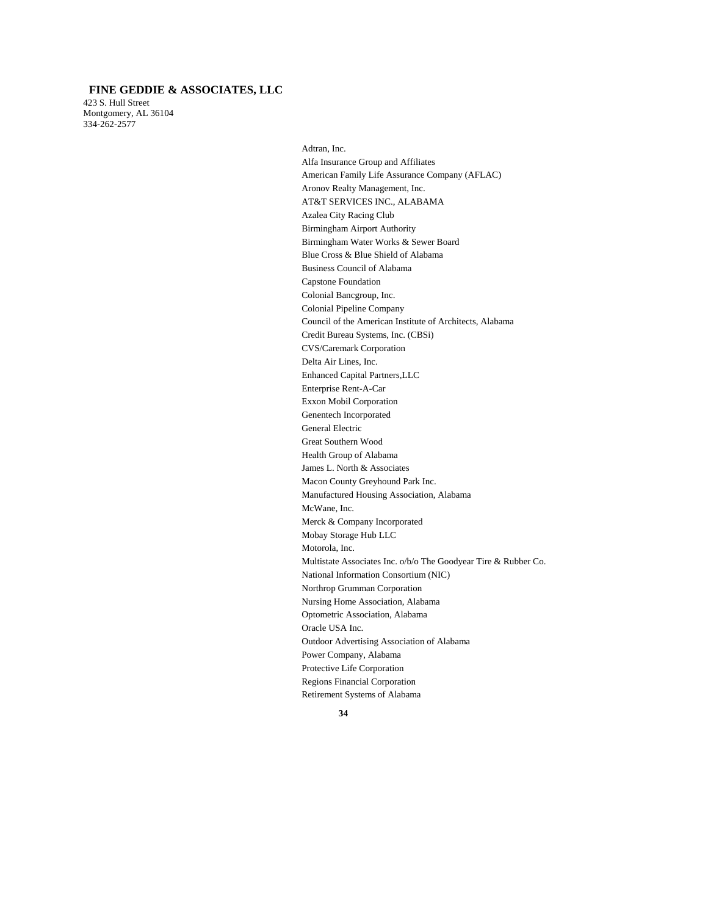**FINE GEDDIE & ASSOCIATES, LLC**
423 S. Hull Street
Montgomery, AL 36104
334-262-2577

Adtran, Inc.
Alfa Insurance Group and Affiliates
American Family Life Assurance Company (AFLAC)
Aronov Realty Management, Inc.
AT&T SERVICES INC., ALABAMA
Azalea City Racing Club
Birmingham Airport Authority
Birmingham Water Works & Sewer Board
Blue Cross & Blue Shield of Alabama
Business Council of Alabama
Capstone Foundation
Colonial Bancgroup, Inc.
Colonial Pipeline Company
Council of the American Institute of Architects, Alabama
Credit Bureau Systems, Inc. (CBSi)
CVS/Caremark Corporation
Delta Air Lines, Inc.
Enhanced Capital Partners,LLC
Enterprise Rent-A-Car
Exxon Mobil Corporation
Genentech Incorporated
General Electric
Great Southern Wood
Health Group of Alabama
James L. North & Associates
Macon County Greyhound Park Inc.
Manufactured Housing Association, Alabama
McWane, Inc.
Merck & Company Incorporated
Mobay Storage Hub LLC
Motorola, Inc.
Multistate Associates Inc. o/b/o The Goodyear Tire & Rubber Co.
National Information Consortium (NIC)
Northrop Grumman Corporation
Nursing Home Association, Alabama
Optometric Association, Alabama
Oracle USA Inc.
Outdoor Advertising Association of Alabama
Power Company, Alabama
Protective Life Corporation
Regions Financial Corporation
Retirement Systems of Alabama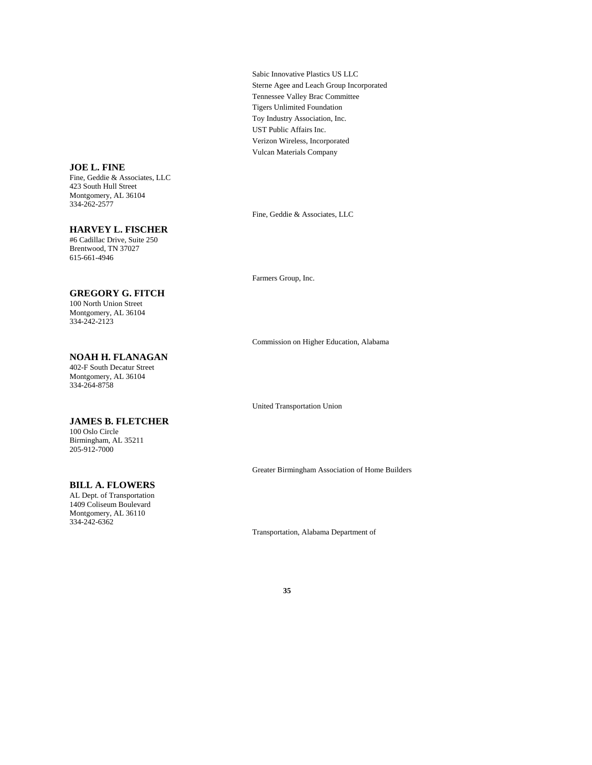Sabic Innovative Plastics US LLC
Sterne Agee and Leach Group Incorporated
Tennessee Valley Brac Committee
Tigers Unlimited Foundation
Toy Industry Association, Inc.
UST Public Affairs Inc.
Verizon Wireless, Incorporated
Vulcan Materials Company

**JOE L. FINE**
Fine, Geddie & Associates, LLC
423 South Hull Street
Montgomery, AL 36104
334-262-2577

Fine, Geddie & Associates, LLC

**HARVEY L. FISCHER**
#6 Cadillac Drive, Suite 250
Brentwood, TN 37027
615-661-4946

Farmers Group, Inc.

**GREGORY G. FITCH**
100 North Union Street
Montgomery, AL 36104
334-242-2123

Commission on Higher Education, Alabama

**NOAH H. FLANAGAN**
402-F South Decatur Street
Montgomery, AL 36104
334-264-8758

United Transportation Union

**JAMES B. FLETCHER**
100 Oslo Circle
Birmingham, AL 35211
205-912-7000

Greater Birmingham Association of Home Builders

**BILL A. FLOWERS**
AL Dept. of Transportation
1409 Coliseum Boulevard
Montgomery, AL 36110
334-242-6362

Transportation, Alabama Department of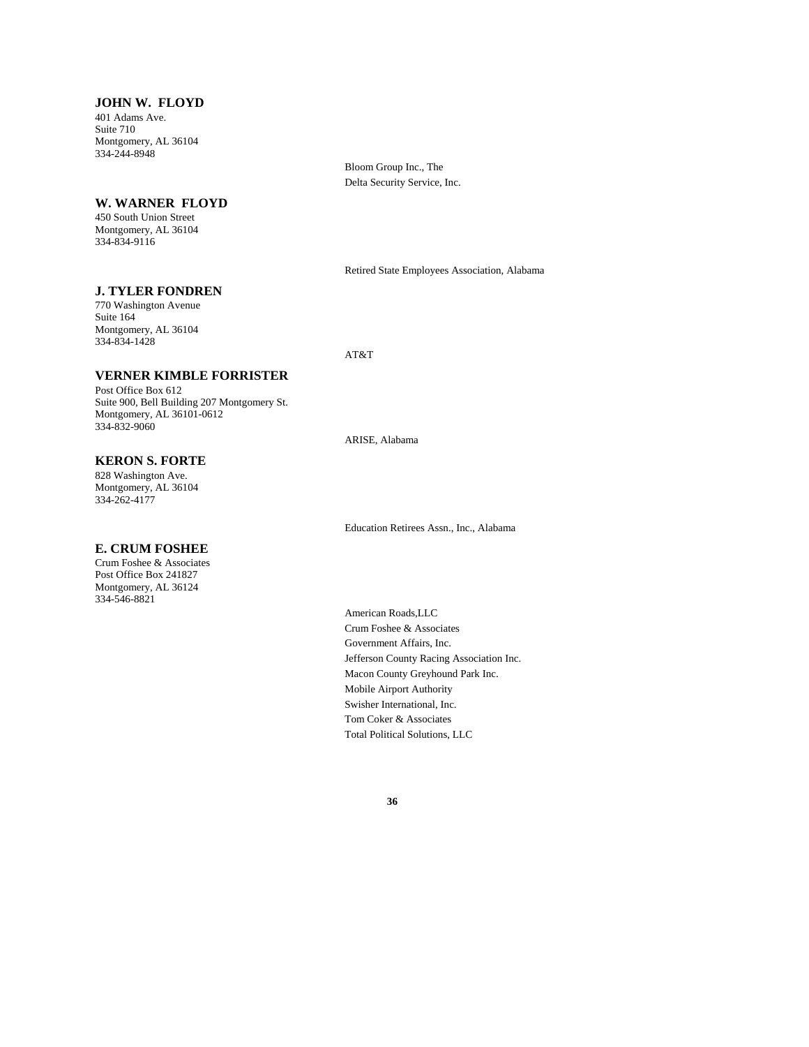**JOHN W. FLOYD**

401 Adams Ave.
Suite 710
Montgomery, AL 36104
334-244-8948

Bloom Group Inc., The
Delta Security Service, Inc.

**W. WARNER FLOYD**

450 South Union Street
Montgomery, AL 36104
334-834-9116

Retired State Employees Association, Alabama

**J. TYLER FONDREN**

770 Washington Avenue
Suite 164
Montgomery, AL 36104
334-834-1428

AT&T

**VERNER KIMBLE FORRISTER**

Post Office Box 612
Suite 900, Bell Building 207 Montgomery St.
Montgomery, AL 36101-0612
334-832-9060

ARISE, Alabama

**KERON S. FORTE**

828 Washington Ave.
Montgomery, AL 36104
334-262-4177

Education Retirees Assn., Inc., Alabama

**E. CRUM FOSHEE**

Crum Foshee & Associates
Post Office Box 241827
Montgomery, AL 36124
334-546-8821

American Roads,LLC
Crum Foshee & Associates
Government Affairs, Inc.
Jefferson County Racing Association Inc.
Macon County Greyhound Park Inc.
Mobile Airport Authority
Swisher International, Inc.
Tom Coker & Associates
Total Political Solutions, LLC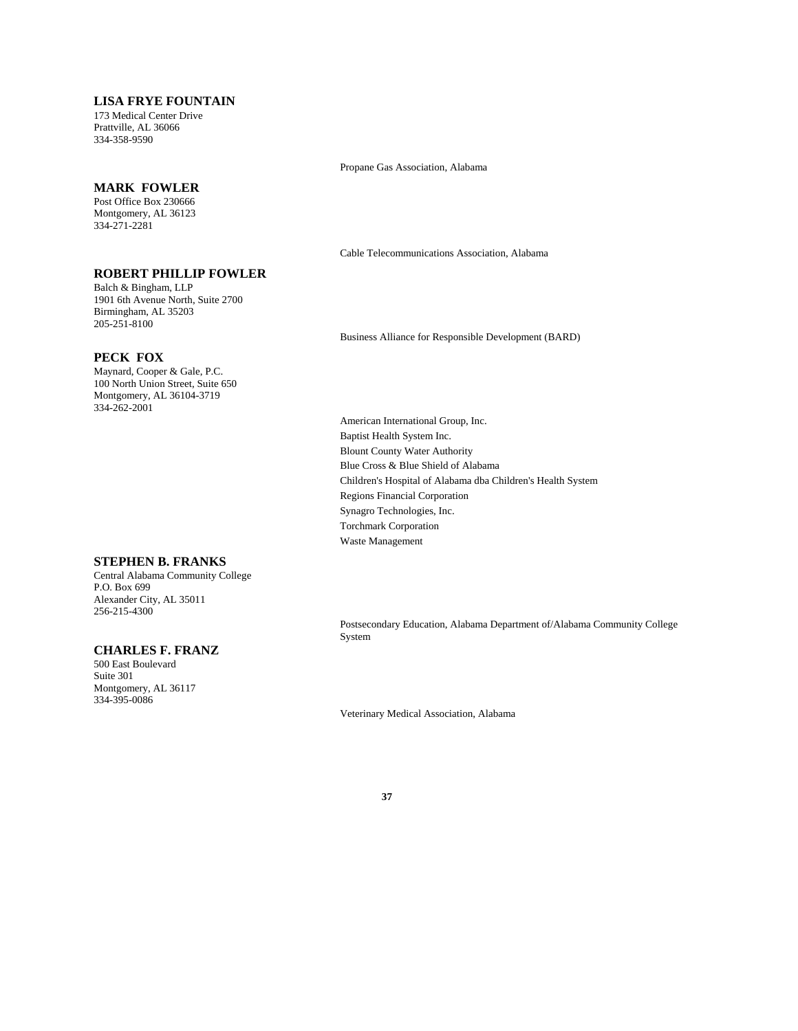**LISA FRYE FOUNTAIN**
173 Medical Center Drive
Prattville, AL 36066
334-358-9590

Propane Gas Association, Alabama

**MARK FOWLER**
Post Office Box 230666
Montgomery, AL 36123
334-271-2281

Cable Telecommunications Association, Alabama

**ROBERT PHILLIP FOWLER**
Balch & Bingham, LLP
1901 6th Avenue North, Suite 2700
Birmingham, AL 35203
205-251-8100

Business Alliance for Responsible Development (BARD)

**PECK FOX**
Maynard, Cooper & Gale, P.C.
100 North Union Street, Suite 650
Montgomery, AL 36104-3719
334-262-2001

American International Group, Inc.
Baptist Health System Inc.
Blount County Water Authority
Blue Cross & Blue Shield of Alabama
Children's Hospital of Alabama dba Children's Health System
Regions Financial Corporation
Synagro Technologies, Inc.
Torchmark Corporation
Waste Management

**STEPHEN B. FRANKS**
Central Alabama Community College
P.O. Box 699
Alexander City, AL 35011
256-215-4300

Postsecondary Education, Alabama Department of/Alabama Community College System

**CHARLES F. FRANZ**
500 East Boulevard
Suite 301
Montgomery, AL 36117
334-395-0086

Veterinary Medical Association, Alabama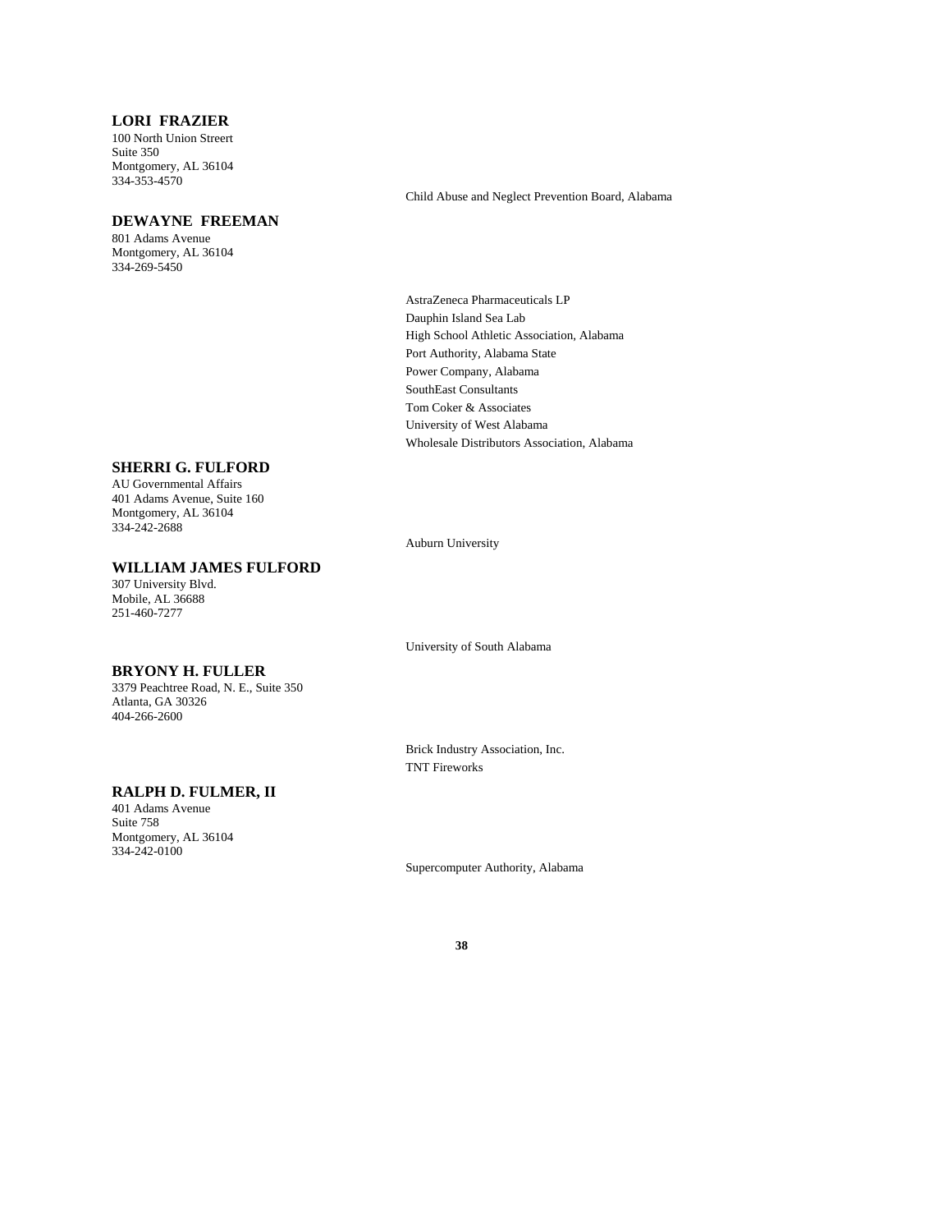**LORI FRAZIER**
100 North Union Streert
Suite 350
Montgomery, AL 36104
334-353-4570

Child Abuse and Neglect Prevention Board, Alabama

**DEWAYNE FREEMAN**
801 Adams Avenue
Montgomery, AL 36104
334-269-5450

AstraZeneca Pharmaceuticals LP
Dauphin Island Sea Lab
High School Athletic Association, Alabama
Port Authority, Alabama State
Power Company, Alabama
SouthEast Consultants
Tom Coker & Associates
University of West Alabama
Wholesale Distributors Association, Alabama

**SHERRI G. FULFORD**
AU Governmental Affairs
401 Adams Avenue, Suite 160
Montgomery, AL 36104
334-242-2688

Auburn University

**WILLIAM JAMES FULFORD**
307 University Blvd.
Mobile, AL 36688
251-460-7277

University of South Alabama

**BRYONY H. FULLER**
3379 Peachtree Road, N. E., Suite 350
Atlanta, GA 30326
404-266-2600

Brick Industry Association, Inc.
TNT Fireworks

**RALPH D. FULMER, II**
401 Adams Avenue
Suite 758
Montgomery, AL 36104
334-242-0100

Supercomputer Authority, Alabama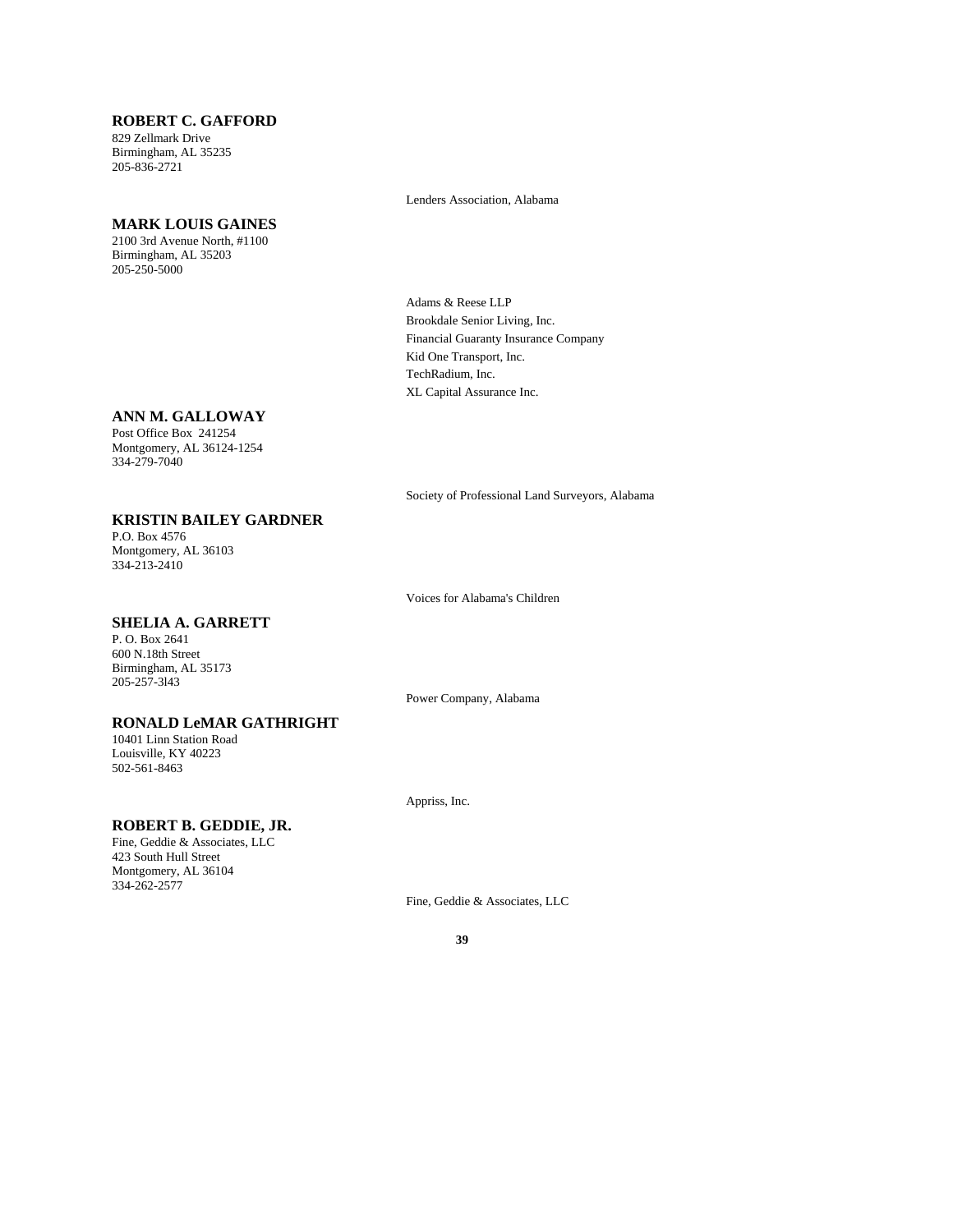**ROBERT C. GAFFORD**
829 Zellmark Drive
Birmingham, AL 35235
205-836-2721

Lenders Association, Alabama

**MARK LOUIS GAINES**
2100 3rd Avenue North, #1100
Birmingham, AL 35203
205-250-5000

Adams & Reese LLP
Brookdale Senior Living, Inc.
Financial Guaranty Insurance Company
Kid One Transport, Inc.
TechRadium, Inc.
XL Capital Assurance Inc.

**ANN M. GALLOWAY**
Post Office Box 241254
Montgomery, AL 36124-1254
334-279-7040

Society of Professional Land Surveyors, Alabama

**KRISTIN BAILEY GARDNER**
P.O. Box 4576
Montgomery, AL 36103
334-213-2410

Voices for Alabama's Children

**SHELIA A. GARRETT**
P. O. Box 2641
600 N.18th Street
Birmingham, AL 35173
205-257-3l43

Power Company, Alabama

**RONALD LeMAR GATHRIGHT**
10401 Linn Station Road
Louisville, KY 40223
502-561-8463

Appriss, Inc.

**ROBERT B. GEDDIE, JR.**
Fine, Geddie & Associates, LLC
423 South Hull Street
Montgomery, AL 36104
334-262-2577

Fine, Geddie & Associates, LLC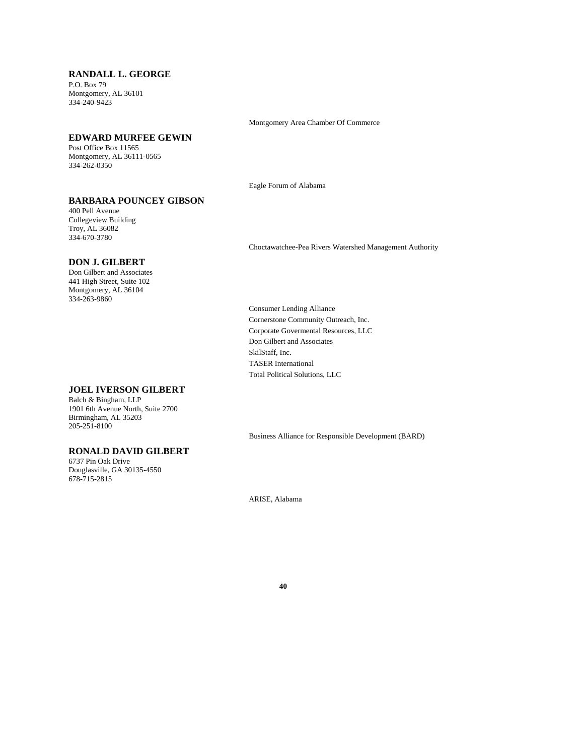## RANDALL L. GEORGE

P.O. Box 79
Montgomery, AL 36101
334-240-9423

Montgomery Area Chamber Of Commerce

## EDWARD MURFEE GEWIN

Post Office Box 11565
Montgomery, AL 36111-0565
334-262-0350

Eagle Forum of Alabama

## BARBARA POUNCEY GIBSON

400 Pell Avenue
Collegeview Building
Troy, AL 36082
334-670-3780

Choctawatchee-Pea Rivers Watershed Management Authority

## DON J. GILBERT

Don Gilbert and Associates
441 High Street, Suite 102
Montgomery, AL 36104
334-263-9860

Consumer Lending Alliance
Cornerstone Community Outreach, Inc.
Corporate Govermental Resources, LLC
Don Gilbert and Associates
SkilStaff, Inc.
TASER International
Total Political Solutions, LLC

## JOEL IVERSON GILBERT

Balch & Bingham, LLP
1901 6th Avenue North, Suite 2700
Birmingham, AL 35203
205-251-8100

Business Alliance for Responsible Development (BARD)

## RONALD DAVID GILBERT

6737 Pin Oak Drive
Douglasville, GA 30135-4550
678-715-2815

ARISE, Alabama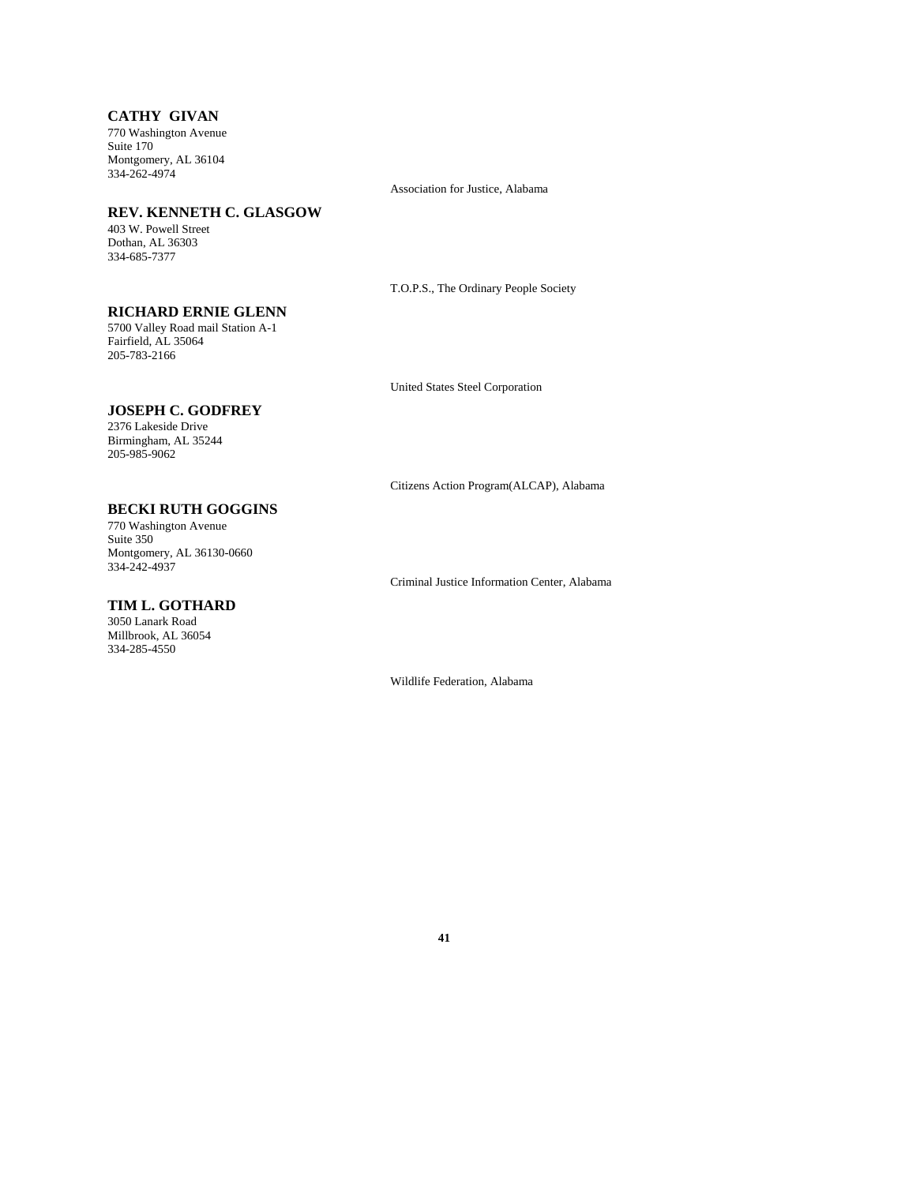**CATHY GIVAN**
770 Washington Avenue
Suite 170
Montgomery, AL 36104
334-262-4974

Association for Justice, Alabama

**REV. KENNETH C. GLASGOW**
403 W. Powell Street
Dothan, AL 36303
334-685-7377

T.O.P.S., The Ordinary People Society

**RICHARD ERNIE GLENN**
5700 Valley Road mail Station A-1
Fairfield, AL 35064
205-783-2166

United States Steel Corporation

**JOSEPH C. GODFREY**
2376 Lakeside Drive
Birmingham, AL 35244
205-985-9062

Citizens Action Program(ALCAP), Alabama

**BECKI RUTH GOGGINS**
770 Washington Avenue
Suite 350
Montgomery, AL 36130-0660
334-242-4937

Criminal Justice Information Center, Alabama

**TIM L. GOTHARD**
3050 Lanark Road
Millbrook, AL 36054
334-285-4550

Wildlife Federation, Alabama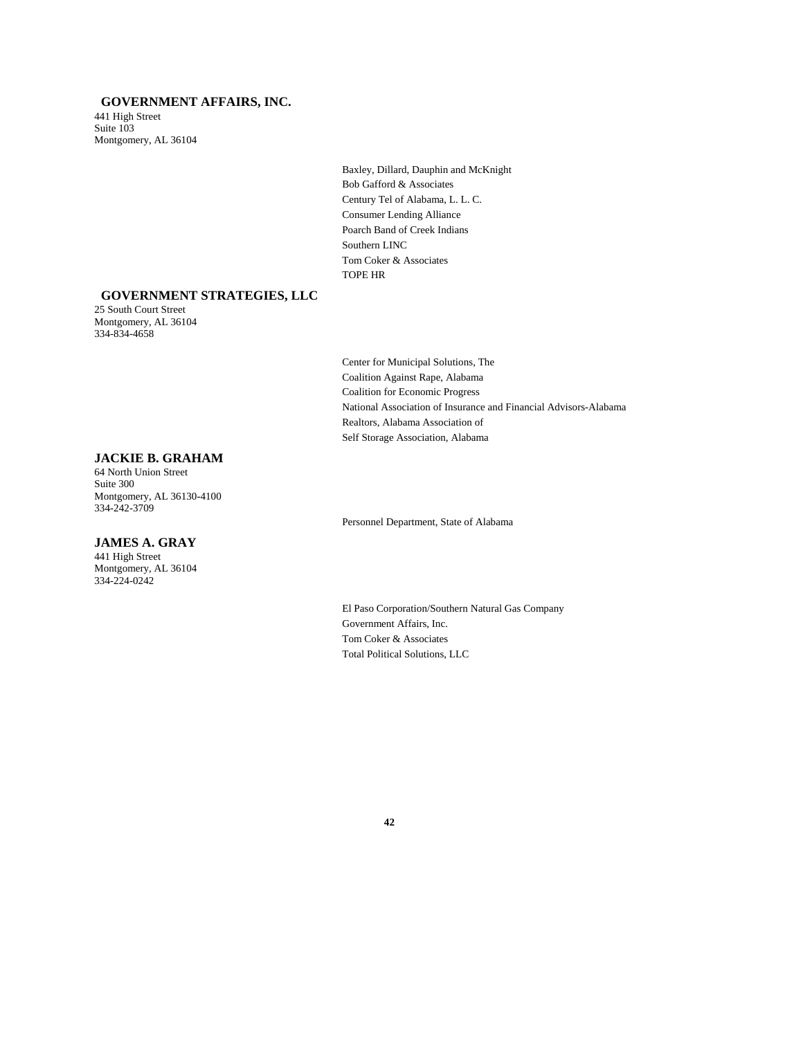**GOVERNMENT AFFAIRS, INC.**
441 High Street
Suite 103
Montgomery, AL 36104

Baxley, Dillard, Dauphin and McKnight
Bob Gafford & Associates
Century Tel of Alabama, L. L. C.
Consumer Lending Alliance
Poarch Band of Creek Indians
Southern LINC
Tom Coker & Associates
TOPE HR

**GOVERNMENT STRATEGIES, LLC**
25 South Court Street
Montgomery, AL 36104
334-834-4658

Center for Municipal Solutions, The
Coalition Against Rape, Alabama
Coalition for Economic Progress
National Association of Insurance and Financial Advisors-Alabama
Realtors, Alabama Association of
Self Storage Association, Alabama

**JACKIE B. GRAHAM**
64 North Union Street
Suite 300
Montgomery, AL 36130-4100
334-242-3709

Personnel Department, State of Alabama

**JAMES A. GRAY**
441 High Street
Montgomery, AL 36104
334-224-0242

El Paso Corporation/Southern Natural Gas Company
Government Affairs, Inc.
Tom Coker & Associates
Total Political Solutions, LLC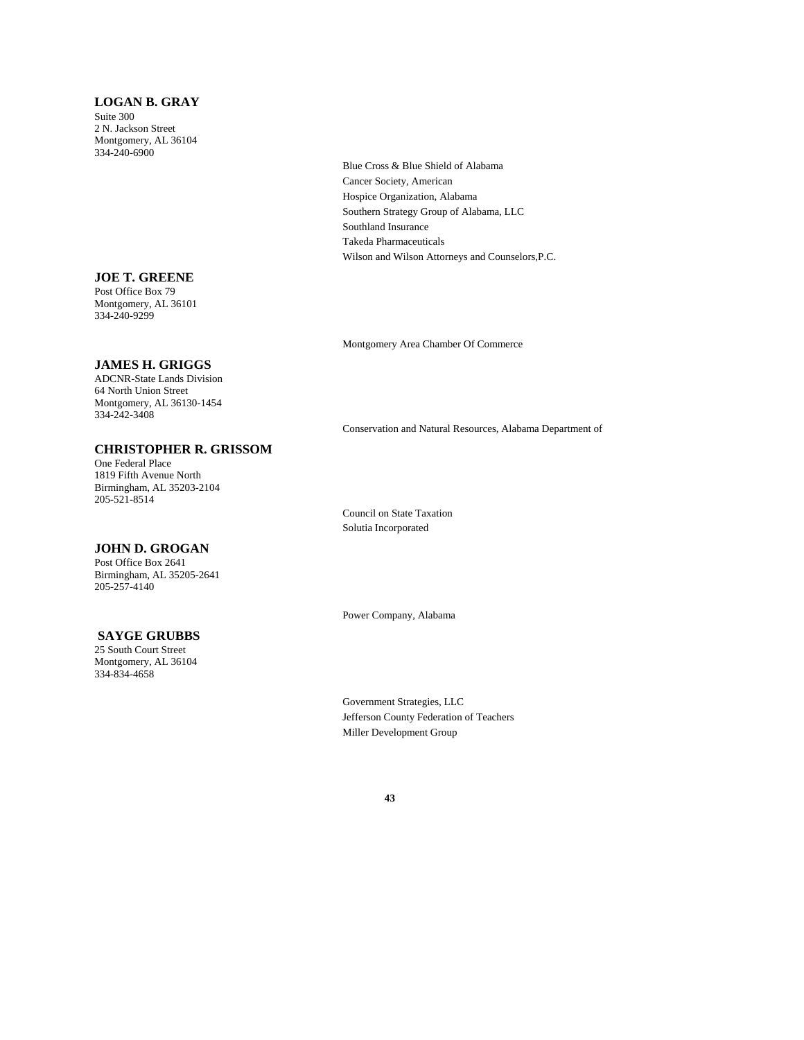**LOGAN B. GRAY**
Suite 300
2 N. Jackson Street
Montgomery, AL 36104
334-240-6900

Blue Cross & Blue Shield of Alabama
Cancer Society, American
Hospice Organization, Alabama
Southern Strategy Group of Alabama, LLC
Southland Insurance
Takeda Pharmaceuticals
Wilson and Wilson Attorneys and Counselors,P.C.

**JOE T. GREENE**
Post Office Box 79
Montgomery, AL 36101
334-240-9299

Montgomery Area Chamber Of Commerce

**JAMES H. GRIGGS**
ADCNR-State Lands Division
64 North Union Street
Montgomery, AL 36130-1454
334-242-3408

Conservation and Natural Resources, Alabama Department of

**CHRISTOPHER R. GRISSOM**
One Federal Place
1819 Fifth Avenue North
Birmingham, AL 35203-2104
205-521-8514

Council on State Taxation
Solutia Incorporated

**JOHN D. GROGAN**
Post Office Box 2641
Birmingham, AL 35205-2641
205-257-4140

Power Company, Alabama

**SAYGE GRUBBS**
25 South Court Street
Montgomery, AL 36104
334-834-4658

Government Strategies, LLC
Jefferson County Federation of Teachers
Miller Development Group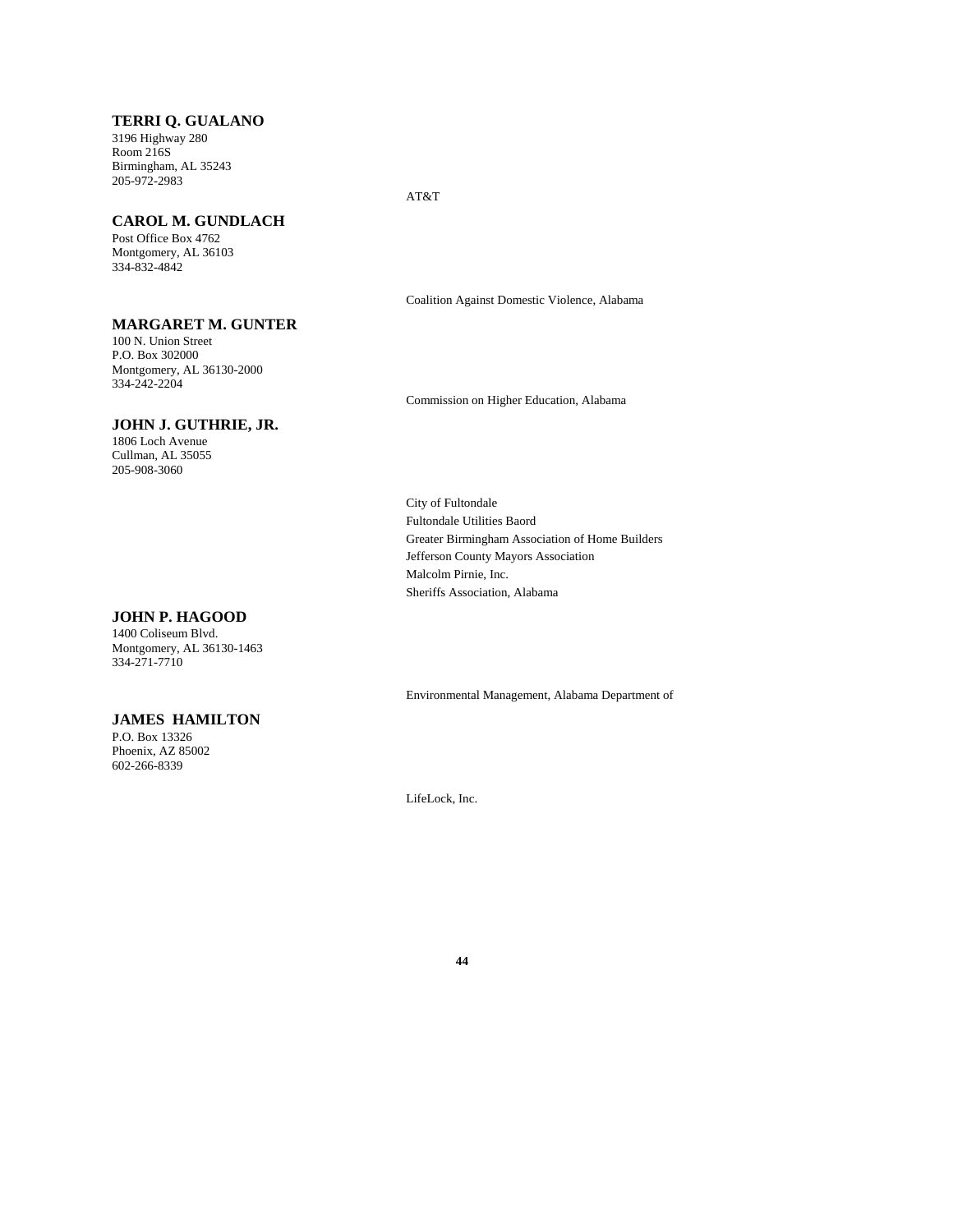**TERRI Q. GUALANO**
3196 Highway 280
Room 216S
Birmingham, AL 35243
205-972-2983

AT&T

**CAROL M. GUNDLACH**
Post Office Box 4762
Montgomery, AL 36103
334-832-4842

Coalition Against Domestic Violence, Alabama

**MARGARET M. GUNTER**
100 N. Union Street
P.O. Box 302000
Montgomery, AL 36130-2000
334-242-2204

Commission on Higher Education, Alabama

**JOHN J. GUTHRIE, JR.**
1806 Loch Avenue
Cullman, AL 35055
205-908-3060

City of Fultondale
Fultondale Utilities Baord
Greater Birmingham Association of Home Builders
Jefferson County Mayors Association
Malcolm Pirnie, Inc.
Sheriffs Association, Alabama

**JOHN P. HAGOOD**
1400 Coliseum Blvd.
Montgomery, AL 36130-1463
334-271-7710

Environmental Management, Alabama Department of

**JAMES HAMILTON**
P.O. Box 13326
Phoenix, AZ 85002
602-266-8339

LifeLock, Inc.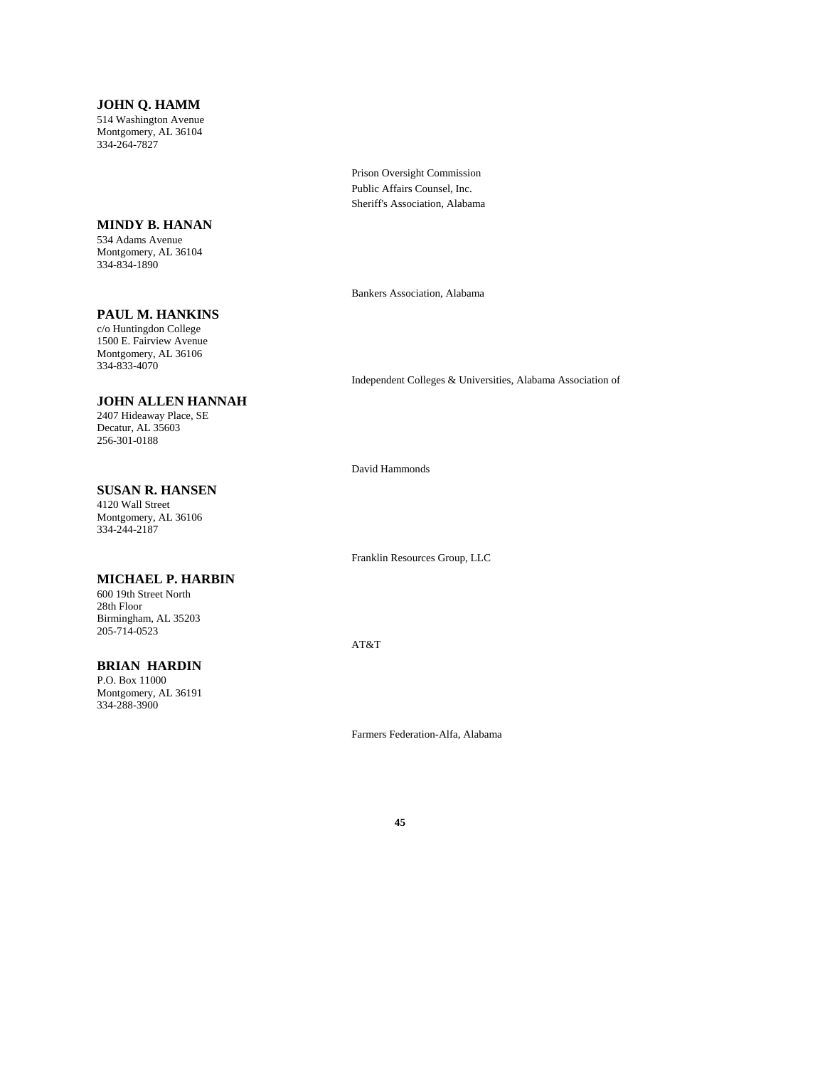**JOHN Q. HAMM**
514 Washington Avenue
Montgomery, AL 36104
334-264-7827

Prison Oversight Commission
Public Affairs Counsel, Inc.
Sheriff's Association, Alabama

**MINDY B. HANAN**
534 Adams Avenue
Montgomery, AL 36104
334-834-1890

Bankers Association, Alabama

**PAUL M. HANKINS**
c/o Huntingdon College
1500 E. Fairview Avenue
Montgomery, AL 36106
334-833-4070

Independent Colleges & Universities, Alabama Association of

**JOHN ALLEN HANNAH**
2407 Hideaway Place, SE
Decatur, AL 35603
256-301-0188

David Hammonds

**SUSAN R. HANSEN**
4120 Wall Street
Montgomery, AL 36106
334-244-2187

Franklin Resources Group, LLC

**MICHAEL P. HARBIN**
600 19th Street North
28th Floor
Birmingham, AL 35203
205-714-0523

AT&T

**BRIAN HARDIN**
P.O. Box 11000
Montgomery, AL 36191
334-288-3900

Farmers Federation-Alfa, Alabama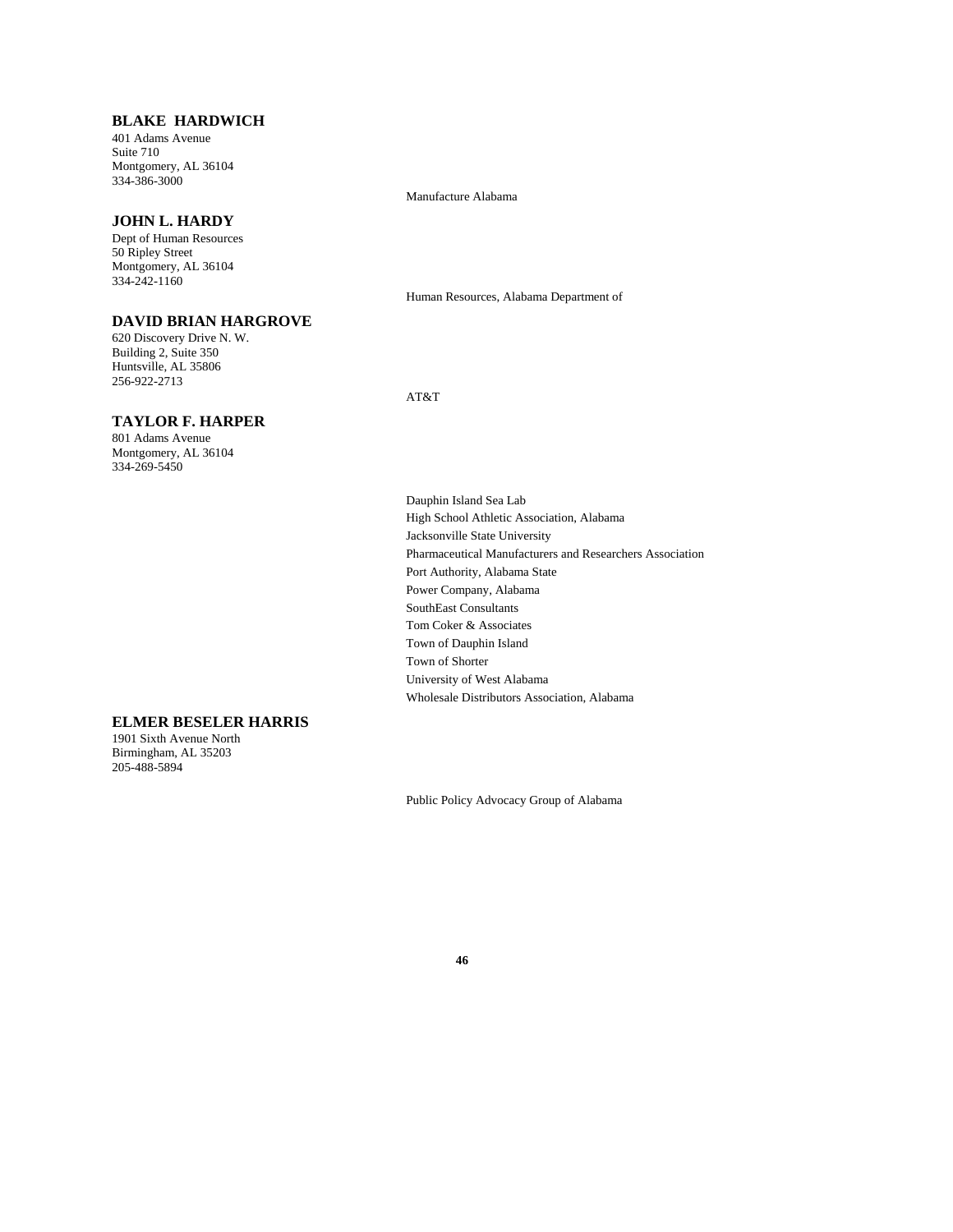**BLAKE HARDWICH**

401 Adams Avenue
Suite 710
Montgomery, AL 36104
334-386-3000

Manufacture Alabama

**JOHN L. HARDY**

Dept of Human Resources
50 Ripley Street
Montgomery, AL 36104
334-242-1160

Human Resources, Alabama Department of

**DAVID BRIAN HARGROVE**

620 Discovery Drive N. W.
Building 2, Suite 350
Huntsville, AL 35806
256-922-2713

AT&T

**TAYLOR F. HARPER**

801 Adams Avenue
Montgomery, AL 36104
334-269-5450

Dauphin Island Sea Lab
High School Athletic Association, Alabama
Jacksonville State University
Pharmaceutical Manufacturers and Researchers Association
Port Authority, Alabama State
Power Company, Alabama
SouthEast Consultants
Tom Coker & Associates
Town of Dauphin Island
Town of Shorter
University of West Alabama
Wholesale Distributors Association, Alabama

**ELMER BESELER HARRIS**

1901 Sixth Avenue North
Birmingham, AL 35203
205-488-5894

Public Policy Advocacy Group of Alabama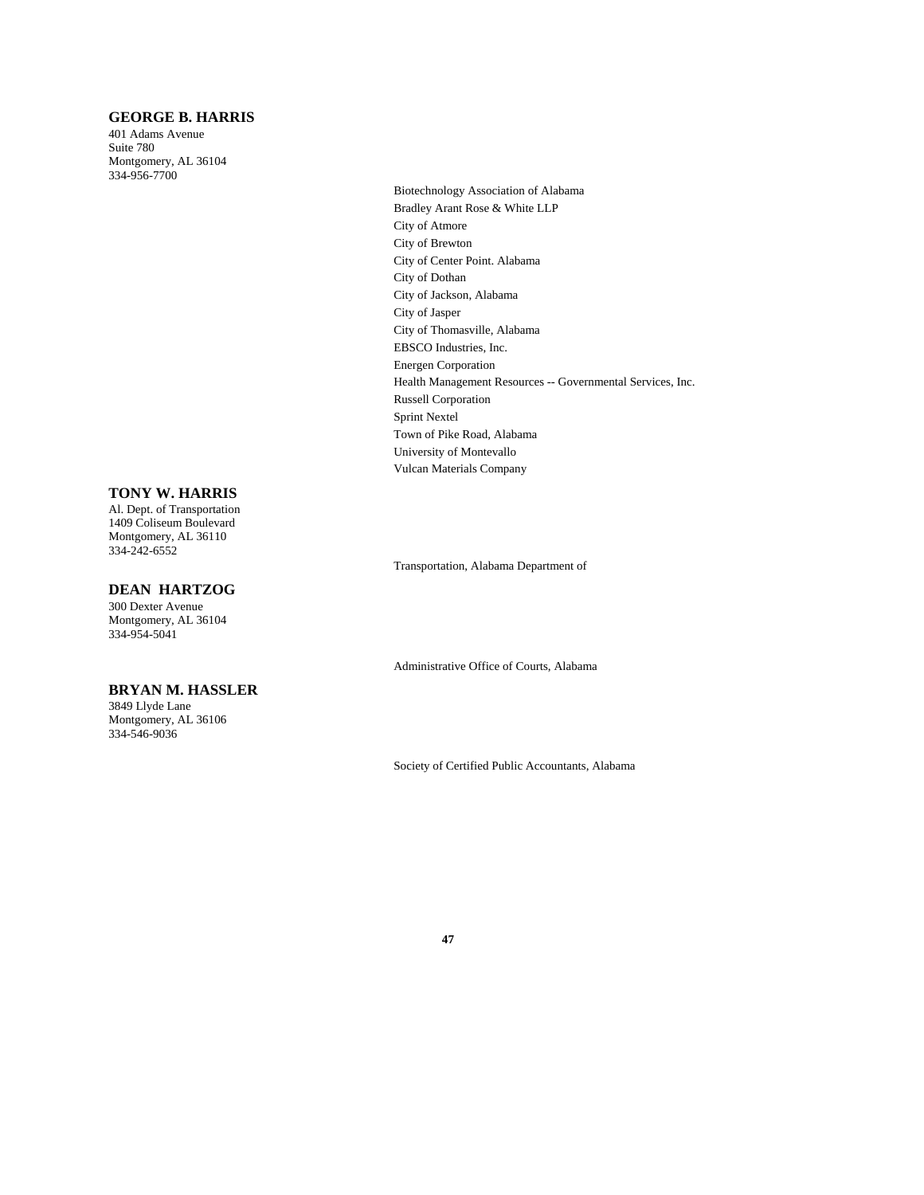**GEORGE B. HARRIS**
401 Adams Avenue
Suite 780
Montgomery, AL 36104
334-956-7700

Biotechnology Association of Alabama
Bradley Arant Rose & White LLP
City of Atmore
City of Brewton
City of Center Point. Alabama
City of Dothan
City of Jackson, Alabama
City of Jasper
City of Thomasville, Alabama
EBSCO Industries, Inc.
Energen Corporation
Health Management Resources -- Governmental Services, Inc.
Russell Corporation
Sprint Nextel
Town of Pike Road, Alabama
University of Montevallo
Vulcan Materials Company

**TONY W. HARRIS**
Al. Dept. of Transportation
1409 Coliseum Boulevard
Montgomery, AL 36110
334-242-6552

Transportation, Alabama Department of

**DEAN HARTZOG**
300 Dexter Avenue
Montgomery, AL 36104
334-954-5041

Administrative Office of Courts, Alabama

**BRYAN M. HASSLER**
3849 Llyde Lane
Montgomery, AL 36106
334-546-9036

Society of Certified Public Accountants, Alabama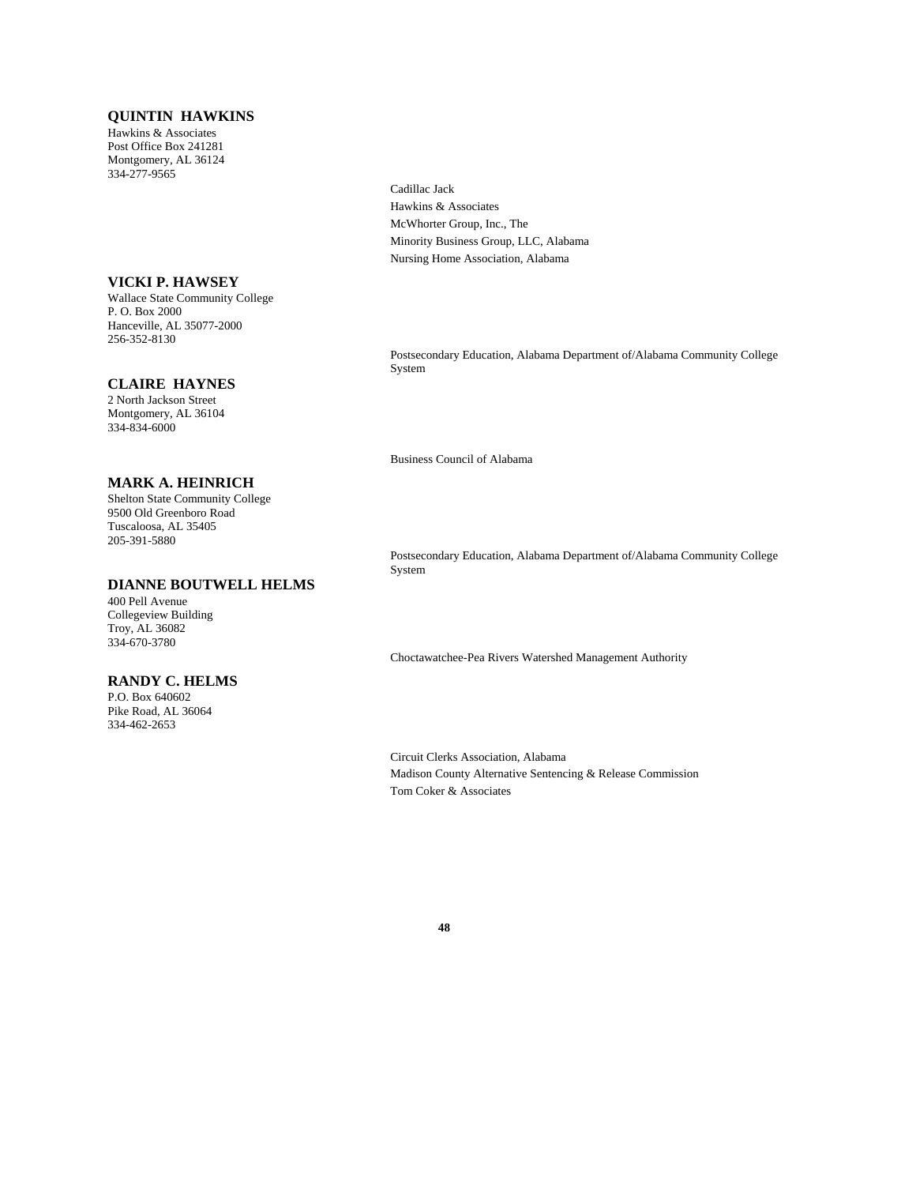**QUINTIN HAWKINS**
Hawkins & Associates
Post Office Box 241281
Montgomery, AL 36124
334-277-9565

Cadillac Jack
Hawkins & Associates
McWhorter Group, Inc., The
Minority Business Group, LLC, Alabama
Nursing Home Association, Alabama

**VICKI P. HAWSEY**
Wallace State Community College
P. O. Box 2000
Hanceville, AL 35077-2000
256-352-8130

Postsecondary Education, Alabama Department of/Alabama Community College System

**CLAIRE HAYNES**
2 North Jackson Street
Montgomery, AL 36104
334-834-6000

Business Council of Alabama

**MARK A. HEINRICH**
Shelton State Community College
9500 Old Greenboro Road
Tuscaloosa, AL 35405
205-391-5880

Postsecondary Education, Alabama Department of/Alabama Community College System

**DIANNE BOUTWELL HELMS**
400 Pell Avenue
Collegeview Building
Troy, AL 36082
334-670-3780

Choctawatchee-Pea Rivers Watershed Management Authority

**RANDY C. HELMS**
P.O. Box 640602
Pike Road, AL 36064
334-462-2653

Circuit Clerks Association, Alabama
Madison County Alternative Sentencing & Release Commission
Tom Coker & Associates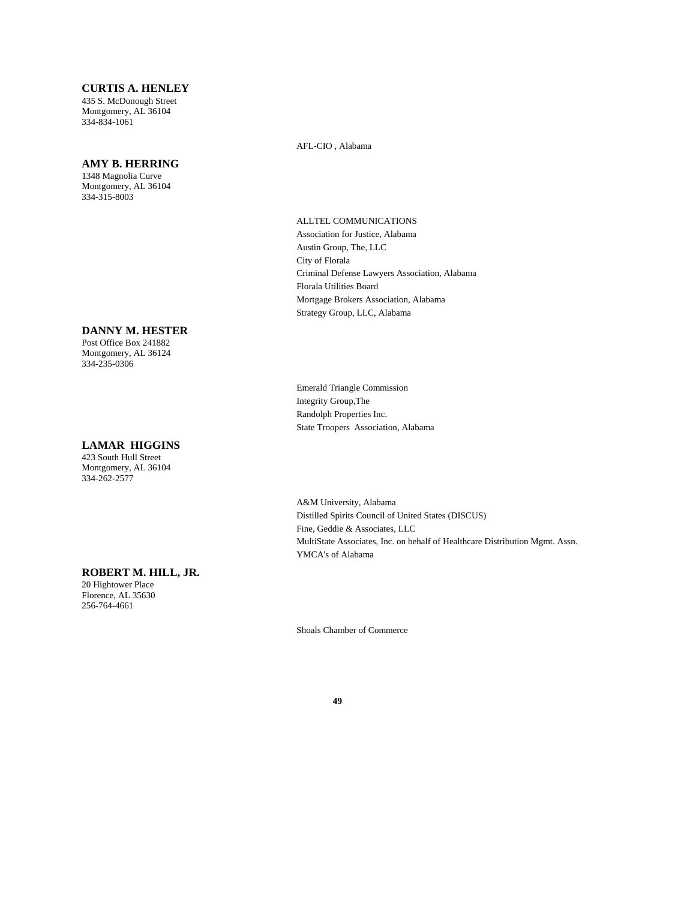**CURTIS A. HENLEY**
435 S. McDonough Street
Montgomery, AL 36104
334-834-1061

AFL-CIO , Alabama

**AMY B. HERRING**
1348 Magnolia Curve
Montgomery, AL 36104
334-315-8003

ALLTEL COMMUNICATIONS
Association for Justice, Alabama
Austin Group, The, LLC
City of Florala
Criminal Defense Lawyers Association, Alabama
Florala Utilities Board
Mortgage Brokers Association, Alabama
Strategy Group, LLC, Alabama

**DANNY M. HESTER**
Post Office Box 241882
Montgomery, AL 36124
334-235-0306

Emerald Triangle Commission
Integrity Group,The
Randolph Properties Inc.
State Troopers Association, Alabama

**LAMAR HIGGINS**
423 South Hull Street
Montgomery, AL 36104
334-262-2577

A&M University, Alabama
Distilled Spirits Council of United States (DISCUS)
Fine, Geddie & Associates, LLC
MultiState Associates, Inc. on behalf of Healthcare Distribution Mgmt. Assn.
YMCA's of Alabama

**ROBERT M. HILL, JR.**
20 Hightower Place
Florence, AL 35630
256-764-4661

Shoals Chamber of Commerce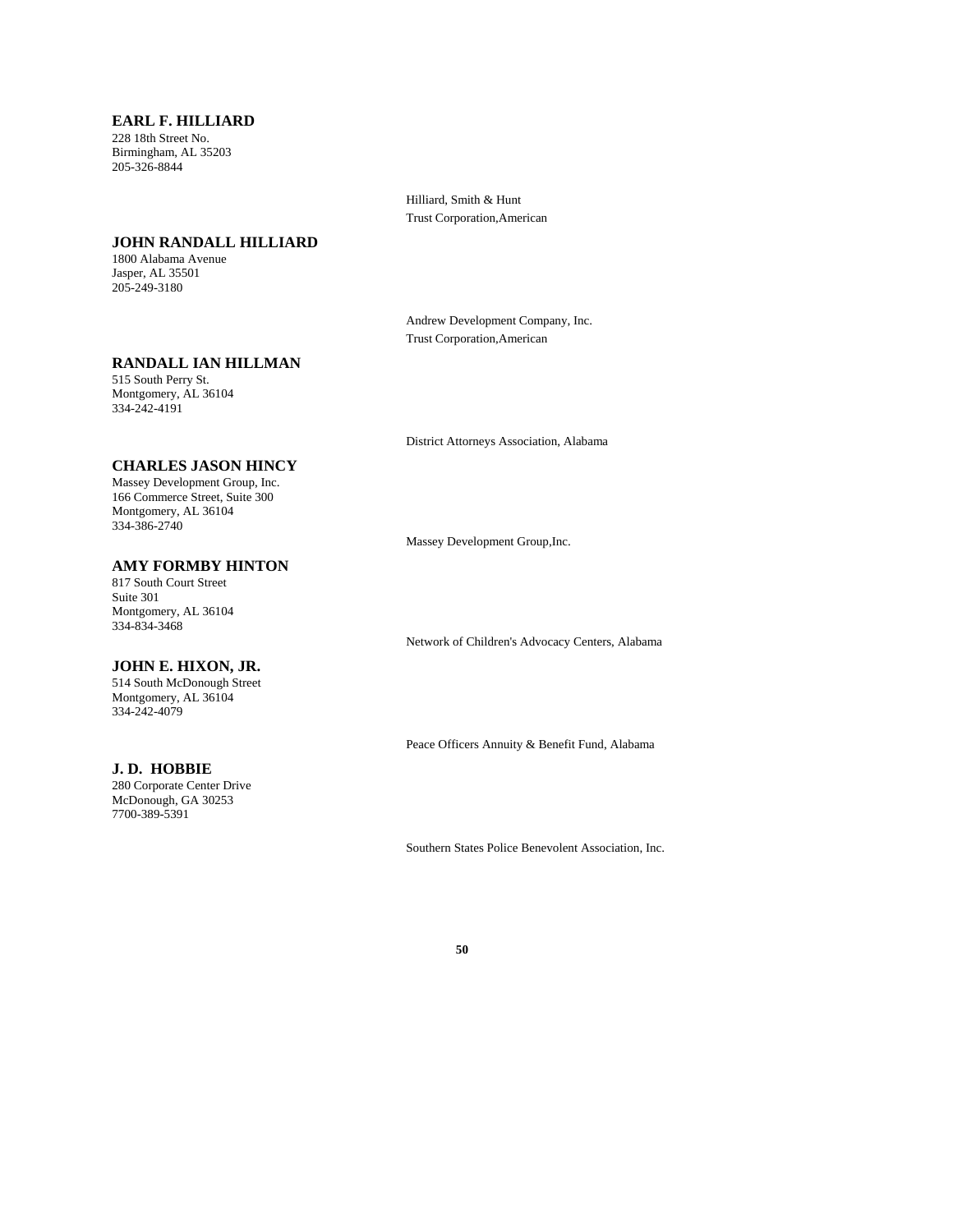**EARL F. HILLIARD**
228 18th Street No.
Birmingham, AL 35203
205-326-8844

Hilliard, Smith & Hunt
Trust Corporation,American

**JOHN RANDALL HILLIARD**
1800 Alabama Avenue
Jasper, AL 35501
205-249-3180

Andrew Development Company, Inc.
Trust Corporation,American

**RANDALL IAN HILLMAN**
515 South Perry St.
Montgomery, AL 36104
334-242-4191

District Attorneys Association, Alabama

**CHARLES JASON HINCY**
Massey Development Group, Inc.
166 Commerce Street, Suite 300
Montgomery, AL 36104
334-386-2740

Massey Development Group,Inc.

**AMY FORMBY HINTON**
817 South Court Street
Suite 301
Montgomery, AL 36104
334-834-3468

Network of Children's Advocacy Centers, Alabama

**JOHN E. HIXON, JR.**
514 South McDonough Street
Montgomery, AL 36104
334-242-4079

Peace Officers Annuity & Benefit Fund, Alabama

**J. D. HOBBIE**
280 Corporate Center Drive
McDonough, GA 30253
7700-389-5391

Southern States Police Benevolent Association, Inc.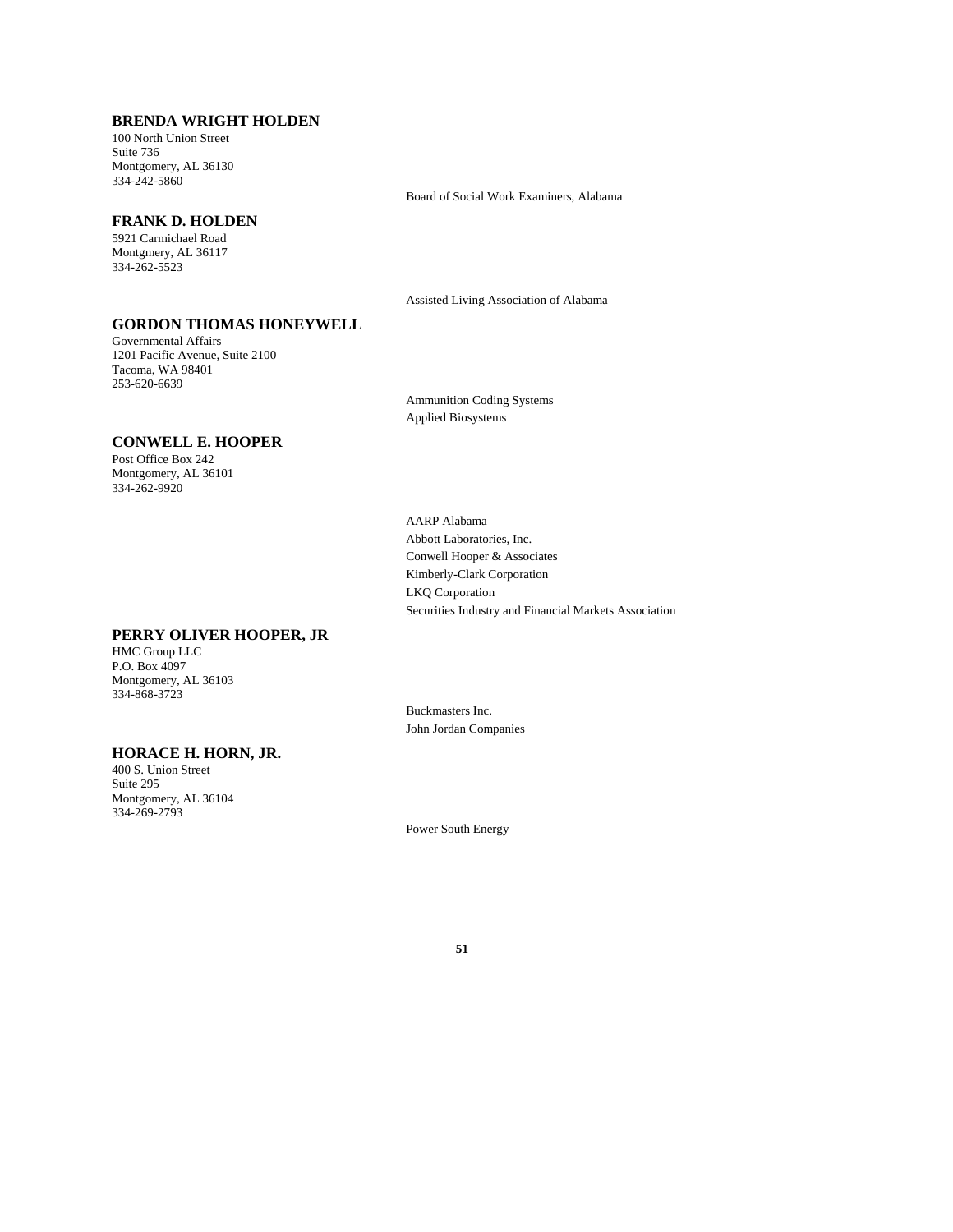**BRENDA WRIGHT HOLDEN**

100 North Union Street
Suite 736
Montgomery, AL 36130
334-242-5860

Board of Social Work Examiners, Alabama

**FRANK D. HOLDEN**

5921 Carmichael Road
Montgmery, AL 36117
334-262-5523

Assisted Living Association of Alabama

**GORDON THOMAS HONEYWELL**

Governmental Affairs
1201 Pacific Avenue, Suite 2100
Tacoma, WA 98401
253-620-6639

Ammunition Coding Systems
Applied Biosystems

**CONWELL E. HOOPER**

Post Office Box 242
Montgomery, AL 36101
334-262-9920

AARP Alabama
Abbott Laboratories, Inc.
Conwell Hooper & Associates
Kimberly-Clark Corporation
LKQ Corporation
Securities Industry and Financial Markets Association

**PERRY OLIVER HOOPER, JR**

HMC Group LLC
P.O. Box 4097
Montgomery, AL 36103
334-868-3723

Buckmasters Inc.
John Jordan Companies

**HORACE H. HORN, JR.**

400 S. Union Street
Suite 295
Montgomery, AL 36104
334-269-2793

Power South Energy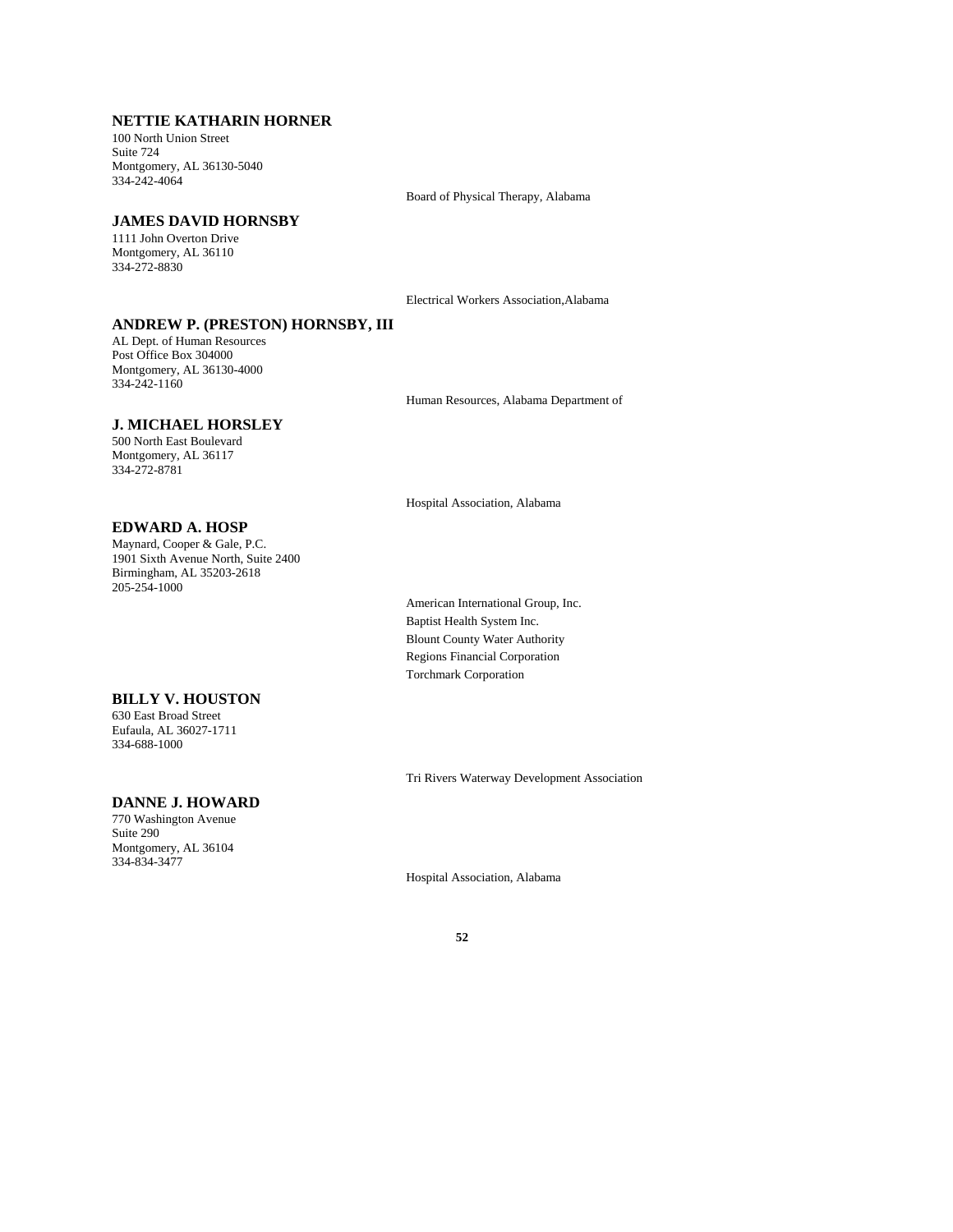### NETTIE KATHARIN HORNER

100 North Union Street
Suite 724
Montgomery, AL 36130-5040
334-242-4064

Board of Physical Therapy, Alabama

### JAMES DAVID HORNSBY

1111 John Overton Drive
Montgomery, AL 36110
334-272-8830

Electrical Workers Association,Alabama

### ANDREW P. (PRESTON) HORNSBY, III

AL Dept. of Human Resources
Post Office Box 304000
Montgomery, AL 36130-4000
334-242-1160

Human Resources, Alabama Department of

### J. MICHAEL HORSLEY

500 North East Boulevard
Montgomery, AL 36117
334-272-8781

Hospital Association, Alabama

### EDWARD A. HOSP

Maynard, Cooper & Gale, P.C.
1901 Sixth Avenue North, Suite 2400
Birmingham, AL 35203-2618
205-254-1000

American International Group, Inc.
Baptist Health System Inc.
Blount County Water Authority
Regions Financial Corporation
Torchmark Corporation

### BILLY V. HOUSTON

630 East Broad Street
Eufaula, AL 36027-1711
334-688-1000

Tri Rivers Waterway Development Association

### DANNE J. HOWARD

770 Washington Avenue
Suite 290
Montgomery, AL 36104
334-834-3477

Hospital Association, Alabama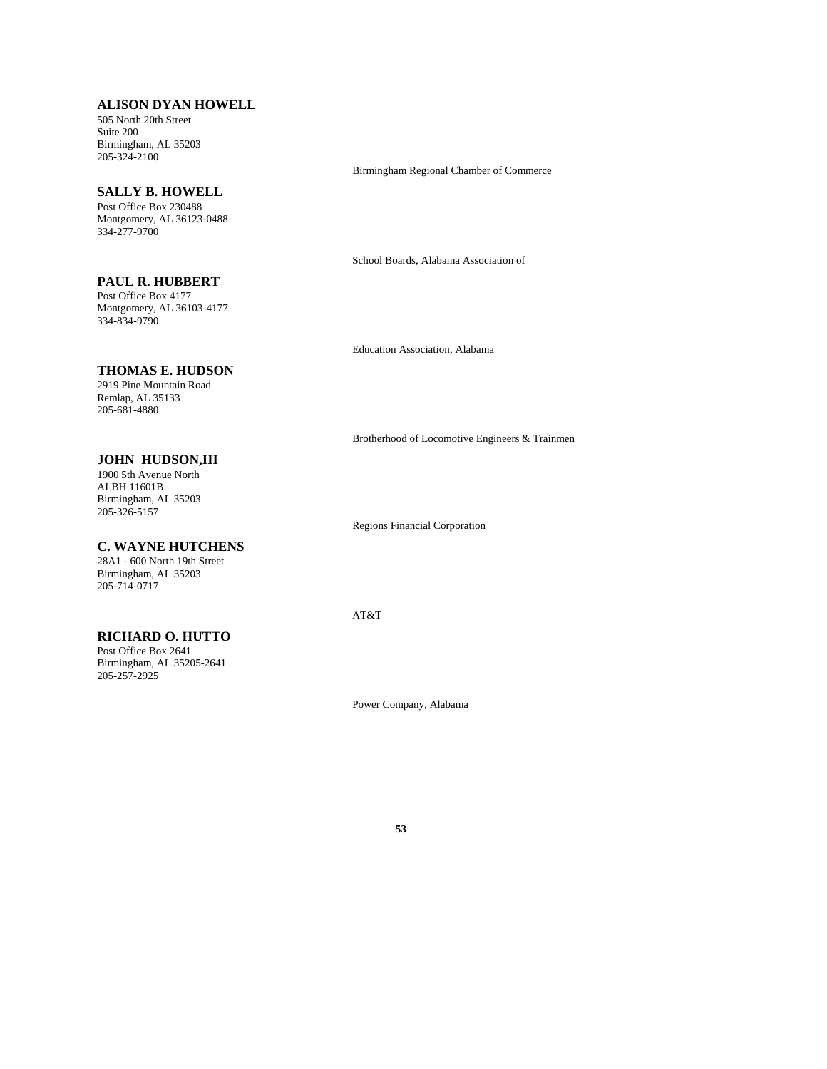**ALISON DYAN HOWELL**
505 North 20th Street
Suite 200
Birmingham, AL 35203
205-324-2100

Birmingham Regional Chamber of Commerce

**SALLY B. HOWELL**
Post Office Box 230488
Montgomery, AL 36123-0488
334-277-9700

School Boards, Alabama Association of

**PAUL R. HUBBERT**
Post Office Box 4177
Montgomery, AL 36103-4177
334-834-9790

Education Association, Alabama

**THOMAS E. HUDSON**
2919 Pine Mountain Road
Remlap, AL 35133
205-681-4880

Brotherhood of Locomotive Engineers & Trainmen

**JOHN HUDSON,III**
1900 5th Avenue North
ALBH 11601B
Birmingham, AL 35203
205-326-5157

Regions Financial Corporation

**C. WAYNE HUTCHENS**
28A1 - 600 North 19th Street
Birmingham, AL 35203
205-714-0717

AT&T

**RICHARD O. HUTTO**
Post Office Box 2641
Birmingham, AL 35205-2641
205-257-2925

Power Company, Alabama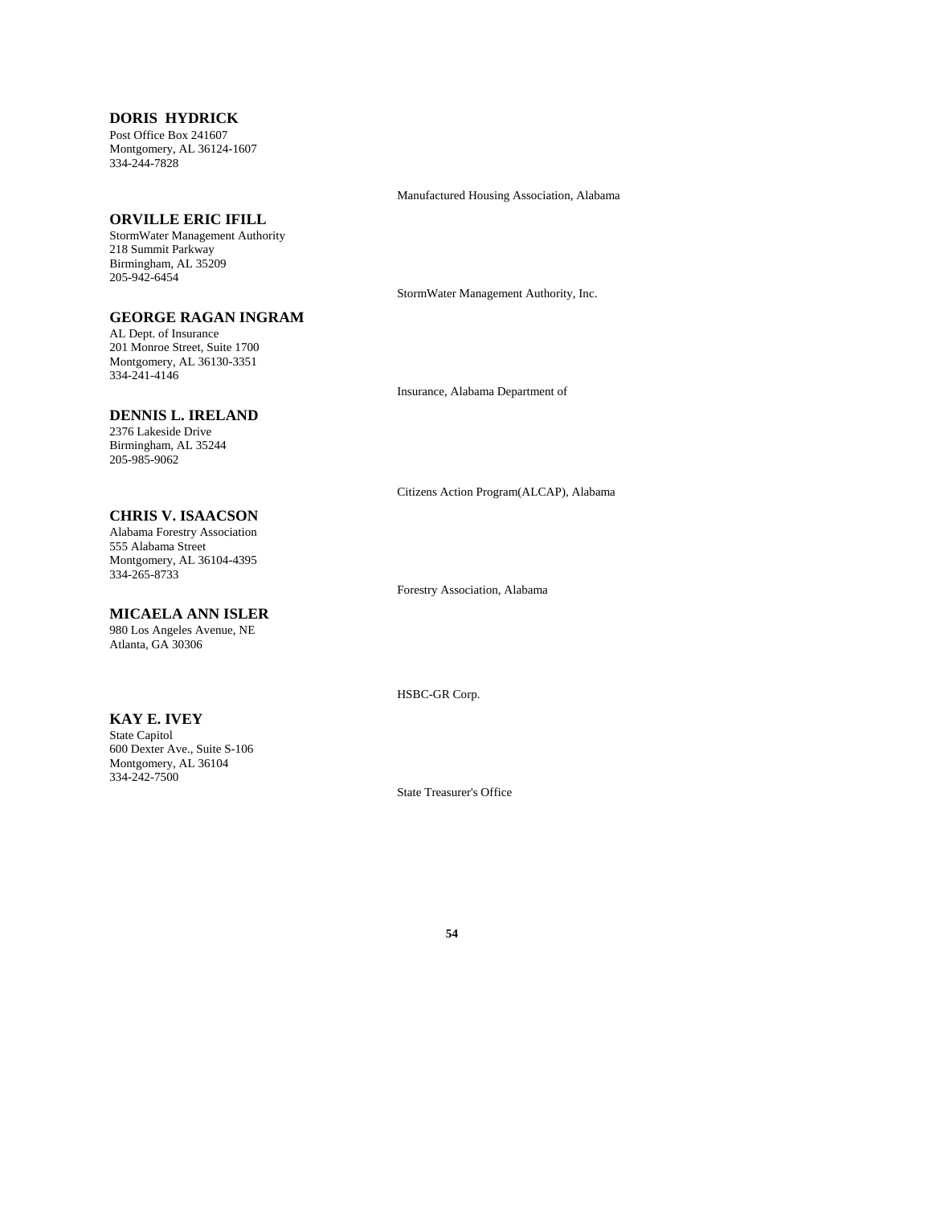**DORIS HYDRICK**
Post Office Box 241607
Montgomery, AL 36124-1607
334-244-7828

Manufactured Housing Association, Alabama

**ORVILLE ERIC IFILL**
StormWater Management Authority
218 Summit Parkway
Birmingham, AL 35209
205-942-6454

StormWater Management Authority, Inc.

**GEORGE RAGAN INGRAM**
AL Dept. of Insurance
201 Monroe Street, Suite 1700
Montgomery, AL 36130-3351
334-241-4146

Insurance, Alabama Department of

**DENNIS L. IRELAND**
2376 Lakeside Drive
Birmingham, AL 35244
205-985-9062

Citizens Action Program(ALCAP), Alabama

**CHRIS V. ISAACSON**
Alabama Forestry Association
555 Alabama Street
Montgomery, AL 36104-4395
334-265-8733

Forestry Association, Alabama

**MICAELA ANN ISLER**
980 Los Angeles Avenue, NE
Atlanta, GA 30306

HSBC-GR Corp.

**KAY E. IVEY**
State Capitol
600 Dexter Ave., Suite S-106
Montgomery, AL 36104
334-242-7500

State Treasurer's Office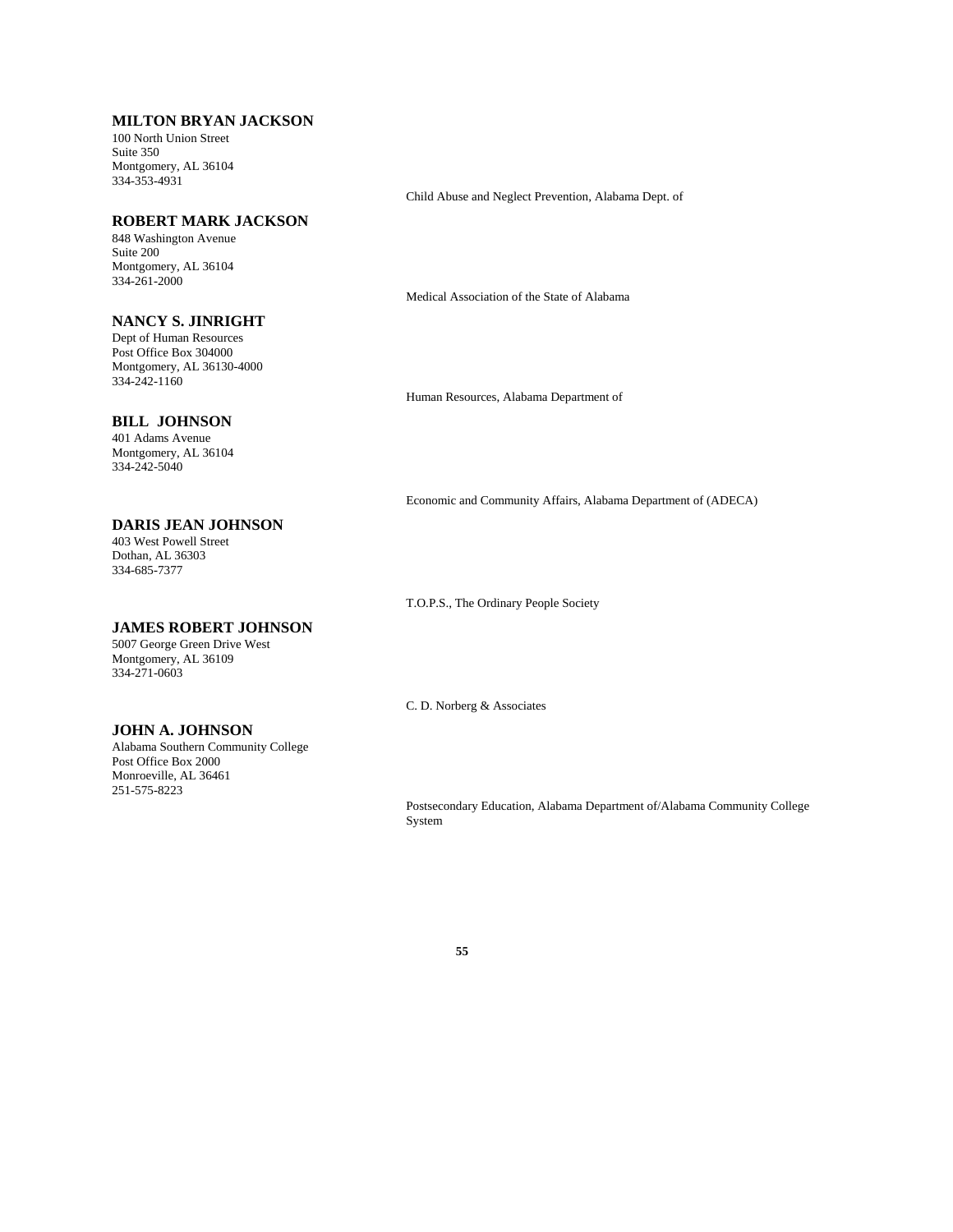**MILTON BRYAN JACKSON**
100 North Union Street
Suite 350
Montgomery, AL 36104
334-353-4931

Child Abuse and Neglect Prevention, Alabama Dept. of

**ROBERT MARK JACKSON**
848 Washington Avenue
Suite 200
Montgomery, AL 36104
334-261-2000

Medical Association of the State of Alabama

**NANCY S. JINRIGHT**
Dept of Human Resources
Post Office Box 304000
Montgomery, AL 36130-4000
334-242-1160

Human Resources, Alabama Department of

**BILL JOHNSON**
401 Adams Avenue
Montgomery, AL 36104
334-242-5040

Economic and Community Affairs, Alabama Department of (ADECA)

**DARIS JEAN JOHNSON**
403 West Powell Street
Dothan, AL 36303
334-685-7377

T.O.P.S., The Ordinary People Society

**JAMES ROBERT JOHNSON**
5007 George Green Drive West
Montgomery, AL 36109
334-271-0603

C. D. Norberg & Associates

**JOHN A. JOHNSON**
Alabama Southern Community College
Post Office Box 2000
Monroeville, AL 36461
251-575-8223

Postsecondary Education, Alabama Department of/Alabama Community College System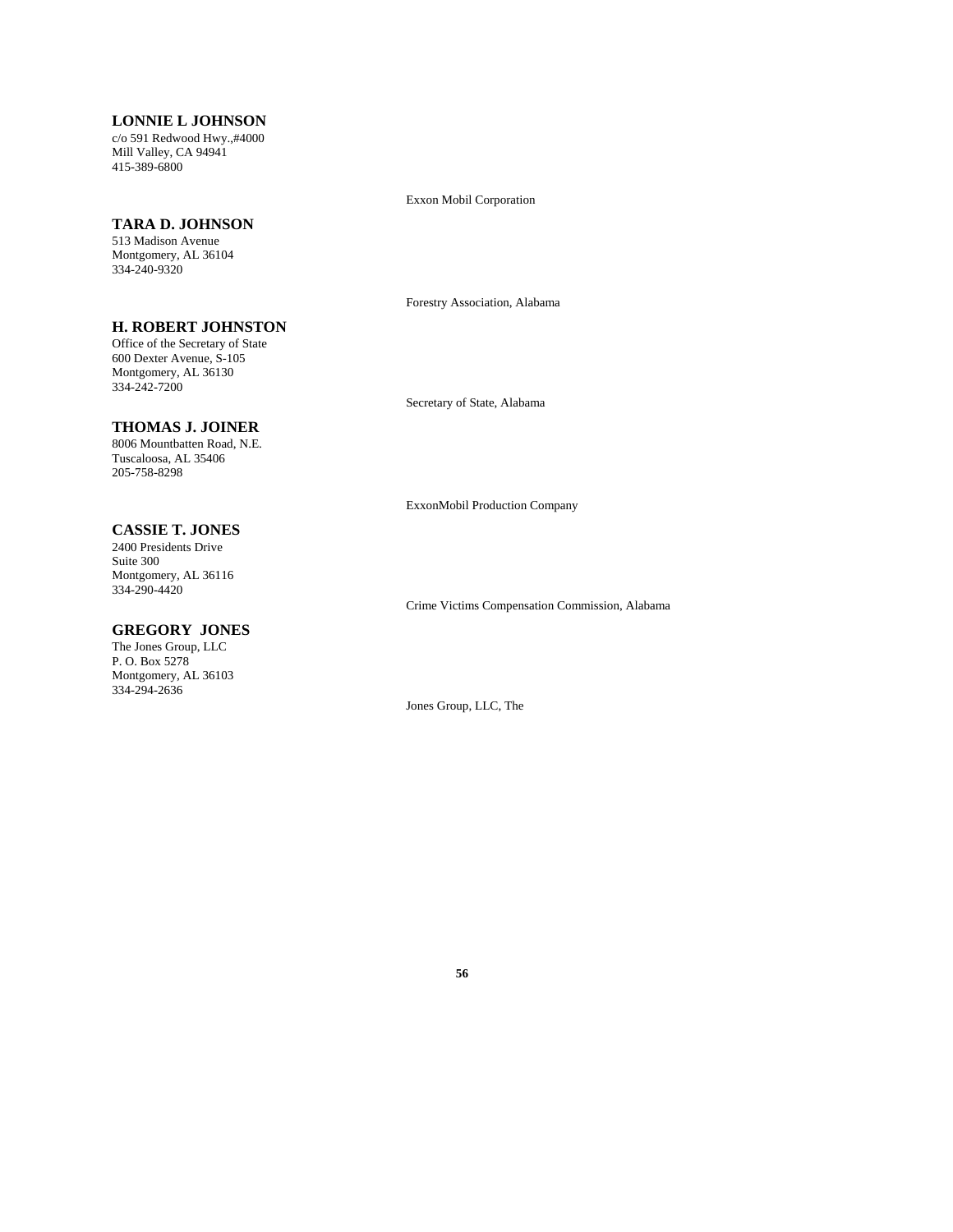**LONNIE L JOHNSON**
c/o 591 Redwood Hwy.,#4000
Mill Valley, CA 94941
415-389-6800

Exxon Mobil Corporation

**TARA D. JOHNSON**
513 Madison Avenue
Montgomery, AL 36104
334-240-9320

Forestry Association, Alabama

**H. ROBERT JOHNSTON**
Office of the Secretary of State
600 Dexter Avenue, S-105
Montgomery, AL 36130
334-242-7200

Secretary of State, Alabama

**THOMAS J. JOINER**
8006 Mountbatten Road, N.E.
Tuscaloosa, AL 35406
205-758-8298

ExxonMobil Production Company

**CASSIE T. JONES**
2400 Presidents Drive
Suite 300
Montgomery, AL 36116
334-290-4420

Crime Victims Compensation Commission, Alabama

**GREGORY JONES**
The Jones Group, LLC
P. O. Box 5278
Montgomery, AL 36103
334-294-2636

Jones Group, LLC, The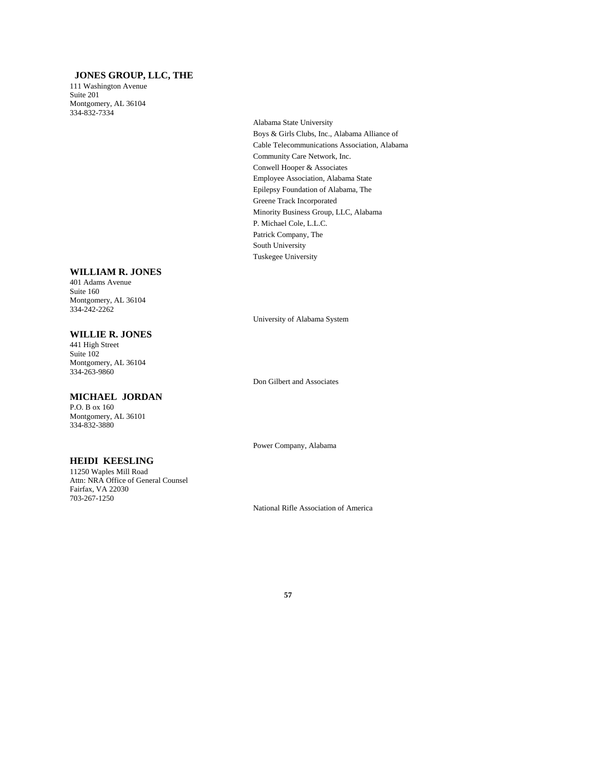**JONES GROUP, LLC, THE**

111 Washington Avenue
Suite 201
Montgomery, AL 36104
334-832-7334

Alabama State University
Boys & Girls Clubs, Inc., Alabama Alliance of
Cable Telecommunications Association, Alabama
Community Care Network, Inc.
Conwell Hooper & Associates
Employee Association, Alabama State
Epilepsy Foundation of Alabama, The
Greene Track Incorporated
Minority Business Group, LLC, Alabama
P. Michael Cole, L.L.C.
Patrick Company, The
South University
Tuskegee University

**WILLIAM R. JONES**

401 Adams Avenue
Suite 160
Montgomery, AL 36104
334-242-2262

University of Alabama System

**WILLIE R. JONES**

441 High Street
Suite 102
Montgomery, AL 36104
334-263-9860

Don Gilbert and Associates

**MICHAEL JORDAN**

P.O. B ox 160
Montgomery, AL 36101
334-832-3880

Power Company, Alabama

**HEIDI KEESLING**

11250 Waples Mill Road
Attn: NRA Office of General Counsel
Fairfax, VA 22030
703-267-1250

National Rifle Association of America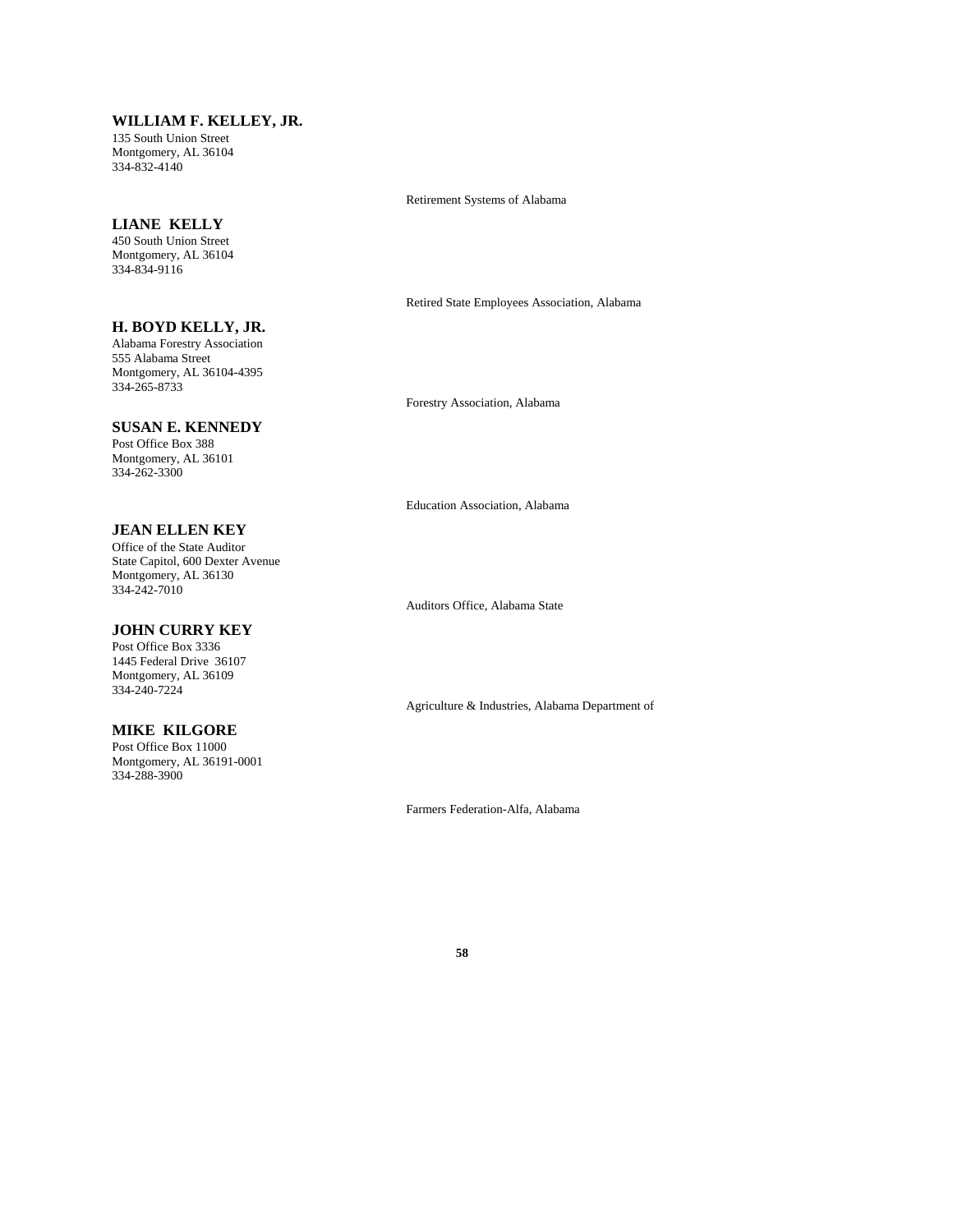**WILLIAM F. KELLEY, JR.**
135 South Union Street
Montgomery, AL 36104
334-832-4140

Retirement Systems of Alabama

**LIANE KELLY**
450 South Union Street
Montgomery, AL 36104
334-834-9116

Retired State Employees Association, Alabama

**H. BOYD KELLY, JR.**
Alabama Forestry Association
555 Alabama Street
Montgomery, AL 36104-4395
334-265-8733

Forestry Association, Alabama

**SUSAN E. KENNEDY**
Post Office Box 388
Montgomery, AL 36101
334-262-3300

Education Association, Alabama

**JEAN ELLEN KEY**
Office of the State Auditor
State Capitol, 600 Dexter Avenue
Montgomery, AL 36130
334-242-7010

Auditors Office, Alabama State

**JOHN CURRY KEY**
Post Office Box 3336
1445 Federal Drive 36107
Montgomery, AL 36109
334-240-7224

Agriculture & Industries, Alabama Department of

**MIKE KILGORE**
Post Office Box 11000
Montgomery, AL 36191-0001
334-288-3900

Farmers Federation-Alfa, Alabama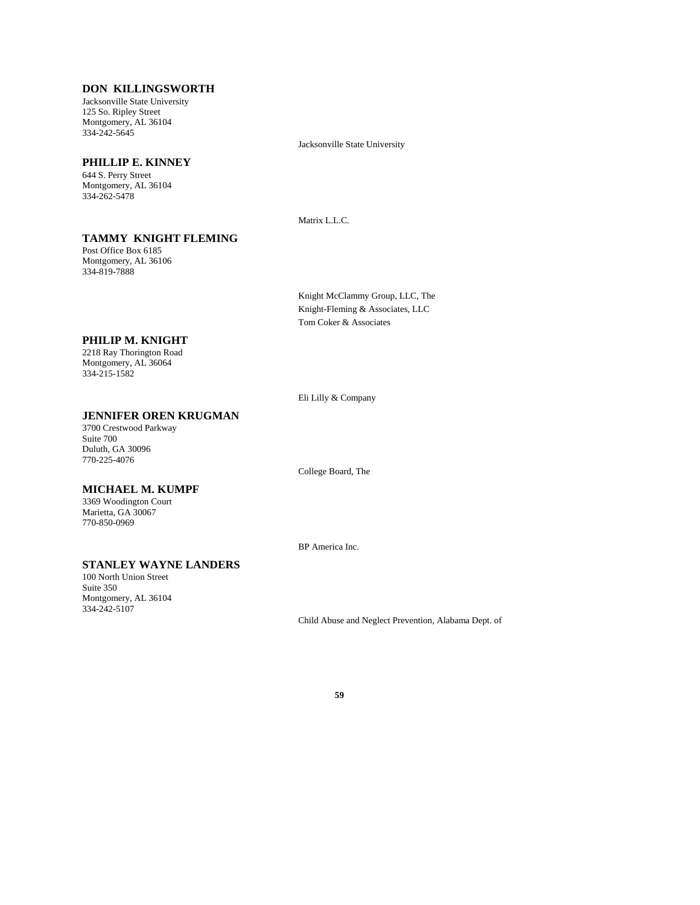**DON KILLINGSWORTH**
Jacksonville State University
125 So. Ripley Street
Montgomery, AL 36104
334-242-5645

Jacksonville State University

**PHILLIP E. KINNEY**
644 S. Perry Street
Montgomery, AL 36104
334-262-5478

Matrix L.L.C.

**TAMMY KNIGHT FLEMING**
Post Office Box 6185
Montgomery, AL 36106
334-819-7888

Knight McClammy Group, LLC, The
Knight-Fleming & Associates, LLC
Tom Coker & Associates

**PHILIP M. KNIGHT**
2218 Ray Thorington Road
Montgomery, AL 36064
334-215-1582

Eli Lilly & Company

**JENNIFER OREN KRUGMAN**
3700 Crestwood Parkway
Suite 700
Duluth, GA 30096
770-225-4076

College Board, The

**MICHAEL M. KUMPF**
3369 Woodington Court
Marietta, GA 30067
770-850-0969

BP America Inc.

**STANLEY WAYNE LANDERS**
100 North Union Street
Suite 350
Montgomery, AL 36104
334-242-5107

Child Abuse and Neglect Prevention, Alabama Dept. of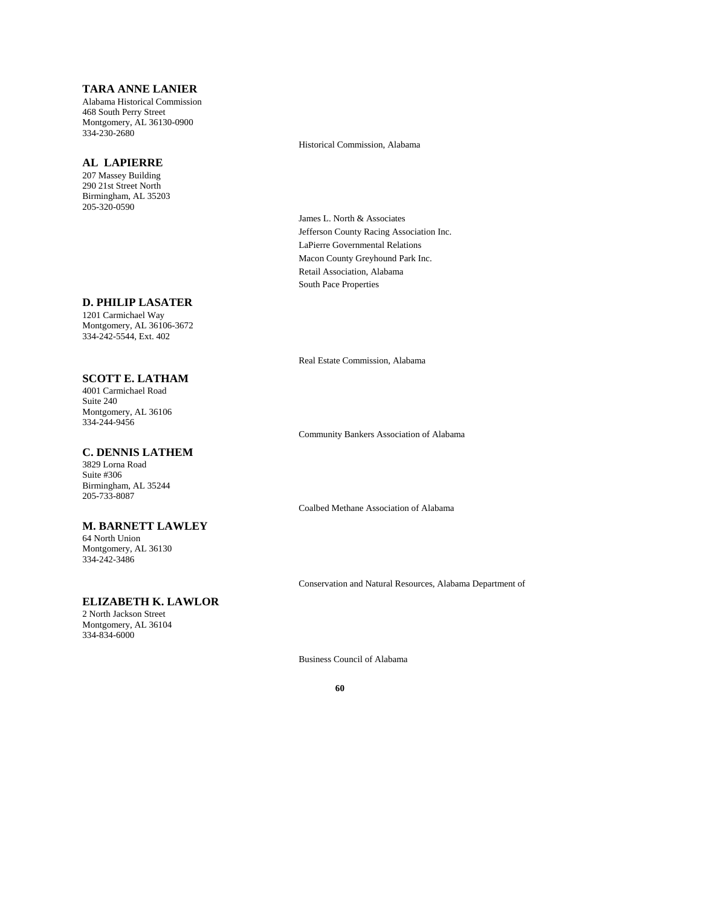**TARA ANNE LANIER**
Alabama Historical Commission
468 South Perry Street
Montgomery, AL 36130-0900
334-230-2680

Historical Commission, Alabama

**AL LAPIERRE**
207 Massey Building
290 21st Street North
Birmingham, AL 35203
205-320-0590

James L. North & Associates
Jefferson County Racing Association Inc.
LaPierre Governmental Relations
Macon County Greyhound Park Inc.
Retail Association, Alabama
South Pace Properties

**D. PHILIP LASATER**
1201 Carmichael Way
Montgomery, AL 36106-3672
334-242-5544, Ext. 402

Real Estate Commission, Alabama

**SCOTT E. LATHAM**
4001 Carmichael Road
Suite 240
Montgomery, AL 36106
334-244-9456

Community Bankers Association of Alabama

**C. DENNIS LATHEM**
3829 Lorna Road
Suite #306
Birmingham, AL 35244
205-733-8087

Coalbed Methane Association of Alabama

**M. BARNETT LAWLEY**
64 North Union
Montgomery, AL 36130
334-242-3486

Conservation and Natural Resources, Alabama Department of

**ELIZABETH K. LAWLOR**
2 North Jackson Street
Montgomery, AL 36104
334-834-6000

Business Council of Alabama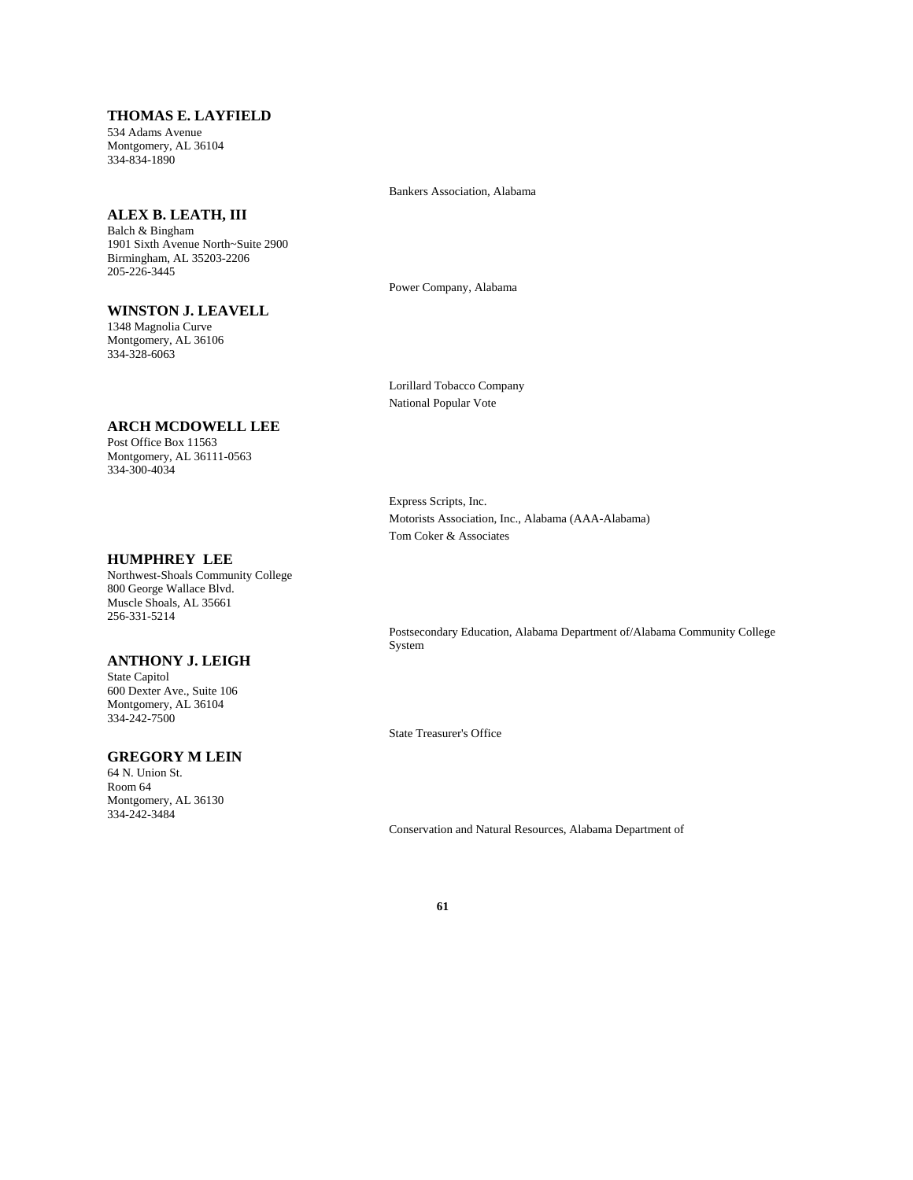### THOMAS E. LAYFIELD

534 Adams Avenue
Montgomery, AL 36104
334-834-1890

Bankers Association, Alabama

### ALEX B. LEATH, III

Balch & Bingham
1901 Sixth Avenue North~Suite 2900
Birmingham, AL 35203-2206
205-226-3445

Power Company, Alabama

### WINSTON J. LEAVELL

1348 Magnolia Curve
Montgomery, AL 36106
334-328-6063

Lorillard Tobacco Company
National Popular Vote

### ARCH MCDOWELL LEE

Post Office Box 11563
Montgomery, AL 36111-0563
334-300-4034

Express Scripts, Inc.
Motorists Association, Inc., Alabama (AAA-Alabama)
Tom Coker & Associates

### HUMPHREY LEE

Northwest-Shoals Community College
800 George Wallace Blvd.
Muscle Shoals, AL 35661
256-331-5214

Postsecondary Education, Alabama Department of/Alabama Community College System

### ANTHONY J. LEIGH

State Capitol
600 Dexter Ave., Suite 106
Montgomery, AL 36104
334-242-7500

State Treasurer's Office

### GREGORY M LEIN

64 N. Union St.
Room 64
Montgomery, AL 36130
334-242-3484

Conservation and Natural Resources, Alabama Department of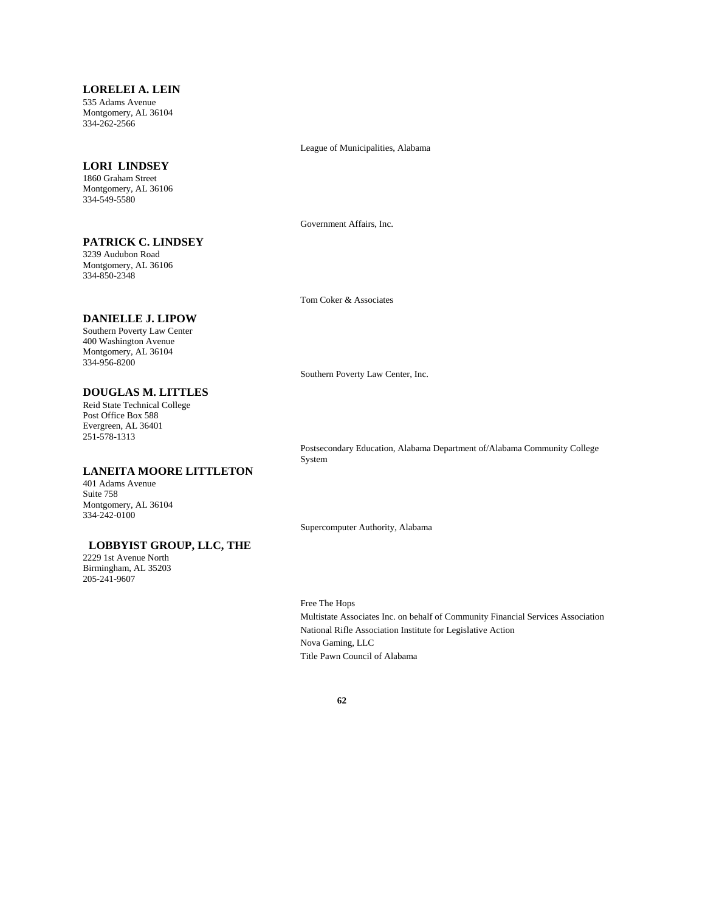**LORELEI A. LEIN**
535 Adams Avenue
Montgomery, AL 36104
334-262-2566

League of Municipalities, Alabama

**LORI LINDSEY**
1860 Graham Street
Montgomery, AL 36106
334-549-5580

Government Affairs, Inc.

**PATRICK C. LINDSEY**
3239 Audubon Road
Montgomery, AL 36106
334-850-2348

Tom Coker & Associates

**DANIELLE J. LIPOW**
Southern Poverty Law Center
400 Washington Avenue
Montgomery, AL 36104
334-956-8200

Southern Poverty Law Center, Inc.

**DOUGLAS M. LITTLES**
Reid State Technical College
Post Office Box 588
Evergreen, AL 36401
251-578-1313

Postsecondary Education, Alabama Department of/Alabama Community College System

**LANEITA MOORE LITTLETON**
401 Adams Avenue
Suite 758
Montgomery, AL 36104
334-242-0100

Supercomputer Authority, Alabama

**LOBBYIST GROUP, LLC, THE**
2229 1st Avenue North
Birmingham, AL 35203
205-241-9607

Free The Hops
Multistate Associates Inc. on behalf of Community Financial Services Association
National Rifle Association Institute for Legislative Action
Nova Gaming, LLC
Title Pawn Council of Alabama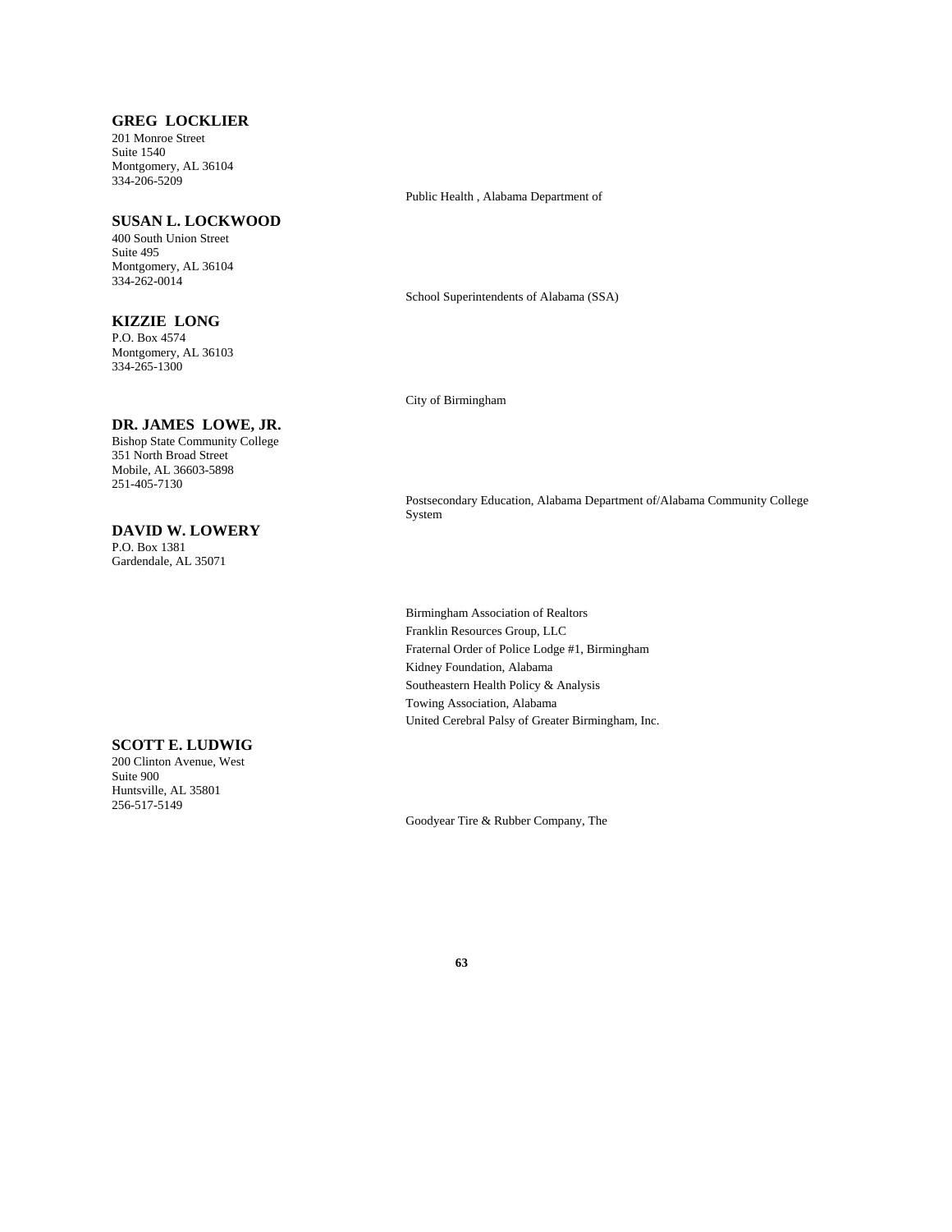**GREG LOCKLIER**
201 Monroe Street
Suite 1540
Montgomery, AL 36104
334-206-5209

Public Health , Alabama Department of

**SUSAN L. LOCKWOOD**
400 South Union Street
Suite 495
Montgomery, AL 36104
334-262-0014

School Superintendents of Alabama (SSA)

**KIZZIE LONG**
P.O. Box 4574
Montgomery, AL 36103
334-265-1300

City of Birmingham

**DR. JAMES LOWE, JR.**
Bishop State Community College
351 North Broad Street
Mobile, AL 36603-5898
251-405-7130

Postsecondary Education, Alabama Department of/Alabama Community College System

**DAVID W. LOWERY**
P.O. Box 1381
Gardendale, AL 35071

Birmingham Association of Realtors
Franklin Resources Group, LLC
Fraternal Order of Police Lodge #1, Birmingham
Kidney Foundation, Alabama
Southeastern Health Policy & Analysis
Towing Association, Alabama
United Cerebral Palsy of Greater Birmingham, Inc.

**SCOTT E. LUDWIG**
200 Clinton Avenue, West
Suite 900
Huntsville, AL 35801
256-517-5149

Goodyear Tire & Rubber Company, The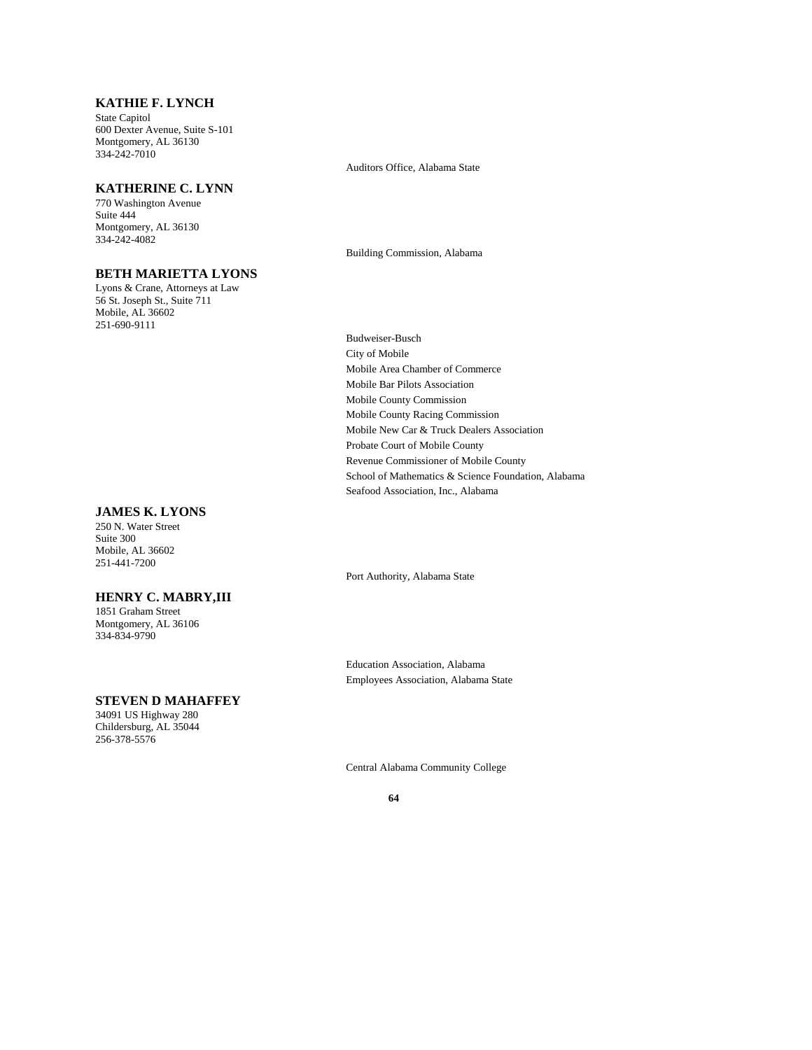**KATHIE F. LYNCH**
State Capitol
600 Dexter Avenue, Suite S-101
Montgomery, AL 36130
334-242-7010

Auditors Office, Alabama State

**KATHERINE C. LYNN**
770 Washington Avenue
Suite 444
Montgomery, AL 36130
334-242-4082

Building Commission, Alabama

**BETH MARIETTA LYONS**
Lyons & Crane, Attorneys at Law
56 St. Joseph St., Suite 711
Mobile, AL 36602
251-690-9111

Budweiser-Busch
City of Mobile
Mobile Area Chamber of Commerce
Mobile Bar Pilots Association
Mobile County Commission
Mobile County Racing Commission
Mobile New Car & Truck Dealers Association
Probate Court of Mobile County
Revenue Commissioner of Mobile County
School of Mathematics & Science Foundation, Alabama
Seafood Association, Inc., Alabama

**JAMES K. LYONS**
250 N. Water Street
Suite 300
Mobile, AL 36602
251-441-7200

Port Authority, Alabama State

**HENRY C. MABRY,III**
1851 Graham Street
Montgomery, AL 36106
334-834-9790

Education Association, Alabama
Employees Association, Alabama State

**STEVEN D MAHAFFEY**
34091 US Highway 280
Childersburg, AL 35044
256-378-5576

Central Alabama Community College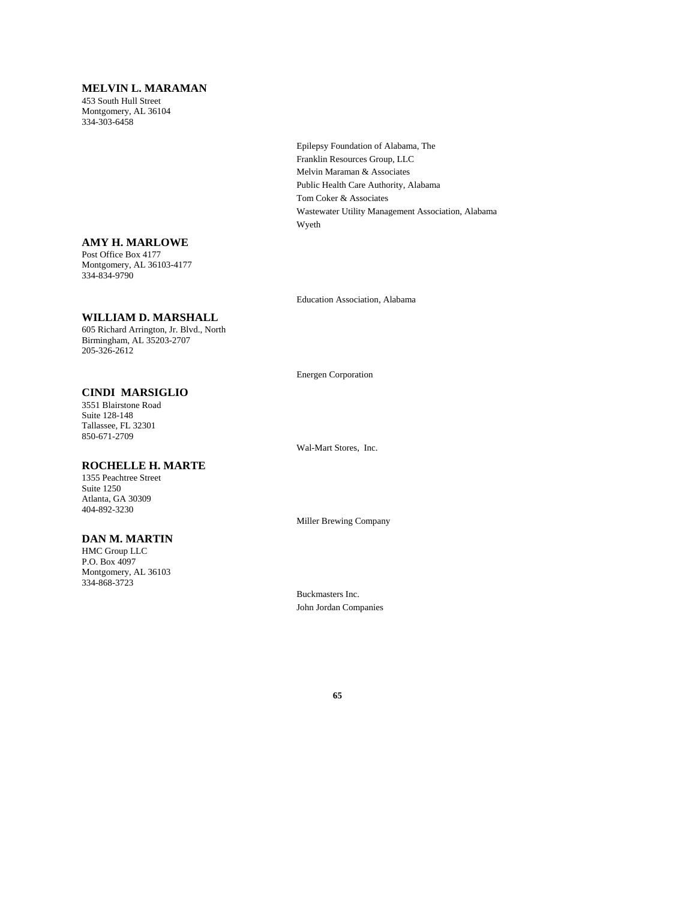**MELVIN L. MARAMAN**
453 South Hull Street
Montgomery, AL 36104
334-303-6458

Epilepsy Foundation of Alabama, The
Franklin Resources Group, LLC
Melvin Maraman & Associates
Public Health Care Authority, Alabama
Tom Coker & Associates
Wastewater Utility Management Association, Alabama
Wyeth

**AMY H. MARLOWE**
Post Office Box 4177
Montgomery, AL 36103-4177
334-834-9790

Education Association, Alabama

**WILLIAM D. MARSHALL**
605 Richard Arrington, Jr. Blvd., North
Birmingham, AL 35203-2707
205-326-2612

Energen Corporation

**CINDI MARSIGLIO**
3551 Blairstone Road
Suite 128-148
Tallassee, FL 32301
850-671-2709

Wal-Mart Stores, Inc.

**ROCHELLE H. MARTE**
1355 Peachtree Street
Suite 1250
Atlanta, GA 30309
404-892-3230

Miller Brewing Company

**DAN M. MARTIN**
HMC Group LLC
P.O. Box 4097
Montgomery, AL 36103
334-868-3723

Buckmasters Inc.
John Jordan Companies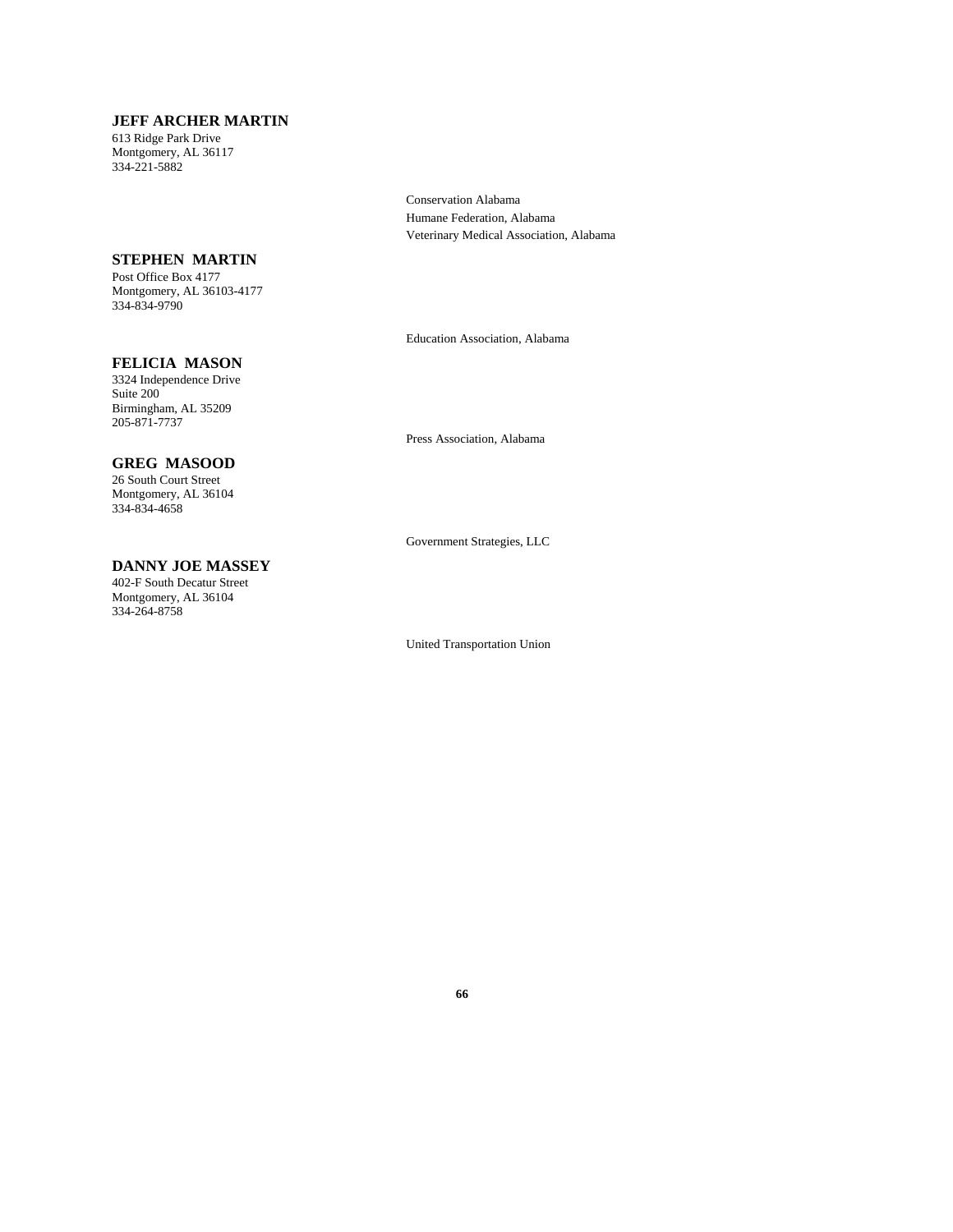**JEFF ARCHER MARTIN**
613 Ridge Park Drive
Montgomery, AL 36117
334-221-5882

Conservation Alabama
Humane Federation, Alabama
Veterinary Medical Association, Alabama

**STEPHEN MARTIN**
Post Office Box 4177
Montgomery, AL 36103-4177
334-834-9790

Education Association, Alabama

**FELICIA MASON**
3324 Independence Drive
Suite 200
Birmingham, AL 35209
205-871-7737

Press Association, Alabama

**GREG MASOOD**
26 South Court Street
Montgomery, AL 36104
334-834-4658

Government Strategies, LLC

**DANNY JOE MASSEY**
402-F South Decatur Street
Montgomery, AL 36104
334-264-8758

United Transportation Union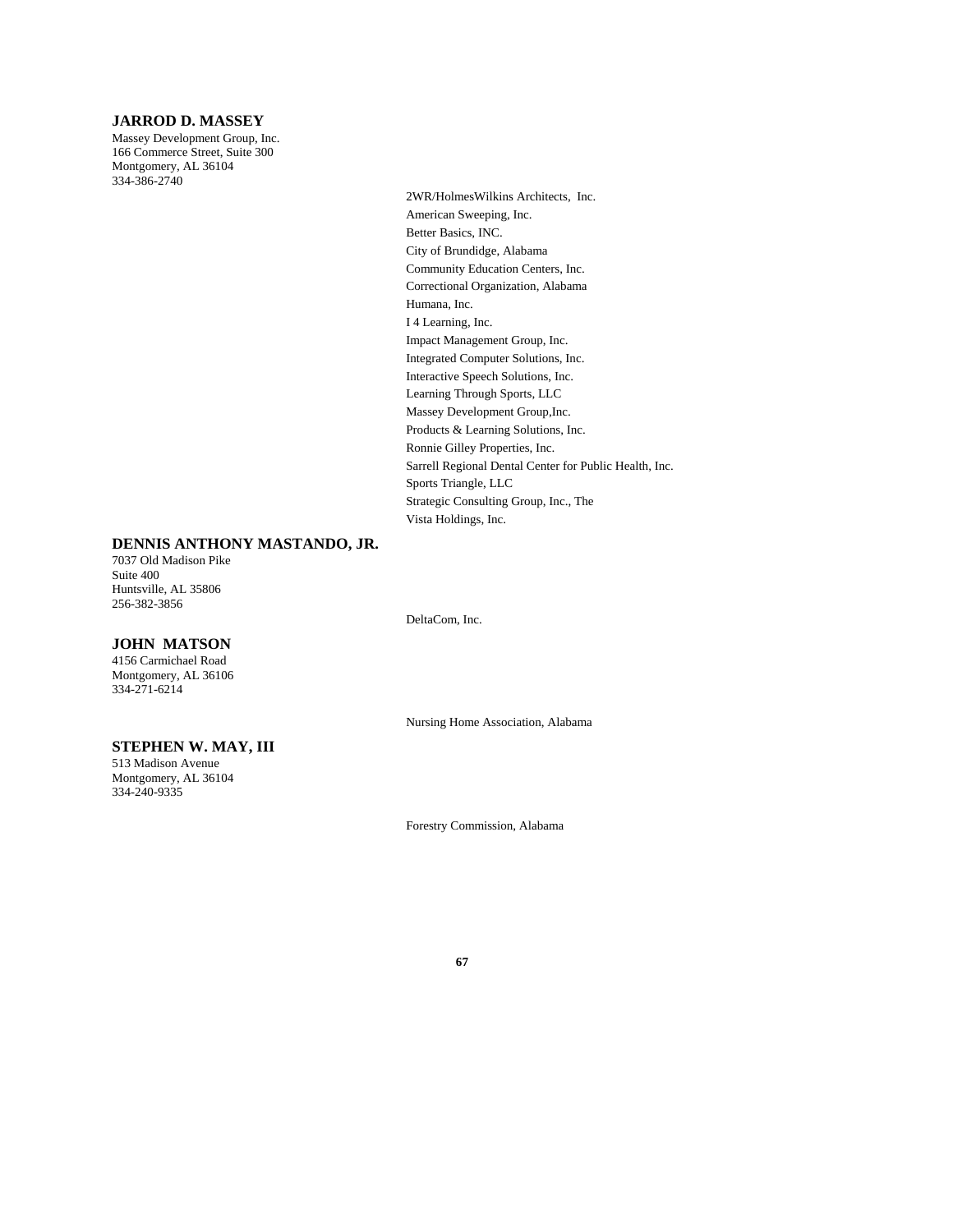**JARROD D. MASSEY**

Massey Development Group, Inc.
166 Commerce Street, Suite 300
Montgomery, AL 36104
334-386-2740

- 2WR/HolmesWilkins Architects, Inc.
- American Sweeping, Inc.
- Better Basics, INC.
- City of Brundidge, Alabama
- Community Education Centers, Inc.
- Correctional Organization, Alabama
- Humana, Inc.
- I 4 Learning, Inc.
- Impact Management Group, Inc.
- Integrated Computer Solutions, Inc.
- Interactive Speech Solutions, Inc.
- Learning Through Sports, LLC
- Massey Development Group,Inc.
- Products & Learning Solutions, Inc.
- Ronnie Gilley Properties, Inc.
- Sarrell Regional Dental Center for Public Health, Inc.
- Sports Triangle, LLC
- Strategic Consulting Group, Inc., The
- Vista Holdings, Inc.

**DENNIS ANTHONY MASTANDO, JR.**

7037 Old Madison Pike
Suite 400
Huntsville, AL 35806
256-382-3856

- DeltaCom, Inc.

**JOHN MATSON**

4156 Carmichael Road
Montgomery, AL 36106
334-271-6214

- Nursing Home Association, Alabama

**STEPHEN W. MAY, III**

513 Madison Avenue
Montgomery, AL 36104
334-240-9335

- Forestry Commission, Alabama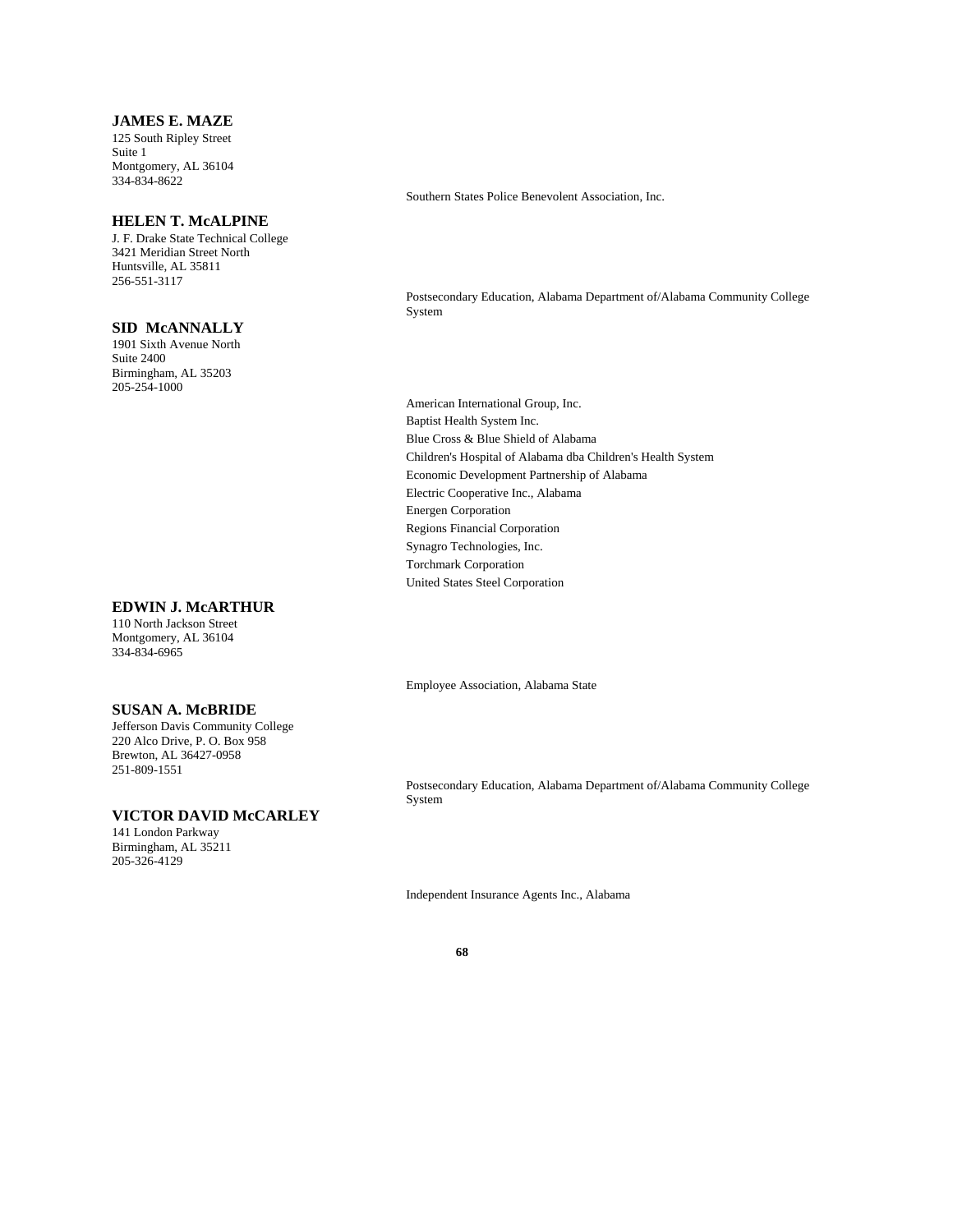**JAMES E. MAZE**
125 South Ripley Street
Suite 1
Montgomery, AL 36104
334-834-8622

Southern States Police Benevolent Association, Inc.

**HELEN T. McALPINE**
J. F. Drake State Technical College
3421 Meridian Street North
Huntsville, AL 35811
256-551-3117

Postsecondary Education, Alabama Department of/Alabama Community College System

**SID McANNALLY**
1901 Sixth Avenue North
Suite 2400
Birmingham, AL 35203
205-254-1000

American International Group, Inc.
Baptist Health System Inc.
Blue Cross & Blue Shield of Alabama
Children's Hospital of Alabama dba Children's Health System
Economic Development Partnership of Alabama
Electric Cooperative Inc., Alabama
Energen Corporation
Regions Financial Corporation
Synagro Technologies, Inc.
Torchmark Corporation
United States Steel Corporation

**EDWIN J. McARTHUR**
110 North Jackson Street
Montgomery, AL 36104
334-834-6965

Employee Association, Alabama State

**SUSAN A. McBRIDE**
Jefferson Davis Community College
220 Alco Drive, P. O. Box 958
Brewton, AL 36427-0958
251-809-1551

Postsecondary Education, Alabama Department of/Alabama Community College System

**VICTOR DAVID McCARLEY**
141 London Parkway
Birmingham, AL 35211
205-326-4129

Independent Insurance Agents Inc., Alabama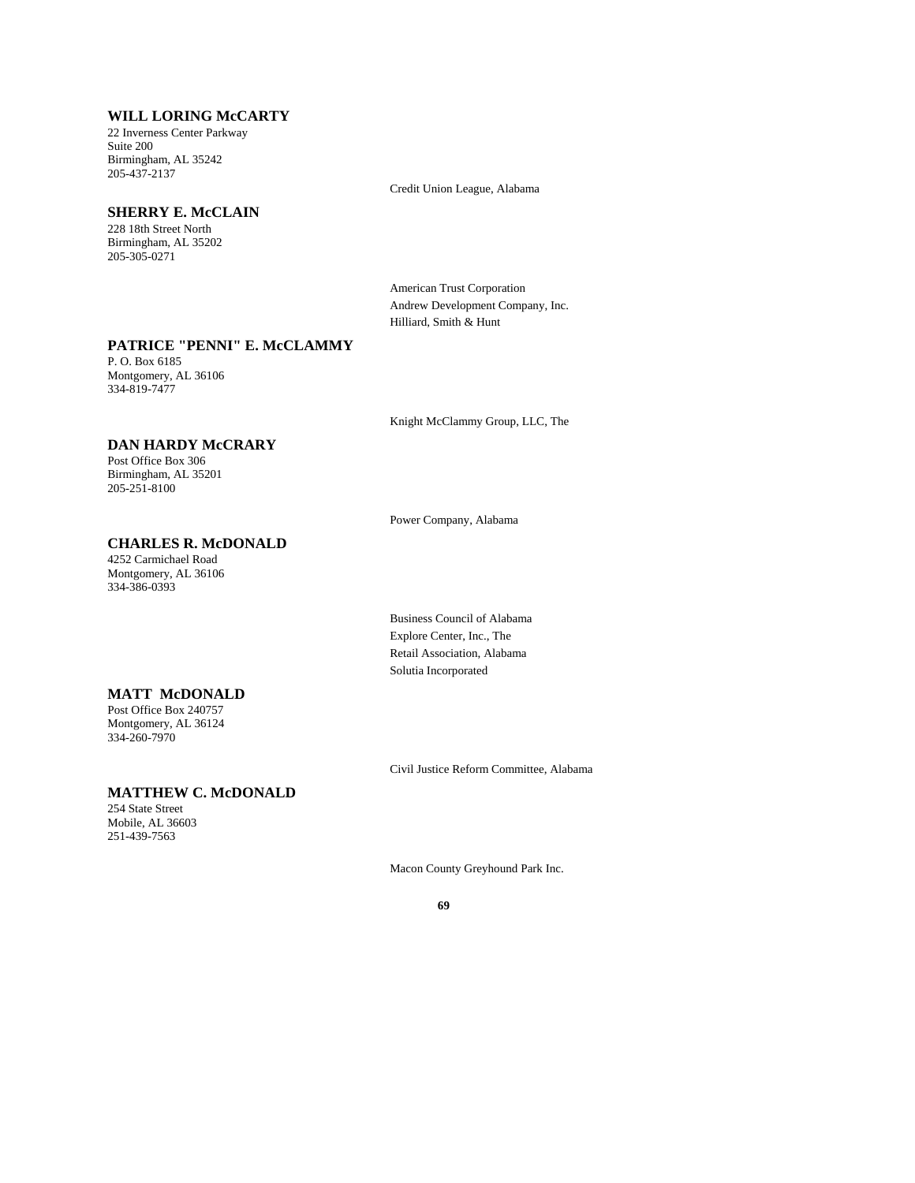**WILL LORING McCARTY**
22 Inverness Center Parkway
Suite 200
Birmingham, AL 35242
205-437-2137

Credit Union League, Alabama

**SHERRY E. McCLAIN**
228 18th Street North
Birmingham, AL 35202
205-305-0271

American Trust Corporation
Andrew Development Company, Inc.
Hilliard, Smith & Hunt

**PATRICE "PENNI" E. McCLAMMY**
P. O. Box 6185
Montgomery, AL 36106
334-819-7477

Knight McClammy Group, LLC, The

**DAN HARDY McCRARY**
Post Office Box 306
Birmingham, AL 35201
205-251-8100

Power Company, Alabama

**CHARLES R. McDONALD**
4252 Carmichael Road
Montgomery, AL 36106
334-386-0393

Business Council of Alabama
Explore Center, Inc., The
Retail Association, Alabama
Solutia Incorporated

**MATT McDONALD**
Post Office Box 240757
Montgomery, AL 36124
334-260-7970

Civil Justice Reform Committee, Alabama

**MATTHEW C. McDONALD**
254 State Street
Mobile, AL 36603
251-439-7563

Macon County Greyhound Park Inc.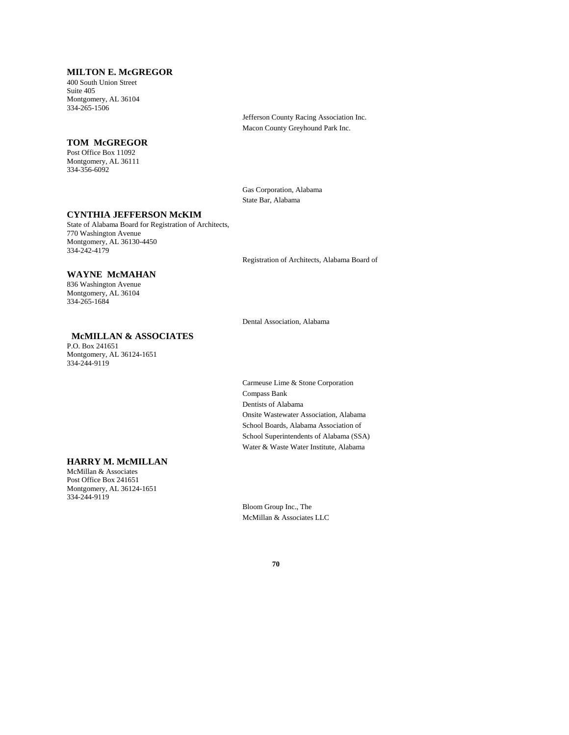**MILTON E. McGREGOR**
400 South Union Street
Suite 405
Montgomery, AL 36104
334-265-1506

Jefferson County Racing Association Inc.
Macon County Greyhound Park Inc.

**TOM McGREGOR**
Post Office Box 11092
Montgomery, AL 36111
334-356-6092

Gas Corporation, Alabama
State Bar, Alabama

**CYNTHIA JEFFERSON McKIM**
State of Alabama Board for Registration of Architects,
770 Washington Avenue
Montgomery, AL 36130-4450
334-242-4179

Registration of Architects, Alabama Board of

**WAYNE McMAHAN**
836 Washington Avenue
Montgomery, AL 36104
334-265-1684

Dental Association, Alabama

**McMILLAN & ASSOCIATES**
P.O. Box 241651
Montgomery, AL 36124-1651
334-244-9119

Carmeuse Lime & Stone Corporation
Compass Bank
Dentists of Alabama
Onsite Wastewater Association, Alabama
School Boards, Alabama Association of
School Superintendents of Alabama (SSA)
Water & Waste Water Institute, Alabama

**HARRY M. McMILLAN**
McMillan & Associates
Post Office Box 241651
Montgomery, AL 36124-1651
334-244-9119

Bloom Group Inc., The
McMillan & Associates LLC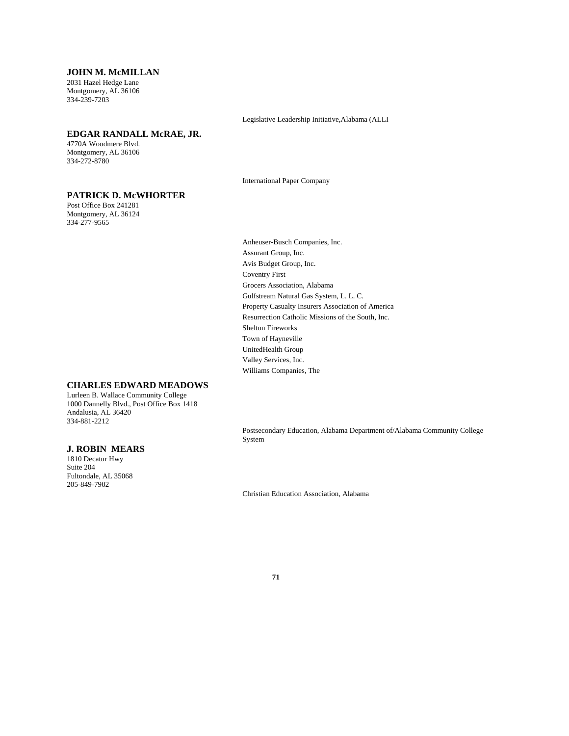**JOHN M. McMILLAN**
2031 Hazel Hedge Lane
Montgomery, AL 36106
334-239-7203

Legislative Leadership Initiative,Alabama (ALLI

**EDGAR RANDALL McRAE, JR.**
4770A Woodmere Blvd.
Montgomery, AL 36106
334-272-8780

International Paper Company

**PATRICK D. McWHORTER**
Post Office Box 241281
Montgomery, AL 36124
334-277-9565

Anheuser-Busch Companies, Inc.
Assurant Group, Inc.
Avis Budget Group, Inc.
Coventry First
Grocers Association, Alabama
Gulfstream Natural Gas System, L. L. C.
Property Casualty Insurers Association of America
Resurrection Catholic Missions of the South, Inc.
Shelton Fireworks
Town of Hayneville
UnitedHealth Group
Valley Services, Inc.
Williams Companies, The

**CHARLES EDWARD MEADOWS**
Lurleen B. Wallace Community College
1000 Dannelly Blvd., Post Office Box 1418
Andalusia, AL 36420
334-881-2212

Postsecondary Education, Alabama Department of/Alabama Community College System

**J. ROBIN MEARS**
1810 Decatur Hwy
Suite 204
Fultondale, AL 35068
205-849-7902

Christian Education Association, Alabama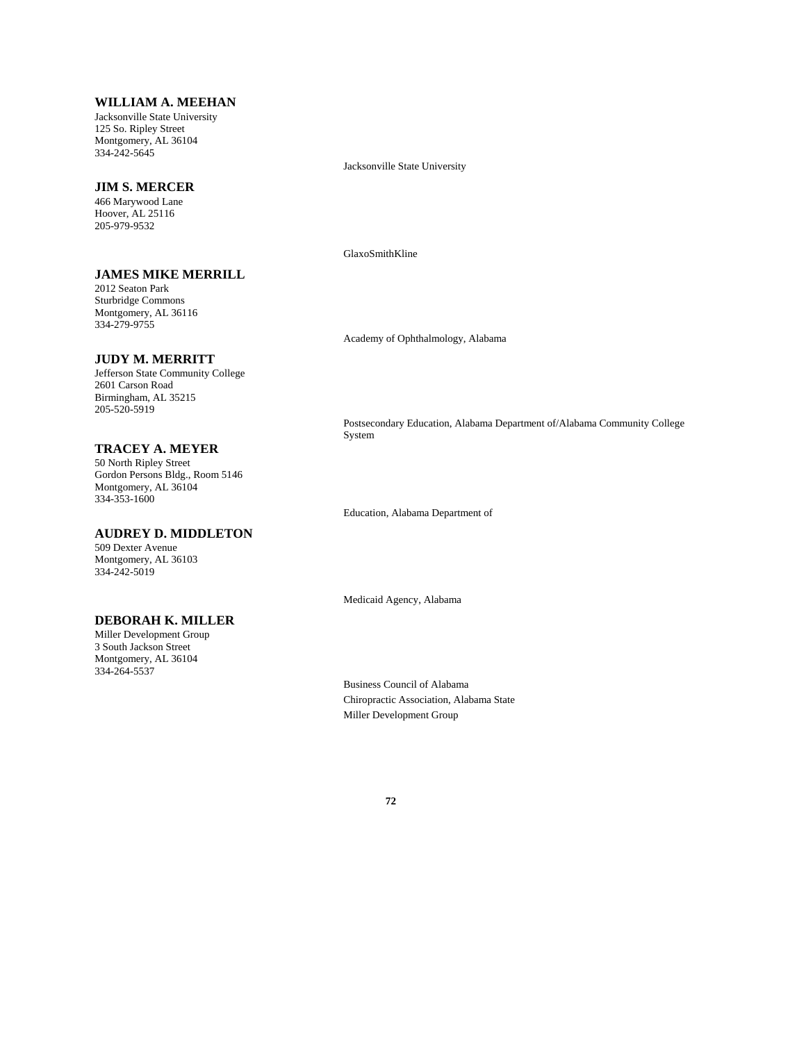**WILLIAM A. MEEHAN**
Jacksonville State University
125 So. Ripley Street
Montgomery, AL 36104
334-242-5645

Jacksonville State University

**JIM S. MERCER**
466 Marywood Lane
Hoover, AL 25116
205-979-9532

GlaxoSmithKline

**JAMES MIKE MERRILL**
2012 Seaton Park
Sturbridge Commons
Montgomery, AL 36116
334-279-9755

Academy of Ophthalmology, Alabama

**JUDY M. MERRITT**
Jefferson State Community College
2601 Carson Road
Birmingham, AL 35215
205-520-5919

Postsecondary Education, Alabama Department of/Alabama Community College System

**TRACEY A. MEYER**
50 North Ripley Street
Gordon Persons Bldg., Room 5146
Montgomery, AL 36104
334-353-1600

Education, Alabama Department of

**AUDREY D. MIDDLETON**
509 Dexter Avenue
Montgomery, AL 36103
334-242-5019

Medicaid Agency, Alabama

**DEBORAH K. MILLER**
Miller Development Group
3 South Jackson Street
Montgomery, AL 36104
334-264-5537

Business Council of Alabama
Chiropractic Association, Alabama State
Miller Development Group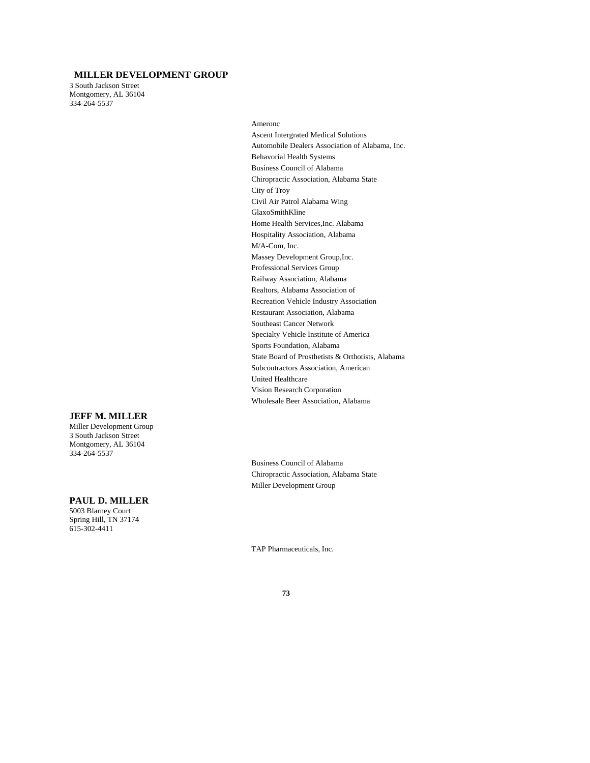**MILLER DEVELOPMENT GROUP**
3 South Jackson Street
Montgomery, AL 36104
334-264-5537

- Ameronc
- Ascent Intergrated Medical Solutions
- Automobile Dealers Association of Alabama, Inc.
- Behavorial Health Systems
- Business Council of Alabama
- Chiropractic Association, Alabama State
- City of Troy
- Civil Air Patrol Alabama Wing
- GlaxoSmithKline
- Home Health Services,Inc. Alabama
- Hospitality Association, Alabama
- M/A-Com, Inc.
- Massey Development Group,Inc.
- Professional Services Group
- Railway Association, Alabama
- Realtors, Alabama Association of
- Recreation Vehicle Industry Association
- Restaurant Association, Alabama
- Southeast Cancer Network
- Specialty Vehicle Institute of America
- Sports Foundation, Alabama
- State Board of Prosthetists & Orthotists, Alabama
- Subcontractors Association, American
- United Healthcare
- Vision Research Corporation
- Wholesale Beer Association, Alabama

**JEFF M. MILLER**
Miller Development Group
3 South Jackson Street
Montgomery, AL 36104
334-264-5537

- Business Council of Alabama
- Chiropractic Association, Alabama State
- Miller Development Group

**PAUL D. MILLER**
5003 Blarney Court
Spring Hill, TN 37174
615-302-4411

- TAP Pharmaceuticals, Inc.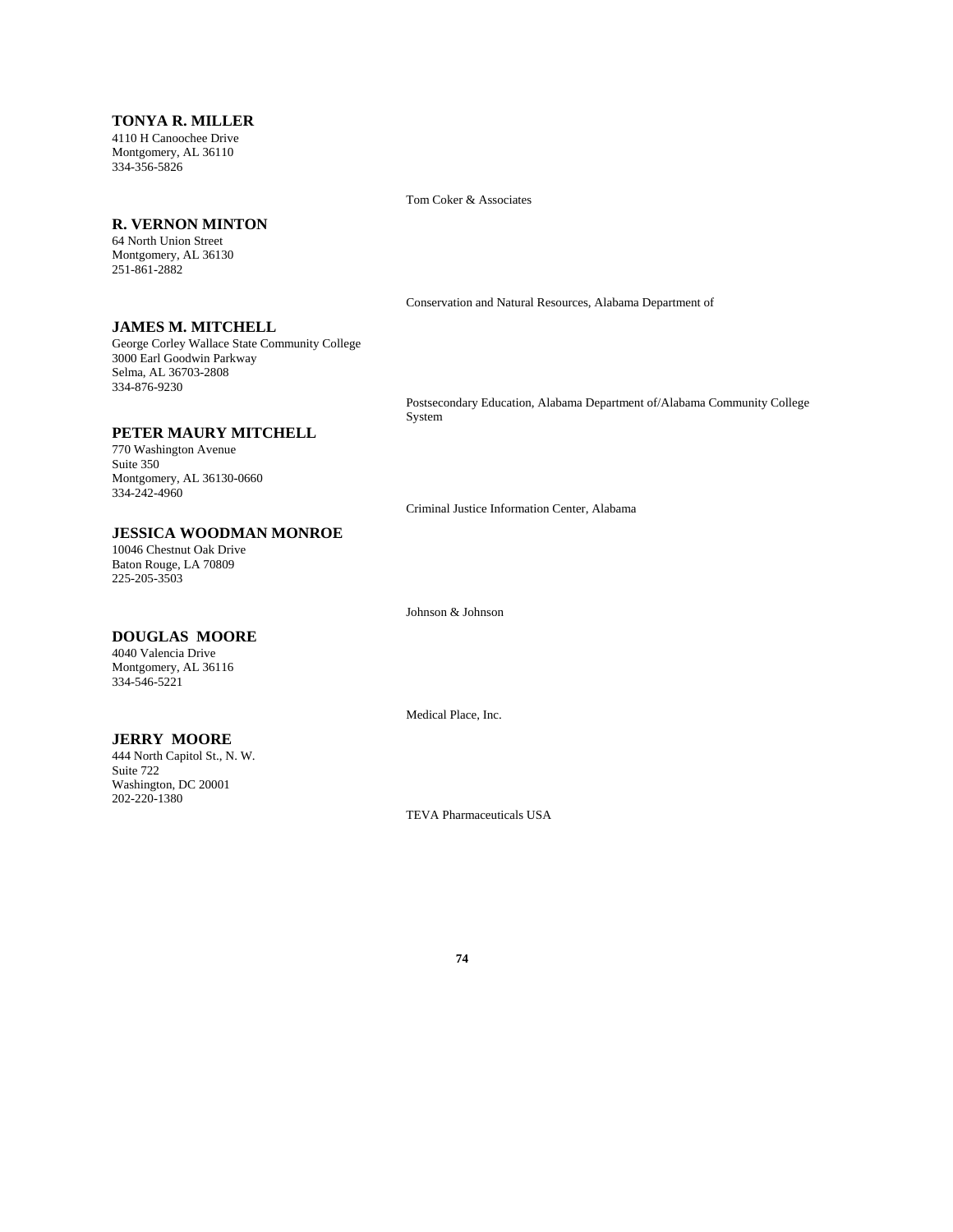**TONYA R. MILLER**
4110 H Canoochee Drive
Montgomery, AL 36110
334-356-5826

Tom Coker & Associates

**R. VERNON MINTON**
64 North Union Street
Montgomery, AL 36130
251-861-2882

Conservation and Natural Resources, Alabama Department of

**JAMES M. MITCHELL**
George Corley Wallace State Community College
3000 Earl Goodwin Parkway
Selma, AL 36703-2808
334-876-9230

Postsecondary Education, Alabama Department of/Alabama Community College System

**PETER MAURY MITCHELL**
770 Washington Avenue
Suite 350
Montgomery, AL 36130-0660
334-242-4960

Criminal Justice Information Center, Alabama

**JESSICA WOODMAN MONROE**
10046 Chestnut Oak Drive
Baton Rouge, LA 70809
225-205-3503

Johnson & Johnson

**DOUGLAS MOORE**
4040 Valencia Drive
Montgomery, AL 36116
334-546-5221

Medical Place, Inc.

**JERRY MOORE**
444 North Capitol St., N. W.
Suite 722
Washington, DC 20001
202-220-1380

TEVA Pharmaceuticals USA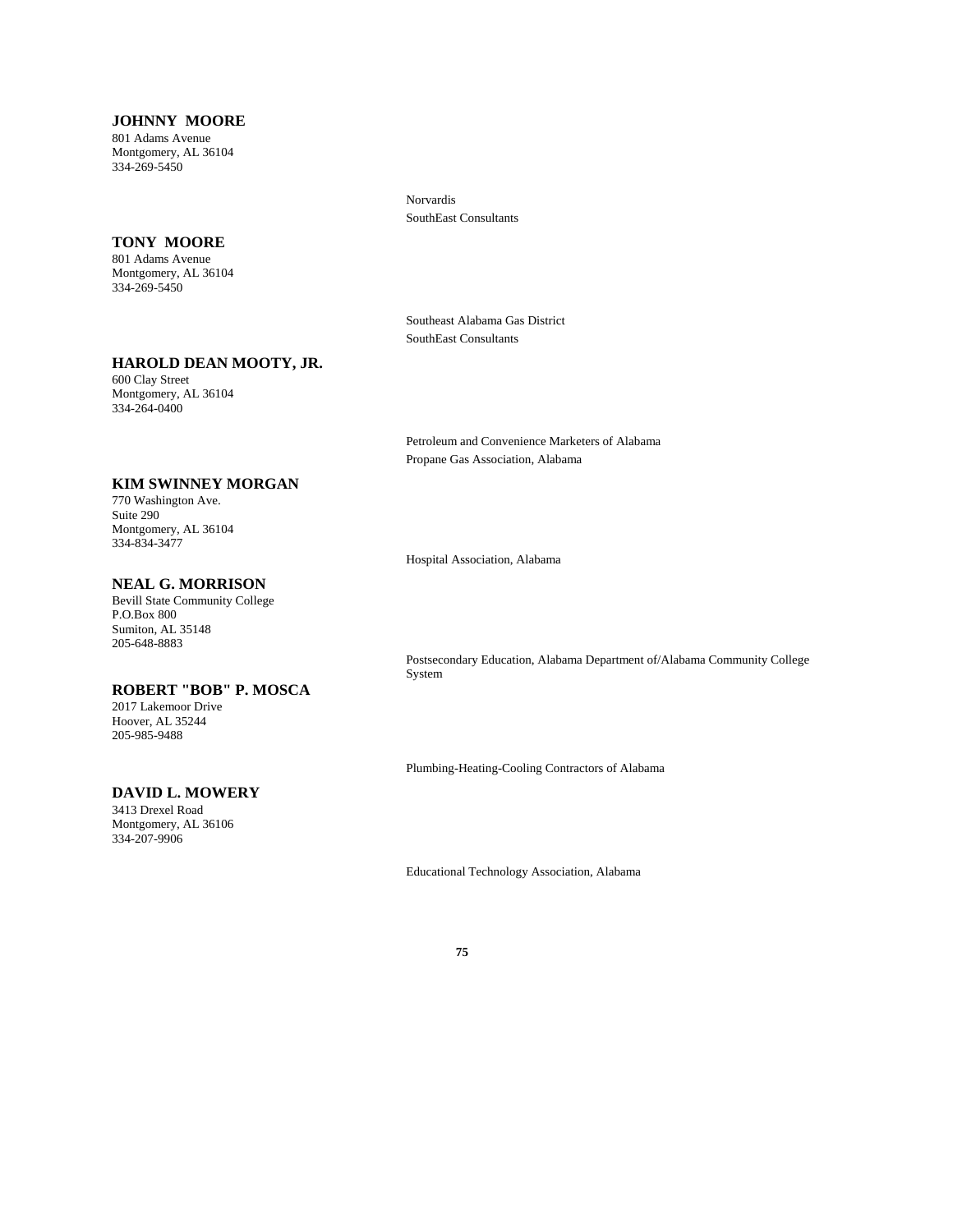**JOHNNY MOORE**

801 Adams Avenue
Montgomery, AL 36104
334-269-5450

Norvardis
SouthEast Consultants

**TONY MOORE**

801 Adams Avenue
Montgomery, AL 36104
334-269-5450

Southeast Alabama Gas District
SouthEast Consultants

**HAROLD DEAN MOOTY, JR.**

600 Clay Street
Montgomery, AL 36104
334-264-0400

Petroleum and Convenience Marketers of Alabama
Propane Gas Association, Alabama

**KIM SWINNEY MORGAN**

770 Washington Ave.
Suite 290
Montgomery, AL 36104
334-834-3477

Hospital Association, Alabama

**NEAL G. MORRISON**

Bevill State Community College
P.O.Box 800
Sumiton, AL 35148
205-648-8883

Postsecondary Education, Alabama Department of/Alabama Community College System

**ROBERT "BOB" P. MOSCA**

2017 Lakemoor Drive
Hoover, AL 35244
205-985-9488

Plumbing-Heating-Cooling Contractors of Alabama

**DAVID L. MOWERY**

3413 Drexel Road
Montgomery, AL 36106
334-207-9906

Educational Technology Association, Alabama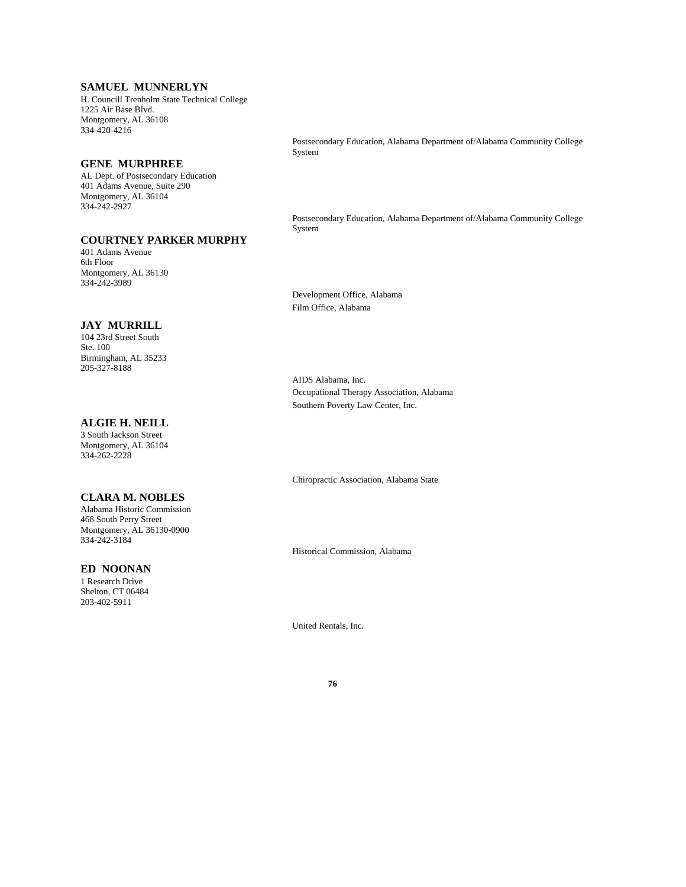**SAMUEL MUNNERLYN**
H. Councill Trenholm State Technical College
1225 Air Base Blvd.
Montgomery, AL 36108
334-420-4216

Postsecondary Education, Alabama Department of/Alabama Community College System

**GENE MURPHREE**
AL Dept. of Postsecondary Education
401 Adams Avenue, Suite 290
Montgomery, AL 36104
334-242-2927

Postsecondary Education, Alabama Department of/Alabama Community College System

**COURTNEY PARKER MURPHY**
401 Adams Avenue
6th Floor
Montgomery, AL 36130
334-242-3989

Development Office, Alabama
Film Office, Alabama

**JAY MURRILL**
104 23rd Street South
Ste. 100
Birmingham, AL 35233
205-327-8188

AIDS Alabama, Inc.
Occupational Therapy Association, Alabama
Southern Poverty Law Center, Inc.

**ALGIE H. NEILL**
3 South Jackson Street
Montgomery, AL 36104
334-262-2228

Chiropractic Association, Alabama State

**CLARA M. NOBLES**
Alabama Historic Commission
468 South Perry Street
Montgomery, AL 36130-0900
334-242-3184

Historical Commission, Alabama

**ED NOONAN**
1 Research Drive
Shelton, CT 06484
203-402-5911

United Rentals, Inc.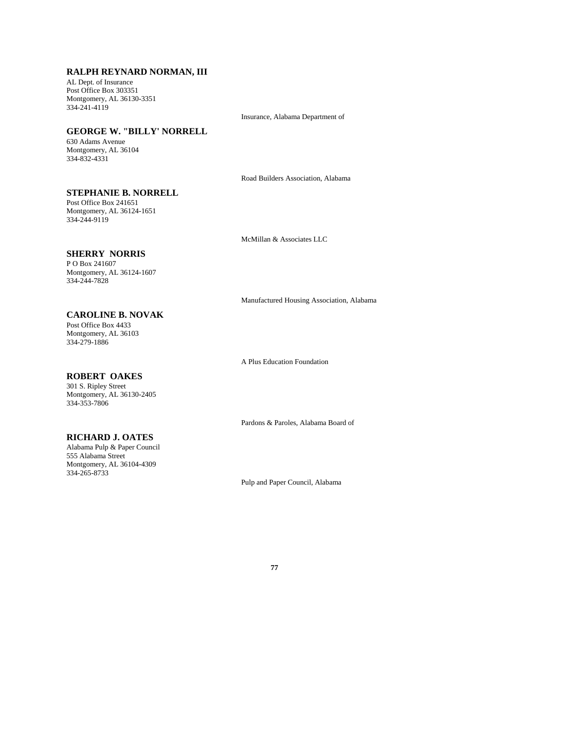**RALPH REYNARD NORMAN, III**

AL Dept. of Insurance
Post Office Box 303351
Montgomery, AL 36130-3351
334-241-4119

Insurance, Alabama Department of

**GEORGE W. "BILLY' NORRELL**

630 Adams Avenue
Montgomery, AL 36104
334-832-4331

Road Builders Association, Alabama

**STEPHANIE B. NORRELL**

Post Office Box 241651
Montgomery, AL 36124-1651
334-244-9119

McMillan & Associates LLC

**SHERRY NORRIS**

P O Box 241607
Montgomery, AL 36124-1607
334-244-7828

Manufactured Housing Association, Alabama

**CAROLINE B. NOVAK**

Post Office Box 4433
Montgomery, AL 36103
334-279-1886

A Plus Education Foundation

**ROBERT OAKES**

301 S. Ripley Street
Montgomery, AL 36130-2405
334-353-7806

Pardons & Paroles, Alabama Board of

**RICHARD J. OATES**

Alabama Pulp & Paper Council
555 Alabama Street
Montgomery, AL 36104-4309
334-265-8733

Pulp and Paper Council, Alabama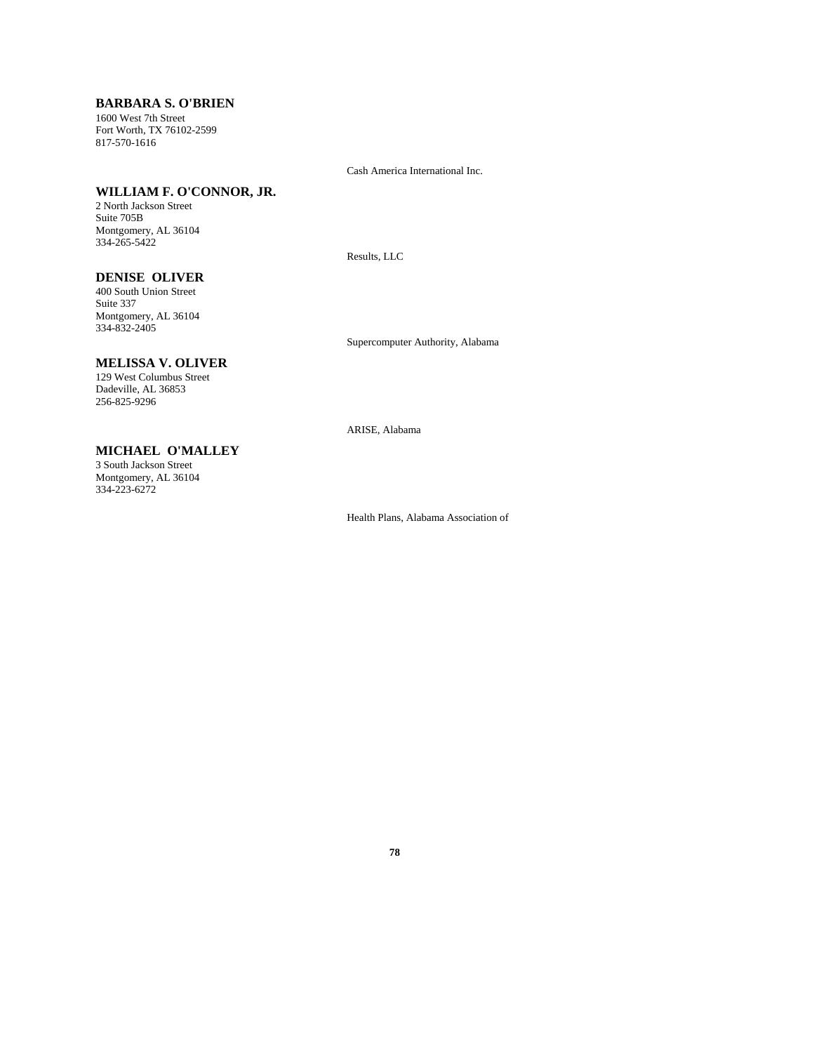**BARBARA S. O'BRIEN**
1600 West 7th Street
Fort Worth, TX 76102-2599
817-570-1616

Cash America International Inc.

**WILLIAM F. O'CONNOR, JR.**
2 North Jackson Street
Suite 705B
Montgomery, AL 36104
334-265-5422

Results, LLC

**DENISE OLIVER**
400 South Union Street
Suite 337
Montgomery, AL 36104
334-832-2405

Supercomputer Authority, Alabama

**MELISSA V. OLIVER**
129 West Columbus Street
Dadeville, AL 36853
256-825-9296

ARISE, Alabama

**MICHAEL O'MALLEY**
3 South Jackson Street
Montgomery, AL 36104
334-223-6272

Health Plans, Alabama Association of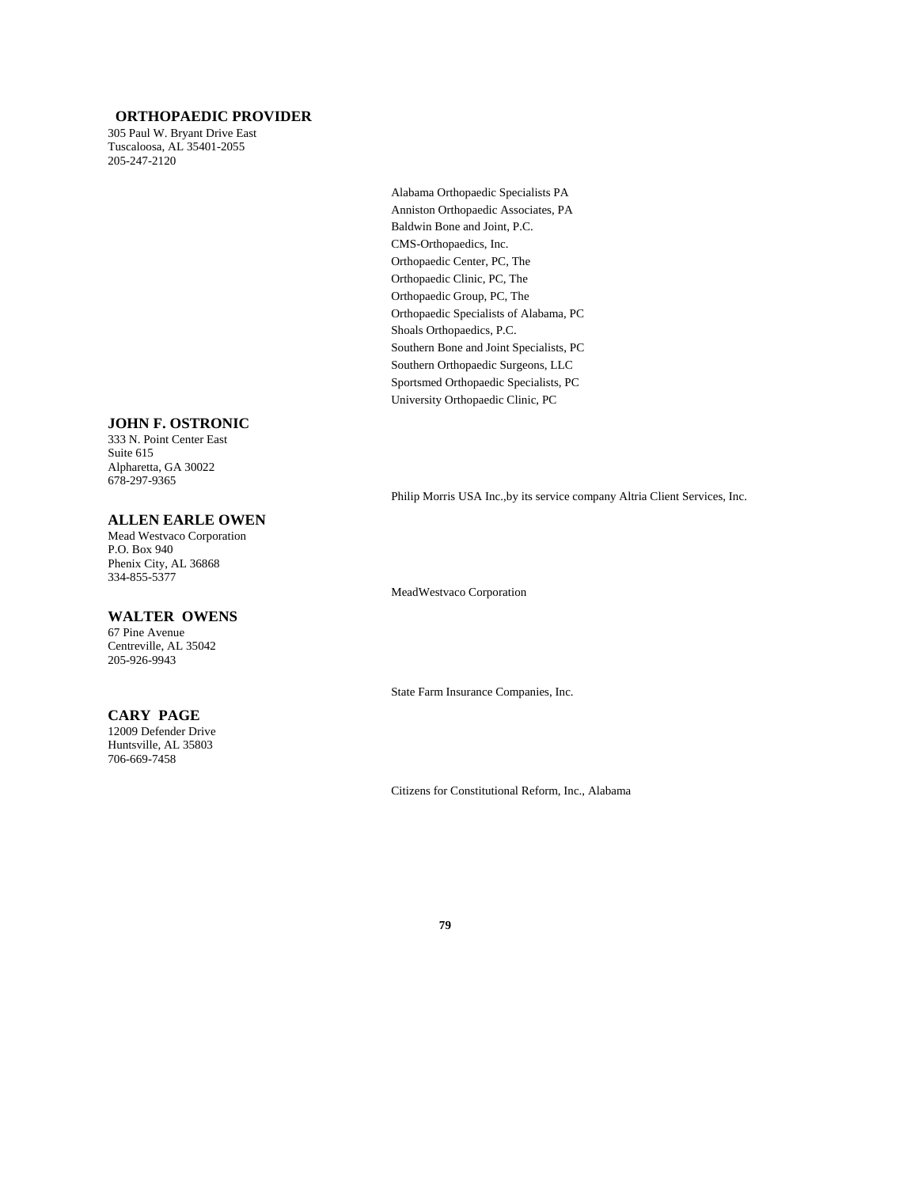**ORTHOPAEDIC PROVIDER**
305 Paul W. Bryant Drive East
Tuscaloosa, AL 35401-2055
205-247-2120

Alabama Orthopaedic Specialists PA
Anniston Orthopaedic Associates, PA
Baldwin Bone and Joint, P.C.
CMS-Orthopaedics, Inc.
Orthopaedic Center, PC, The
Orthopaedic Clinic, PC, The
Orthopaedic Group, PC, The
Orthopaedic Specialists of Alabama, PC
Shoals Orthopaedics, P.C.
Southern Bone and Joint Specialists, PC
Southern Orthopaedic Surgeons, LLC
Sportsmed Orthopaedic Specialists, PC
University Orthopaedic Clinic, PC

**JOHN F. OSTRONIC**
333 N. Point Center East
Suite 615
Alpharetta, GA 30022
678-297-9365

Philip Morris USA Inc.,by its service company Altria Client Services, Inc.

**ALLEN EARLE OWEN**
Mead Westvaco Corporation
P.O. Box 940
Phenix City, AL 36868
334-855-5377

MeadWestvaco Corporation

**WALTER OWENS**
67 Pine Avenue
Centreville, AL 35042
205-926-9943

State Farm Insurance Companies, Inc.

**CARY PAGE**
12009 Defender Drive
Huntsville, AL 35803
706-669-7458

Citizens for Constitutional Reform, Inc., Alabama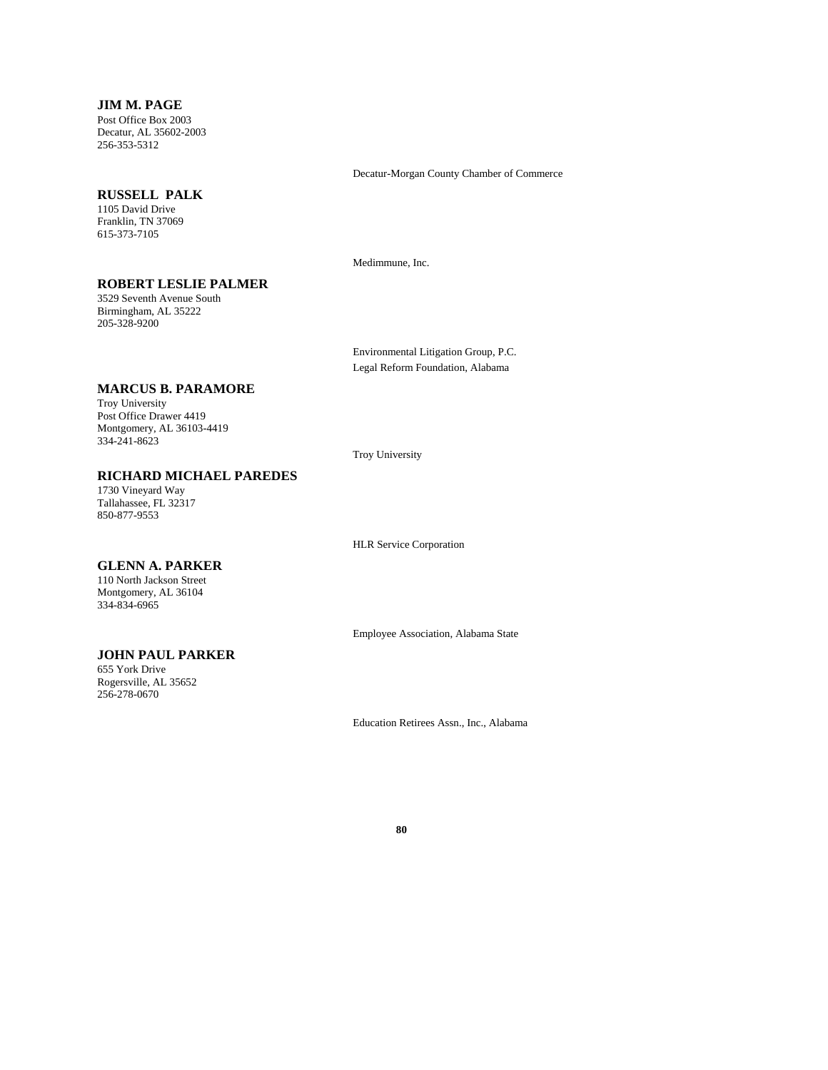**JIM M. PAGE**
Post Office Box 2003
Decatur, AL 35602-2003
256-353-5312

Decatur-Morgan County Chamber of Commerce

**RUSSELL PALK**
1105 David Drive
Franklin, TN 37069
615-373-7105

Medimmune, Inc.

**ROBERT LESLIE PALMER**
3529 Seventh Avenue South
Birmingham, AL 35222
205-328-9200

Environmental Litigation Group, P.C.
Legal Reform Foundation, Alabama

**MARCUS B. PARAMORE**
Troy University
Post Office Drawer 4419
Montgomery, AL 36103-4419
334-241-8623

Troy University

**RICHARD MICHAEL PAREDES**
1730 Vineyard Way
Tallahassee, FL 32317
850-877-9553

HLR Service Corporation

**GLENN A. PARKER**
110 North Jackson Street
Montgomery, AL 36104
334-834-6965

Employee Association, Alabama State

**JOHN PAUL PARKER**
655 York Drive
Rogersville, AL 35652
256-278-0670

Education Retirees Assn., Inc., Alabama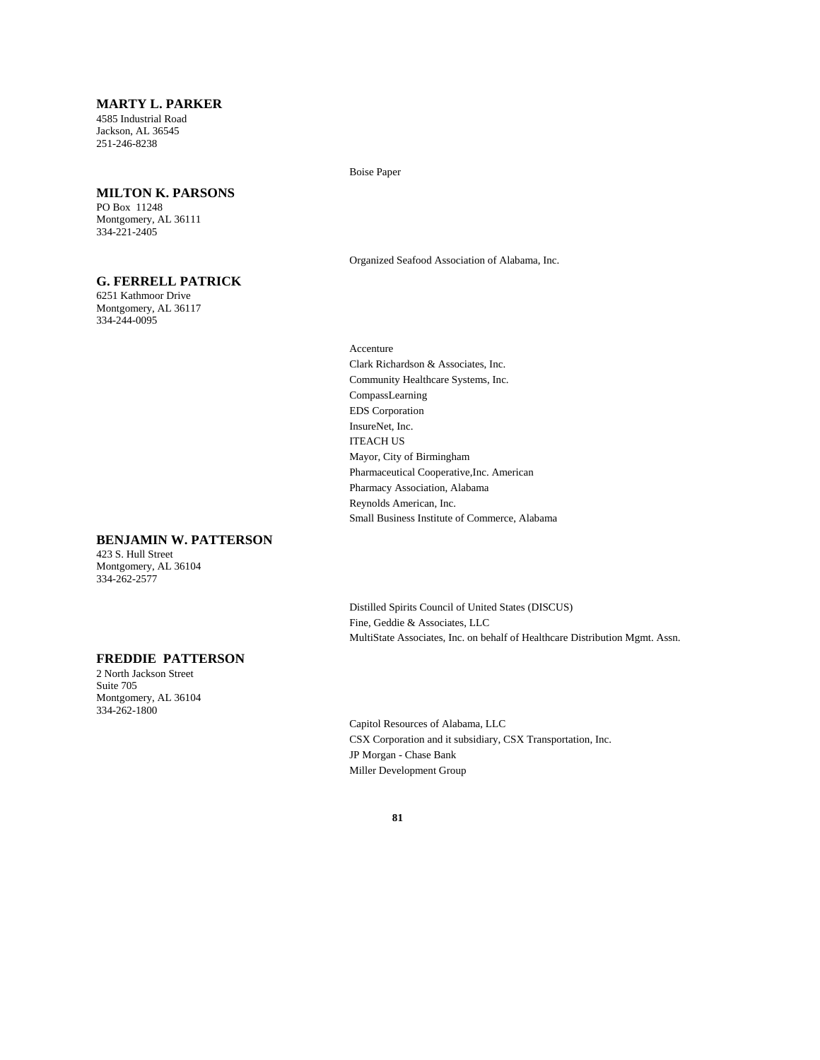**MARTY L. PARKER**
4585 Industrial Road
Jackson, AL 36545
251-246-8238

Boise Paper

**MILTON K. PARSONS**
PO Box 11248
Montgomery, AL 36111
334-221-2405

Organized Seafood Association of Alabama, Inc.

**G. FERRELL PATRICK**
6251 Kathmoor Drive
Montgomery, AL 36117
334-244-0095

Accenture
Clark Richardson & Associates, Inc.
Community Healthcare Systems, Inc.
CompassLearning
EDS Corporation
InsureNet, Inc.
ITEACH US
Mayor, City of Birmingham
Pharmaceutical Cooperative,Inc. American
Pharmacy Association, Alabama
Reynolds American, Inc.
Small Business Institute of Commerce, Alabama

**BENJAMIN W. PATTERSON**
423 S. Hull Street
Montgomery, AL 36104
334-262-2577

Distilled Spirits Council of United States (DISCUS)
Fine, Geddie & Associates, LLC
MultiState Associates, Inc. on behalf of Healthcare Distribution Mgmt. Assn.

**FREDDIE PATTERSON**
2 North Jackson Street
Suite 705
Montgomery, AL 36104
334-262-1800

Capitol Resources of Alabama, LLC
CSX Corporation and it subsidiary, CSX Transportation, Inc.
JP Morgan - Chase Bank
Miller Development Group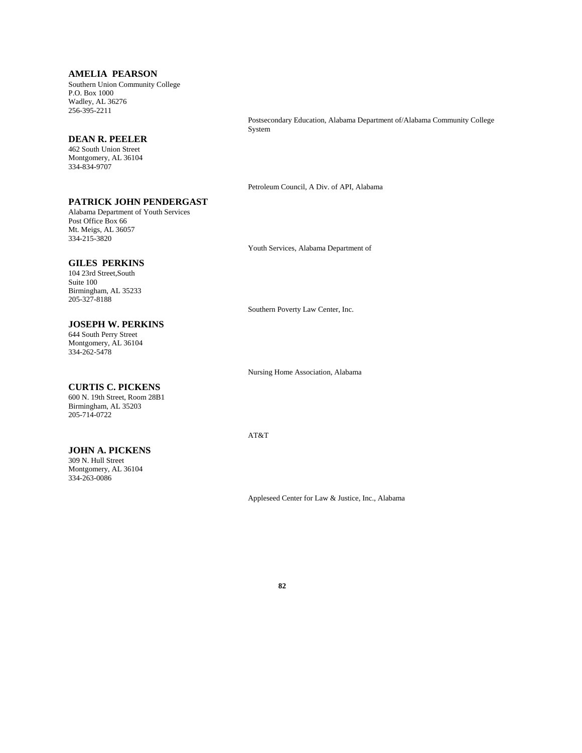**AMELIA PEARSON**
Southern Union Community College
P.O. Box 1000
Wadley, AL 36276
256-395-2211

Postsecondary Education, Alabama Department of/Alabama Community College System

**DEAN R. PEELER**
462 South Union Street
Montgomery, AL 36104
334-834-9707

Petroleum Council, A Div. of API, Alabama

**PATRICK JOHN PENDERGAST**
Alabama Department of Youth Services
Post Office Box 66
Mt. Meigs, AL 36057
334-215-3820

Youth Services, Alabama Department of

**GILES PERKINS**
104 23rd Street,South
Suite 100
Birmingham, AL 35233
205-327-8188

Southern Poverty Law Center, Inc.

**JOSEPH W. PERKINS**
644 South Perry Street
Montgomery, AL 36104
334-262-5478

Nursing Home Association, Alabama

**CURTIS C. PICKENS**
600 N. 19th Street, Room 28B1
Birmingham, AL 35203
205-714-0722

AT&T

**JOHN A. PICKENS**
309 N. Hull Street
Montgomery, AL 36104
334-263-0086

Appleseed Center for Law & Justice, Inc., Alabama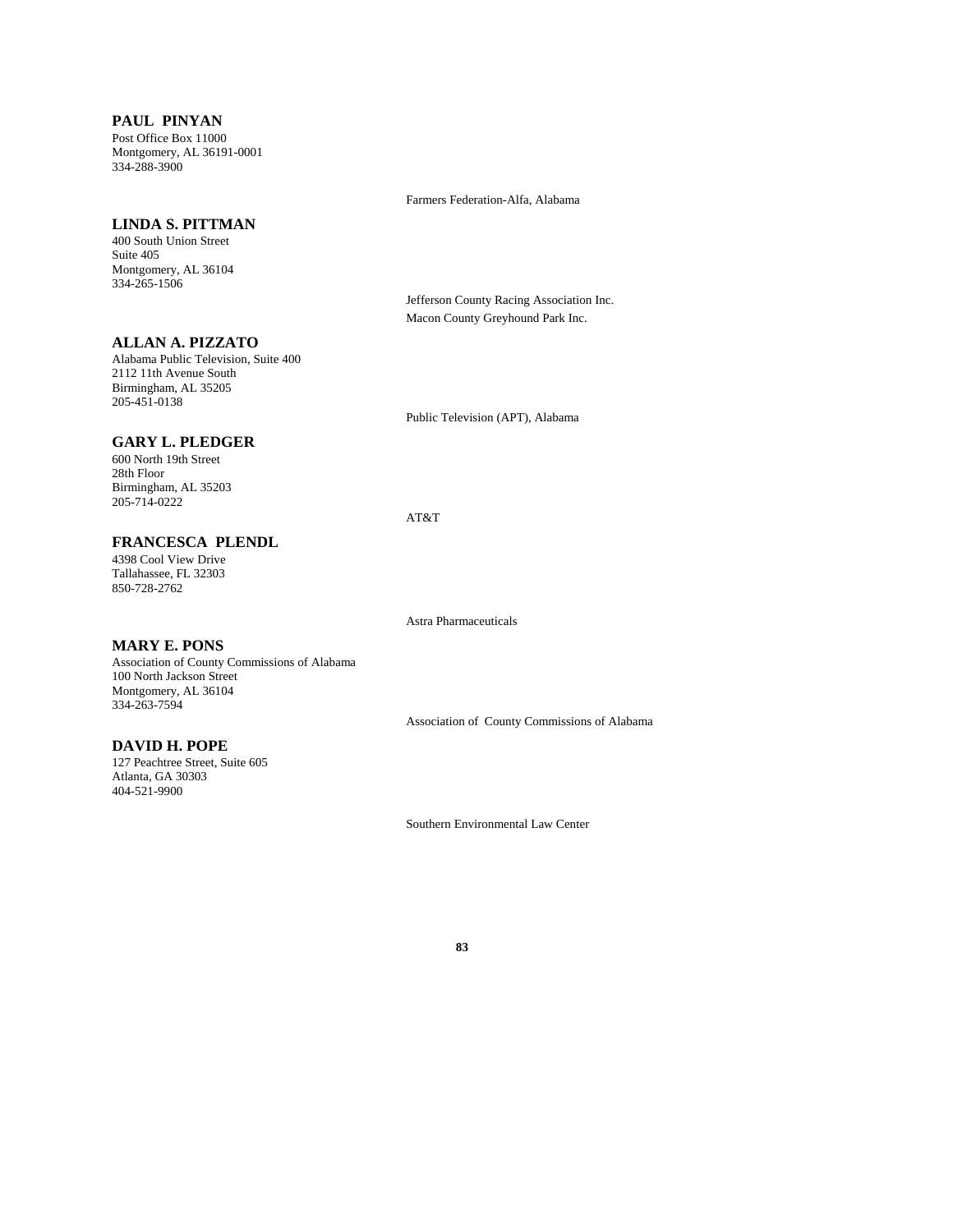**PAUL PINYAN**
Post Office Box 11000
Montgomery, AL 36191-0001
334-288-3900

Farmers Federation-Alfa, Alabama

**LINDA S. PITTMAN**
400 South Union Street
Suite 405
Montgomery, AL 36104
334-265-1506

Jefferson County Racing Association Inc.
Macon County Greyhound Park Inc.

**ALLAN A. PIZZATO**
Alabama Public Television, Suite 400
2112 11th Avenue South
Birmingham, AL 35205
205-451-0138

Public Television (APT), Alabama

**GARY L. PLEDGER**
600 North 19th Street
28th Floor
Birmingham, AL 35203
205-714-0222

AT&T

**FRANCESCA PLENDL**
4398 Cool View Drive
Tallahassee, FL 32303
850-728-2762

Astra Pharmaceuticals

**MARY E. PONS**
Association of County Commissions of Alabama
100 North Jackson Street
Montgomery, AL 36104
334-263-7594

Association of County Commissions of Alabama

**DAVID H. POPE**
127 Peachtree Street, Suite 605
Atlanta, GA 30303
404-521-9900

Southern Environmental Law Center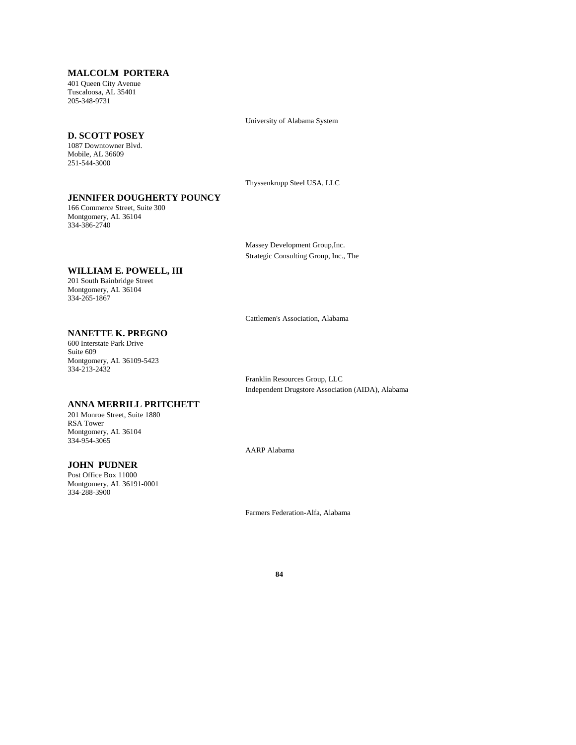**MALCOLM PORTERA**
401 Queen City Avenue
Tuscaloosa, AL 35401
205-348-9731

University of Alabama System

**D. SCOTT POSEY**
1087 Downtowner Blvd.
Mobile, AL 36609
251-544-3000

Thyssenkrupp Steel USA, LLC

**JENNIFER DOUGHERTY POUNCY**
166 Commerce Street, Suite 300
Montgomery, AL 36104
334-386-2740

Massey Development Group,Inc.
Strategic Consulting Group, Inc., The

**WILLIAM E. POWELL, III**
201 South Bainbridge Street
Montgomery, AL 36104
334-265-1867

Cattlemen's Association, Alabama

**NANETTE K. PREGNO**
600 Interstate Park Drive
Suite 609
Montgomery, AL 36109-5423
334-213-2432

Franklin Resources Group, LLC
Independent Drugstore Association (AIDA), Alabama

**ANNA MERRILL PRITCHETT**
201 Monroe Street, Suite 1880
RSA Tower
Montgomery, AL 36104
334-954-3065

AARP Alabama

**JOHN PUDNER**
Post Office Box 11000
Montgomery, AL 36191-0001
334-288-3900

Farmers Federation-Alfa, Alabama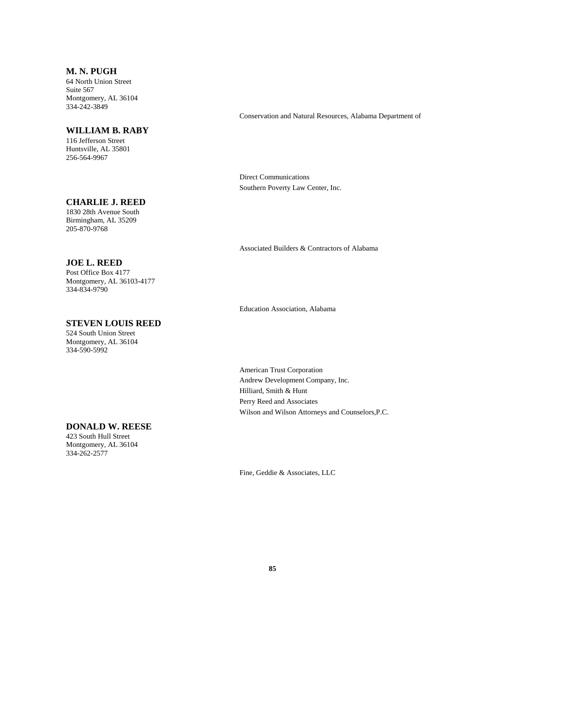**M. N. PUGH**
64 North Union Street
Suite 567
Montgomery, AL 36104
334-242-3849

Conservation and Natural Resources, Alabama Department of

**WILLIAM B. RABY**
116 Jefferson Street
Huntsville, AL 35801
256-564-9967

Direct Communications
Southern Poverty Law Center, Inc.

**CHARLIE J. REED**
1830 28th Avenue South
Birmingham, AL 35209
205-870-9768

Associated Builders & Contractors of Alabama

**JOE L. REED**
Post Office Box 4177
Montgomery, AL 36103-4177
334-834-9790

Education Association, Alabama

**STEVEN LOUIS REED**
524 South Union Street
Montgomery, AL 36104
334-590-5992

American Trust Corporation
Andrew Development Company, Inc.
Hilliard, Smith & Hunt
Perry Reed and Associates
Wilson and Wilson Attorneys and Counselors,P.C.

**DONALD W. REESE**
423 South Hull Street
Montgomery, AL 36104
334-262-2577

Fine, Geddie & Associates, LLC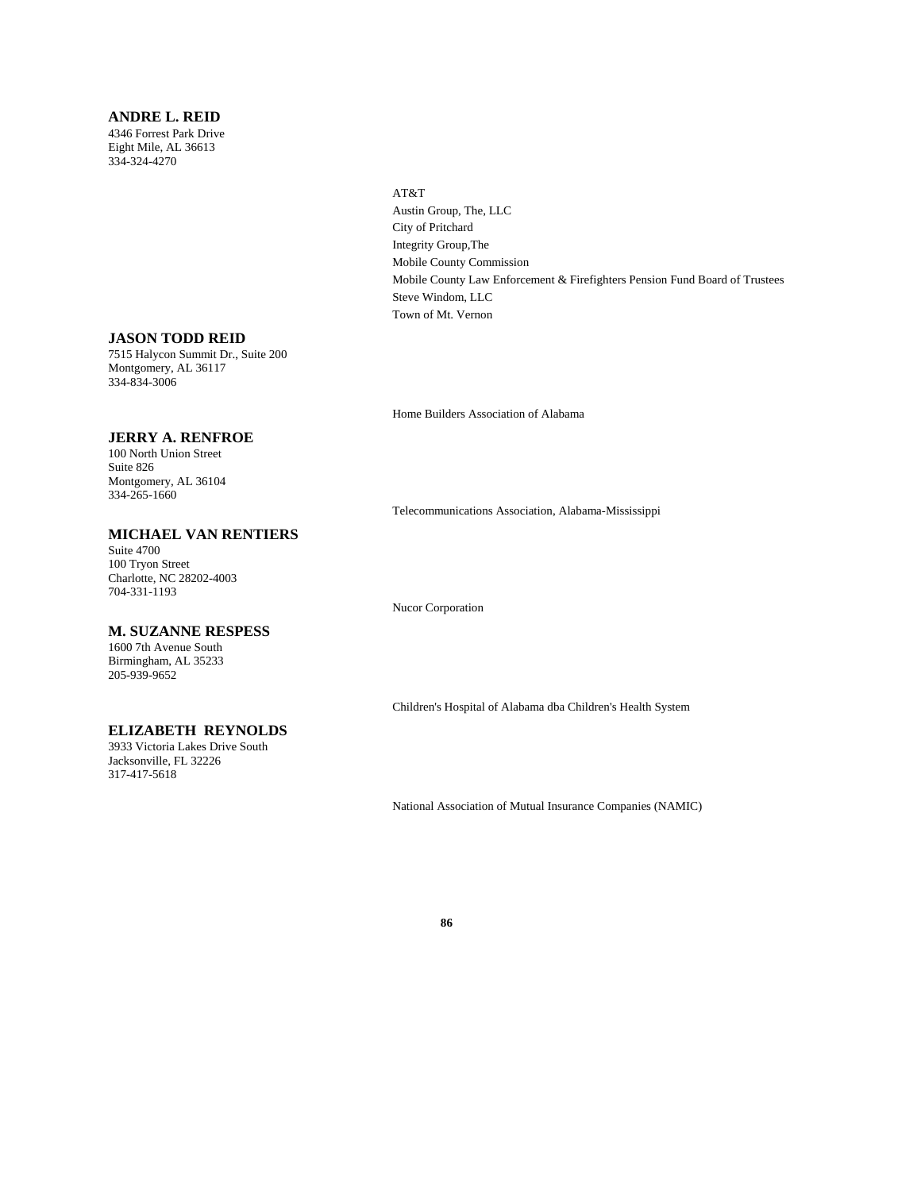**ANDRE L. REID**
4346 Forrest Park Drive
Eight Mile, AL 36613
334-324-4270

AT&T
Austin Group, The, LLC
City of Pritchard
Integrity Group,The
Mobile County Commission
Mobile County Law Enforcement & Firefighters Pension Fund Board of Trustees
Steve Windom, LLC
Town of Mt. Vernon

**JASON TODD REID**
7515 Halycon Summit Dr., Suite 200
Montgomery, AL 36117
334-834-3006

Home Builders Association of Alabama

**JERRY A. RENFROE**
100 North Union Street
Suite 826
Montgomery, AL 36104
334-265-1660

Telecommunications Association, Alabama-Mississippi

**MICHAEL VAN RENTIERS**
Suite 4700
100 Tryon Street
Charlotte, NC 28202-4003
704-331-1193

Nucor Corporation

**M. SUZANNE RESPESS**
1600 7th Avenue South
Birmingham, AL 35233
205-939-9652

Children's Hospital of Alabama dba Children's Health System

**ELIZABETH REYNOLDS**
3933 Victoria Lakes Drive South
Jacksonville, FL 32226
317-417-5618

National Association of Mutual Insurance Companies (NAMIC)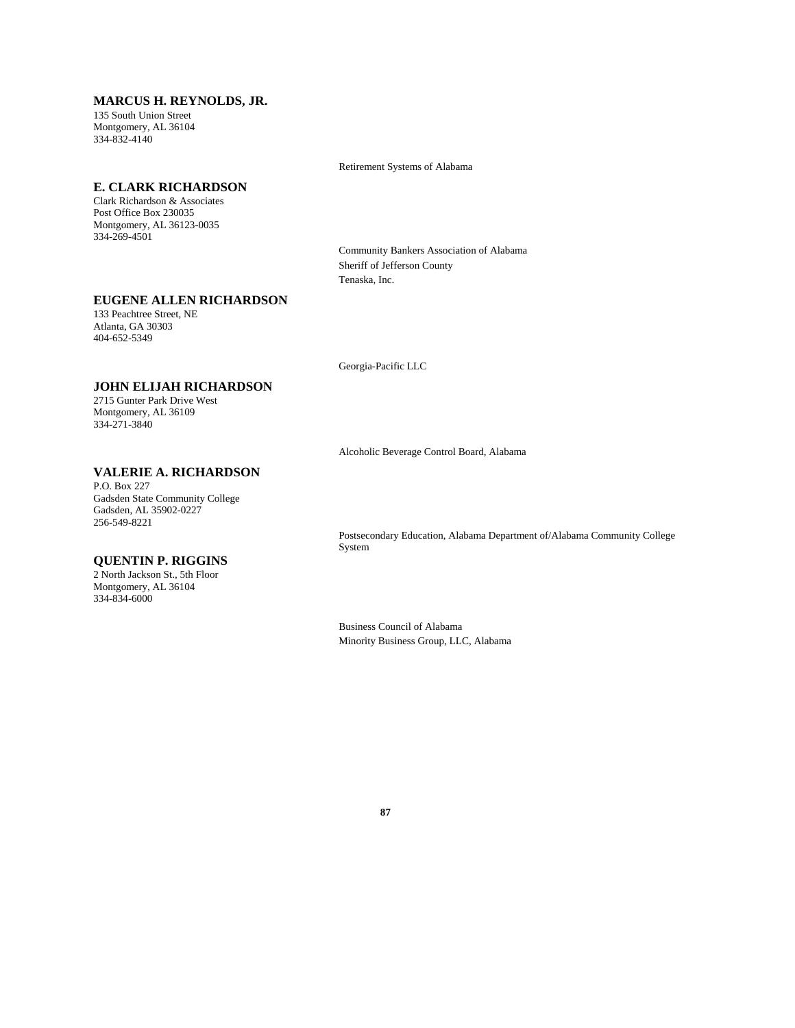**MARCUS H. REYNOLDS, JR.**
135 South Union Street
Montgomery, AL 36104
334-832-4140

Retirement Systems of Alabama

**E. CLARK RICHARDSON**
Clark Richardson & Associates
Post Office Box 230035
Montgomery, AL 36123-0035
334-269-4501

Community Bankers Association of Alabama
Sheriff of Jefferson County
Tenaska, Inc.

**EUGENE ALLEN RICHARDSON**
133 Peachtree Street, NE
Atlanta, GA 30303
404-652-5349

Georgia-Pacific LLC

**JOHN ELIJAH RICHARDSON**
2715 Gunter Park Drive West
Montgomery, AL 36109
334-271-3840

Alcoholic Beverage Control Board, Alabama

**VALERIE A. RICHARDSON**
P.O. Box 227
Gadsden State Community College
Gadsden, AL 35902-0227
256-549-8221

Postsecondary Education, Alabama Department of/Alabama Community College System

**QUENTIN P. RIGGINS**
2 North Jackson St., 5th Floor
Montgomery, AL 36104
334-834-6000

Business Council of Alabama
Minority Business Group, LLC, Alabama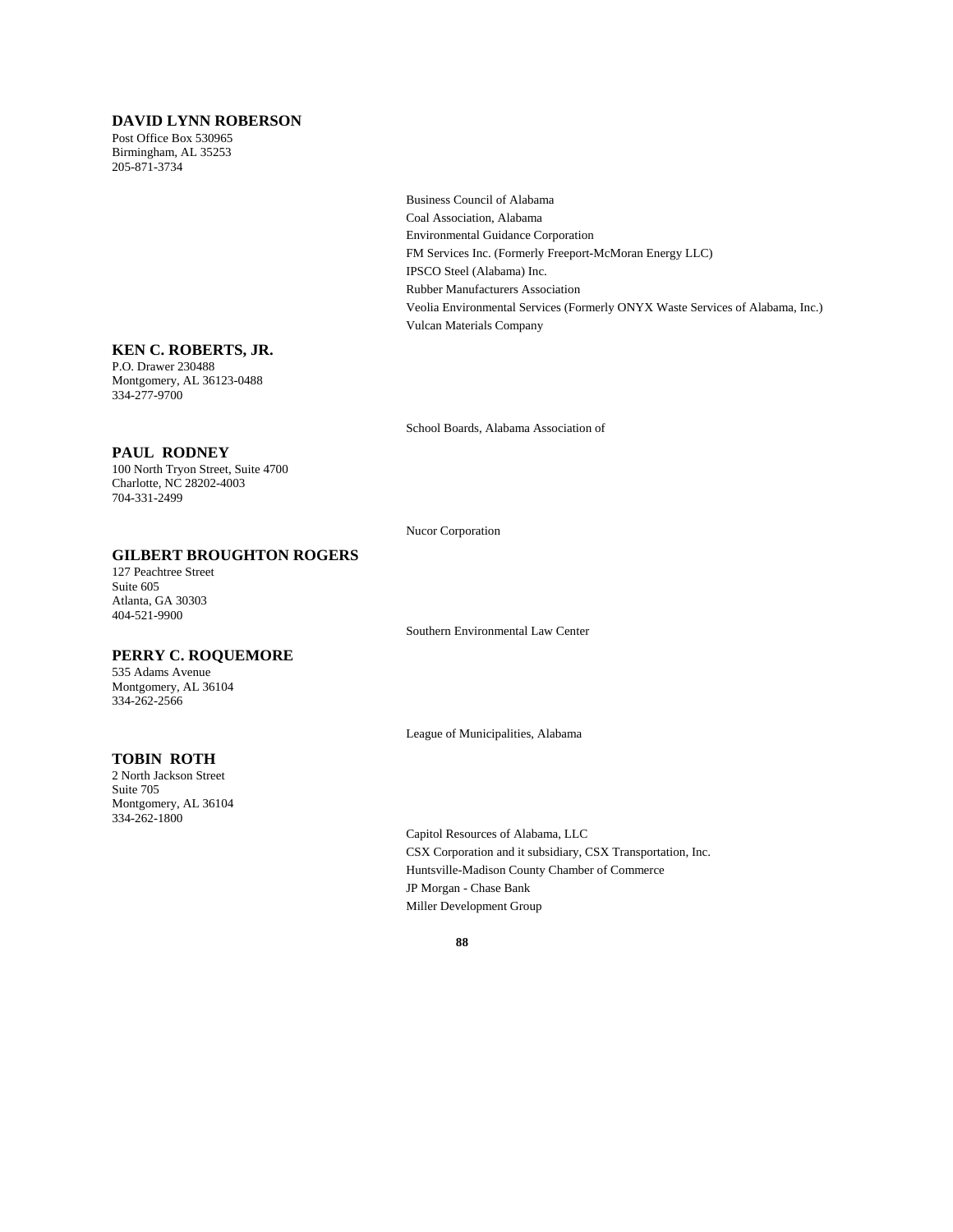**DAVID LYNN ROBERSON**
Post Office Box 530965
Birmingham, AL 35253
205-871-3734

Business Council of Alabama
Coal Association, Alabama
Environmental Guidance Corporation
FM Services Inc. (Formerly Freeport-McMoran Energy LLC)
IPSCO Steel (Alabama) Inc.
Rubber Manufacturers Association
Veolia Environmental Services (Formerly ONYX Waste Services of Alabama, Inc.)
Vulcan Materials Company

**KEN C. ROBERTS, JR.**
P.O. Drawer 230488
Montgomery, AL 36123-0488
334-277-9700

School Boards, Alabama Association of

**PAUL RODNEY**
100 North Tryon Street, Suite 4700
Charlotte, NC 28202-4003
704-331-2499

Nucor Corporation

**GILBERT BROUGHTON ROGERS**
127 Peachtree Street
Suite 605
Atlanta, GA 30303
404-521-9900

Southern Environmental Law Center

**PERRY C. ROQUEMORE**
535 Adams Avenue
Montgomery, AL 36104
334-262-2566

League of Municipalities, Alabama

**TOBIN ROTH**
2 North Jackson Street
Suite 705
Montgomery, AL 36104
334-262-1800

Capitol Resources of Alabama, LLC
CSX Corporation and it subsidiary, CSX Transportation, Inc.
Huntsville-Madison County Chamber of Commerce
JP Morgan - Chase Bank
Miller Development Group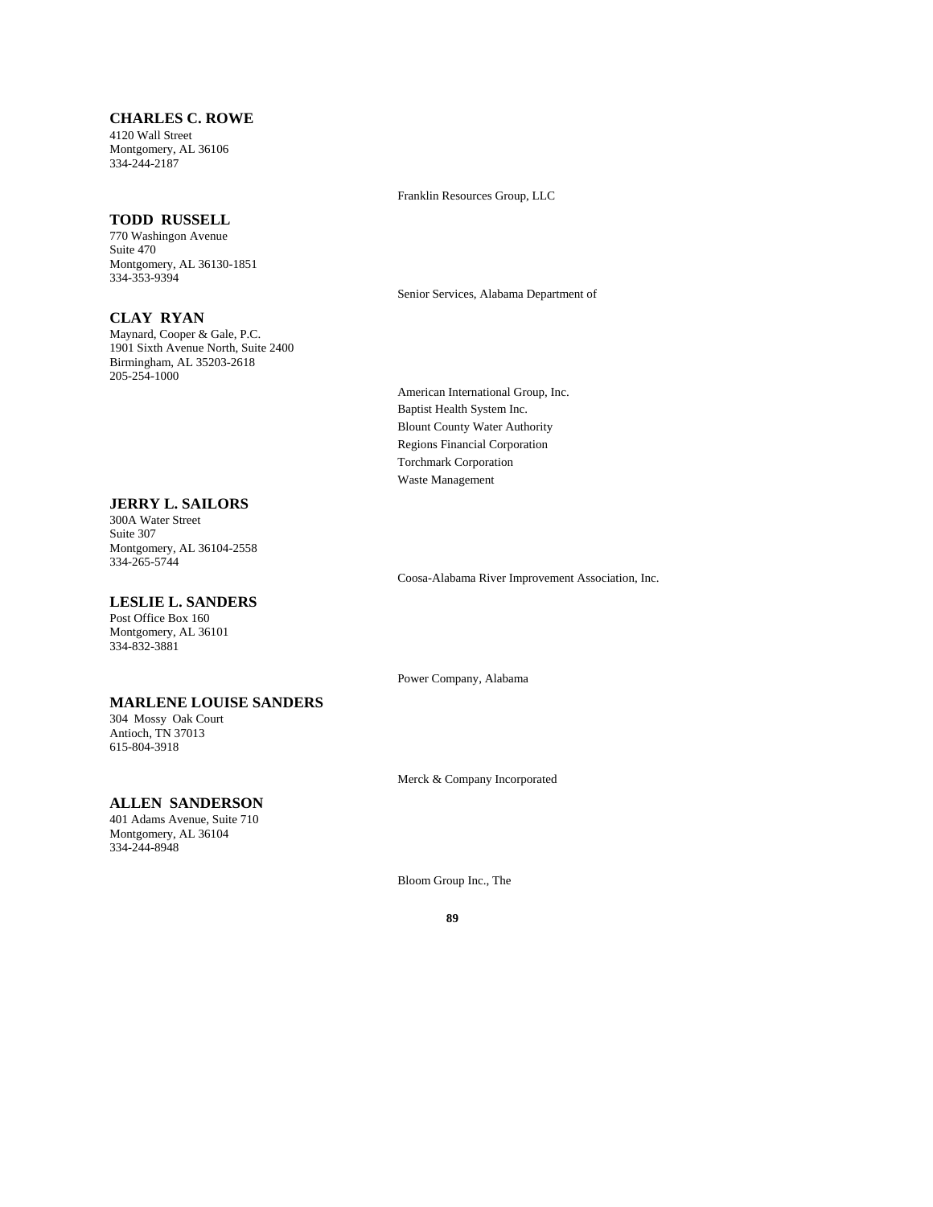**CHARLES C. ROWE**
4120 Wall Street
Montgomery, AL 36106
334-244-2187

Franklin Resources Group, LLC

**TODD RUSSELL**
770 Washingon Avenue
Suite 470
Montgomery, AL 36130-1851
334-353-9394

Senior Services, Alabama Department of

**CLAY RYAN**
Maynard, Cooper & Gale, P.C.
1901 Sixth Avenue North, Suite 2400
Birmingham, AL 35203-2618
205-254-1000

American International Group, Inc.
Baptist Health System Inc.
Blount County Water Authority
Regions Financial Corporation
Torchmark Corporation
Waste Management

**JERRY L. SAILORS**
300A Water Street
Suite 307
Montgomery, AL 36104-2558
334-265-5744

Coosa-Alabama River Improvement Association, Inc.

**LESLIE L. SANDERS**
Post Office Box 160
Montgomery, AL 36101
334-832-3881

Power Company, Alabama

**MARLENE LOUISE SANDERS**
304 Mossy Oak Court
Antioch, TN 37013
615-804-3918

Merck & Company Incorporated

**ALLEN SANDERSON**
401 Adams Avenue, Suite 710
Montgomery, AL 36104
334-244-8948

Bloom Group Inc., The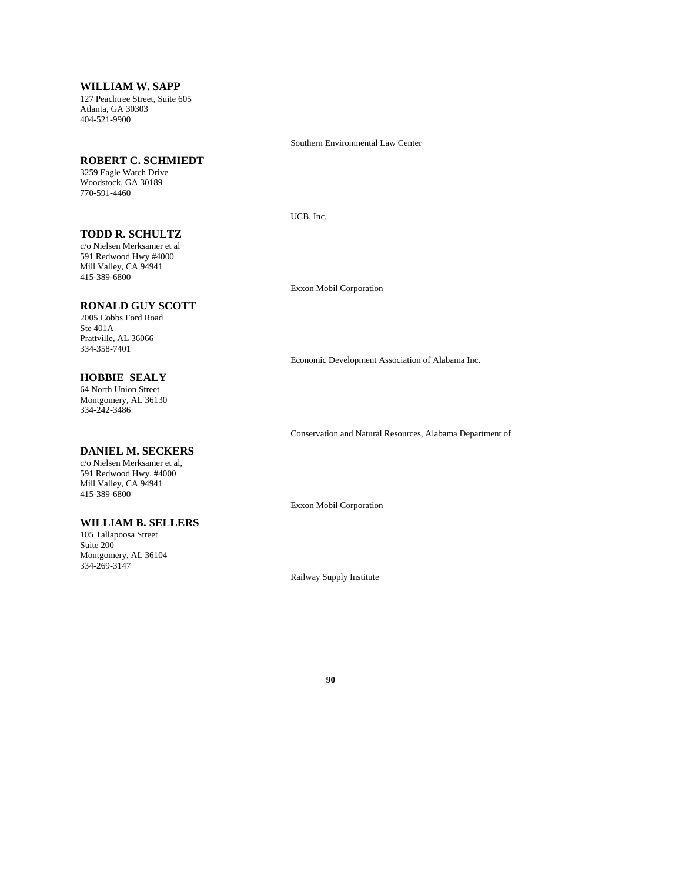**WILLIAM W. SAPP**
127 Peachtree Street, Suite 605
Atlanta, GA 30303
404-521-9900

Southern Environmental Law Center

**ROBERT C. SCHMIEDT**
3259 Eagle Watch Drive
Woodstock, GA 30189
770-591-4460

UCB, Inc.

**TODD R. SCHULTZ**
c/o Nielsen Merksamer et al
591 Redwood Hwy #4000
Mill Valley, CA 94941
415-389-6800

Exxon Mobil Corporation

**RONALD GUY SCOTT**
2005 Cobbs Ford Road
Ste 401A
Prattville, AL 36066
334-358-7401

Economic Development Association of Alabama Inc.

**HOBBIE SEALY**
64 North Union Street
Montgomery, AL 36130
334-242-3486

Conservation and Natural Resources, Alabama Department of

**DANIEL M. SECKERS**
c/o Nielsen Merksamer et al,
591 Redwood Hwy. #4000
Mill Valley, CA 94941
415-389-6800

Exxon Mobil Corporation

**WILLIAM B. SELLERS**
105 Tallapoosa Street
Suite 200
Montgomery, AL 36104
334-269-3147

Railway Supply Institute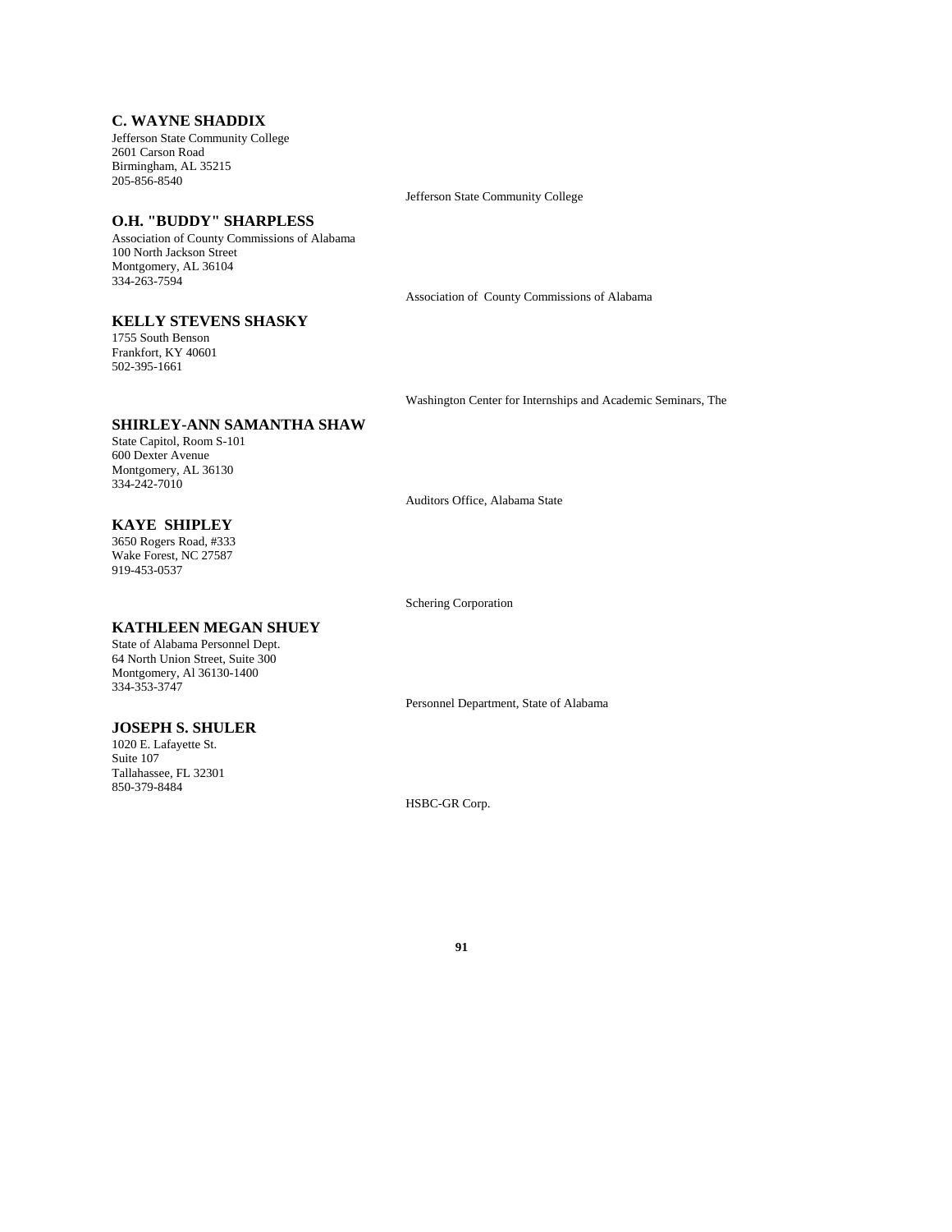**C. WAYNE SHADDIX**

Jefferson State Community College
2601 Carson Road
Birmingham, AL 35215
205-856-8540

Jefferson State Community College

**O.H. "BUDDY" SHARPLESS**

Association of County Commissions of Alabama
100 North Jackson Street
Montgomery, AL 36104
334-263-7594

Association of County Commissions of Alabama

**KELLY STEVENS SHASKY**

1755 South Benson
Frankfort, KY 40601
502-395-1661

Washington Center for Internships and Academic Seminars, The

**SHIRLEY-ANN SAMANTHA SHAW**

State Capitol, Room S-101
600 Dexter Avenue
Montgomery, AL 36130
334-242-7010

Auditors Office, Alabama State

**KAYE SHIPLEY**

3650 Rogers Road, #333
Wake Forest, NC 27587
919-453-0537

Schering Corporation

**KATHLEEN MEGAN SHUEY**

State of Alabama Personnel Dept.
64 North Union Street, Suite 300
Montgomery, Al 36130-1400
334-353-3747

Personnel Department, State of Alabama

**JOSEPH S. SHULER**

1020 E. Lafayette St.
Suite 107
Tallahassee, FL 32301
850-379-8484

HSBC-GR Corp.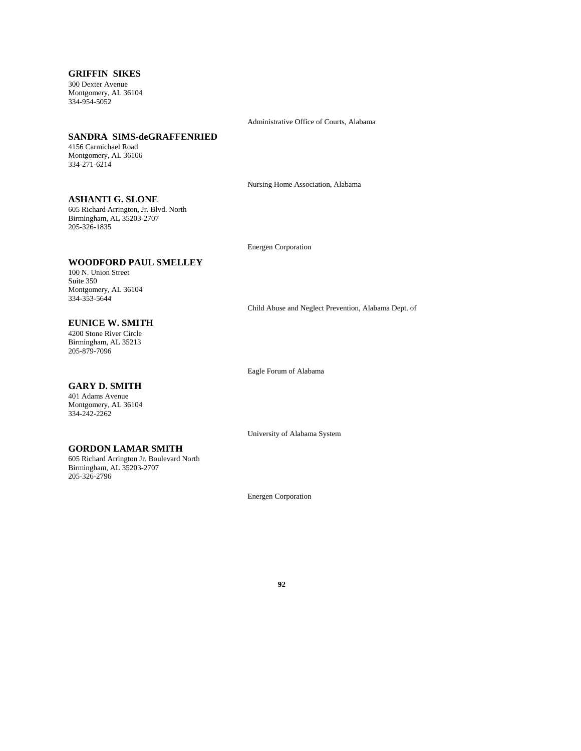**GRIFFIN SIKES**
300 Dexter Avenue
Montgomery, AL 36104
334-954-5052

Administrative Office of Courts, Alabama

**SANDRA SIMS-deGRAFFENRIED**
4156 Carmichael Road
Montgomery, AL 36106
334-271-6214

Nursing Home Association, Alabama

**ASHANTI G. SLONE**
605 Richard Arrington, Jr. Blvd. North
Birmingham, AL 35203-2707
205-326-1835

Energen Corporation

**WOODFORD PAUL SMELLEY**
100 N. Union Street
Suite 350
Montgomery, AL 36104
334-353-5644

Child Abuse and Neglect Prevention, Alabama Dept. of

**EUNICE W. SMITH**
4200 Stone River Circle
Birmingham, AL 35213
205-879-7096

Eagle Forum of Alabama

**GARY D. SMITH**
401 Adams Avenue
Montgomery, AL 36104
334-242-2262

University of Alabama System

**GORDON LAMAR SMITH**
605 Richard Arrington Jr. Boulevard North
Birmingham, AL 35203-2707
205-326-2796

Energen Corporation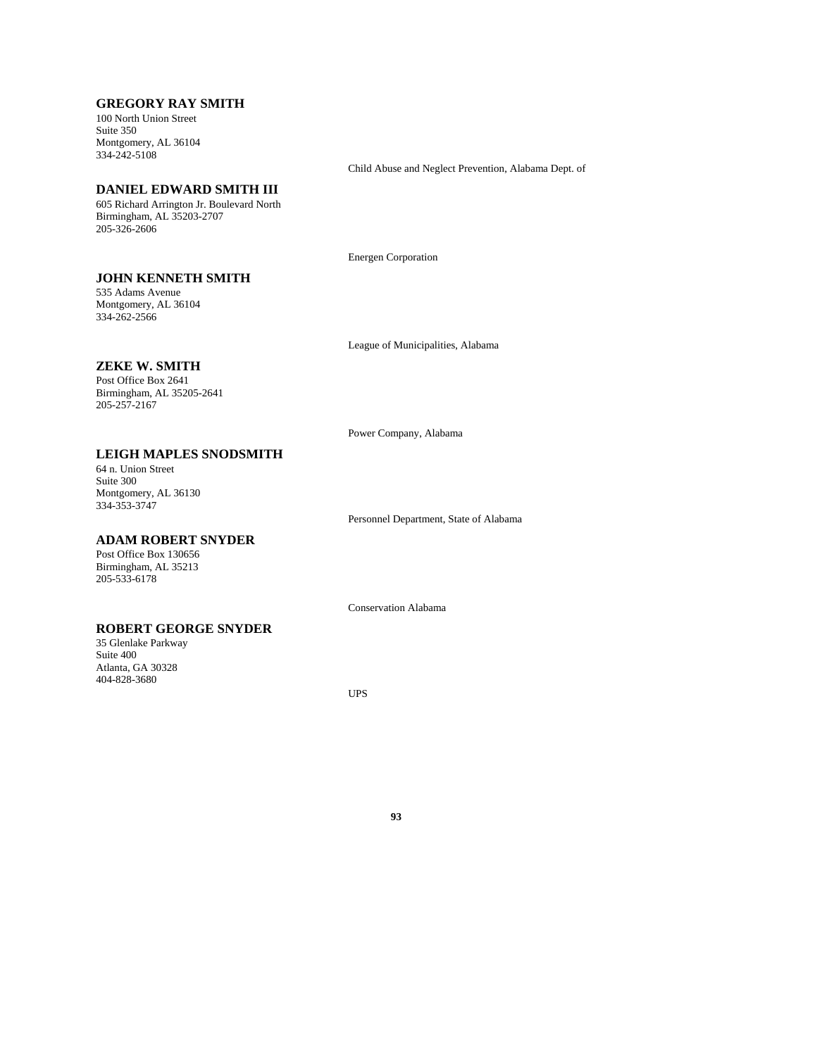**GREGORY RAY SMITH**
100 North Union Street
Suite 350
Montgomery, AL 36104
334-242-5108

Child Abuse and Neglect Prevention, Alabama Dept. of

**DANIEL EDWARD SMITH III**
605 Richard Arrington Jr. Boulevard North
Birmingham, AL 35203-2707
205-326-2606

Energen Corporation

**JOHN KENNETH SMITH**
535 Adams Avenue
Montgomery, AL 36104
334-262-2566

League of Municipalities, Alabama

**ZEKE W. SMITH**
Post Office Box 2641
Birmingham, AL 35205-2641
205-257-2167

Power Company, Alabama

**LEIGH MAPLES SNODSMITH**
64 n. Union Street
Suite 300
Montgomery, AL 36130
334-353-3747

Personnel Department, State of Alabama

**ADAM ROBERT SNYDER**
Post Office Box 130656
Birmingham, AL 35213
205-533-6178

Conservation Alabama

**ROBERT GEORGE SNYDER**
35 Glenlake Parkway
Suite 400
Atlanta, GA 30328
404-828-3680

UPS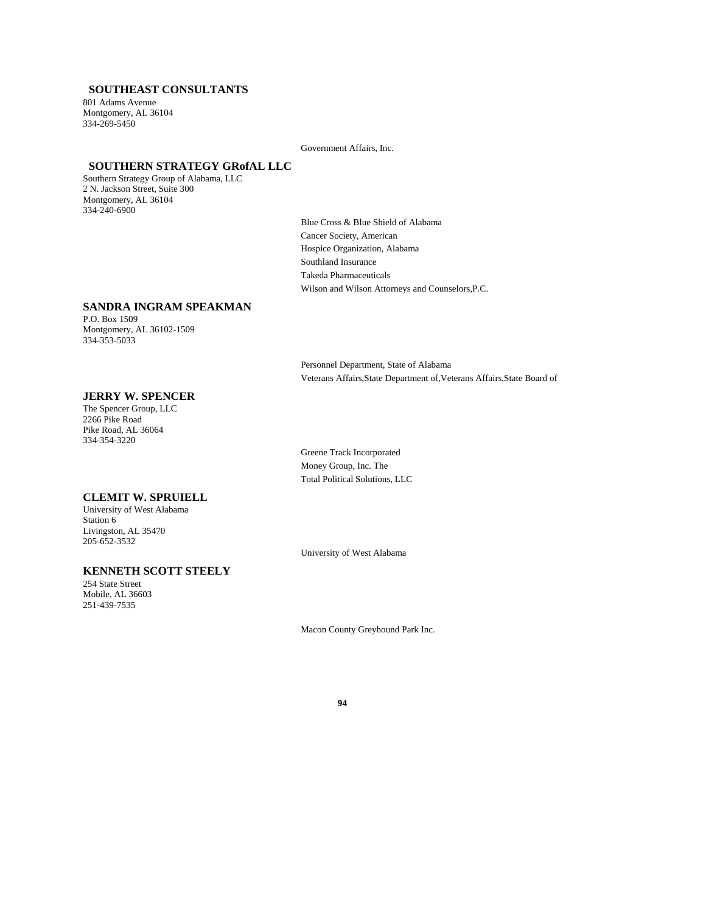### SOUTHEAST CONSULTANTS

801 Adams Avenue
Montgomery, AL 36104
334-269-5450

Government Affairs, Inc.

### SOUTHERN STRATEGY GRofAL LLC

Southern Strategy Group of Alabama, LLC
2 N. Jackson Street, Suite 300
Montgomery, AL 36104
334-240-6900

Blue Cross & Blue Shield of Alabama
Cancer Society, American
Hospice Organization, Alabama
Southland Insurance
Takeda Pharmaceuticals
Wilson and Wilson Attorneys and Counselors,P.C.

### SANDRA INGRAM SPEAKMAN

P.O. Box 1509
Montgomery, AL 36102-1509
334-353-5033

Personnel Department, State of Alabama
Veterans Affairs,State Department of,Veterans Affairs,State Board of

### JERRY W. SPENCER

The Spencer Group, LLC
2266 Pike Road
Pike Road, AL 36064
334-354-3220

Greene Track Incorporated
Money Group, Inc. The
Total Political Solutions, LLC

### CLEMIT W. SPRUIELL

University of West Alabama
Station 6
Livingston, AL 35470
205-652-3532

University of West Alabama

### KENNETH SCOTT STEELY

254 State Street
Mobile, AL 36603
251-439-7535

Macon County Greyhound Park Inc.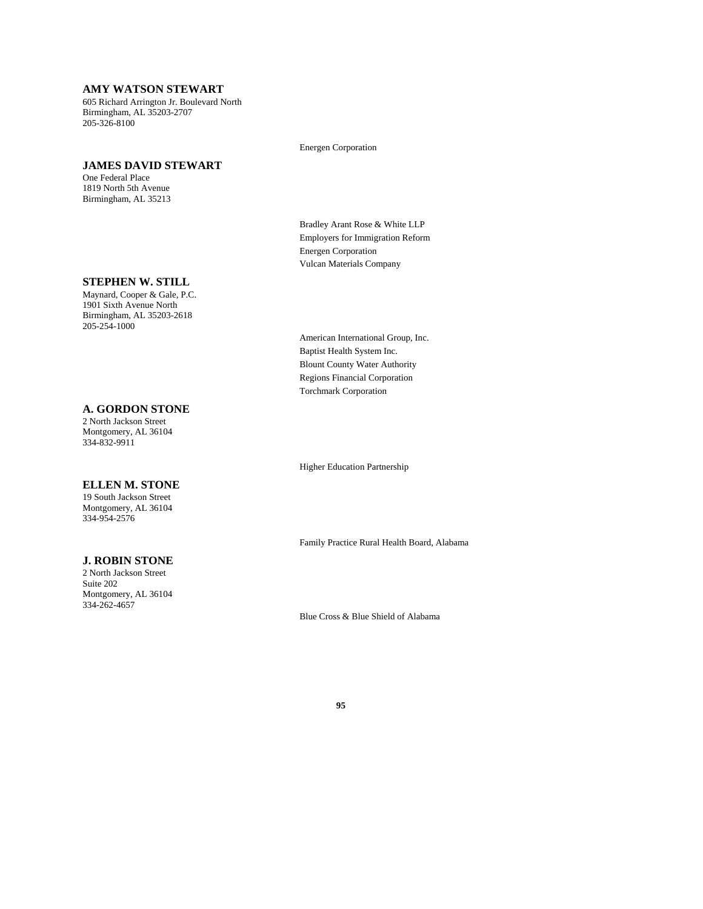**AMY WATSON STEWART**
605 Richard Arrington Jr. Boulevard North
Birmingham, AL 35203-2707
205-326-8100

Energen Corporation

**JAMES DAVID STEWART**
One Federal Place
1819 North 5th Avenue
Birmingham, AL 35213

Bradley Arant Rose & White LLP
Employers for Immigration Reform
Energen Corporation
Vulcan Materials Company

**STEPHEN W. STILL**
Maynard, Cooper & Gale, P.C.
1901 Sixth Avenue North
Birmingham, AL 35203-2618
205-254-1000

American International Group, Inc.
Baptist Health System Inc.
Blount County Water Authority
Regions Financial Corporation
Torchmark Corporation

**A. GORDON STONE**
2 North Jackson Street
Montgomery, AL 36104
334-832-9911

Higher Education Partnership

**ELLEN M. STONE**
19 South Jackson Street
Montgomery, AL 36104
334-954-2576

Family Practice Rural Health Board, Alabama

**J. ROBIN STONE**
2 North Jackson Street
Suite 202
Montgomery, AL 36104
334-262-4657

Blue Cross & Blue Shield of Alabama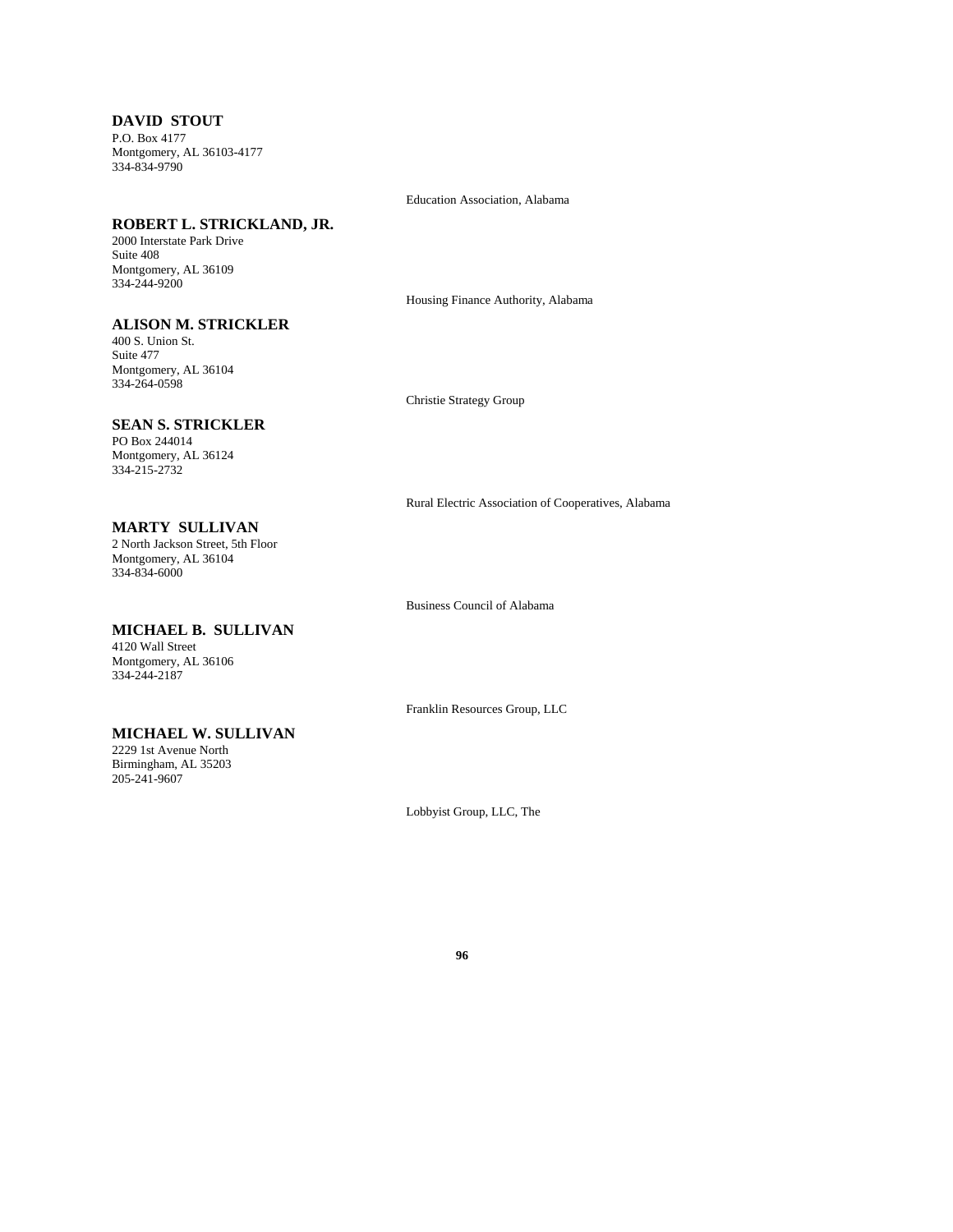**DAVID STOUT**
P.O. Box 4177
Montgomery, AL 36103-4177
334-834-9790

Education Association, Alabama

**ROBERT L. STRICKLAND, JR.**
2000 Interstate Park Drive
Suite 408
Montgomery, AL 36109
334-244-9200

Housing Finance Authority, Alabama

**ALISON M. STRICKLER**
400 S. Union St.
Suite 477
Montgomery, AL 36104
334-264-0598

Christie Strategy Group

**SEAN S. STRICKLER**
PO Box 244014
Montgomery, AL 36124
334-215-2732

Rural Electric Association of Cooperatives, Alabama

**MARTY SULLIVAN**
2 North Jackson Street, 5th Floor
Montgomery, AL 36104
334-834-6000

Business Council of Alabama

**MICHAEL B. SULLIVAN**
4120 Wall Street
Montgomery, AL 36106
334-244-2187

Franklin Resources Group, LLC

**MICHAEL W. SULLIVAN**
2229 1st Avenue North
Birmingham, AL 35203
205-241-9607

Lobbyist Group, LLC, The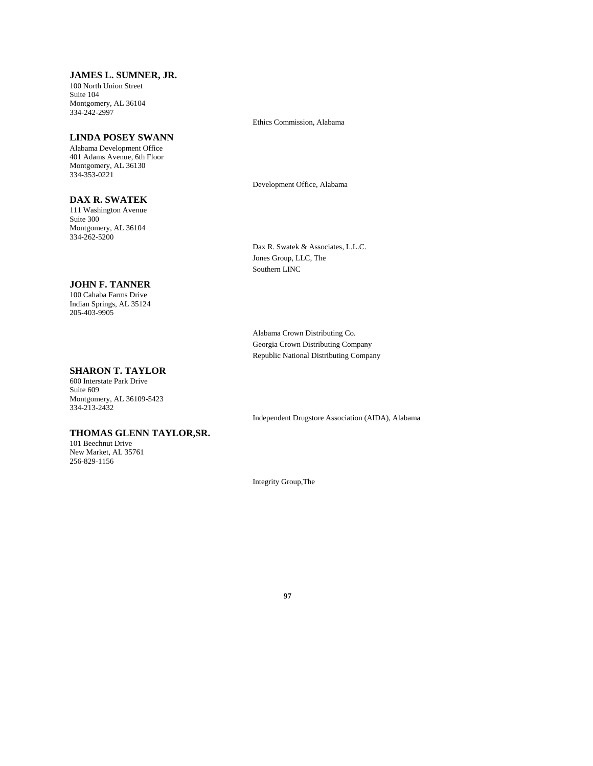**JAMES L. SUMNER, JR.**
100 North Union Street
Suite 104
Montgomery, AL 36104
334-242-2997

Ethics Commission, Alabama

**LINDA POSEY SWANN**
Alabama Development Office
401 Adams Avenue, 6th Floor
Montgomery, AL 36130
334-353-0221

Development Office, Alabama

**DAX R. SWATEK**
111 Washington Avenue
Suite 300
Montgomery, AL 36104
334-262-5200

Dax R. Swatek & Associates, L.L.C.
Jones Group, LLC, The
Southern LINC

**JOHN F. TANNER**
100 Cahaba Farms Drive
Indian Springs, AL 35124
205-403-9905

Alabama Crown Distributing Co.
Georgia Crown Distributing Company
Republic National Distributing Company

**SHARON T. TAYLOR**
600 Interstate Park Drive
Suite 609
Montgomery, AL 36109-5423
334-213-2432

Independent Drugstore Association (AIDA), Alabama

**THOMAS GLENN TAYLOR,SR.**
101 Beechnut Drive
New Market, AL 35761
256-829-1156

Integrity Group,The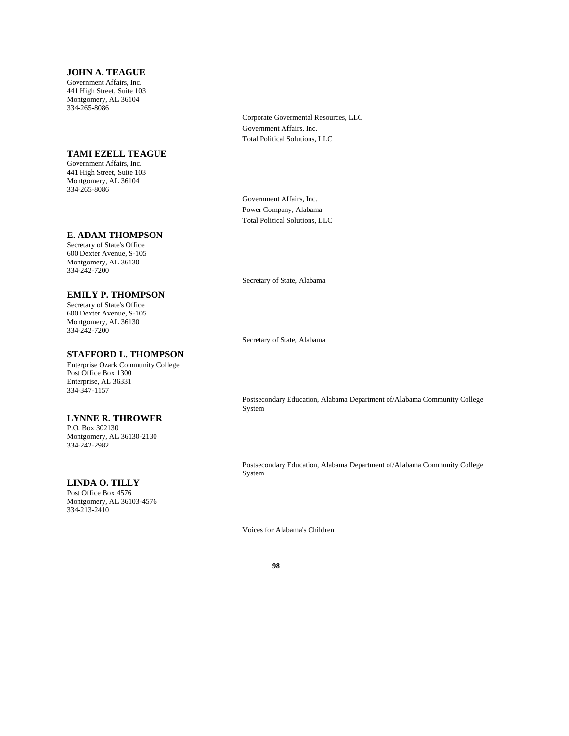**JOHN A. TEAGUE**
Government Affairs, Inc.
441 High Street, Suite 103
Montgomery, AL 36104
334-265-8086

Corporate Govermental Resources, LLC
Government Affairs, Inc.
Total Political Solutions, LLC

**TAMI EZELL TEAGUE**
Government Affairs, Inc.
441 High Street, Suite 103
Montgomery, AL 36104
334-265-8086

Government Affairs, Inc.
Power Company, Alabama
Total Political Solutions, LLC

**E. ADAM THOMPSON**
Secretary of State's Office
600 Dexter Avenue, S-105
Montgomery, AL 36130
334-242-7200

Secretary of State, Alabama

**EMILY P. THOMPSON**
Secretary of State's Office
600 Dexter Avenue, S-105
Montgomery, AL 36130
334-242-7200

Secretary of State, Alabama

**STAFFORD L. THOMPSON**
Enterprise Ozark Community College
Post Office Box 1300
Enterprise, AL 36331
334-347-1157

Postsecondary Education, Alabama Department of/Alabama Community College System

**LYNNE R. THROWER**
P.O. Box 302130
Montgomery, AL 36130-2130
334-242-2982

Postsecondary Education, Alabama Department of/Alabama Community College System

**LINDA O. TILLY**
Post Office Box 4576
Montgomery, AL 36103-4576
334-213-2410

Voices for Alabama's Children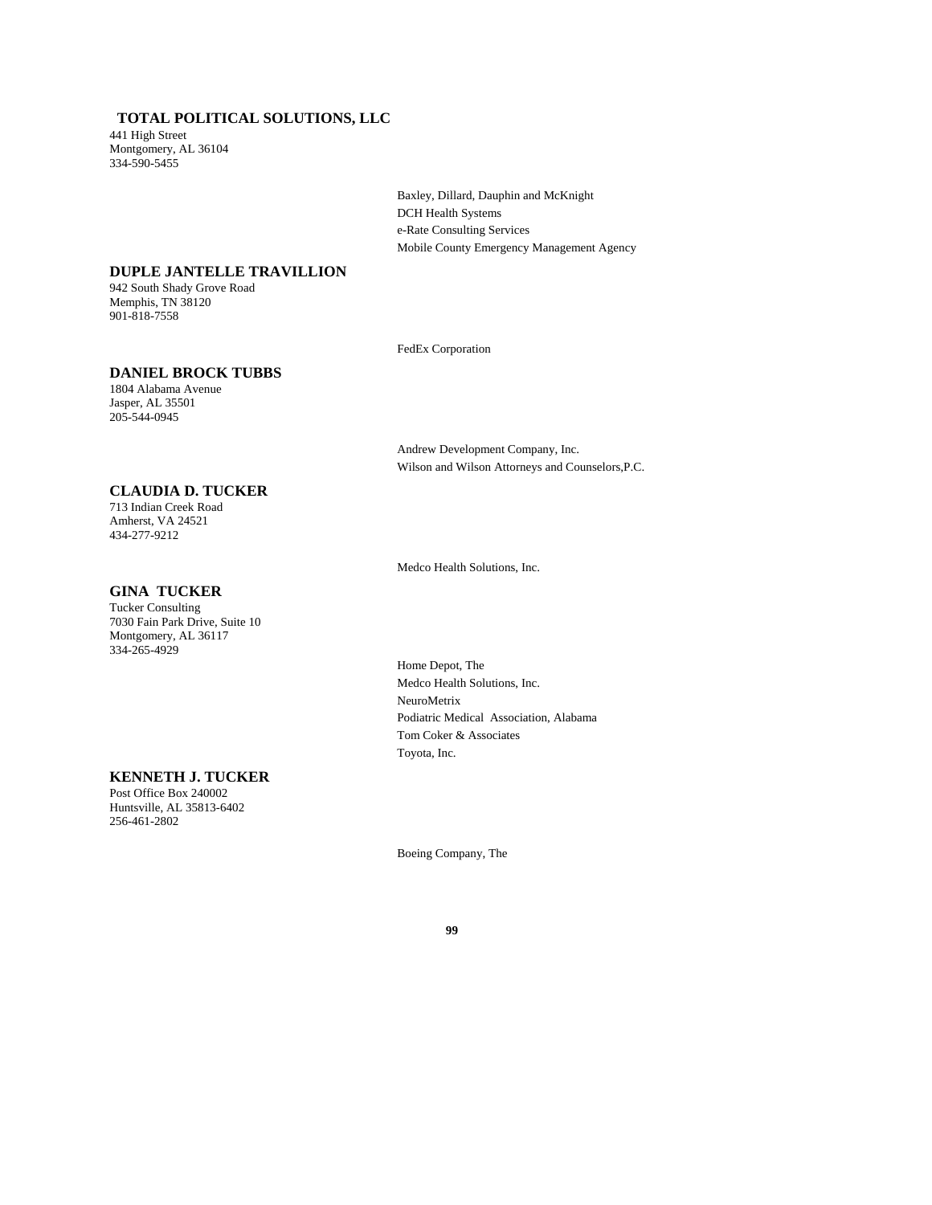**TOTAL POLITICAL SOLUTIONS, LLC**
441 High Street
Montgomery, AL 36104
334-590-5455

Baxley, Dillard, Dauphin and McKnight
DCH Health Systems
e-Rate Consulting Services
Mobile County Emergency Management Agency

**DUPLE JANTELLE TRAVILLION**
942 South Shady Grove Road
Memphis, TN 38120
901-818-7558

FedEx Corporation

**DANIEL BROCK TUBBS**
1804 Alabama Avenue
Jasper, AL 35501
205-544-0945

Andrew Development Company, Inc.
Wilson and Wilson Attorneys and Counselors,P.C.

**CLAUDIA D. TUCKER**
713 Indian Creek Road
Amherst, VA 24521
434-277-9212

Medco Health Solutions, Inc.

**GINA TUCKER**
Tucker Consulting
7030 Fain Park Drive, Suite 10
Montgomery, AL 36117
334-265-4929

Home Depot, The
Medco Health Solutions, Inc.
NeuroMetrix
Podiatric Medical Association, Alabama
Tom Coker & Associates
Toyota, Inc.

**KENNETH J. TUCKER**
Post Office Box 240002
Huntsville, AL 35813-6402
256-461-2802

Boeing Company, The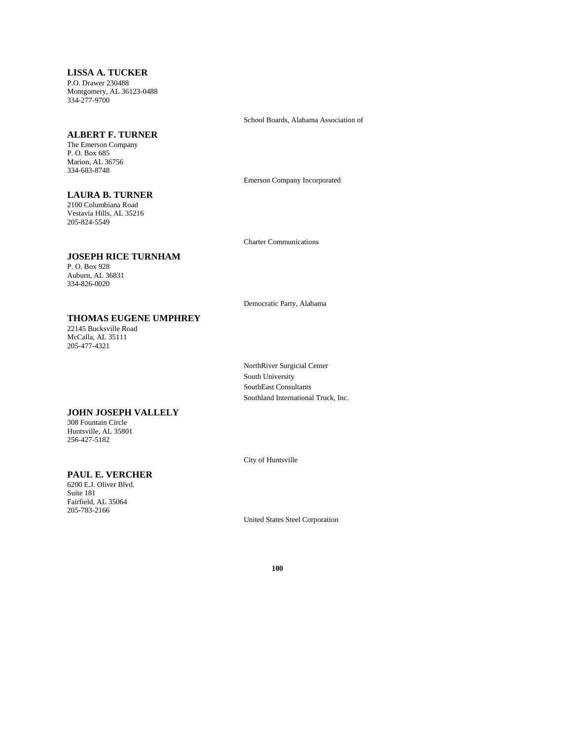**LISSA A. TUCKER**
P.O. Drawer 230488
Montgomery, AL 36123-0488
334-277-9700

School Boards, Alabama Association of

**ALBERT F. TURNER**
The Emerson Company
P. O. Box 685
Marion, AL 36756
334-683-8748

Emerson Company Incorporated

**LAURA B. TURNER**
2100 Columbiana Road
Vestavia Hills, AL 35216
205-824-5549

Charter Communications

**JOSEPH RICE TURNHAM**
P. O. Box 928
Auburn, AL 36831
334-826-0020

Democratic Party, Alabama

**THOMAS EUGENE UMPHREY**
22145 Bucksville Road
McCalla, AL 35111
205-477-4321

NorthRiver Surgicial Center
South University
SouthEast Consultants
Southland International Truck, Inc.

**JOHN JOSEPH VALLELY**
308 Fountain Circle
Huntsville, AL 35801
256-427-5182

City of Huntsville

**PAUL E. VERCHER**
6200 E.J. Oliver Blvd.
Suite 181
Fairfield, AL 35064
205-783-2166

United States Steel Corporation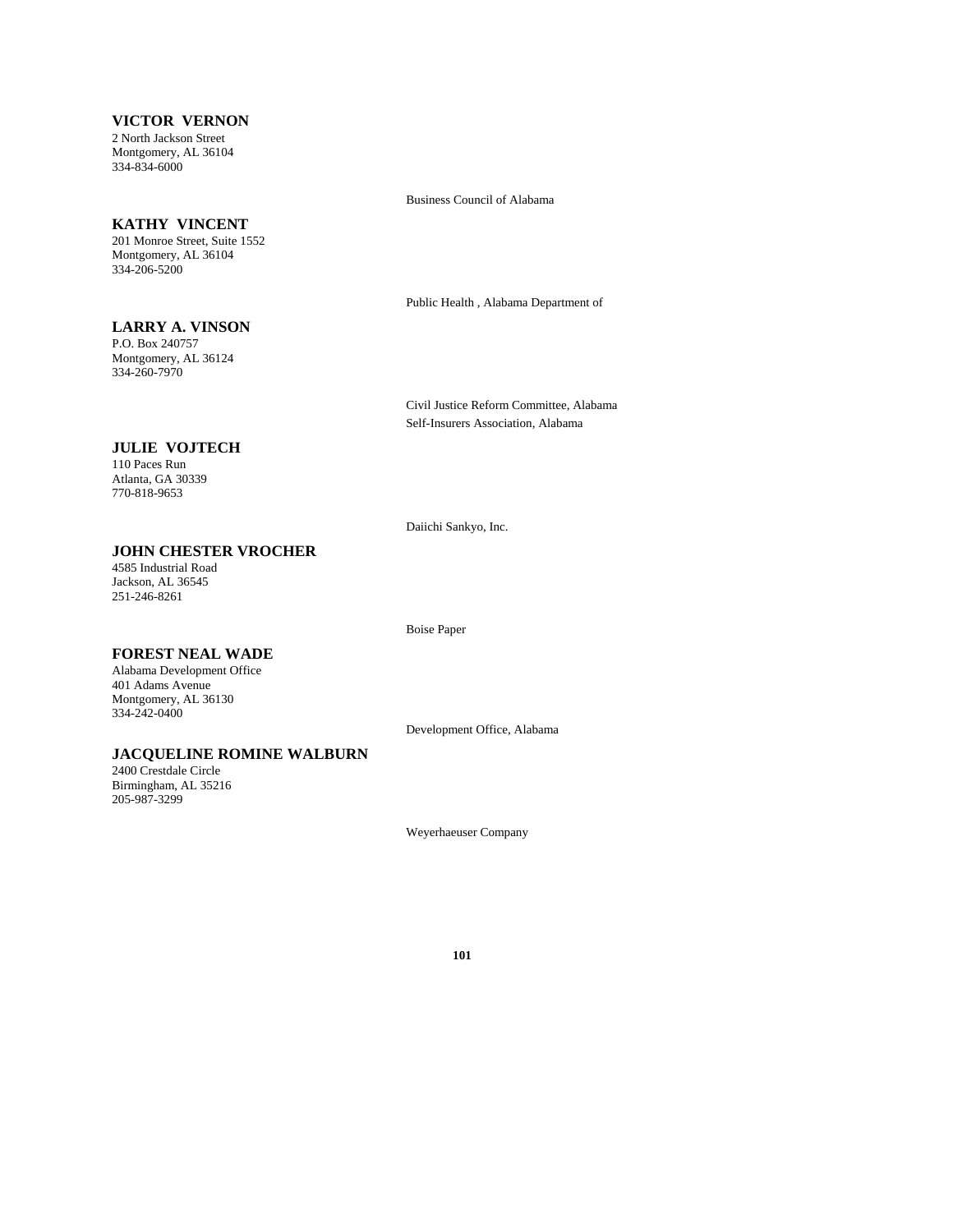**VICTOR VERNON**
2 North Jackson Street
Montgomery, AL 36104
334-834-6000

Business Council of Alabama

**KATHY VINCENT**
201 Monroe Street, Suite 1552
Montgomery, AL 36104
334-206-5200

Public Health , Alabama Department of

**LARRY A. VINSON**
P.O. Box 240757
Montgomery, AL 36124
334-260-7970

Civil Justice Reform Committee, Alabama
Self-Insurers Association, Alabama

**JULIE VOJTECH**
110 Paces Run
Atlanta, GA 30339
770-818-9653

Daiichi Sankyo, Inc.

**JOHN CHESTER VROCHER**
4585 Industrial Road
Jackson, AL 36545
251-246-8261

Boise Paper

**FOREST NEAL WADE**
Alabama Development Office
401 Adams Avenue
Montgomery, AL 36130
334-242-0400

Development Office, Alabama

**JACQUELINE ROMINE WALBURN**
2400 Crestdale Circle
Birmingham, AL 35216
205-987-3299

Weyerhaeuser Company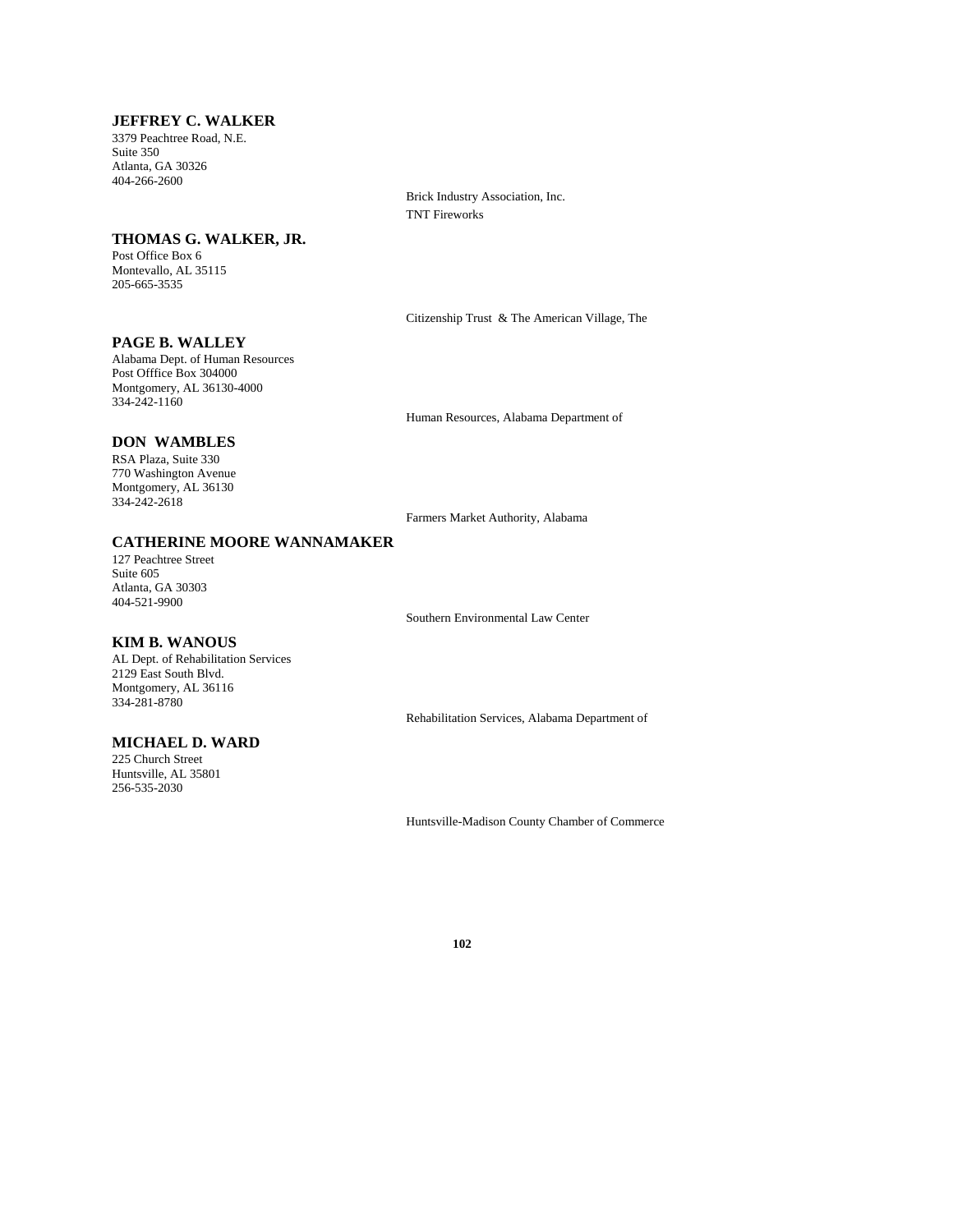**JEFFREY C. WALKER**

3379 Peachtree Road, N.E.
Suite 350
Atlanta, GA 30326
404-266-2600

Brick Industry Association, Inc.
TNT Fireworks

**THOMAS G. WALKER, JR.**

Post Office Box 6
Montevallo, AL 35115
205-665-3535

Citizenship Trust & The American Village, The

**PAGE B. WALLEY**

Alabama Dept. of Human Resources
Post Offfice Box 304000
Montgomery, AL 36130-4000
334-242-1160

Human Resources, Alabama Department of

**DON WAMBLES**

RSA Plaza, Suite 330
770 Washington Avenue
Montgomery, AL 36130
334-242-2618

Farmers Market Authority, Alabama

**CATHERINE MOORE WANNAMAKER**

127 Peachtree Street
Suite 605
Atlanta, GA 30303
404-521-9900

Southern Environmental Law Center

**KIM B. WANOUS**

AL Dept. of Rehabilitation Services
2129 East South Blvd.
Montgomery, AL 36116
334-281-8780

Rehabilitation Services, Alabama Department of

**MICHAEL D. WARD**

225 Church Street
Huntsville, AL 35801
256-535-2030

Huntsville-Madison County Chamber of Commerce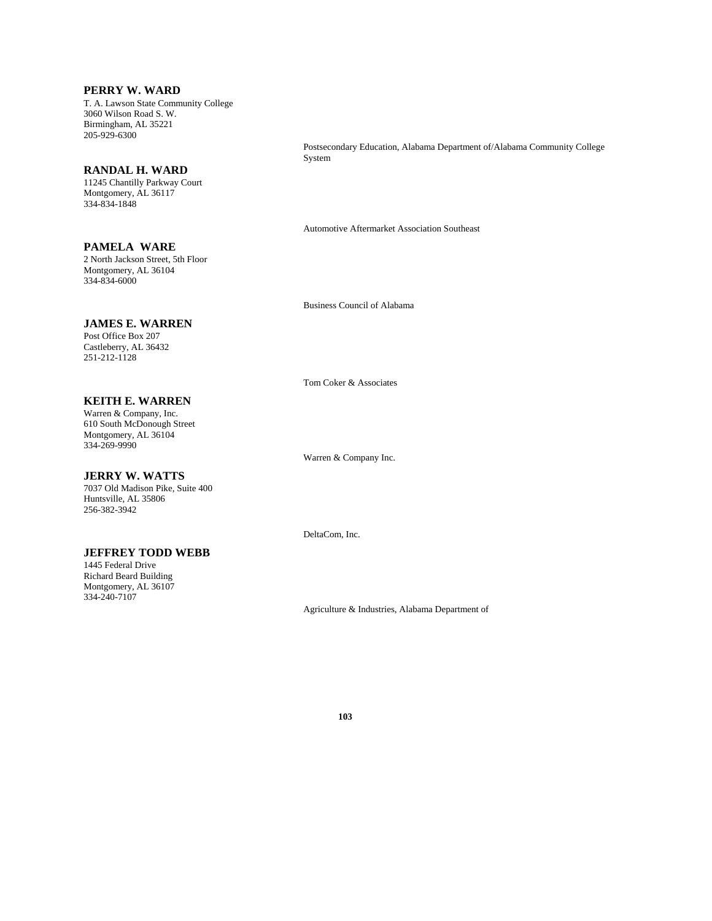**PERRY W. WARD**
T. A. Lawson State Community College
3060 Wilson Road S. W.
Birmingham, AL 35221
205-929-6300

Postsecondary Education, Alabama Department of/Alabama Community College System

**RANDAL H. WARD**
11245 Chantilly Parkway Court
Montgomery, AL 36117
334-834-1848

Automotive Aftermarket Association Southeast

**PAMELA WARE**
2 North Jackson Street, 5th Floor
Montgomery, AL 36104
334-834-6000

Business Council of Alabama

**JAMES E. WARREN**
Post Office Box 207
Castleberry, AL 36432
251-212-1128

Tom Coker & Associates

**KEITH E. WARREN**
Warren & Company, Inc.
610 South McDonough Street
Montgomery, AL 36104
334-269-9990

Warren & Company Inc.

**JERRY W. WATTS**
7037 Old Madison Pike, Suite 400
Huntsville, AL 35806
256-382-3942

DeltaCom, Inc.

**JEFFREY TODD WEBB**
1445 Federal Drive
Richard Beard Building
Montgomery, AL 36107
334-240-7107

Agriculture & Industries, Alabama Department of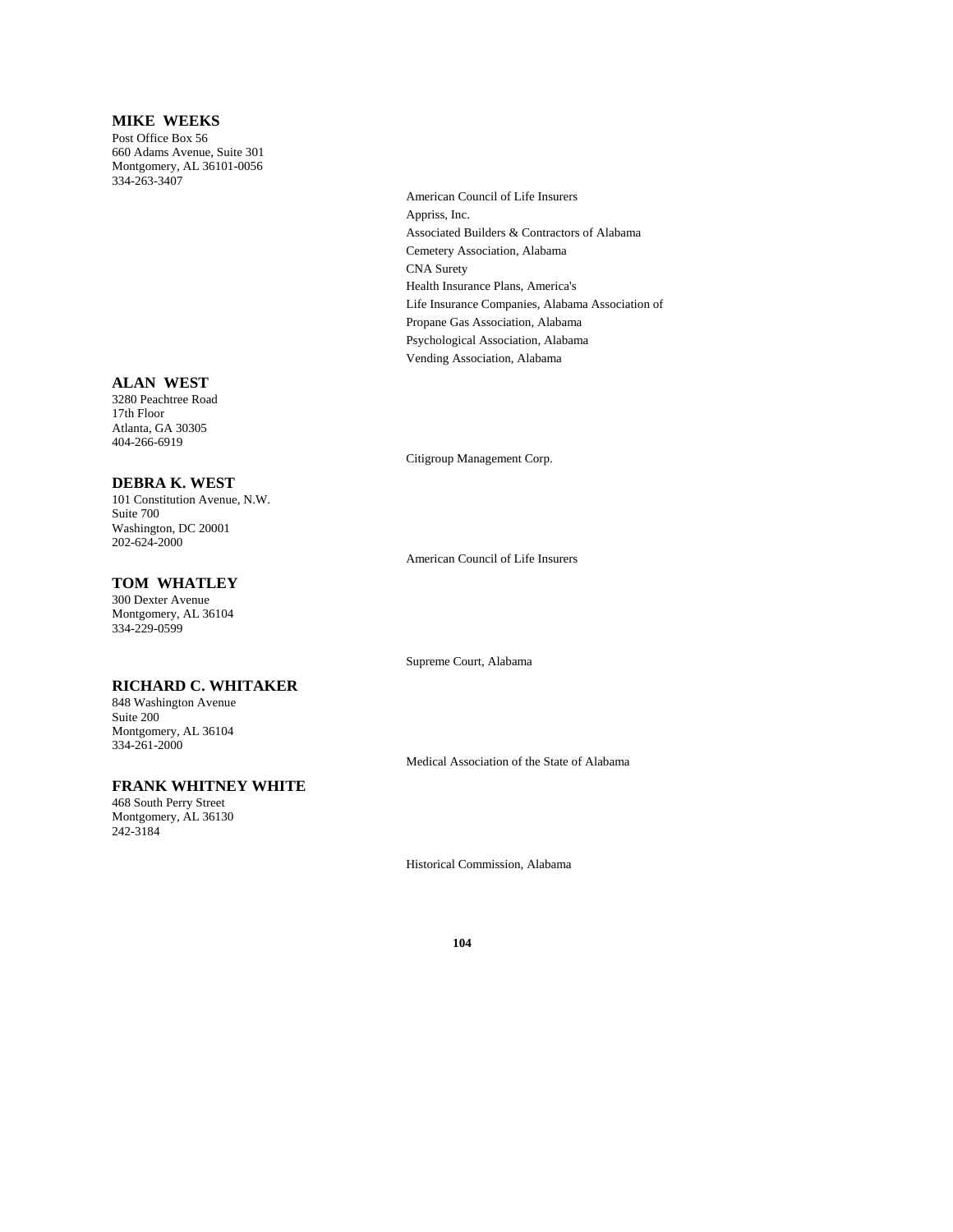**MIKE WEEKS**
Post Office Box 56
660 Adams Avenue, Suite 301
Montgomery, AL 36101-0056
334-263-3407

American Council of Life Insurers
Appriss, Inc.
Associated Builders & Contractors of Alabama
Cemetery Association, Alabama
CNA Surety
Health Insurance Plans, America's
Life Insurance Companies, Alabama Association of
Propane Gas Association, Alabama
Psychological Association, Alabama
Vending Association, Alabama

**ALAN WEST**
3280 Peachtree Road
17th Floor
Atlanta, GA 30305
404-266-6919

Citigroup Management Corp.

**DEBRA K. WEST**
101 Constitution Avenue, N.W.
Suite 700
Washington, DC 20001
202-624-2000

American Council of Life Insurers

**TOM WHATLEY**
300 Dexter Avenue
Montgomery, AL 36104
334-229-0599

Supreme Court, Alabama

**RICHARD C. WHITAKER**
848 Washington Avenue
Suite 200
Montgomery, AL 36104
334-261-2000

Medical Association of the State of Alabama

**FRANK WHITNEY WHITE**
468 South Perry Street
Montgomery, AL 36130
242-3184

Historical Commission, Alabama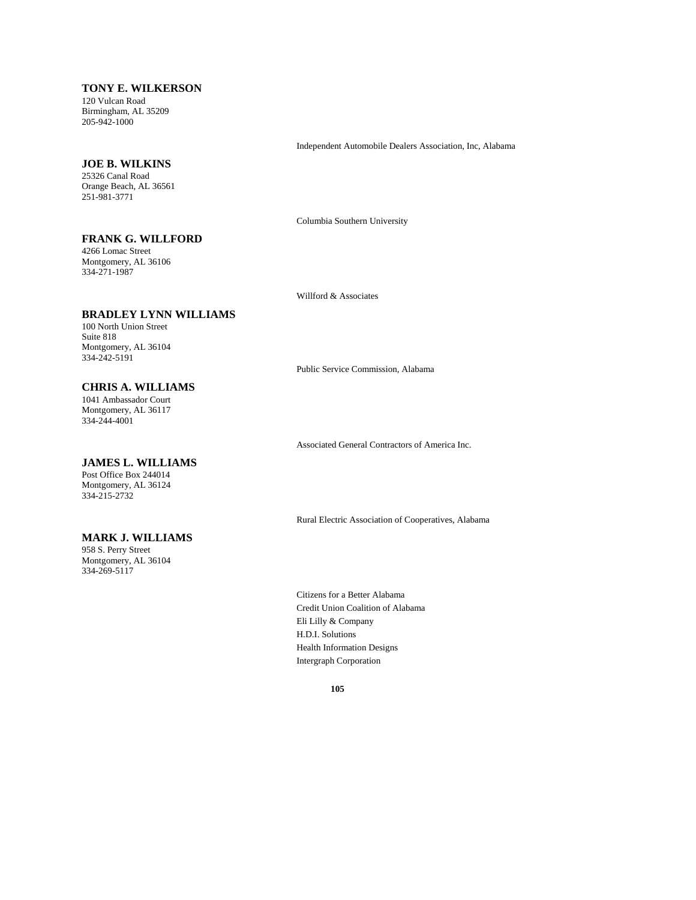**TONY E. WILKERSON**
120 Vulcan Road
Birmingham, AL 35209
205-942-1000

Independent Automobile Dealers Association, Inc, Alabama

**JOE B. WILKINS**
25326 Canal Road
Orange Beach, AL 36561
251-981-3771

Columbia Southern University

**FRANK G. WILLFORD**
4266 Lomac Street
Montgomery, AL 36106
334-271-1987

Willford & Associates

**BRADLEY LYNN WILLIAMS**
100 North Union Street
Suite 818
Montgomery, AL 36104
334-242-5191

Public Service Commission, Alabama

**CHRIS A. WILLIAMS**
1041 Ambassador Court
Montgomery, AL 36117
334-244-4001

Associated General Contractors of America Inc.

**JAMES L. WILLIAMS**
Post Office Box 244014
Montgomery, AL 36124
334-215-2732

Rural Electric Association of Cooperatives, Alabama

**MARK J. WILLIAMS**
958 S. Perry Street
Montgomery, AL 36104
334-269-5117

Citizens for a Better Alabama
Credit Union Coalition of Alabama
Eli Lilly & Company
H.D.I. Solutions
Health Information Designs
Intergraph Corporation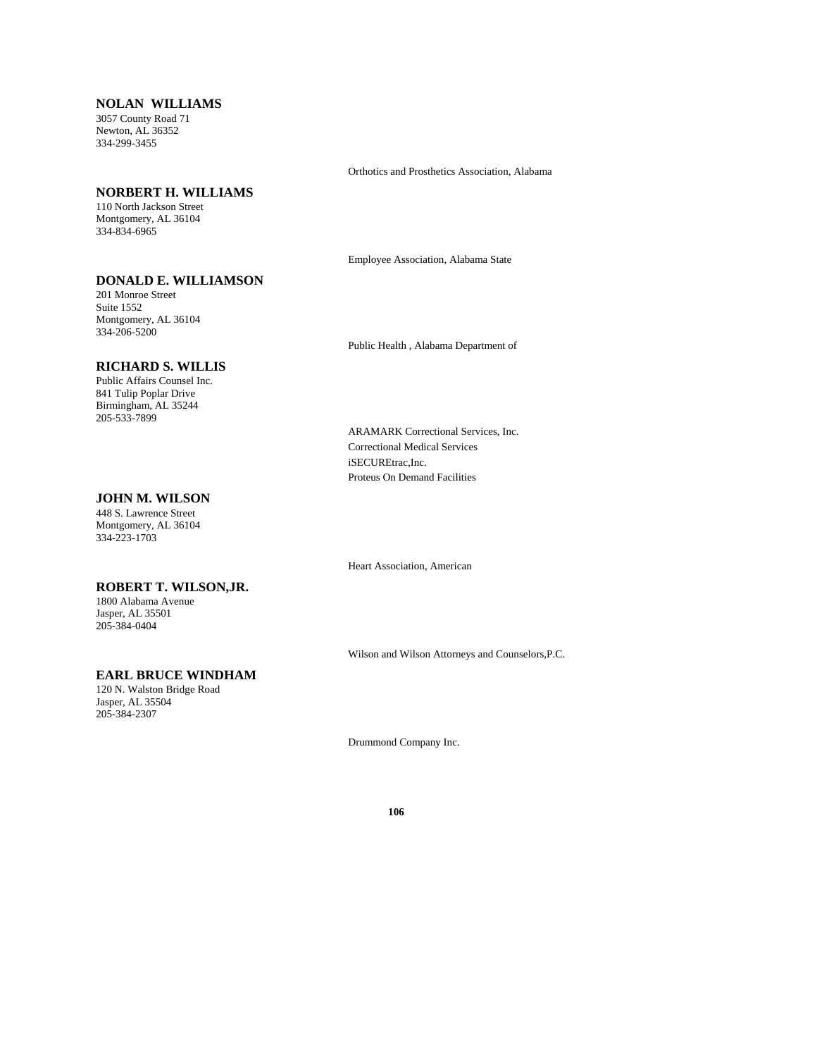**NOLAN WILLIAMS**
3057 County Road 71
Newton, AL 36352
334-299-3455

Orthotics and Prosthetics Association, Alabama

**NORBERT H. WILLIAMS**
110 North Jackson Street
Montgomery, AL 36104
334-834-6965

Employee Association, Alabama State

**DONALD E. WILLIAMSON**
201 Monroe Street
Suite 1552
Montgomery, AL 36104
334-206-5200

Public Health , Alabama Department of

**RICHARD S. WILLIS**
Public Affairs Counsel Inc.
841 Tulip Poplar Drive
Birmingham, AL 35244
205-533-7899

ARAMARK Correctional Services, Inc.
Correctional Medical Services
iSECUREtrac,Inc.
Proteus On Demand Facilities

**JOHN M. WILSON**
448 S. Lawrence Street
Montgomery, AL 36104
334-223-1703

Heart Association, American

**ROBERT T. WILSON,JR.**
1800 Alabama Avenue
Jasper, AL 35501
205-384-0404

Wilson and Wilson Attorneys and Counselors,P.C.

**EARL BRUCE WINDHAM**
120 N. Walston Bridge Road
Jasper, AL 35504
205-384-2307

Drummond Company Inc.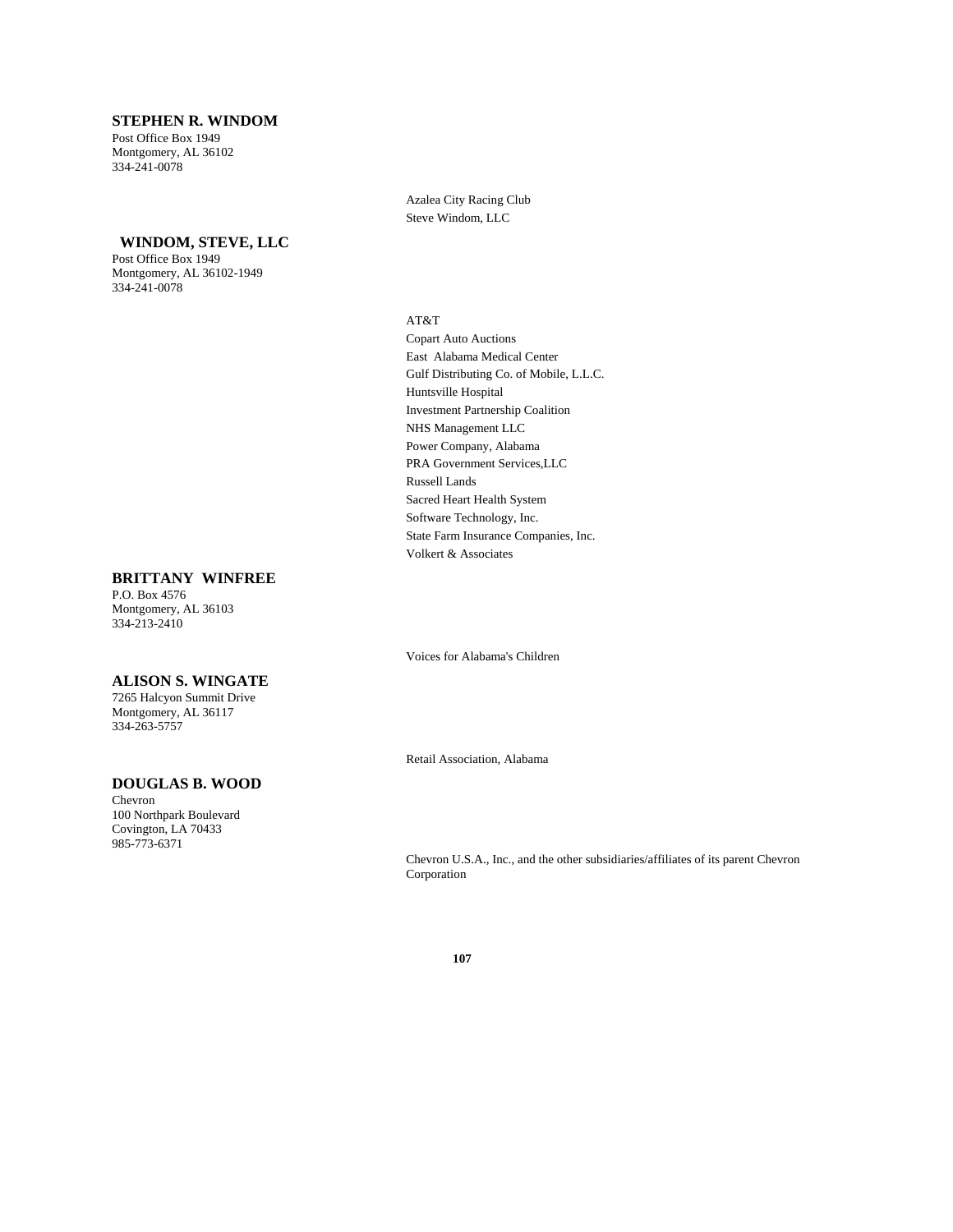**STEPHEN R. WINDOM**
Post Office Box 1949
Montgomery, AL 36102
334-241-0078

Azalea City Racing Club
Steve Windom, LLC

**WINDOM, STEVE, LLC**
Post Office Box 1949
Montgomery, AL 36102-1949
334-241-0078

AT&T
Copart Auto Auctions
East Alabama Medical Center
Gulf Distributing Co. of Mobile, L.L.C.
Huntsville Hospital
Investment Partnership Coalition
NHS Management LLC
Power Company, Alabama
PRA Government Services,LLC
Russell Lands
Sacred Heart Health System
Software Technology, Inc.
State Farm Insurance Companies, Inc.
Volkert & Associates

**BRITTANY WINFREE**
P.O. Box 4576
Montgomery, AL 36103
334-213-2410

Voices for Alabama's Children

**ALISON S. WINGATE**
7265 Halcyon Summit Drive
Montgomery, AL 36117
334-263-5757

Retail Association, Alabama

**DOUGLAS B. WOOD**
Chevron
100 Northpark Boulevard
Covington, LA 70433
985-773-6371

Chevron U.S.A., Inc., and the other subsidiaries/affiliates of its parent Chevron Corporation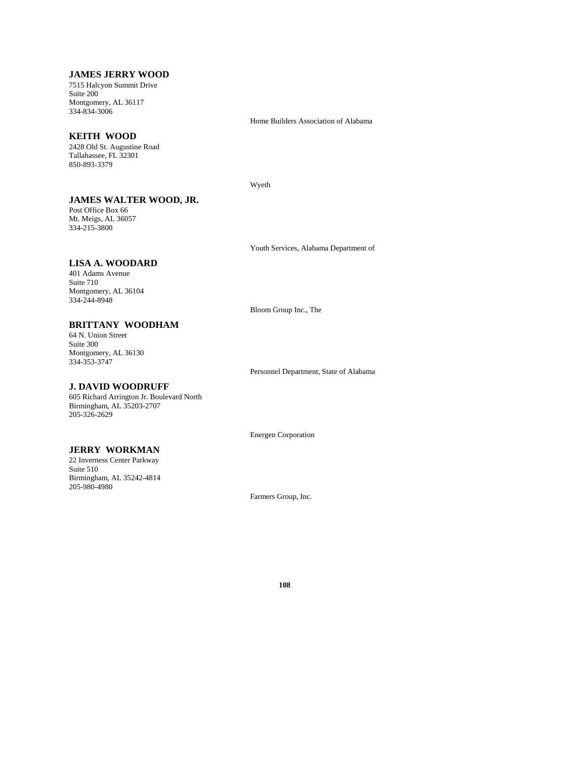**JAMES JERRY WOOD**
7515 Halcyon Summit Drive
Suite 200
Montgomery, AL 36117
334-834-3006

Home Builders Association of Alabama

**KEITH WOOD**
2428 Old St. Augustine Road
Tallahassee, FL 32301
850-893-3379

Wyeth

**JAMES WALTER WOOD, JR.**
Post Office Box 66
Mt. Meigs, AL 36057
334-215-3800

Youth Services, Alabama Department of

**LISA A. WOODARD**
401 Adams Avenue
Suite 710
Montgomery, AL 36104
334-244-8948

Bloom Group Inc., The

**BRITTANY WOODHAM**
64 N. Union Street
Suite 300
Montgomery, AL 36130
334-353-3747

Personnel Department, State of Alabama

**J. DAVID WOODRUFF**
605 Richard Arrington Jr. Boulevard North
Birmingham, AL 35203-2707
205-326-2629

Energen Corporation

**JERRY WORKMAN**
22 Inverness Center Parkway
Suite 510
Birmingham, AL 35242-4814
205-980-4980

Farmers Group, Inc.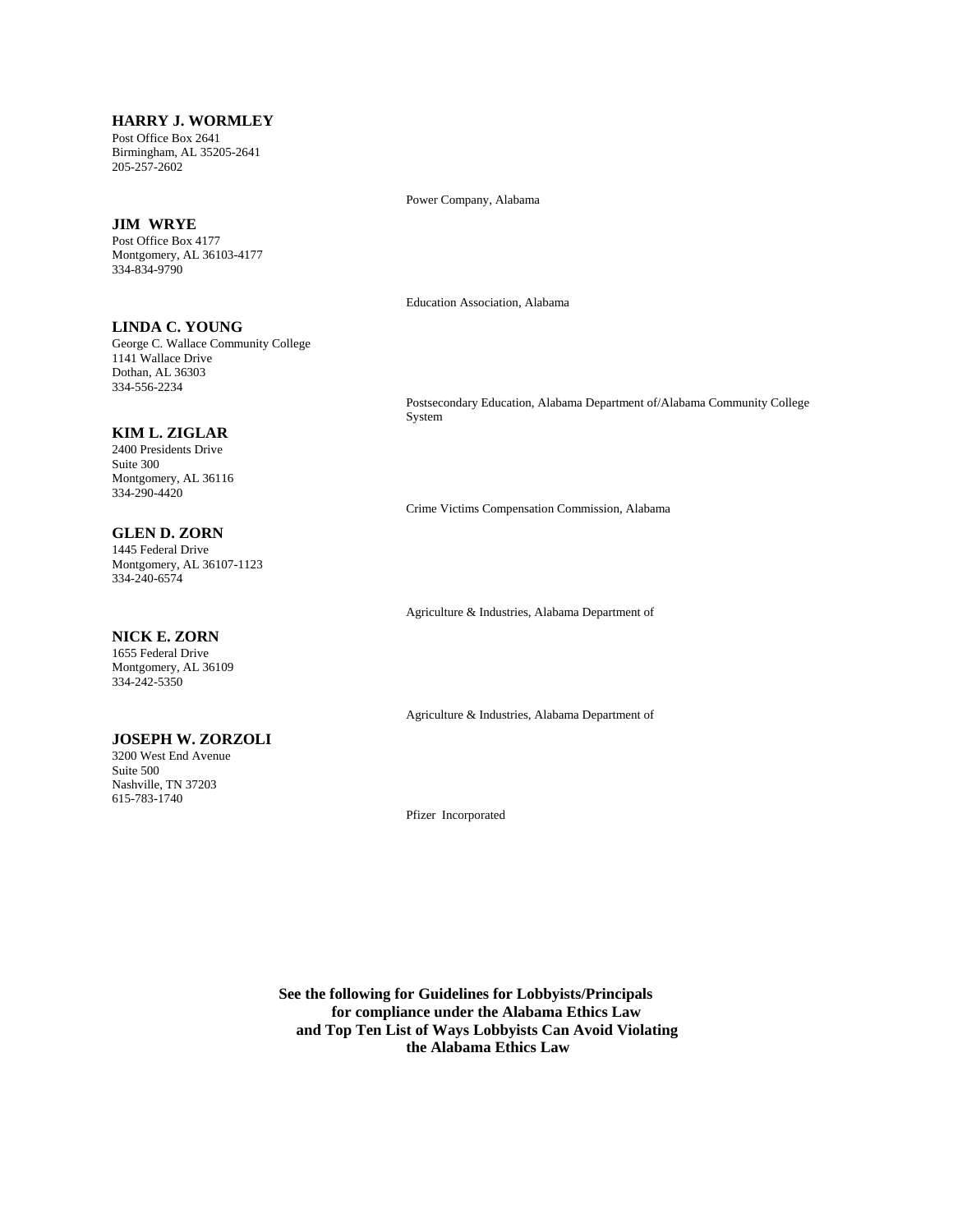**HARRY J. WORMLEY**
Post Office Box 2641
Birmingham, AL 35205-2641
205-257-2602

Power Company, Alabama

**JIM WRYE**
Post Office Box 4177
Montgomery, AL 36103-4177
334-834-9790

Education Association, Alabama

**LINDA C. YOUNG**
George C. Wallace Community College
1141 Wallace Drive
Dothan, AL 36303
334-556-2234

Postsecondary Education, Alabama Department of/Alabama Community College System

**KIM L. ZIGLAR**
2400 Presidents Drive
Suite 300
Montgomery, AL 36116
334-290-4420

Crime Victims Compensation Commission, Alabama

**GLEN D. ZORN**
1445 Federal Drive
Montgomery, AL 36107-1123
334-240-6574

Agriculture & Industries, Alabama Department of

**NICK E. ZORN**
1655 Federal Drive
Montgomery, AL 36109
334-242-5350

Agriculture & Industries, Alabama Department of

**JOSEPH W. ZORZOLI**
3200 West End Avenue
Suite 500
Nashville, TN 37203
615-783-1740

Pfizer Incorporated

**See the following for Guidelines for Lobbyists/Principals for compliance under the Alabama Ethics Law and Top Ten List of Ways Lobbyists Can Avoid Violating the Alabama Ethics Law**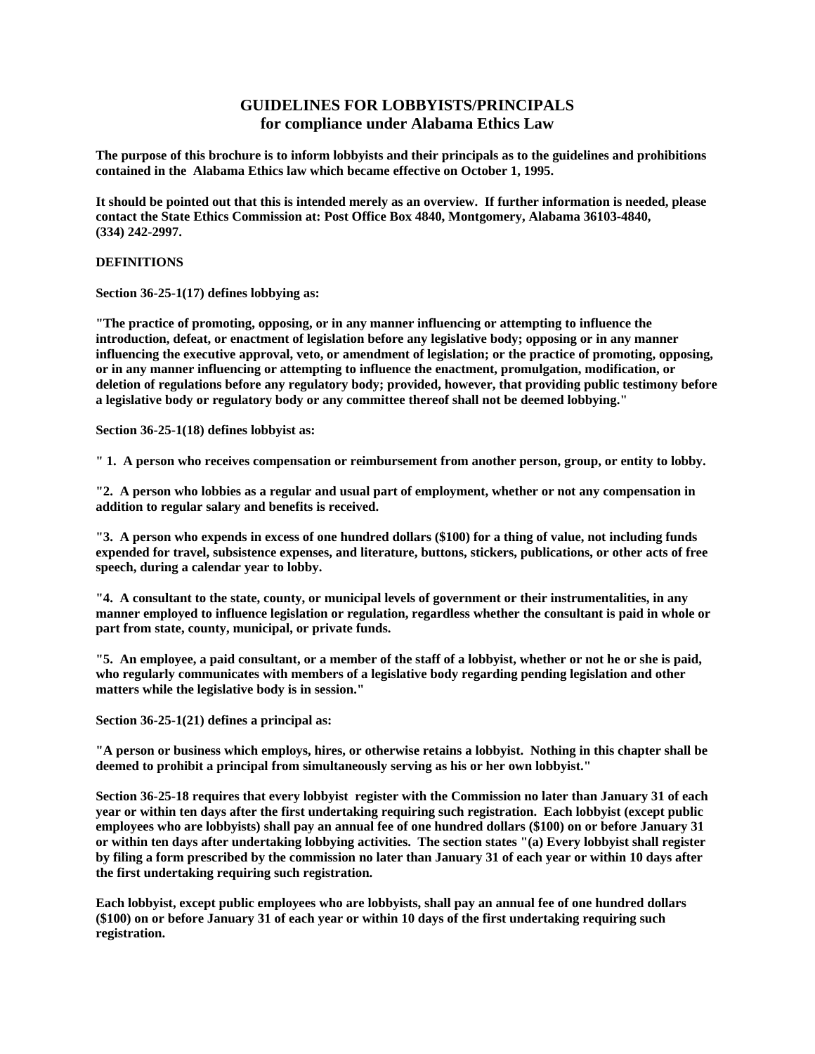## GUIDELINES FOR LOBBYISTS/PRINCIPALS
## for compliance under Alabama Ethics Law

**The purpose of this brochure is to inform lobbyists and their principals as to the guidelines and prohibitions contained in the Alabama Ethics law which became effective on October 1, 1995.**

**It should be pointed out that this is intended merely as an overview. If further information is needed, please contact the State Ethics Commission at: Post Office Box 4840, Montgomery, Alabama 36103-4840, (334) 242-2997.**

**DEFINITIONS**

**Section 36-25-1(17) defines lobbying as:**

**"The practice of promoting, opposing, or in any manner influencing or attempting to influence the introduction, defeat, or enactment of legislation before any legislative body; opposing or in any manner influencing the executive approval, veto, or amendment of legislation; or the practice of promoting, opposing, or in any manner influencing or attempting to influence the enactment, promulgation, modification, or deletion of regulations before any regulatory body; provided, however, that providing public testimony before a legislative body or regulatory body or any committee thereof shall not be deemed lobbying."**

**Section 36-25-1(18) defines lobbyist as:**

**" 1. A person who receives compensation or reimbursement from another person, group, or entity to lobby.**

**"2. A person who lobbies as a regular and usual part of employment, whether or not any compensation in addition to regular salary and benefits is received.**

**"3. A person who expends in excess of one hundred dollars ($100) for a thing of value, not including funds expended for travel, subsistence expenses, and literature, buttons, stickers, publications, or other acts of free speech, during a calendar year to lobby.**

**"4. A consultant to the state, county, or municipal levels of government or their instrumentalities, in any manner employed to influence legislation or regulation, regardless whether the consultant is paid in whole or part from state, county, municipal, or private funds.**

**"5. An employee, a paid consultant, or a member of the staff of a lobbyist, whether or not he or she is paid, who regularly communicates with members of a legislative body regarding pending legislation and other matters while the legislative body is in session."**

**Section 36-25-1(21) defines a principal as:**

**"A person or business which employs, hires, or otherwise retains a lobbyist. Nothing in this chapter shall be deemed to prohibit a principal from simultaneously serving as his or her own lobbyist."**

**Section 36-25-18 requires that every lobbyist register with the Commission no later than January 31 of each year or within ten days after the first undertaking requiring such registration. Each lobbyist (except public employees who are lobbyists) shall pay an annual fee of one hundred dollars ($100) on or before January 31 or within ten days after undertaking lobbying activities. The section states "(a) Every lobbyist shall register by filing a form prescribed by the commission no later than January 31 of each year or within 10 days after the first undertaking requiring such registration.**

**Each lobbyist, except public employees who are lobbyists, shall pay an annual fee of one hundred dollars ($100) on or before January 31 of each year or within 10 days of the first undertaking requiring such registration.**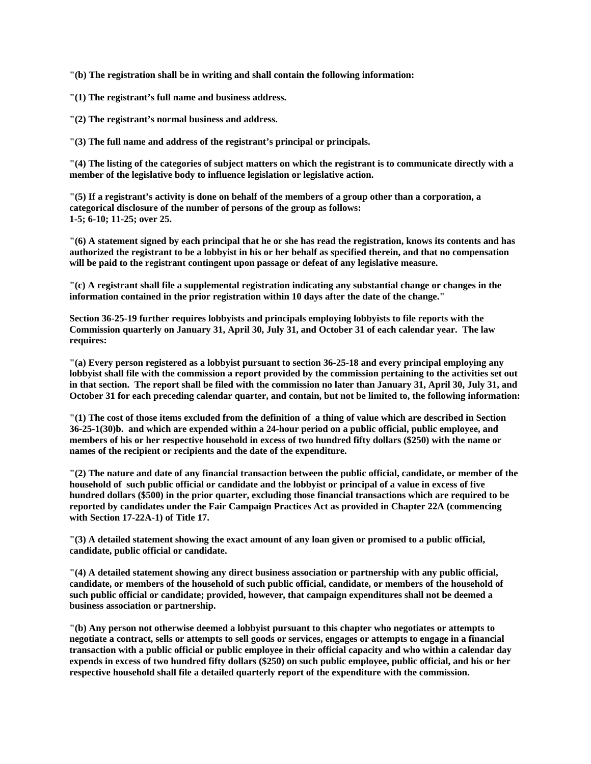**"(b) The registration shall be in writing and shall contain the following information:**

**"(1) The registrant's full name and business address.**

**"(2) The registrant's normal business and address.**

**"(3) The full name and address of the registrant's principal or principals.**

**"(4) The listing of the categories of subject matters on which the registrant is to communicate directly with a member of the legislative body to influence legislation or legislative action.**

**"(5) If a registrant's activity is done on behalf of the members of a group other than a corporation, a categorical disclosure of the number of persons of the group as follows:
1-5; 6-10; 11-25; over 25.**

**"(6) A statement signed by each principal that he or she has read the registration, knows its contents and has authorized the registrant to be a lobbyist in his or her behalf as specified therein, and that no compensation will be paid to the registrant contingent upon passage or defeat of any legislative measure.**

**"(c) A registrant shall file a supplemental registration indicating any substantial change or changes in the information contained in the prior registration within 10 days after the date of the change."**

**Section 36-25-19 further requires lobbyists and principals employing lobbyists to file reports with the Commission quarterly on January 31, April 30, July 31, and October 31 of each calendar year. The law requires:**

**"(a) Every person registered as a lobbyist pursuant to section 36-25-18 and every principal employing any lobbyist shall file with the commission a report provided by the commission pertaining to the activities set out in that section. The report shall be filed with the commission no later than January 31, April 30, July 31, and October 31 for each preceding calendar quarter, and contain, but not be limited to, the following information:**

**"(1) The cost of those items excluded from the definition of a thing of value which are described in Section 36-25-1(30)b. and which are expended within a 24-hour period on a public official, public employee, and members of his or her respective household in excess of two hundred fifty dollars ($250) with the name or names of the recipient or recipients and the date of the expenditure.**

**"(2) The nature and date of any financial transaction between the public official, candidate, or member of the household of such public official or candidate and the lobbyist or principal of a value in excess of five hundred dollars ($500) in the prior quarter, excluding those financial transactions which are required to be reported by candidates under the Fair Campaign Practices Act as provided in Chapter 22A (commencing with Section 17-22A-1) of Title 17.**

**"(3) A detailed statement showing the exact amount of any loan given or promised to a public official, candidate, public official or candidate.**

**"(4) A detailed statement showing any direct business association or partnership with any public official, candidate, or members of the household of such public official, candidate, or members of the household of such public official or candidate; provided, however, that campaign expenditures shall not be deemed a business association or partnership.**

**"(b) Any person not otherwise deemed a lobbyist pursuant to this chapter who negotiates or attempts to negotiate a contract, sells or attempts to sell goods or services, engages or attempts to engage in a financial transaction with a public official or public employee in their official capacity and who within a calendar day expends in excess of two hundred fifty dollars ($250) on such public employee, public official, and his or her respective household shall file a detailed quarterly report of the expenditure with the commission.**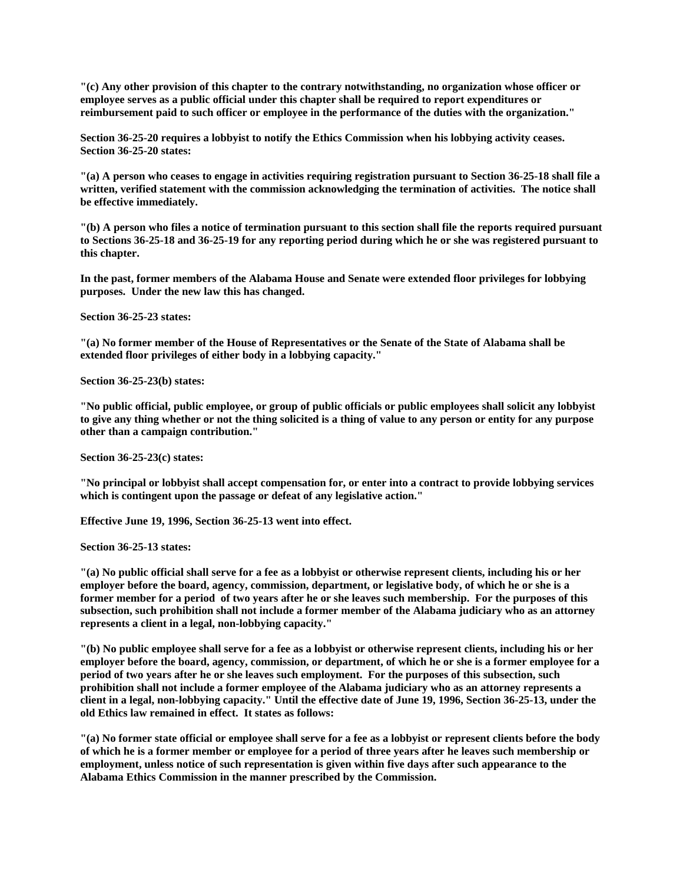**"(c) Any other provision of this chapter to the contrary notwithstanding, no organization whose officer or employee serves as a public official under this chapter shall be required to report expenditures or reimbursement paid to such officer or employee in the performance of the duties with the organization."**

**Section 36-25-20 requires a lobbyist to notify the Ethics Commission when his lobbying activity ceases. Section 36-25-20 states:**

**"(a) A person who ceases to engage in activities requiring registration pursuant to Section 36-25-18 shall file a written, verified statement with the commission acknowledging the termination of activities. The notice shall be effective immediately.**

**"(b) A person who files a notice of termination pursuant to this section shall file the reports required pursuant to Sections 36-25-18 and 36-25-19 for any reporting period during which he or she was registered pursuant to this chapter.**

**In the past, former members of the Alabama House and Senate were extended floor privileges for lobbying purposes. Under the new law this has changed.**

**Section 36-25-23 states:**

**"(a) No former member of the House of Representatives or the Senate of the State of Alabama shall be extended floor privileges of either body in a lobbying capacity."**

**Section 36-25-23(b) states:**

**"No public official, public employee, or group of public officials or public employees shall solicit any lobbyist to give any thing whether or not the thing solicited is a thing of value to any person or entity for any purpose other than a campaign contribution."**

**Section 36-25-23(c) states:**

**"No principal or lobbyist shall accept compensation for, or enter into a contract to provide lobbying services which is contingent upon the passage or defeat of any legislative action."**

**Effective June 19, 1996, Section 36-25-13 went into effect.**

**Section 36-25-13 states:**

**"(a) No public official shall serve for a fee as a lobbyist or otherwise represent clients, including his or her employer before the board, agency, commission, department, or legislative body, of which he or she is a former member for a period of two years after he or she leaves such membership. For the purposes of this subsection, such prohibition shall not include a former member of the Alabama judiciary who as an attorney represents a client in a legal, non-lobbying capacity."**

**"(b) No public employee shall serve for a fee as a lobbyist or otherwise represent clients, including his or her employer before the board, agency, commission, or department, of which he or she is a former employee for a period of two years after he or she leaves such employment. For the purposes of this subsection, such prohibition shall not include a former employee of the Alabama judiciary who as an attorney represents a client in a legal, non-lobbying capacity." Until the effective date of June 19, 1996, Section 36-25-13, under the old Ethics law remained in effect. It states as follows:**

**"(a) No former state official or employee shall serve for a fee as a lobbyist or represent clients before the body of which he is a former member or employee for a period of three years after he leaves such membership or employment, unless notice of such representation is given within five days after such appearance to the Alabama Ethics Commission in the manner prescribed by the Commission.**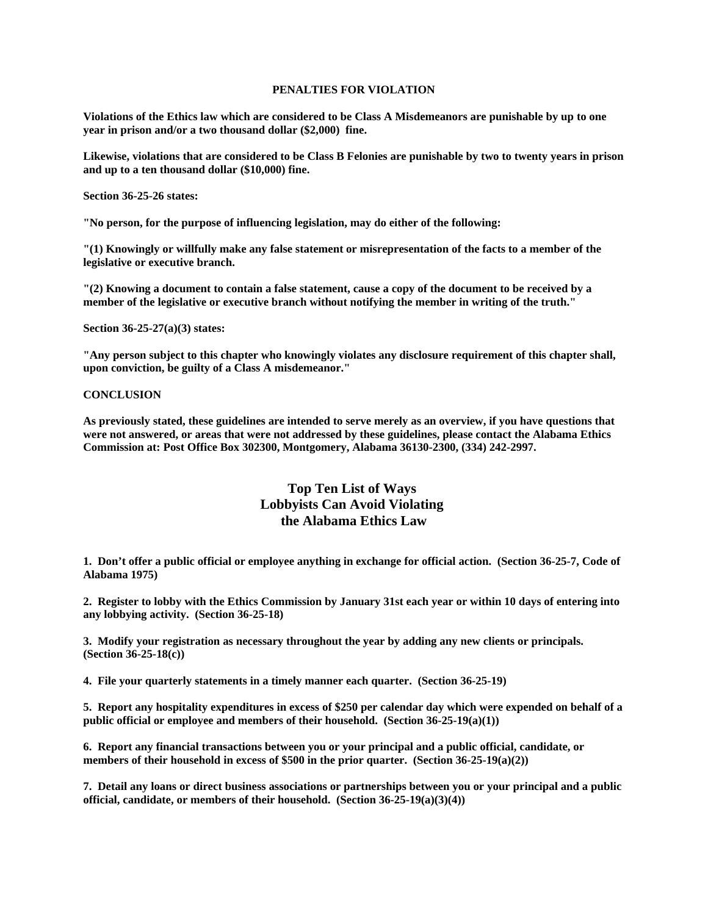**PENALTIES FOR VIOLATION**

**Violations of the Ethics law which are considered to be Class A Misdemeanors are punishable by up to one year in prison and/or a two thousand dollar ($2,000) fine.**

**Likewise, violations that are considered to be Class B Felonies are punishable by two to twenty years in prison and up to a ten thousand dollar ($10,000) fine.**

**Section 36-25-26 states:**

**"No person, for the purpose of influencing legislation, may do either of the following:**

**"(1) Knowingly or willfully make any false statement or misrepresentation of the facts to a member of the legislative or executive branch.**

**"(2) Knowing a document to contain a false statement, cause a copy of the document to be received by a member of the legislative or executive branch without notifying the member in writing of the truth."**

**Section 36-25-27(a)(3) states:**

**"Any person subject to this chapter who knowingly violates any disclosure requirement of this chapter shall, upon conviction, be guilty of a Class A misdemeanor."**

**CONCLUSION**

**As previously stated, these guidelines are intended to serve merely as an overview, if you have questions that were not answered, or areas that were not addressed by these guidelines, please contact the Alabama Ethics Commission at: Post Office Box 302300, Montgomery, Alabama 36130-2300, (334) 242-2997.**

## Top Ten List of Ways Lobbyists Can Avoid Violating the Alabama Ethics Law

**1. Don't offer a public official or employee anything in exchange for official action. (Section 36-25-7, Code of Alabama 1975)**

**2. Register to lobby with the Ethics Commission by January 31st each year or within 10 days of entering into any lobbying activity. (Section 36-25-18)**

**3. Modify your registration as necessary throughout the year by adding any new clients or principals. (Section 36-25-18(c))**

**4. File your quarterly statements in a timely manner each quarter. (Section 36-25-19)**

**5. Report any hospitality expenditures in excess of $250 per calendar day which were expended on behalf of a public official or employee and members of their household. (Section 36-25-19(a)(1))**

**6. Report any financial transactions between you or your principal and a public official, candidate, or members of their household in excess of $500 in the prior quarter. (Section 36-25-19(a)(2))**

**7. Detail any loans or direct business associations or partnerships between you or your principal and a public official, candidate, or members of their household. (Section 36-25-19(a)(3)(4))**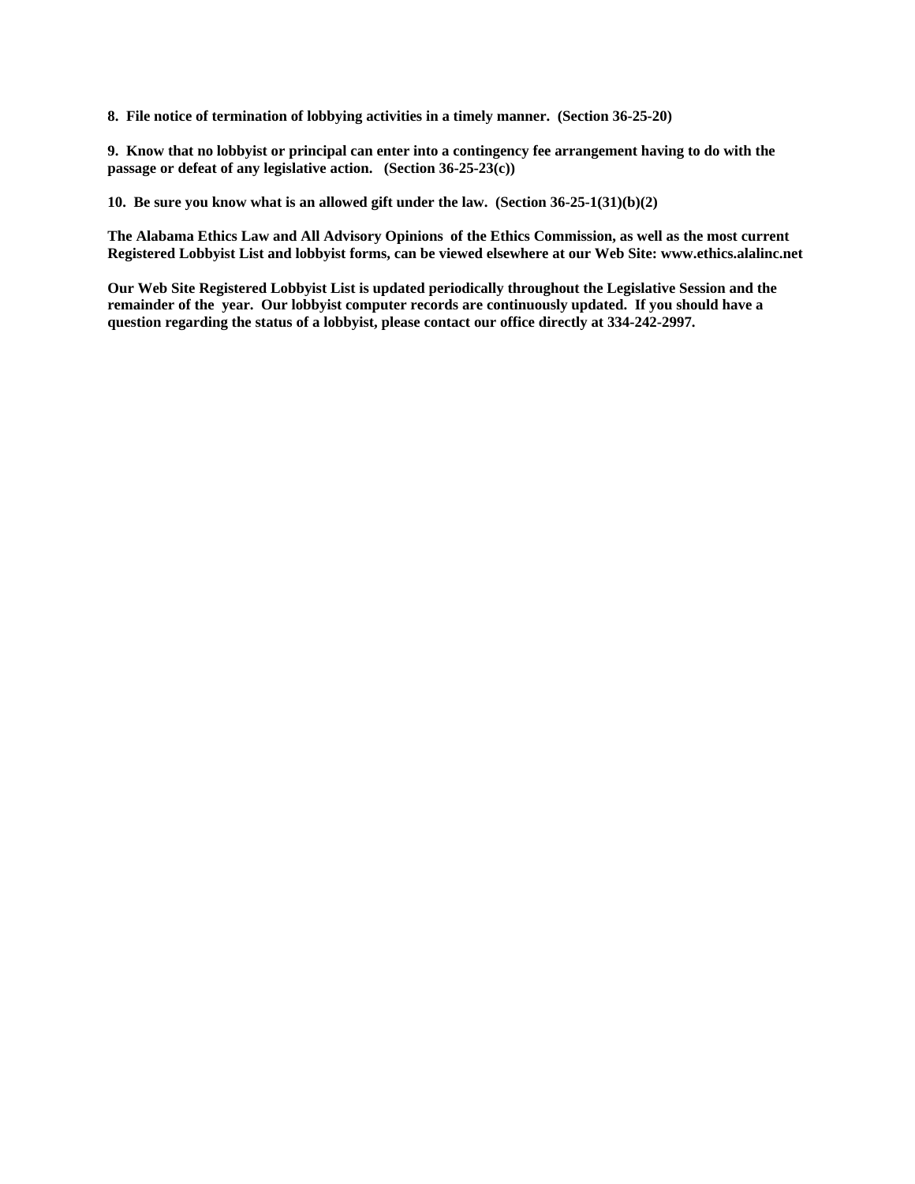**8. File notice of termination of lobbying activities in a timely manner. (Section 36-25-20)**

**9. Know that no lobbyist or principal can enter into a contingency fee arrangement having to do with the passage or defeat of any legislative action. (Section 36-25-23(c))**

**10. Be sure you know what is an allowed gift under the law. (Section 36-25-1(31)(b)(2)**

**The Alabama Ethics Law and All Advisory Opinions of the Ethics Commission, as well as the most current Registered Lobbyist List and lobbyist forms, can be viewed elsewhere at our Web Site: www.ethics.alalinc.net**

**Our Web Site Registered Lobbyist List is updated periodically throughout the Legislative Session and the remainder of the year. Our lobbyist computer records are continuously updated. If you should have a question regarding the status of a lobbyist, please contact our office directly at 334-242-2997.**